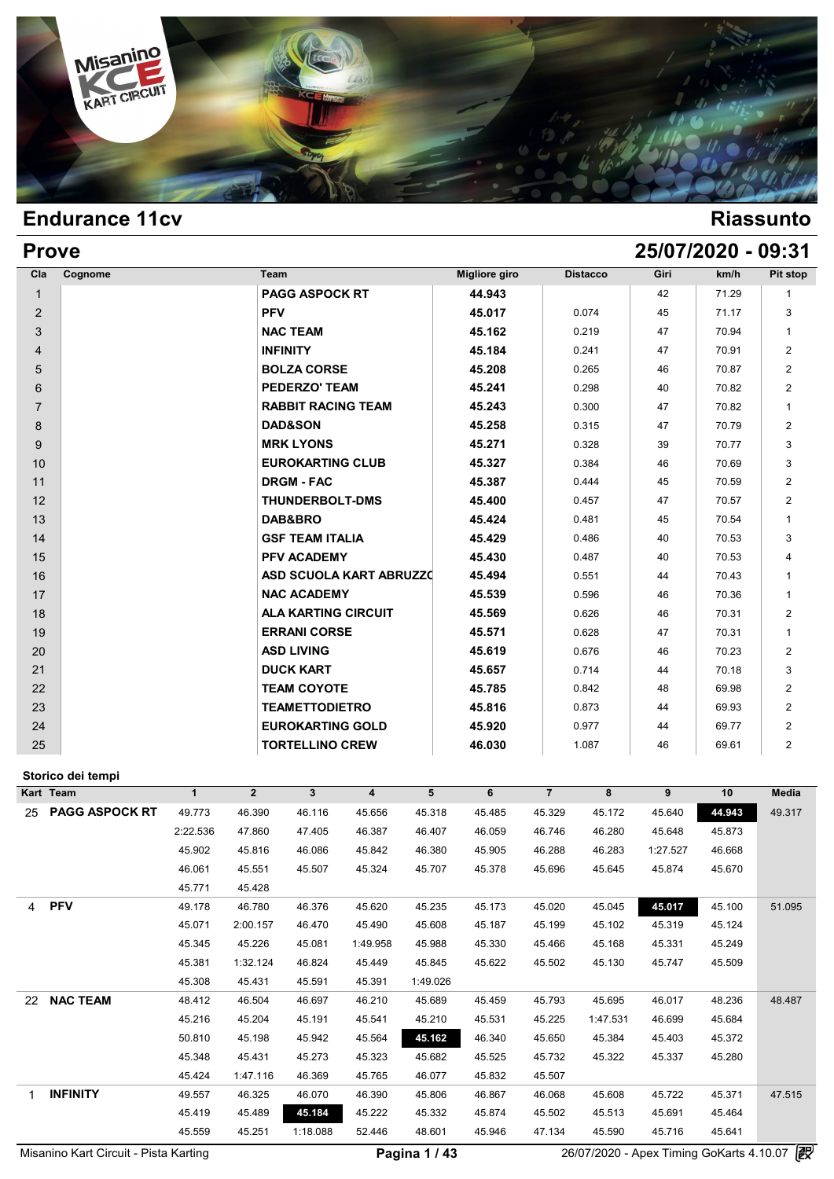# Endurance 11cv

## Riassunto

## Prove

**25/07/2020 - 09:31**

| Cla | Cognome | Team | Migliore giro | Distacco | Giri | km/h | Pit stop |
|---|---|---|---|---|---|---|---|
| 1 | | **PAGG ASPOCK RT** | **44.943** | | 42 | 71.29 | 1 |
| 2 | | **PFV** | **45.017** | 0.074 | 45 | 71.17 | 3 |
| 3 | | **NAC TEAM** | **45.162** | 0.219 | 47 | 70.94 | 1 |
| 4 | | **INFINITY** | **45.184** | 0.241 | 47 | 70.91 | 2 |
| 5 | | **BOLZA CORSE** | **45.208** | 0.265 | 46 | 70.87 | 2 |
| 6 | | **PEDERZO' TEAM** | **45.241** | 0.298 | 40 | 70.82 | 2 |
| 7 | | **RABBIT RACING TEAM** | **45.243** | 0.300 | 47 | 70.82 | 1 |
| 8 | | **DAD&SON** | **45.258** | 0.315 | 47 | 70.79 | 2 |
| 9 | | **MRK LYONS** | **45.271** | 0.328 | 39 | 70.77 | 3 |
| 10 | | **EUROKARTING CLUB** | **45.327** | 0.384 | 46 | 70.69 | 3 |
| 11 | | **DRGM - FAC** | **45.387** | 0.444 | 45 | 70.59 | 2 |
| 12 | | **THUNDERBOLT-DMS** | **45.400** | 0.457 | 47 | 70.57 | 2 |
| 13 | | **DAB&BRO** | **45.424** | 0.481 | 45 | 70.54 | 1 |
| 14 | | **GSF TEAM ITALIA** | **45.429** | 0.486 | 40 | 70.53 | 3 |
| 15 | | **PFV ACADEMY** | **45.430** | 0.487 | 40 | 70.53 | 4 |
| 16 | | **ASD SCUOLA KART ABRUZZC** | **45.494** | 0.551 | 44 | 70.43 | 1 |
| 17 | | **NAC ACADEMY** | **45.539** | 0.596 | 46 | 70.36 | 1 |
| 18 | | **ALA KARTING CIRCUIT** | **45.569** | 0.626 | 46 | 70.31 | 2 |
| 19 | | **ERRANI CORSE** | **45.571** | 0.628 | 47 | 70.31 | 1 |
| 20 | | **ASD LIVING** | **45.619** | 0.676 | 46 | 70.23 | 2 |
| 21 | | **DUCK KART** | **45.657** | 0.714 | 44 | 70.18 | 3 |
| 22 | | **TEAM COYOTE** | **45.785** | 0.842 | 48 | 69.98 | 2 |
| 23 | | **TEAMETTODIETRO** | **45.816** | 0.873 | 44 | 69.93 | 2 |
| 24 | | **EUROKARTING GOLD** | **45.920** | 0.977 | 44 | 69.77 | 2 |
| 25 | | **TORTELLINO CREW** | **46.030** | 1.087 | 46 | 69.61 | 2 |

### Storico dei tempi

| Kart | Team | 1 | 2 | 3 | 4 | 5 | 6 | 7 | 8 | 9 | 10 | Media |
|---|---|---|---|---|---|---|---|---|---|---|---|---|
| 25 | **PAGG ASPOCK RT** | 49.773 | 46.390 | 46.116 | 45.656 | 45.318 | 45.485 | 45.329 | 45.172 | 45.640 | **44.943** | 49.317 |
| | | 2:22.536 | 47.860 | 47.405 | 46.387 | 46.407 | 46.059 | 46.746 | 46.280 | 45.648 | 45.873 | |
| | | 45.902 | 45.816 | 46.086 | 45.842 | 46.380 | 45.905 | 46.288 | 46.283 | 1:27.527 | 46.668 | |
| | | 46.061 | 45.551 | 45.507 | 45.324 | 45.707 | 45.378 | 45.696 | 45.645 | 45.874 | 45.670 | |
| | | 45.771 | 45.428 | | | | | | | | | |
| 4 | **PFV** | 49.178 | 46.780 | 46.376 | 45.620 | 45.235 | 45.173 | 45.020 | 45.045 | **45.017** | 45.100 | 51.095 |
| | | 45.071 | 2:00.157 | 46.470 | 45.490 | 45.608 | 45.187 | 45.199 | 45.102 | 45.319 | 45.124 | |
| | | 45.345 | 45.226 | 45.081 | 1:49.958 | 45.988 | 45.330 | 45.466 | 45.168 | 45.331 | 45.249 | |
| | | 45.381 | 1:32.124 | 46.824 | 45.449 | 45.845 | 45.622 | 45.502 | 45.130 | 45.747 | 45.509 | |
| | | 45.308 | 45.431 | 45.591 | 45.391 | 1:49.026 | | | | | | |
| 22 | **NAC TEAM** | 48.412 | 46.504 | 46.697 | 46.210 | 45.689 | 45.459 | 45.793 | 45.695 | 46.017 | 48.236 | 48.487 |
| | | 45.216 | 45.204 | 45.191 | 45.541 | 45.210 | 45.531 | 45.225 | 1:47.531 | 46.699 | 45.684 | |
| | | 50.810 | 45.198 | 45.942 | 45.564 | **45.162** | 46.340 | 45.650 | 45.384 | 45.403 | 45.372 | |
| | | 45.348 | 45.431 | 45.273 | 45.323 | 45.682 | 45.525 | 45.732 | 45.322 | 45.337 | 45.280 | |
| | | 45.424 | 1:47.116 | 46.369 | 45.765 | 46.077 | 45.832 | 45.507 | | | | |
| 1 | **INFINITY** | 49.557 | 46.325 | 46.070 | 46.390 | 45.806 | 46.867 | 46.068 | 45.608 | 45.722 | 45.371 | 47.515 |
| | | 45.419 | 45.489 | **45.184** | 45.222 | 45.332 | 45.874 | 45.502 | 45.513 | 45.691 | 45.464 | |
| | | 45.559 | 45.251 | 1:18.088 | 52.446 | 48.601 | 45.946 | 47.134 | 45.590 | 45.716 | 45.641 | |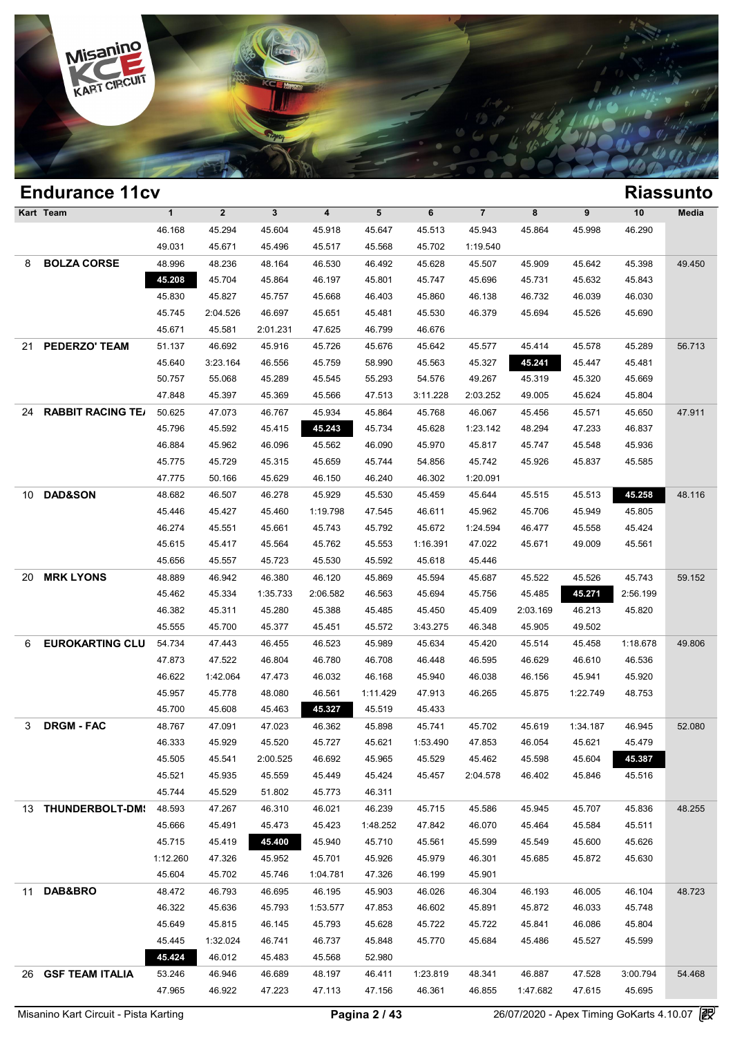## Endurance 11cv

## Riassunto

| Kart | Team | 1 | 2 | 3 | 4 | 5 | 6 | 7 | 8 | 9 | 10 | Media |
|---|---|---|---|---|---|---|---|---|---|---|---|---|
| | | 46.168 | 45.294 | 45.604 | 45.918 | 45.647 | 45.513 | 45.943 | 45.864 | 45.998 | 46.290 | |
| | | 49.031 | 45.671 | 45.496 | 45.517 | 45.568 | 45.702 | 1:19.540 | | | | |
| 8 | **BOLZA CORSE** | 48.996 | 48.236 | 48.164 | 46.530 | 46.492 | 45.628 | 45.507 | 45.909 | 45.642 | 45.398 | 49.450 |
| | | **45.208** | 45.704 | 45.864 | 46.197 | 45.801 | 45.747 | 45.696 | 45.731 | 45.632 | 45.843 | |
| | | 45.830 | 45.827 | 45.757 | 45.668 | 46.403 | 45.860 | 46.138 | 46.732 | 46.039 | 46.030 | |
| | | 45.745 | 2:04.526 | 46.697 | 45.651 | 45.481 | 45.530 | 46.379 | 45.694 | 45.526 | 45.690 | |
| | | 45.671 | 45.581 | 2:01.231 | 47.625 | 46.799 | 46.676 | | | | | |
| 21 | **PEDERZO' TEAM** | 51.137 | 46.692 | 45.916 | 45.726 | 45.676 | 45.642 | 45.577 | 45.414 | 45.578 | 45.289 | 56.713 |
| | | 45.640 | 3:23.164 | 46.556 | 45.759 | 58.990 | 45.563 | 45.327 | **45.241** | 45.447 | 45.481 | |
| | | 50.757 | 55.068 | 45.289 | 45.545 | 55.293 | 54.576 | 49.267 | 45.319 | 45.320 | 45.669 | |
| | | 47.848 | 45.397 | 45.369 | 45.566 | 47.513 | 3:11.228 | 2:03.252 | 49.005 | 45.624 | 45.804 | |
| 24 | **RABBIT RACING TE/** | 50.625 | 47.073 | 46.767 | 45.934 | 45.864 | 45.768 | 46.067 | 45.456 | 45.571 | 45.650 | 47.911 |
| | | 45.796 | 45.592 | 45.415 | **45.243** | 45.734 | 45.628 | 1:23.142 | 48.294 | 47.233 | 46.837 | |
| | | 46.884 | 45.962 | 46.096 | 45.562 | 46.090 | 45.970 | 45.817 | 45.747 | 45.548 | 45.936 | |
| | | 45.775 | 45.729 | 45.315 | 45.659 | 45.744 | 54.856 | 45.742 | 45.926 | 45.837 | 45.585 | |
| | | 47.775 | 50.166 | 45.629 | 46.150 | 46.240 | 46.302 | 1:20.091 | | | | |
| 10 | **DAD&SON** | 48.682 | 46.507 | 46.278 | 45.929 | 45.530 | 45.459 | 45.644 | 45.515 | 45.513 | **45.258** | 48.116 |
| | | 45.446 | 45.427 | 45.460 | 1:19.798 | 47.545 | 46.611 | 45.962 | 45.706 | 45.949 | 45.805 | |
| | | 46.274 | 45.551 | 45.661 | 45.743 | 45.792 | 45.672 | 1:24.594 | 46.477 | 45.558 | 45.424 | |
| | | 45.615 | 45.417 | 45.564 | 45.762 | 45.553 | 1:16.391 | 47.022 | 45.671 | 49.009 | 45.561 | |
| | | 45.656 | 45.557 | 45.723 | 45.530 | 45.592 | 45.618 | 45.446 | | | | |
| 20 | **MRK LYONS** | 48.889 | 46.942 | 46.380 | 46.120 | 45.869 | 45.594 | 45.687 | 45.522 | 45.526 | 45.743 | 59.152 |
| | | 45.462 | 45.334 | 1:35.733 | 2:06.582 | 46.563 | 45.694 | 45.756 | 45.485 | **45.271** | 2:56.199 | |
| | | 46.382 | 45.311 | 45.280 | 45.388 | 45.485 | 45.450 | 45.409 | 2:03.169 | 46.213 | 45.820 | |
| | | 45.555 | 45.700 | 45.377 | 45.451 | 45.572 | 3:43.275 | 46.348 | 45.905 | 49.502 | | |
| 6 | **EUROKARTING CLU** | 54.734 | 47.443 | 46.455 | 46.523 | 45.989 | 45.634 | 45.420 | 45.514 | 45.458 | 1:18.678 | 49.806 |
| | | 47.873 | 47.522 | 46.804 | 46.780 | 46.708 | 46.448 | 46.595 | 46.629 | 46.610 | 46.536 | |
| | | 46.622 | 1:42.064 | 47.473 | 46.032 | 46.168 | 45.940 | 46.038 | 46.156 | 45.941 | 45.920 | |
| | | 45.957 | 45.778 | 48.080 | 46.561 | 1:11.429 | 47.913 | 46.265 | 45.875 | 1:22.749 | 48.753 | |
| | | 45.700 | 45.608 | 45.463 | **45.327** | 45.519 | 45.433 | | | | | |
| 3 | **DRGM - FAC** | 48.767 | 47.091 | 47.023 | 46.362 | 45.898 | 45.741 | 45.702 | 45.619 | 1:34.187 | 46.945 | 52.080 |
| | | 46.333 | 45.929 | 45.520 | 45.727 | 45.621 | 1:53.490 | 47.853 | 46.054 | 45.621 | 45.479 | |
| | | 45.505 | 45.541 | 2:00.525 | 46.692 | 45.965 | 45.529 | 45.462 | 45.598 | 45.604 | **45.387** | |
| | | 45.521 | 45.935 | 45.559 | 45.449 | 45.424 | 45.457 | 2:04.578 | 46.402 | 45.846 | 45.516 | |
| | | 45.744 | 45.529 | 51.802 | 45.773 | 46.311 | | | | | | |
| 13 | **THUNDERBOLT-DM!** | 48.593 | 47.267 | 46.310 | 46.021 | 46.239 | 45.715 | 45.586 | 45.945 | 45.707 | 45.836 | 48.255 |
| | | 45.666 | 45.491 | 45.473 | 45.423 | 1:48.252 | 47.842 | 46.070 | 45.464 | 45.584 | 45.511 | |
| | | 45.715 | 45.419 | **45.400** | 45.940 | 45.710 | 45.561 | 45.599 | 45.549 | 45.600 | 45.626 | |
| | | 1:12.260 | 47.326 | 45.952 | 45.701 | 45.926 | 45.979 | 46.301 | 45.685 | 45.872 | 45.630 | |
| | | 45.604 | 45.702 | 45.746 | 1:04.781 | 47.326 | 46.199 | 45.901 | | | | |
| 11 | **DAB&BRO** | 48.472 | 46.793 | 46.695 | 46.195 | 45.903 | 46.026 | 46.304 | 46.193 | 46.005 | 46.104 | 48.723 |
| | | 46.322 | 45.636 | 45.793 | 1:53.577 | 47.853 | 46.602 | 45.891 | 45.872 | 46.033 | 45.748 | |
| | | 45.649 | 45.815 | 46.145 | 45.793 | 45.628 | 45.722 | 45.722 | 45.841 | 46.086 | 45.804 | |
| | | 45.445 | 1:32.024 | 46.741 | 46.737 | 45.848 | 45.770 | 45.684 | 45.486 | 45.527 | 45.599 | |
| | | **45.424** | 46.012 | 45.483 | 45.568 | 52.980 | | | | | | |
| 26 | **GSF TEAM ITALIA** | 53.246 | 46.946 | 46.689 | 48.197 | 46.411 | 1:23.819 | 48.341 | 46.887 | 47.528 | 3:00.794 | 54.468 |
| | | 47.965 | 46.922 | 47.223 | 47.113 | 47.156 | 46.361 | 46.855 | 1:47.682 | 47.615 | 45.695 | |

Misanino Kart Circuit - Pista Karting

26/07/2020 - Apex Timing GoKarts 4.10.07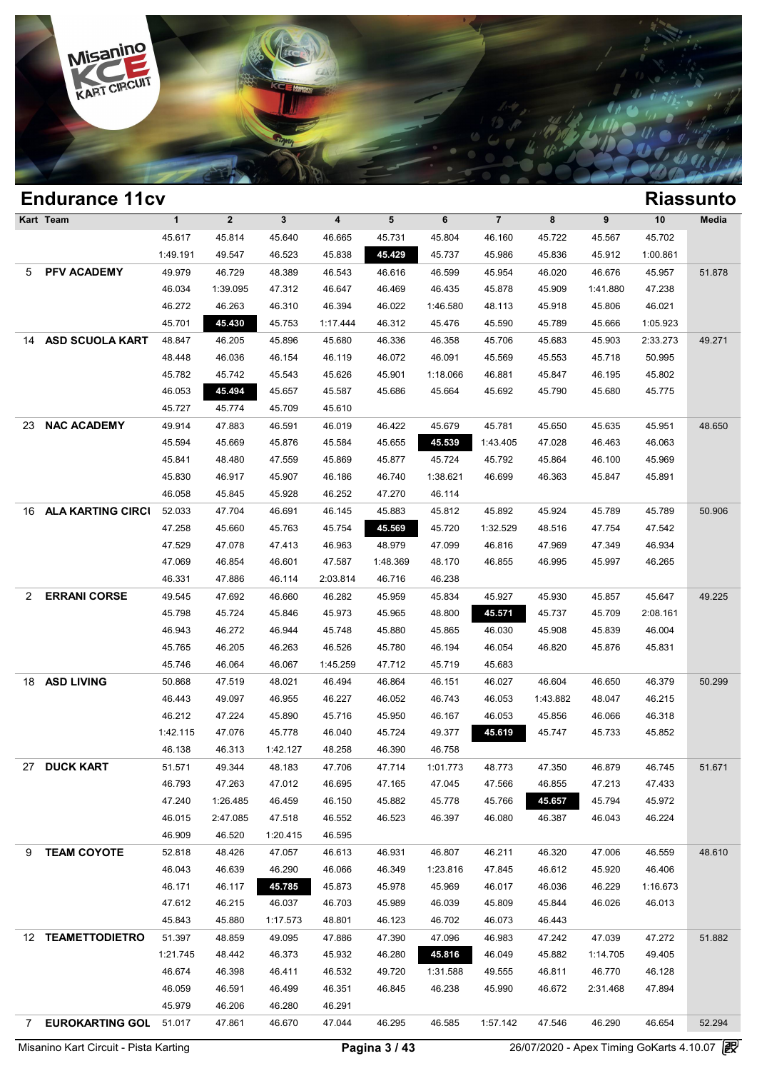## Endurance 11cv

## Riassunto

| Kart | Team | 1 | 2 | 3 | 4 | 5 | 6 | 7 | 8 | 9 | 10 | Media |
|---|---|---|---|---|---|---|---|---|---|---|---|---|
| | | 45.617 | 45.814 | 45.640 | 46.665 | 45.731 | 45.804 | 46.160 | 45.722 | 45.567 | 45.702 | |
| | | 1:49.191 | 49.547 | 46.523 | 45.838 | **45.429** | 45.737 | 45.986 | 45.836 | 45.912 | 1:00.861 | |
| 5 | PFV ACADEMY | 49.979 | 46.729 | 48.389 | 46.543 | 46.616 | 46.599 | 45.954 | 46.020 | 46.676 | 45.957 | 51.878 |
| | | 46.034 | 1:39.095 | 47.312 | 46.647 | 46.469 | 46.435 | 45.878 | 45.909 | 1:41.880 | 47.238 | |
| | | 46.272 | 46.263 | 46.310 | 46.394 | 46.022 | 1:46.580 | 48.113 | 45.918 | 45.806 | 46.021 | |
| | | 45.701 | **45.430** | 45.753 | 1:17.444 | 46.312 | 45.476 | 45.590 | 45.789 | 45.666 | 1:05.923 | |
| 14 | ASD SCUOLA KART | 48.847 | 46.205 | 45.896 | 45.680 | 46.336 | 46.358 | 45.706 | 45.683 | 45.903 | 2:33.273 | 49.271 |
| | | 48.448 | 46.036 | 46.154 | 46.119 | 46.072 | 46.091 | 45.569 | 45.553 | 45.718 | 50.995 | |
| | | 45.782 | 45.742 | 45.543 | 45.626 | 45.901 | 1:18.066 | 46.881 | 45.847 | 46.195 | 45.802 | |
| | | 46.053 | **45.494** | 45.657 | 45.587 | 45.686 | 45.664 | 45.692 | 45.790 | 45.680 | 45.775 | |
| | | 45.727 | 45.774 | 45.709 | 45.610 | | | | | | | |
| 23 | NAC ACADEMY | 49.914 | 47.883 | 46.591 | 46.019 | 46.422 | 45.679 | 45.781 | 45.650 | 45.635 | 45.951 | 48.650 |
| | | 45.594 | 45.669 | 45.876 | 45.584 | 45.655 | **45.539** | 1:43.405 | 47.028 | 46.463 | 46.063 | |
| | | 45.841 | 48.480 | 47.559 | 45.869 | 45.877 | 45.724 | 45.792 | 45.864 | 46.100 | 45.969 | |
| | | 45.830 | 46.917 | 45.907 | 46.186 | 46.740 | 1:38.621 | 46.699 | 46.363 | 45.847 | 45.891 | |
| | | 46.058 | 45.845 | 45.928 | 46.252 | 47.270 | 46.114 | | | | | |
| 16 | ALA KARTING CIRCI | 52.033 | 47.704 | 46.691 | 46.145 | 45.883 | 45.812 | 45.892 | 45.924 | 45.789 | 45.789 | 50.906 |
| | | 47.258 | 45.660 | 45.763 | 45.754 | **45.569** | 45.720 | 1:32.529 | 48.516 | 47.754 | 47.542 | |
| | | 47.529 | 47.078 | 47.413 | 46.963 | 48.979 | 47.099 | 46.816 | 47.969 | 47.349 | 46.934 | |
| | | 47.069 | 46.854 | 46.601 | 47.587 | 1:48.369 | 48.170 | 46.855 | 46.995 | 45.997 | 46.265 | |
| | | 46.331 | 47.886 | 46.114 | 2:03.814 | 46.716 | 46.238 | | | | | |
| 2 | ERRANI CORSE | 49.545 | 47.692 | 46.660 | 46.282 | 45.959 | 45.834 | 45.927 | 45.930 | 45.857 | 45.647 | 49.225 |
| | | 45.798 | 45.724 | 45.846 | 45.973 | 45.965 | 48.800 | **45.571** | 45.737 | 45.709 | 2:08.161 | |
| | | 46.943 | 46.272 | 46.944 | 45.748 | 45.880 | 45.865 | 46.030 | 45.908 | 45.839 | 46.004 | |
| | | 45.765 | 46.205 | 46.263 | 46.526 | 45.780 | 46.194 | 46.054 | 46.820 | 45.876 | 45.831 | |
| | | 45.746 | 46.064 | 46.067 | 1:45.259 | 47.712 | 45.719 | 45.683 | | | | |
| 18 | ASD LIVING | 50.868 | 47.519 | 48.021 | 46.494 | 46.864 | 46.151 | 46.027 | 46.604 | 46.650 | 46.379 | 50.299 |
| | | 46.443 | 49.097 | 46.955 | 46.227 | 46.052 | 46.743 | 46.053 | 1:43.882 | 48.047 | 46.215 | |
| | | 46.212 | 47.224 | 45.890 | 45.716 | 45.950 | 46.167 | 46.053 | 45.856 | 46.066 | 46.318 | |
| | | 1:42.115 | 47.076 | 45.778 | 46.040 | 45.724 | 49.377 | **45.619** | 45.747 | 45.733 | 45.852 | |
| | | 46.138 | 46.313 | 1:42.127 | 48.258 | 46.390 | 46.758 | | | | | |
| 27 | DUCK KART | 51.571 | 49.344 | 48.183 | 47.706 | 47.714 | 1:01.773 | 48.773 | 47.350 | 46.879 | 46.745 | 51.671 |
| | | 46.793 | 47.263 | 47.012 | 46.695 | 47.165 | 47.045 | 47.566 | 46.855 | 47.213 | 47.433 | |
| | | 47.240 | 1:26.485 | 46.459 | 46.150 | 45.882 | 45.778 | 45.766 | **45.657** | 45.794 | 45.972 | |
| | | 46.015 | 2:47.085 | 47.518 | 46.552 | 46.523 | 46.397 | 46.080 | 46.387 | 46.043 | 46.224 | |
| | | 46.909 | 46.520 | 1:20.415 | 46.595 | | | | | | | |
| 9 | TEAM COYOTE | 52.818 | 48.426 | 47.057 | 46.613 | 46.931 | 46.807 | 46.211 | 46.320 | 47.006 | 46.559 | 48.610 |
| | | 46.043 | 46.639 | 46.290 | 46.066 | 46.349 | 1:23.816 | 47.845 | 46.612 | 45.920 | 46.406 | |
| | | 46.171 | 46.117 | **45.785** | 45.873 | 45.978 | 45.969 | 46.017 | 46.036 | 46.229 | 1:16.673 | |
| | | 47.612 | 46.215 | 46.037 | 46.703 | 45.989 | 46.039 | 45.809 | 45.844 | 46.026 | 46.013 | |
| | | 45.843 | 45.880 | 1:17.573 | 48.801 | 46.123 | 46.702 | 46.073 | 46.443 | | | |
| 12 | TEAMETTODIETRO | 51.397 | 48.859 | 49.095 | 47.886 | 47.390 | 47.096 | 46.983 | 47.242 | 47.039 | 47.272 | 51.882 |
| | | 1:21.745 | 48.442 | 46.373 | 45.932 | 46.280 | **45.816** | 46.049 | 45.882 | 1:14.705 | 49.405 | |
| | | 46.674 | 46.398 | 46.411 | 46.532 | 49.720 | 1:31.588 | 49.555 | 46.811 | 46.770 | 46.128 | |
| | | 46.059 | 46.591 | 46.499 | 46.351 | 46.845 | 46.238 | 45.990 | 46.672 | 2:31.468 | 47.894 | |
| | | 45.979 | 46.206 | 46.280 | 46.291 | | | | | | | |
| 7 | EUROKARTING GOL | 51.017 | 47.861 | 46.670 | 47.044 | 46.295 | 46.585 | 1:57.142 | 47.546 | 46.290 | 46.654 | 52.294 |

Misanino Kart Circuit - Pista Karting — 26/07/2020 - Apex Timing GoKarts 4.10.07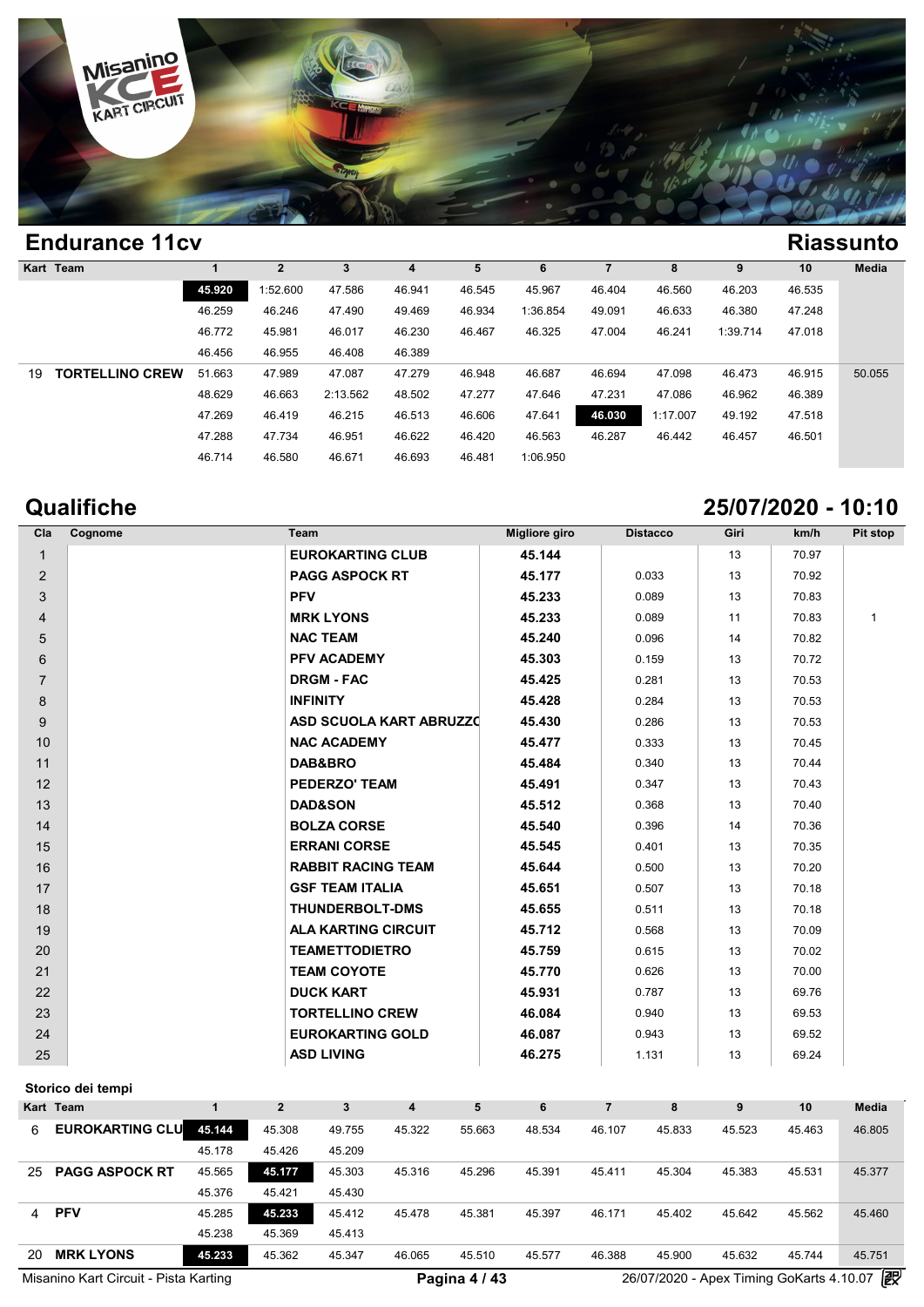## Endurance 11cv

## Riassunto

| Kart | Team | 1 | 2 | 3 | 4 | 5 | 6 | 7 | 8 | 9 | 10 | Media |
|---|---|---|---|---|---|---|---|---|---|---|---|---|
| | | **45.920** | 1:52.600 | 47.586 | 46.941 | 46.545 | 45.967 | 46.404 | 46.560 | 46.203 | 46.535 | |
| | | 46.259 | 46.246 | 47.490 | 49.469 | 46.934 | 1:36.854 | 49.091 | 46.633 | 46.380 | 47.248 | |
| | | 46.772 | 45.981 | 46.017 | 46.230 | 46.467 | 46.325 | 47.004 | 46.241 | 1:39.714 | 47.018 | |
| | | 46.456 | 46.955 | 46.408 | 46.389 | | | | | | | |
| 19 | **TORTELLINO CREW** | 51.663 | 47.989 | 47.087 | 47.279 | 46.948 | 46.687 | 46.694 | 47.098 | 46.473 | 46.915 | 50.055 |
| | | 48.629 | 46.663 | 2:13.562 | 48.502 | 47.277 | 47.646 | 47.231 | 47.086 | 46.962 | 46.389 | |
| | | 47.269 | 46.419 | 46.215 | 46.513 | 46.606 | 47.641 | **46.030** | 1:17.007 | 49.192 | 47.518 | |
| | | 47.288 | 47.734 | 46.951 | 46.622 | 46.420 | 46.563 | 46.287 | 46.442 | 46.457 | 46.501 | |
| | | 46.714 | 46.580 | 46.671 | 46.693 | 46.481 | 1:06.950 | | | | | |

## Qualifiche

## 25/07/2020 - 10:10

| Cla | Cognome | Team | Migliore giro | Distacco | Giri | km/h | Pit stop |
|---|---|---|---|---|---|---|---|
| 1 | | **EUROKARTING CLUB** | **45.144** | | 13 | 70.97 | |
| 2 | | **PAGG ASPOCK RT** | **45.177** | 0.033 | 13 | 70.92 | |
| 3 | | **PFV** | **45.233** | 0.089 | 13 | 70.83 | |
| 4 | | **MRK LYONS** | **45.233** | 0.089 | 11 | 70.83 | 1 |
| 5 | | **NAC TEAM** | **45.240** | 0.096 | 14 | 70.82 | |
| 6 | | **PFV ACADEMY** | **45.303** | 0.159 | 13 | 70.72 | |
| 7 | | **DRGM - FAC** | **45.425** | 0.281 | 13 | 70.53 | |
| 8 | | **INFINITY** | **45.428** | 0.284 | 13 | 70.53 | |
| 9 | | **ASD SCUOLA KART ABRUZZO** | **45.430** | 0.286 | 13 | 70.53 | |
| 10 | | **NAC ACADEMY** | **45.477** | 0.333 | 13 | 70.45 | |
| 11 | | **DAB&BRO** | **45.484** | 0.340 | 13 | 70.44 | |
| 12 | | **PEDERZO' TEAM** | **45.491** | 0.347 | 13 | 70.43 | |
| 13 | | **DAD&SON** | **45.512** | 0.368 | 13 | 70.40 | |
| 14 | | **BOLZA CORSE** | **45.540** | 0.396 | 14 | 70.36 | |
| 15 | | **ERRANI CORSE** | **45.545** | 0.401 | 13 | 70.35 | |
| 16 | | **RABBIT RACING TEAM** | **45.644** | 0.500 | 13 | 70.20 | |
| 17 | | **GSF TEAM ITALIA** | **45.651** | 0.507 | 13 | 70.18 | |
| 18 | | **THUNDERBOLT-DMS** | **45.655** | 0.511 | 13 | 70.18 | |
| 19 | | **ALA KARTING CIRCUIT** | **45.712** | 0.568 | 13 | 70.09 | |
| 20 | | **TEAMETTODIETRO** | **45.759** | 0.615 | 13 | 70.02 | |
| 21 | | **TEAM COYOTE** | **45.770** | 0.626 | 13 | 70.00 | |
| 22 | | **DUCK KART** | **45.931** | 0.787 | 13 | 69.76 | |
| 23 | | **TORTELLINO CREW** | **46.084** | 0.940 | 13 | 69.53 | |
| 24 | | **EUROKARTING GOLD** | **46.087** | 0.943 | 13 | 69.52 | |
| 25 | | **ASD LIVING** | **46.275** | 1.131 | 13 | 69.24 | |

### Storico dei tempi

| Kart | Team | 1 | 2 | 3 | 4 | 5 | 6 | 7 | 8 | 9 | 10 | Media |
|---|---|---|---|---|---|---|---|---|---|---|---|---|
| 6 | **EUROKARTING CLU** | **45.144** | 45.308 | 49.755 | 45.322 | 55.663 | 48.534 | 46.107 | 45.833 | 45.523 | 45.463 | 46.805 |
| | | 45.178 | 45.426 | 45.209 | | | | | | | | |
| 25 | **PAGG ASPOCK RT** | 45.565 | **45.177** | 45.303 | 45.316 | 45.296 | 45.391 | 45.411 | 45.304 | 45.383 | 45.531 | 45.377 |
| | | 45.376 | 45.421 | 45.430 | | | | | | | | |
| 4 | **PFV** | 45.285 | **45.233** | 45.412 | 45.478 | 45.381 | 45.397 | 46.171 | 45.402 | 45.642 | 45.562 | 45.460 |
| | | 45.238 | 45.369 | 45.413 | | | | | | | | |
| 20 | **MRK LYONS** | **45.233** | 45.362 | 45.347 | 46.065 | 45.510 | 45.577 | 46.388 | 45.900 | 45.632 | 45.744 | 45.751 |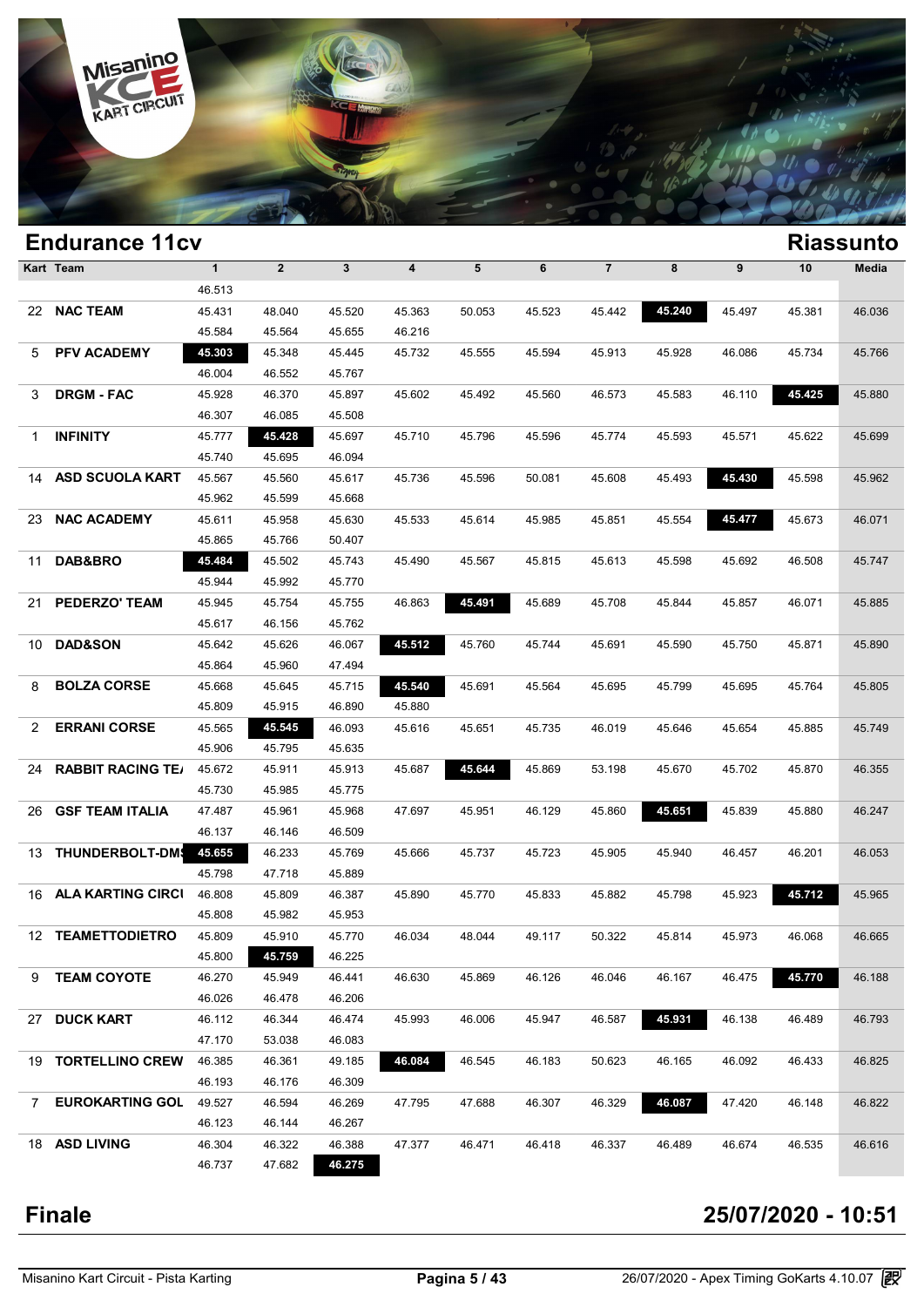## Endurance 11cv

## Riassunto

| Kart | Team | 1 | 2 | 3 | 4 | 5 | 6 | 7 | 8 | 9 | 10 | Media |
|---|---|---|---|---|---|---|---|---|---|---|---|---|
| | | 46.513 | | | | | | | | | | |
| 22 | NAC TEAM | 45.431 | 48.040 | 45.520 | 45.363 | 50.053 | 45.523 | 45.442 | **45.240** | 45.497 | 45.381 | 46.036 |
| | | 45.584 | 45.564 | 45.655 | 46.216 | | | | | | | |
| 5 | PFV ACADEMY | **45.303** | 45.348 | 45.445 | 45.732 | 45.555 | 45.594 | 45.913 | 45.928 | 46.086 | 45.734 | 45.766 |
| | | 46.004 | 46.552 | 45.767 | | | | | | | | |
| 3 | DRGM - FAC | 45.928 | 46.370 | 45.897 | 45.602 | 45.492 | 45.560 | 46.573 | 45.583 | 46.110 | **45.425** | 45.880 |
| | | 46.307 | 46.085 | 45.508 | | | | | | | | |
| 1 | INFINITY | 45.777 | **45.428** | 45.697 | 45.710 | 45.796 | 45.596 | 45.774 | 45.593 | 45.571 | 45.622 | 45.699 |
| | | 45.740 | 45.695 | 46.094 | | | | | | | | |
| 14 | ASD SCUOLA KART | 45.567 | 45.560 | 45.617 | 45.736 | 45.596 | 50.081 | 45.608 | 45.493 | **45.430** | 45.598 | 45.962 |
| | | 45.962 | 45.599 | 45.668 | | | | | | | | |
| 23 | NAC ACADEMY | 45.611 | 45.958 | 45.630 | 45.533 | 45.614 | 45.985 | 45.851 | 45.554 | **45.477** | 45.673 | 46.071 |
| | | 45.865 | 45.766 | 50.407 | | | | | | | | |
| 11 | DAB&BRO | **45.484** | 45.502 | 45.743 | 45.490 | 45.567 | 45.815 | 45.613 | 45.598 | 45.692 | 46.508 | 45.747 |
| | | 45.944 | 45.992 | 45.770 | | | | | | | | |
| 21 | PEDERZO' TEAM | 45.945 | 45.754 | 45.755 | 46.863 | **45.491** | 45.689 | 45.708 | 45.844 | 45.857 | 46.071 | 45.885 |
| | | 45.617 | 46.156 | 45.762 | | | | | | | | |
| 10 | DAD&SON | 45.642 | 45.626 | 46.067 | **45.512** | 45.760 | 45.744 | 45.691 | 45.590 | 45.750 | 45.871 | 45.890 |
| | | 45.864 | 45.960 | 47.494 | | | | | | | | |
| 8 | BOLZA CORSE | 45.668 | 45.645 | 45.715 | **45.540** | 45.691 | 45.564 | 45.695 | 45.799 | 45.695 | 45.764 | 45.805 |
| | | 45.809 | 45.915 | 46.890 | 45.880 | | | | | | | |
| 2 | ERRANI CORSE | 45.565 | **45.545** | 46.093 | 45.616 | 45.651 | 45.735 | 46.019 | 45.646 | 45.654 | 45.885 | 45.749 |
| | | 45.906 | 45.795 | 45.635 | | | | | | | | |
| 24 | RABBIT RACING TE/ | 45.672 | 45.911 | 45.913 | 45.687 | **45.644** | 45.869 | 53.198 | 45.670 | 45.702 | 45.870 | 46.355 |
| | | 45.730 | 45.985 | 45.775 | | | | | | | | |
| 26 | GSF TEAM ITALIA | 47.487 | 45.961 | 45.968 | 47.697 | 45.951 | 46.129 | 45.860 | **45.651** | 45.839 | 45.880 | 46.247 |
| | | 46.137 | 46.146 | 46.509 | | | | | | | | |
| 13 | THUNDERBOLT-DM! | **45.655** | 46.233 | 45.769 | 45.666 | 45.737 | 45.723 | 45.905 | 45.940 | 46.457 | 46.201 | 46.053 |
| | | 45.798 | 47.718 | 45.889 | | | | | | | | |
| 16 | ALA KARTING CIRCI | 46.808 | 45.809 | 46.387 | 45.890 | 45.770 | 45.833 | 45.882 | 45.798 | 45.923 | **45.712** | 45.965 |
| | | 45.808 | 45.982 | 45.953 | | | | | | | | |
| 12 | TEAMETTODIETRO | 45.809 | 45.910 | 45.770 | 46.034 | 48.044 | 49.117 | 50.322 | 45.814 | 45.973 | 46.068 | 46.665 |
| | | 45.800 | **45.759** | 46.225 | | | | | | | | |
| 9 | TEAM COYOTE | 46.270 | 45.949 | 46.441 | 46.630 | 45.869 | 46.126 | 46.046 | 46.167 | 46.475 | **45.770** | 46.188 |
| | | 46.026 | 46.478 | 46.206 | | | | | | | | |
| 27 | DUCK KART | 46.112 | 46.344 | 46.474 | 45.993 | 46.006 | 45.947 | 46.587 | **45.931** | 46.138 | 46.489 | 46.793 |
| | | 47.170 | 53.038 | 46.083 | | | | | | | | |
| 19 | TORTELLINO CREW | 46.385 | 46.361 | 49.185 | **46.084** | 46.545 | 46.183 | 50.623 | 46.165 | 46.092 | 46.433 | 46.825 |
| | | 46.193 | 46.176 | 46.309 | | | | | | | | |
| 7 | EUROKARTING GOL | 49.527 | 46.594 | 46.269 | 47.795 | 47.688 | 46.307 | 46.329 | **46.087** | 47.420 | 46.148 | 46.822 |
| | | 46.123 | 46.144 | 46.267 | | | | | | | | |
| 18 | ASD LIVING | 46.304 | 46.322 | 46.388 | 47.377 | 46.471 | 46.418 | 46.337 | 46.489 | 46.674 | 46.535 | 46.616 |
| | | 46.737 | 47.682 | **46.275** | | | | | | | | |

## Finale

## 25/07/2020 - 10:51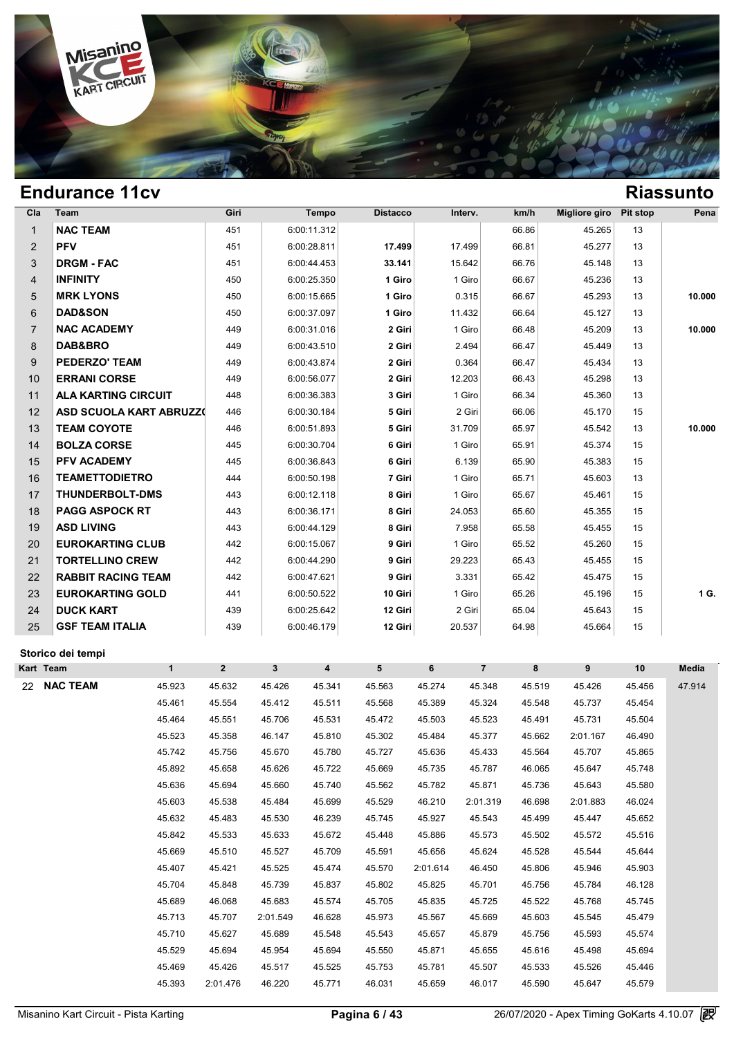# Endurance 11cv

## Riassunto

| Cla | Team | Giri | Tempo | Distacco | Interv. | km/h | Migliore giro | Pit stop | Pena |
|---|---|---|---|---|---|---|---|---|---|
| 1 | **NAC TEAM** | 451 | 6:00:11.312 | | | 66.86 | 45.265 | 13 | |
| 2 | **PFV** | 451 | 6:00:28.811 | **17.499** | 17.499 | 66.81 | 45.277 | 13 | |
| 3 | **DRGM - FAC** | 451 | 6:00:44.453 | **33.141** | 15.642 | 66.76 | 45.148 | 13 | |
| 4 | **INFINITY** | 450 | 6:00:25.350 | **1 Giro** | 1 Giro | 66.67 | 45.236 | 13 | |
| 5 | **MRK LYONS** | 450 | 6:00:15.665 | **1 Giro** | 0.315 | 66.67 | 45.293 | 13 | **10.000** |
| 6 | **DAD&SON** | 450 | 6:00:37.097 | **1 Giro** | 11.432 | 66.64 | 45.127 | 13 | |
| 7 | **NAC ACADEMY** | 449 | 6:00:31.016 | **2 Giri** | 1 Giro | 66.48 | 45.209 | 13 | **10.000** |
| 8 | **DAB&BRO** | 449 | 6:00:43.510 | **2 Giri** | 2.494 | 66.47 | 45.449 | 13 | |
| 9 | **PEDERZO' TEAM** | 449 | 6:00:43.874 | **2 Giri** | 0.364 | 66.47 | 45.434 | 13 | |
| 10 | **ERRANI CORSE** | 449 | 6:00:56.077 | **2 Giri** | 12.203 | 66.43 | 45.298 | 13 | |
| 11 | **ALA KARTING CIRCUIT** | 448 | 6:00:36.383 | **3 Giri** | 1 Giro | 66.34 | 45.360 | 13 | |
| 12 | **ASD SCUOLA KART ABRUZZO** | 446 | 6:00:30.184 | **5 Giri** | 2 Giri | 66.06 | 45.170 | 15 | |
| 13 | **TEAM COYOTE** | 446 | 6:00:51.893 | **5 Giri** | 31.709 | 65.97 | 45.542 | 13 | **10.000** |
| 14 | **BOLZA CORSE** | 445 | 6:00:30.704 | **6 Giri** | 1 Giro | 65.91 | 45.374 | 15 | |
| 15 | **PFV ACADEMY** | 445 | 6:00:36.843 | **6 Giri** | 6.139 | 65.90 | 45.383 | 15 | |
| 16 | **TEAMETTODIETRO** | 444 | 6:00:50.198 | **7 Giri** | 1 Giro | 65.71 | 45.603 | 13 | |
| 17 | **THUNDERBOLT-DMS** | 443 | 6:00:12.118 | **8 Giri** | 1 Giro | 65.67 | 45.461 | 15 | |
| 18 | **PAGG ASPOCK RT** | 443 | 6:00:36.171 | **8 Giri** | 24.053 | 65.60 | 45.355 | 15 | |
| 19 | **ASD LIVING** | 443 | 6:00:44.129 | **8 Giri** | 7.958 | 65.58 | 45.455 | 15 | |
| 20 | **EUROKARTING CLUB** | 442 | 6:00:15.067 | **9 Giri** | 1 Giro | 65.52 | 45.260 | 15 | |
| 21 | **TORTELLINO CREW** | 442 | 6:00:44.290 | **9 Giri** | 29.223 | 65.43 | 45.455 | 15 | |
| 22 | **RABBIT RACING TEAM** | 442 | 6:00:47.621 | **9 Giri** | 3.331 | 65.42 | 45.475 | 15 | |
| 23 | **EUROKARTING GOLD** | 441 | 6:00:50.522 | **10 Giri** | 1 Giro | 65.26 | 45.196 | 15 | **1 G.** |
| 24 | **DUCK KART** | 439 | 6:00:25.642 | **12 Giri** | 2 Giri | 65.04 | 45.643 | 15 | |
| 25 | **GSF TEAM ITALIA** | 439 | 6:00:46.179 | **12 Giri** | 20.537 | 64.98 | 45.664 | 15 | |

### Storico dei tempi

| Kart | Team | 1 | 2 | 3 | 4 | 5 | 6 | 7 | 8 | 9 | 10 | Media |
|---|---|---|---|---|---|---|---|---|---|---|---|---|
| 22 | **NAC TEAM** | 45.923 | 45.632 | 45.426 | 45.341 | 45.563 | 45.274 | 45.348 | 45.519 | 45.426 | 45.456 | 47.914 |
| | | 45.461 | 45.554 | 45.412 | 45.511 | 45.568 | 45.389 | 45.324 | 45.548 | 45.737 | 45.454 | |
| | | 45.464 | 45.551 | 45.706 | 45.531 | 45.472 | 45.503 | 45.523 | 45.491 | 45.731 | 45.504 | |
| | | 45.523 | 45.358 | 46.147 | 45.810 | 45.302 | 45.484 | 45.377 | 45.662 | 2:01.167 | 46.490 | |
| | | 45.742 | 45.756 | 45.670 | 45.780 | 45.727 | 45.636 | 45.433 | 45.564 | 45.707 | 45.865 | |
| | | 45.892 | 45.658 | 45.626 | 45.722 | 45.669 | 45.735 | 45.787 | 46.065 | 45.647 | 45.748 | |
| | | 45.636 | 45.694 | 45.660 | 45.740 | 45.562 | 45.782 | 45.871 | 45.736 | 45.643 | 45.580 | |
| | | 45.603 | 45.538 | 45.484 | 45.699 | 45.529 | 46.210 | 2:01.319 | 46.698 | 2:01.883 | 46.024 | |
| | | 45.632 | 45.483 | 45.530 | 46.239 | 45.745 | 45.927 | 45.543 | 45.499 | 45.447 | 45.652 | |
| | | 45.842 | 45.533 | 45.633 | 45.672 | 45.448 | 45.886 | 45.573 | 45.502 | 45.572 | 45.516 | |
| | | 45.669 | 45.510 | 45.527 | 45.709 | 45.591 | 45.656 | 45.624 | 45.528 | 45.544 | 45.644 | |
| | | 45.407 | 45.421 | 45.525 | 45.474 | 45.570 | 2:01.614 | 46.450 | 45.806 | 45.946 | 45.903 | |
| | | 45.704 | 45.848 | 45.739 | 45.837 | 45.802 | 45.825 | 45.701 | 45.756 | 45.784 | 46.128 | |
| | | 45.689 | 46.068 | 45.683 | 45.574 | 45.705 | 45.835 | 45.725 | 45.522 | 45.768 | 45.745 | |
| | | 45.713 | 45.707 | 2:01.549 | 46.628 | 45.973 | 45.567 | 45.669 | 45.603 | 45.545 | 45.479 | |
| | | 45.710 | 45.627 | 45.689 | 45.548 | 45.543 | 45.657 | 45.879 | 45.756 | 45.593 | 45.574 | |
| | | 45.529 | 45.694 | 45.954 | 45.694 | 45.550 | 45.871 | 45.655 | 45.616 | 45.498 | 45.694 | |
| | | 45.469 | 45.426 | 45.517 | 45.525 | 45.753 | 45.781 | 45.507 | 45.533 | 45.526 | 45.446 | |
| | | 45.393 | 2:01.476 | 46.220 | 45.771 | 46.031 | 45.659 | 46.017 | 45.590 | 45.647 | 45.579 | |

Misanino Kart Circuit - Pista Karting — 26/07/2020 - Apex Timing GoKarts 4.10.07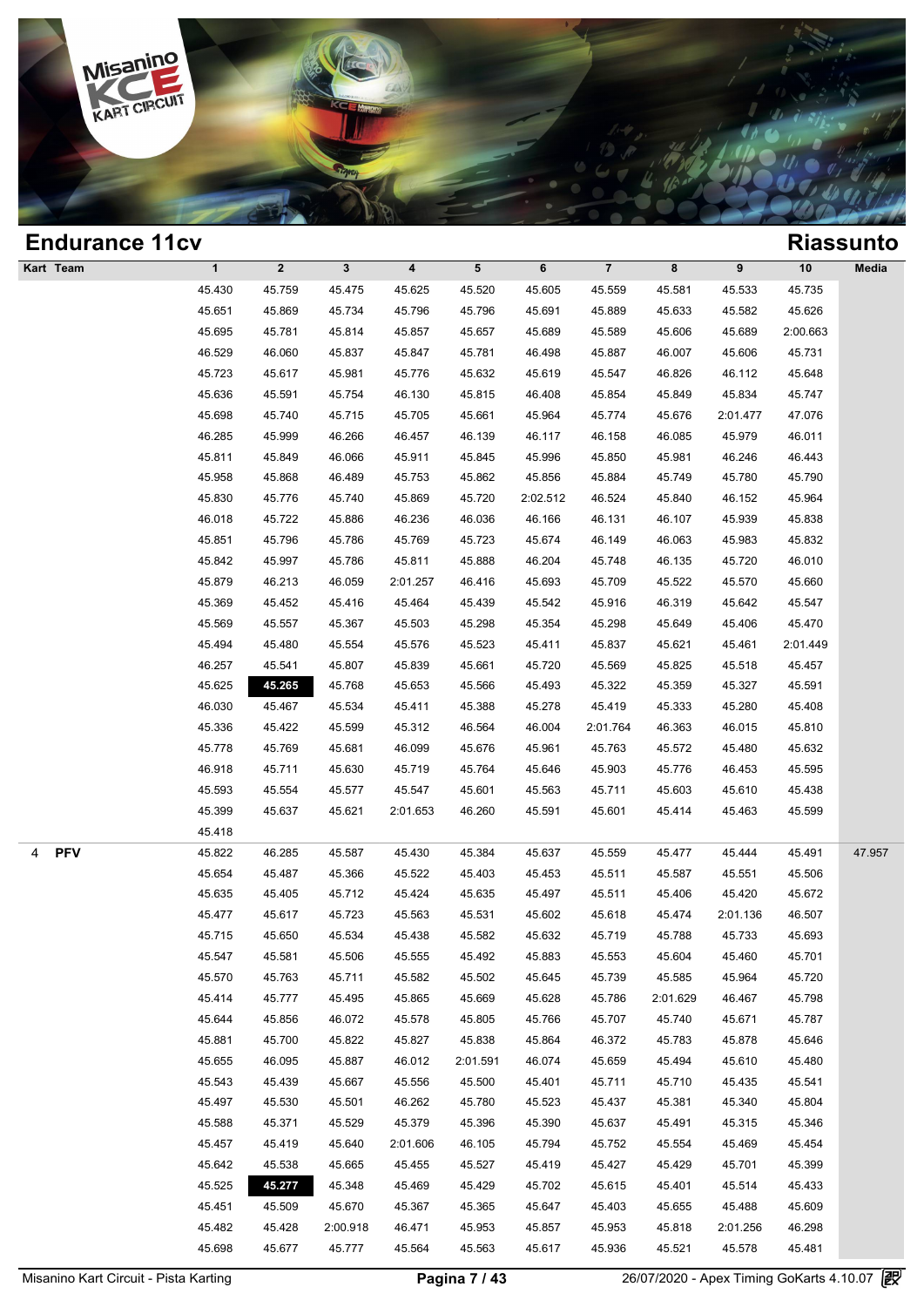## Endurance 11cv

## Riassunto

| Kart | Team | 1 | 2 | 3 | 4 | 5 | 6 | 7 | 8 | 9 | 10 | Media |
|---|---|---|---|---|---|---|---|---|---|---|---|---|
| | | 45.430 | 45.759 | 45.475 | 45.625 | 45.520 | 45.605 | 45.559 | 45.581 | 45.533 | 45.735 | |
| | | 45.651 | 45.869 | 45.734 | 45.796 | 45.796 | 45.691 | 45.889 | 45.633 | 45.582 | 45.626 | |
| | | 45.695 | 45.781 | 45.814 | 45.857 | 45.657 | 45.689 | 45.589 | 45.606 | 45.689 | 2:00.663 | |
| | | 46.529 | 46.060 | 45.837 | 45.847 | 45.781 | 46.498 | 45.887 | 46.007 | 45.606 | 45.731 | |
| | | 45.723 | 45.617 | 45.981 | 45.776 | 45.632 | 45.619 | 45.547 | 46.826 | 46.112 | 45.648 | |
| | | 45.636 | 45.591 | 45.754 | 46.130 | 45.815 | 46.408 | 45.854 | 45.849 | 45.834 | 45.747 | |
| | | 45.698 | 45.740 | 45.715 | 45.705 | 45.661 | 45.964 | 45.774 | 45.676 | 2:01.477 | 47.076 | |
| | | 46.285 | 45.999 | 46.266 | 46.457 | 46.139 | 46.117 | 46.158 | 46.085 | 45.979 | 46.011 | |
| | | 45.811 | 45.849 | 46.066 | 45.911 | 45.845 | 45.996 | 45.850 | 45.981 | 46.246 | 46.443 | |
| | | 45.958 | 45.868 | 46.489 | 45.753 | 45.862 | 45.856 | 45.884 | 45.749 | 45.780 | 45.790 | |
| | | 45.830 | 45.776 | 45.740 | 45.869 | 45.720 | 2:02.512 | 46.524 | 45.840 | 46.152 | 45.964 | |
| | | 46.018 | 45.722 | 45.886 | 46.236 | 46.036 | 46.166 | 46.131 | 46.107 | 45.939 | 45.838 | |
| | | 45.851 | 45.796 | 45.786 | 45.769 | 45.723 | 45.674 | 46.149 | 46.063 | 45.983 | 45.832 | |
| | | 45.842 | 45.997 | 45.786 | 45.811 | 45.888 | 46.204 | 45.748 | 46.135 | 45.720 | 46.010 | |
| | | 45.879 | 46.213 | 46.059 | 2:01.257 | 46.416 | 45.693 | 45.709 | 45.522 | 45.570 | 45.660 | |
| | | 45.369 | 45.452 | 45.416 | 45.464 | 45.439 | 45.542 | 45.916 | 46.319 | 45.642 | 45.547 | |
| | | 45.569 | 45.557 | 45.367 | 45.503 | 45.298 | 45.354 | 45.298 | 45.649 | 45.406 | 45.470 | |
| | | 45.494 | 45.480 | 45.554 | 45.576 | 45.523 | 45.411 | 45.837 | 45.621 | 45.461 | 2:01.449 | |
| | | 46.257 | 45.541 | 45.807 | 45.839 | 45.661 | 45.720 | 45.569 | 45.825 | 45.518 | 45.457 | |
| | | 45.625 | **45.265** | 45.768 | 45.653 | 45.566 | 45.493 | 45.322 | 45.359 | 45.327 | 45.591 | |
| | | 46.030 | 45.467 | 45.534 | 45.411 | 45.388 | 45.278 | 45.419 | 45.333 | 45.280 | 45.408 | |
| | | 45.336 | 45.422 | 45.599 | 45.312 | 46.564 | 46.004 | 2:01.764 | 46.363 | 46.015 | 45.810 | |
| | | 45.778 | 45.769 | 45.681 | 46.099 | 45.676 | 45.961 | 45.763 | 45.572 | 45.480 | 45.632 | |
| | | 46.918 | 45.711 | 45.630 | 45.719 | 45.764 | 45.646 | 45.903 | 45.776 | 46.453 | 45.595 | |
| | | 45.593 | 45.554 | 45.577 | 45.547 | 45.601 | 45.563 | 45.711 | 45.603 | 45.610 | 45.438 | |
| | | 45.399 | 45.637 | 45.621 | 2:01.653 | 46.260 | 45.591 | 45.601 | 45.414 | 45.463 | 45.599 | |
| | | 45.418 | | | | | | | | | | |
| 4 | **PFV** | 45.822 | 46.285 | 45.587 | 45.430 | 45.384 | 45.637 | 45.559 | 45.477 | 45.444 | 45.491 | 47.957 |
| | | 45.654 | 45.487 | 45.366 | 45.522 | 45.403 | 45.453 | 45.511 | 45.587 | 45.551 | 45.506 | |
| | | 45.635 | 45.405 | 45.712 | 45.424 | 45.635 | 45.497 | 45.511 | 45.406 | 45.420 | 45.672 | |
| | | 45.477 | 45.617 | 45.723 | 45.563 | 45.531 | 45.602 | 45.618 | 45.474 | 2:01.136 | 46.507 | |
| | | 45.715 | 45.650 | 45.534 | 45.438 | 45.582 | 45.632 | 45.719 | 45.788 | 45.733 | 45.693 | |
| | | 45.547 | 45.581 | 45.506 | 45.555 | 45.492 | 45.883 | 45.553 | 45.604 | 45.460 | 45.701 | |
| | | 45.570 | 45.763 | 45.711 | 45.582 | 45.502 | 45.645 | 45.739 | 45.585 | 45.964 | 45.720 | |
| | | 45.414 | 45.777 | 45.495 | 45.865 | 45.669 | 45.628 | 45.786 | 2:01.629 | 46.467 | 45.798 | |
| | | 45.644 | 45.856 | 46.072 | 45.578 | 45.805 | 45.766 | 45.707 | 45.740 | 45.671 | 45.787 | |
| | | 45.881 | 45.700 | 45.822 | 45.827 | 45.838 | 45.864 | 46.372 | 45.783 | 45.878 | 45.646 | |
| | | 45.655 | 46.095 | 45.887 | 46.012 | 2:01.591 | 46.074 | 45.659 | 45.494 | 45.610 | 45.480 | |
| | | 45.543 | 45.439 | 45.667 | 45.556 | 45.500 | 45.401 | 45.711 | 45.710 | 45.435 | 45.541 | |
| | | 45.497 | 45.530 | 45.501 | 46.262 | 45.780 | 45.523 | 45.437 | 45.381 | 45.340 | 45.804 | |
| | | 45.588 | 45.371 | 45.529 | 45.379 | 45.396 | 45.390 | 45.637 | 45.491 | 45.315 | 45.346 | |
| | | 45.457 | 45.419 | 45.640 | 2:01.606 | 46.105 | 45.794 | 45.752 | 45.554 | 45.469 | 45.454 | |
| | | 45.642 | 45.538 | 45.665 | 45.455 | 45.527 | 45.419 | 45.427 | 45.429 | 45.701 | 45.399 | |
| | | 45.525 | **45.277** | 45.348 | 45.469 | 45.429 | 45.702 | 45.615 | 45.401 | 45.514 | 45.433 | |
| | | 45.451 | 45.509 | 45.670 | 45.367 | 45.365 | 45.647 | 45.403 | 45.655 | 45.488 | 45.609 | |
| | | 45.482 | 45.428 | 2:00.918 | 46.471 | 45.953 | 45.857 | 45.953 | 45.818 | 2:01.256 | 46.298 | |
| | | 45.698 | 45.677 | 45.777 | 45.564 | 45.563 | 45.617 | 45.936 | 45.521 | 45.578 | 45.481 | |

Misanino Kart Circuit - Pista Karting

26/07/2020 - Apex Timing GoKarts 4.10.07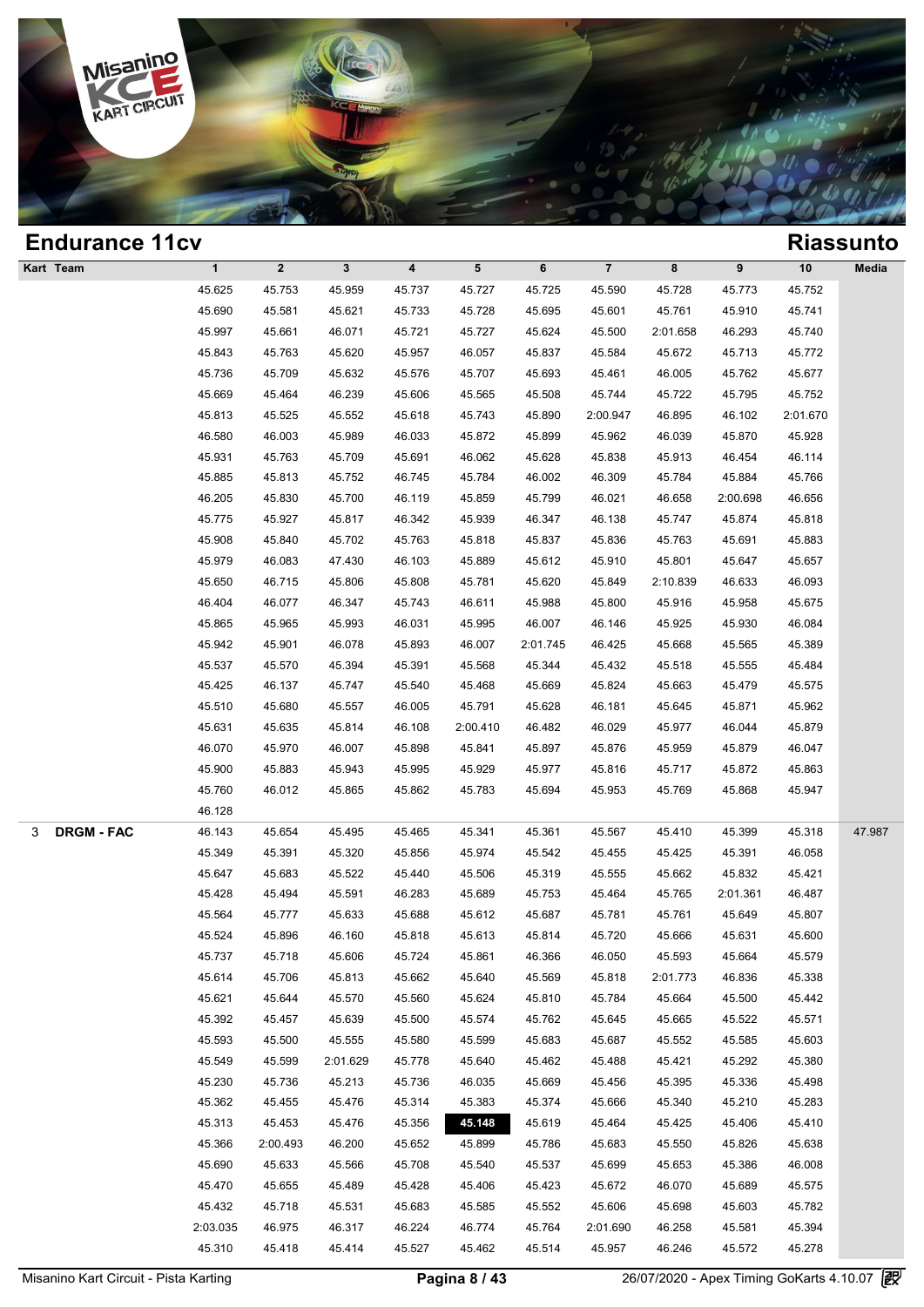## Endurance 11cv

## Riassunto

| Kart | Team | 1 | 2 | 3 | 4 | 5 | 6 | 7 | 8 | 9 | 10 | Media |
|---|---|---|---|---|---|---|---|---|---|---|---|---|
| | | 45.625 | 45.753 | 45.959 | 45.737 | 45.727 | 45.725 | 45.590 | 45.728 | 45.773 | 45.752 | |
| | | 45.690 | 45.581 | 45.621 | 45.733 | 45.728 | 45.695 | 45.601 | 45.761 | 45.910 | 45.741 | |
| | | 45.997 | 45.661 | 46.071 | 45.721 | 45.727 | 45.624 | 45.500 | 2:01.658 | 46.293 | 45.740 | |
| | | 45.843 | 45.763 | 45.620 | 45.957 | 46.057 | 45.837 | 45.584 | 45.672 | 45.713 | 45.772 | |
| | | 45.736 | 45.709 | 45.632 | 45.576 | 45.707 | 45.693 | 45.461 | 46.005 | 45.762 | 45.677 | |
| | | 45.669 | 45.464 | 46.239 | 45.606 | 45.565 | 45.508 | 45.744 | 45.722 | 45.795 | 45.752 | |
| | | 45.813 | 45.525 | 45.552 | 45.618 | 45.743 | 45.890 | 2:00.947 | 46.895 | 46.102 | 2:01.670 | |
| | | 46.580 | 46.003 | 45.989 | 46.033 | 45.872 | 45.899 | 45.962 | 46.039 | 45.870 | 45.928 | |
| | | 45.931 | 45.763 | 45.709 | 45.691 | 46.062 | 45.628 | 45.838 | 45.913 | 46.454 | 46.114 | |
| | | 45.885 | 45.813 | 45.752 | 46.745 | 45.784 | 46.002 | 46.309 | 45.784 | 45.884 | 45.766 | |
| | | 46.205 | 45.830 | 45.700 | 46.119 | 45.859 | 45.799 | 46.021 | 46.658 | 2:00.698 | 46.656 | |
| | | 45.775 | 45.927 | 45.817 | 46.342 | 45.939 | 46.347 | 46.138 | 45.747 | 45.874 | 45.818 | |
| | | 45.908 | 45.840 | 45.702 | 45.763 | 45.818 | 45.837 | 45.836 | 45.763 | 45.691 | 45.883 | |
| | | 45.979 | 46.083 | 47.430 | 46.103 | 45.889 | 45.612 | 45.910 | 45.801 | 45.647 | 45.657 | |
| | | 45.650 | 46.715 | 45.806 | 45.808 | 45.781 | 45.620 | 45.849 | 2:10.839 | 46.633 | 46.093 | |
| | | 46.404 | 46.077 | 46.347 | 45.743 | 46.611 | 45.988 | 45.800 | 45.916 | 45.958 | 45.675 | |
| | | 45.865 | 45.965 | 45.993 | 46.031 | 45.995 | 46.007 | 46.146 | 45.925 | 45.930 | 46.084 | |
| | | 45.942 | 45.901 | 46.078 | 45.893 | 46.007 | 2:01.745 | 46.425 | 45.668 | 45.565 | 45.389 | |
| | | 45.537 | 45.570 | 45.394 | 45.391 | 45.568 | 45.344 | 45.432 | 45.518 | 45.555 | 45.484 | |
| | | 45.425 | 46.137 | 45.747 | 45.540 | 45.468 | 45.669 | 45.824 | 45.663 | 45.479 | 45.575 | |
| | | 45.510 | 45.680 | 45.557 | 46.005 | 45.791 | 45.628 | 46.181 | 45.645 | 45.871 | 45.962 | |
| | | 45.631 | 45.635 | 45.814 | 46.108 | 2:00.410 | 46.482 | 46.029 | 45.977 | 46.044 | 45.879 | |
| | | 46.070 | 45.970 | 46.007 | 45.898 | 45.841 | 45.897 | 45.876 | 45.959 | 45.879 | 46.047 | |
| | | 45.900 | 45.883 | 45.943 | 45.995 | 45.929 | 45.977 | 45.816 | 45.717 | 45.872 | 45.863 | |
| | | 45.760 | 46.012 | 45.865 | 45.862 | 45.783 | 45.694 | 45.953 | 45.769 | 45.868 | 45.947 | |
| | | 46.128 | | | | | | | | | | |
| 3 | **DRGM - FAC** | 46.143 | 45.654 | 45.495 | 45.465 | 45.341 | 45.361 | 45.567 | 45.410 | 45.399 | 45.318 | 47.987 |
| | | 45.349 | 45.391 | 45.320 | 45.856 | 45.974 | 45.542 | 45.455 | 45.425 | 45.391 | 46.058 | |
| | | 45.647 | 45.683 | 45.522 | 45.440 | 45.506 | 45.319 | 45.555 | 45.662 | 45.832 | 45.421 | |
| | | 45.428 | 45.494 | 45.591 | 46.283 | 45.689 | 45.753 | 45.464 | 45.765 | 2:01.361 | 46.487 | |
| | | 45.564 | 45.777 | 45.633 | 45.688 | 45.612 | 45.687 | 45.781 | 45.761 | 45.649 | 45.807 | |
| | | 45.524 | 45.896 | 46.160 | 45.818 | 45.613 | 45.814 | 45.720 | 45.666 | 45.631 | 45.600 | |
| | | 45.737 | 45.718 | 45.606 | 45.724 | 45.861 | 46.366 | 46.050 | 45.593 | 45.664 | 45.579 | |
| | | 45.614 | 45.706 | 45.813 | 45.662 | 45.640 | 45.569 | 45.818 | 2:01.773 | 46.836 | 45.338 | |
| | | 45.621 | 45.644 | 45.570 | 45.560 | 45.624 | 45.810 | 45.784 | 45.664 | 45.500 | 45.442 | |
| | | 45.392 | 45.457 | 45.639 | 45.500 | 45.574 | 45.762 | 45.645 | 45.665 | 45.522 | 45.571 | |
| | | 45.593 | 45.500 | 45.555 | 45.580 | 45.599 | 45.683 | 45.687 | 45.552 | 45.585 | 45.603 | |
| | | 45.549 | 45.599 | 2:01.629 | 45.778 | 45.640 | 45.462 | 45.488 | 45.421 | 45.292 | 45.380 | |
| | | 45.230 | 45.736 | 45.213 | 45.736 | 46.035 | 45.669 | 45.456 | 45.395 | 45.336 | 45.498 | |
| | | 45.362 | 45.455 | 45.476 | 45.314 | 45.383 | 45.374 | 45.666 | 45.340 | 45.210 | 45.283 | |
| | | 45.313 | 45.453 | 45.476 | 45.356 | **45.148** | 45.619 | 45.464 | 45.425 | 45.406 | 45.410 | |
| | | 45.366 | 2:00.493 | 46.200 | 45.652 | 45.899 | 45.786 | 45.683 | 45.550 | 45.826 | 45.638 | |
| | | 45.690 | 45.633 | 45.566 | 45.708 | 45.540 | 45.537 | 45.699 | 45.653 | 45.386 | 46.008 | |
| | | 45.470 | 45.655 | 45.489 | 45.428 | 45.406 | 45.423 | 45.672 | 46.070 | 45.689 | 45.575 | |
| | | 45.432 | 45.718 | 45.531 | 45.683 | 45.585 | 45.552 | 45.606 | 45.698 | 45.603 | 45.782 | |
| | | 2:03.035 | 46.975 | 46.317 | 46.224 | 46.774 | 45.764 | 2:01.690 | 46.258 | 45.581 | 45.394 | |
| | | 45.310 | 45.418 | 45.414 | 45.527 | 45.462 | 45.514 | 45.957 | 46.246 | 45.572 | 45.278 | |

Misanino Kart Circuit - Pista Karting — 26/07/2020 - Apex Timing GoKarts 4.10.07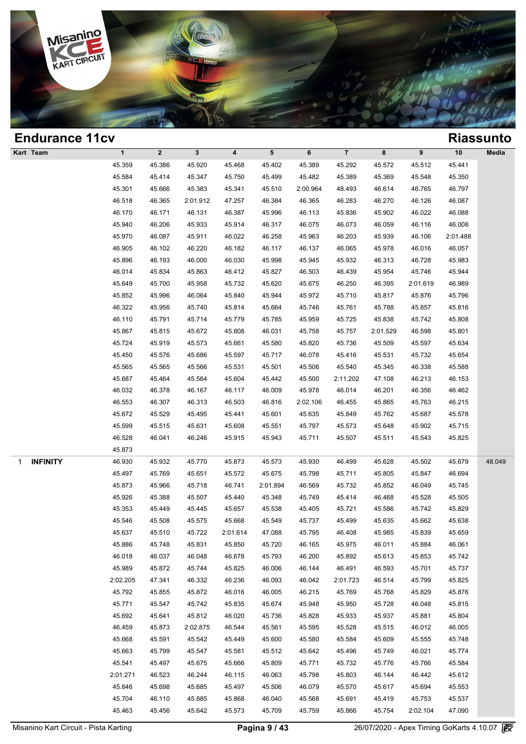## Endurance 11cv

## Riassunto

| Kart | Team | 1 | 2 | 3 | 4 | 5 | 6 | 7 | 8 | 9 | 10 | Media |
|---|---|---|---|---|---|---|---|---|---|---|---|---|
| | | 45.359 | 45.386 | 45.920 | 45.468 | 45.402 | 45.389 | 45.292 | 45.572 | 45.512 | 45.441 | |
| | | 45.584 | 45.414 | 45.347 | 45.750 | 45.499 | 45.482 | 45.389 | 45.369 | 45.548 | 45.350 | |
| | | 45.301 | 45.666 | 45.383 | 45.341 | 45.510 | 2:00.964 | 48.493 | 46.614 | 46.765 | 46.797 | |
| | | 46.518 | 46.365 | 2:01.912 | 47.257 | 46.384 | 46.365 | 46.283 | 46.270 | 46.126 | 46.087 | |
| | | 46.170 | 46.171 | 46.131 | 46.387 | 45.996 | 46.113 | 45.836 | 45.902 | 46.022 | 46.088 | |
| | | 45.940 | 46.206 | 45.933 | 45.914 | 46.317 | 46.075 | 46.073 | 46.059 | 46.116 | 46.008 | |
| | | 45.970 | 46.087 | 45.911 | 46.022 | 46.258 | 45.963 | 46.203 | 45.939 | 46.106 | 2:01.488 | |
| | | 46.905 | 46.102 | 46.220 | 46.182 | 46.117 | 46.137 | 46.065 | 45.978 | 46.016 | 46.057 | |
| | | 45.896 | 46.193 | 46.000 | 46.030 | 45.998 | 45.945 | 45.932 | 46.313 | 46.728 | 45.983 | |
| | | 46.014 | 45.834 | 45.863 | 46.412 | 45.827 | 46.503 | 46.439 | 45.954 | 45.746 | 45.944 | |
| | | 45.649 | 45.700 | 45.958 | 45.732 | 45.620 | 45.675 | 46.250 | 46.395 | 2:01.619 | 46.989 | |
| | | 45.852 | 45.996 | 46.064 | 45.840 | 45.944 | 45.972 | 45.710 | 45.817 | 45.876 | 45.796 | |
| | | 46.322 | 45.956 | 45.740 | 45.814 | 45.664 | 45.746 | 45.761 | 45.788 | 45.857 | 45.816 | |
| | | 46.110 | 45.791 | 45.714 | 45.779 | 45.785 | 45.959 | 45.725 | 45.838 | 45.742 | 45.808 | |
| | | 45.867 | 45.815 | 45.672 | 45.808 | 46.031 | 45.758 | 45.757 | 2:01.529 | 46.598 | 45.801 | |
| | | 45.724 | 45.919 | 45.573 | 45.661 | 45.580 | 45.820 | 45.736 | 45.509 | 45.597 | 45.634 | |
| | | 45.450 | 45.576 | 45.686 | 45.597 | 45.717 | 46.078 | 45.416 | 45.531 | 45.732 | 45.654 | |
| | | 45.565 | 45.565 | 45.566 | 45.531 | 45.501 | 45.506 | 45.540 | 45.345 | 46.338 | 45.588 | |
| | | 45.687 | 45.464 | 45.564 | 45.604 | 45.442 | 45.500 | 2:11.202 | 47.108 | 46.213 | 46.153 | |
| | | 46.032 | 46.378 | 46.167 | 46.117 | 46.009 | 45.978 | 46.014 | 46.201 | 46.356 | 46.462 | |
| | | 46.553 | 46.307 | 46.313 | 46.503 | 46.816 | 2:02.106 | 46.455 | 45.865 | 45.763 | 46.215 | |
| | | 45.672 | 45.529 | 45.495 | 45.441 | 45.601 | 45.635 | 45.849 | 45.762 | 45.687 | 45.578 | |
| | | 45.599 | 45.515 | 45.631 | 45.608 | 45.551 | 45.797 | 45.573 | 45.648 | 45.902 | 45.715 | |
| | | 46.528 | 46.041 | 46.246 | 45.915 | 45.943 | 45.711 | 45.507 | 45.511 | 45.543 | 45.825 | |
| | | 45.873 | | | | | | | | | | |
| 1 | **INFINITY** | 46.930 | 45.932 | 45.770 | 45.873 | 45.573 | 45.930 | 46.499 | 45.628 | 45.502 | 45.679 | 48.049 |
| | | 45.497 | 45.769 | 45.651 | 45.572 | 45.675 | 45.798 | 45.711 | 45.805 | 45.847 | 46.694 | |
| | | 45.873 | 45.966 | 45.718 | 46.741 | 2:01.894 | 46.569 | 45.732 | 45.852 | 46.049 | 45.745 | |
| | | 45.926 | 45.388 | 45.507 | 45.440 | 45.348 | 45.749 | 45.414 | 46.468 | 45.528 | 45.505 | |
| | | 45.353 | 45.449 | 45.445 | 45.657 | 45.538 | 45.405 | 45.721 | 45.586 | 45.742 | 45.829 | |
| | | 45.546 | 45.508 | 45.575 | 45.668 | 45.549 | 45.737 | 45.499 | 45.635 | 45.662 | 45.638 | |
| | | 45.637 | 45.510 | 45.722 | 2:01.614 | 47.088 | 45.795 | 46.408 | 45.985 | 45.839 | 45.659 | |
| | | 45.886 | 45.748 | 45.831 | 45.850 | 45.720 | 46.165 | 45.975 | 46.011 | 45.884 | 46.061 | |
| | | 46.018 | 46.037 | 46.048 | 46.678 | 45.793 | 46.200 | 45.892 | 45.613 | 45.853 | 45.742 | |
| | | 45.989 | 45.872 | 45.744 | 45.825 | 46.006 | 46.144 | 46.491 | 46.593 | 45.701 | 45.737 | |
| | | 2:02.205 | 47.341 | 46.332 | 46.236 | 46.093 | 46.042 | 2:01.723 | 46.514 | 45.799 | 45.825 | |
| | | 45.792 | 45.855 | 45.872 | 46.016 | 46.005 | 46.215 | 45.769 | 45.768 | 45.829 | 45.876 | |
| | | 45.771 | 45.547 | 45.742 | 45.835 | 45.674 | 45.948 | 45.950 | 45.728 | 46.048 | 45.815 | |
| | | 45.692 | 45.641 | 45.812 | 46.020 | 45.736 | 45.828 | 45.933 | 45.937 | 45.881 | 45.804 | |
| | | 46.459 | 45.873 | 2:02.875 | 46.544 | 45.561 | 45.595 | 45.528 | 45.515 | 46.012 | 46.005 | |
| | | 45.668 | 45.591 | 45.542 | 45.449 | 45.600 | 45.580 | 45.584 | 45.609 | 45.555 | 45.748 | |
| | | 45.663 | 45.799 | 45.547 | 45.581 | 45.512 | 45.642 | 45.496 | 45.749 | 46.021 | 45.774 | |
| | | 45.541 | 45.497 | 45.675 | 45.666 | 45.809 | 45.771 | 45.732 | 45.776 | 45.766 | 45.584 | |
| | | 2:01.271 | 46.523 | 46.244 | 46.115 | 46.063 | 45.798 | 45.803 | 46.144 | 46.442 | 45.612 | |
| | | 45.646 | 45.698 | 45.685 | 45.497 | 45.506 | 46.079 | 45.570 | 45.617 | 45.694 | 45.553 | |
| | | 45.704 | 46.110 | 45.885 | 45.868 | 46.040 | 45.568 | 45.691 | 45.419 | 45.753 | 45.537 | |
| | | 45.463 | 45.456 | 45.642 | 45.573 | 45.709 | 45.759 | 45.866 | 45.754 | 2:02.104 | 47.090 | |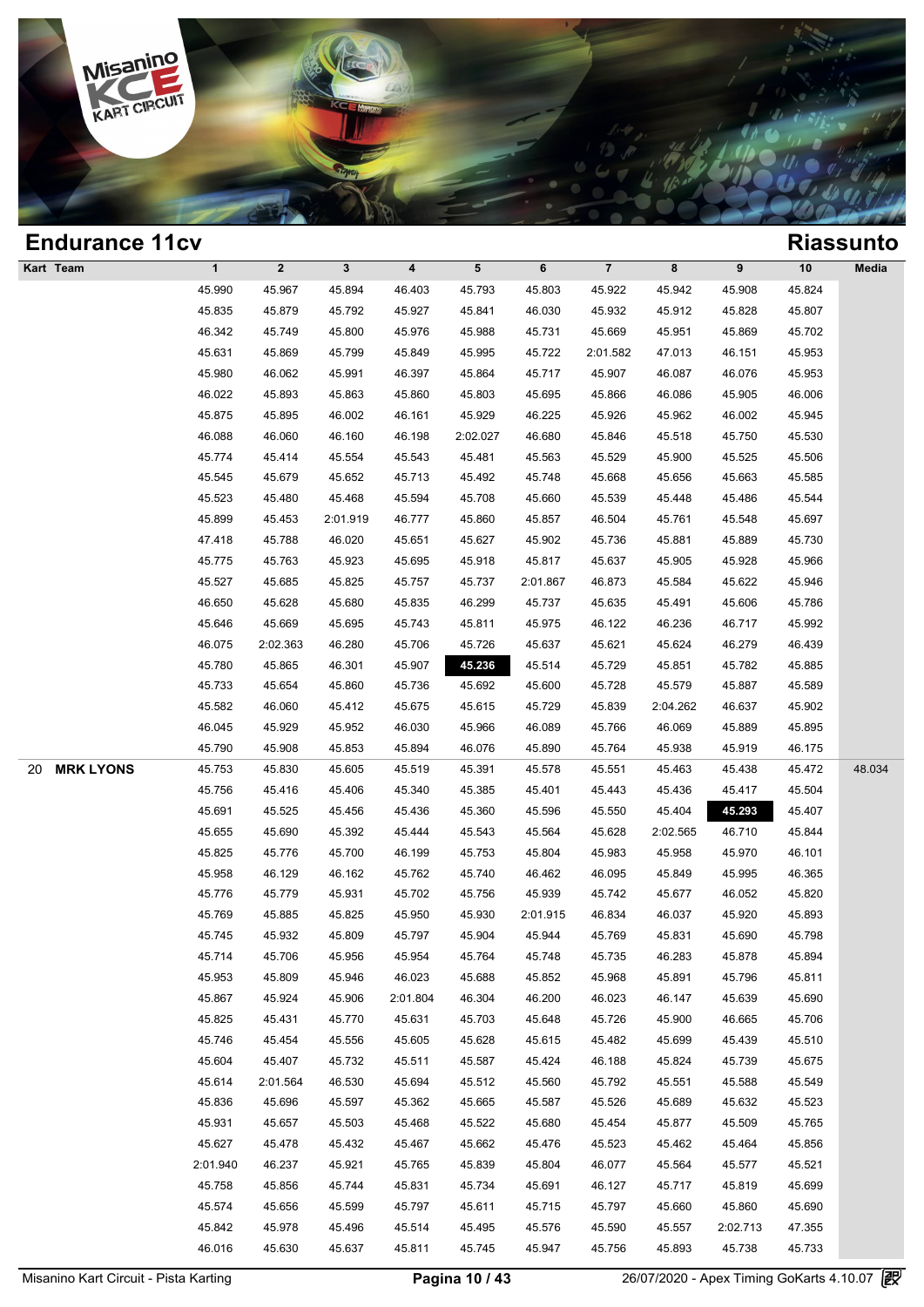## Endurance 11cv

## Riassunto

| Kart | Team | 1 | 2 | 3 | 4 | 5 | 6 | 7 | 8 | 9 | 10 | Media |
|---|---|---|---|---|---|---|---|---|---|---|---|---|
| | | 45.990 | 45.967 | 45.894 | 46.403 | 45.793 | 45.803 | 45.922 | 45.942 | 45.908 | 45.824 | |
| | | 45.835 | 45.879 | 45.792 | 45.927 | 45.841 | 46.030 | 45.932 | 45.912 | 45.828 | 45.807 | |
| | | 46.342 | 45.749 | 45.800 | 45.976 | 45.988 | 45.731 | 45.669 | 45.951 | 45.869 | 45.702 | |
| | | 45.631 | 45.869 | 45.799 | 45.849 | 45.995 | 45.722 | 2:01.582 | 47.013 | 46.151 | 45.953 | |
| | | 45.980 | 46.062 | 45.991 | 46.397 | 45.864 | 45.717 | 45.907 | 46.087 | 46.076 | 45.953 | |
| | | 46.022 | 45.893 | 45.863 | 45.860 | 45.803 | 45.695 | 45.866 | 46.086 | 45.905 | 46.006 | |
| | | 45.875 | 45.895 | 46.002 | 46.161 | 45.929 | 46.225 | 45.926 | 45.962 | 46.002 | 45.945 | |
| | | 46.088 | 46.060 | 46.160 | 46.198 | 2:02.027 | 46.680 | 45.846 | 45.518 | 45.750 | 45.530 | |
| | | 45.774 | 45.414 | 45.554 | 45.543 | 45.481 | 45.563 | 45.529 | 45.900 | 45.525 | 45.506 | |
| | | 45.545 | 45.679 | 45.652 | 45.713 | 45.492 | 45.748 | 45.668 | 45.656 | 45.663 | 45.585 | |
| | | 45.523 | 45.480 | 45.468 | 45.594 | 45.708 | 45.660 | 45.539 | 45.448 | 45.486 | 45.544 | |
| | | 45.899 | 45.453 | 2:01.919 | 46.777 | 45.860 | 45.857 | 46.504 | 45.761 | 45.548 | 45.697 | |
| | | 47.418 | 45.788 | 46.020 | 45.651 | 45.627 | 45.902 | 45.736 | 45.881 | 45.889 | 45.730 | |
| | | 45.775 | 45.763 | 45.923 | 45.695 | 45.918 | 45.817 | 45.637 | 45.905 | 45.928 | 45.966 | |
| | | 45.527 | 45.685 | 45.825 | 45.757 | 45.737 | 2:01.867 | 46.873 | 45.584 | 45.622 | 45.946 | |
| | | 46.650 | 45.628 | 45.680 | 45.835 | 46.299 | 45.737 | 45.635 | 45.491 | 45.606 | 45.786 | |
| | | 45.646 | 45.669 | 45.695 | 45.743 | 45.811 | 45.975 | 46.122 | 46.236 | 46.717 | 45.992 | |
| | | 46.075 | 2:02.363 | 46.280 | 45.706 | 45.726 | 45.637 | 45.621 | 45.624 | 46.279 | 46.439 | |
| | | 45.780 | 45.865 | 46.301 | 45.907 | **45.236** | 45.514 | 45.729 | 45.851 | 45.782 | 45.885 | |
| | | 45.733 | 45.654 | 45.860 | 45.736 | 45.692 | 45.600 | 45.728 | 45.579 | 45.887 | 45.589 | |
| | | 45.582 | 46.060 | 45.412 | 45.675 | 45.615 | 45.729 | 45.839 | 2:04.262 | 46.637 | 45.902 | |
| | | 46.045 | 45.929 | 45.952 | 46.030 | 45.966 | 46.089 | 45.766 | 46.069 | 45.889 | 45.895 | |
| | | 45.790 | 45.908 | 45.853 | 45.894 | 46.076 | 45.890 | 45.764 | 45.938 | 45.919 | 46.175 | |
| 20 | **MRK LYONS** | 45.753 | 45.830 | 45.605 | 45.519 | 45.391 | 45.578 | 45.551 | 45.463 | 45.438 | 45.472 | 48.034 |
| | | 45.756 | 45.416 | 45.406 | 45.340 | 45.385 | 45.401 | 45.443 | 45.436 | 45.417 | 45.504 | |
| | | 45.691 | 45.525 | 45.456 | 45.436 | 45.360 | 45.596 | 45.550 | 45.404 | **45.293** | 45.407 | |
| | | 45.655 | 45.690 | 45.392 | 45.444 | 45.543 | 45.564 | 45.628 | 2:02.565 | 46.710 | 45.844 | |
| | | 45.825 | 45.776 | 45.700 | 46.199 | 45.753 | 45.804 | 45.983 | 45.958 | 45.970 | 46.101 | |
| | | 45.958 | 46.129 | 46.162 | 45.762 | 45.740 | 46.462 | 46.095 | 45.849 | 45.995 | 46.365 | |
| | | 45.776 | 45.779 | 45.931 | 45.702 | 45.756 | 45.939 | 45.742 | 45.677 | 46.052 | 45.820 | |
| | | 45.769 | 45.885 | 45.825 | 45.950 | 45.930 | 2:01.915 | 46.834 | 46.037 | 45.920 | 45.893 | |
| | | 45.745 | 45.932 | 45.809 | 45.797 | 45.904 | 45.944 | 45.769 | 45.831 | 45.690 | 45.798 | |
| | | 45.714 | 45.706 | 45.956 | 45.954 | 45.764 | 45.748 | 45.735 | 46.283 | 45.878 | 45.894 | |
| | | 45.953 | 45.809 | 45.946 | 46.023 | 45.688 | 45.852 | 45.968 | 45.891 | 45.796 | 45.811 | |
| | | 45.867 | 45.924 | 45.906 | 2:01.804 | 46.304 | 46.200 | 46.023 | 46.147 | 45.639 | 45.690 | |
| | | 45.825 | 45.431 | 45.770 | 45.631 | 45.703 | 45.648 | 45.726 | 45.900 | 46.665 | 45.706 | |
| | | 45.746 | 45.454 | 45.556 | 45.605 | 45.628 | 45.615 | 45.482 | 45.699 | 45.439 | 45.510 | |
| | | 45.604 | 45.407 | 45.732 | 45.511 | 45.587 | 45.424 | 46.188 | 45.824 | 45.739 | 45.675 | |
| | | 45.614 | 2:01.564 | 46.530 | 45.694 | 45.512 | 45.560 | 45.792 | 45.551 | 45.588 | 45.549 | |
| | | 45.836 | 45.696 | 45.597 | 45.362 | 45.665 | 45.587 | 45.526 | 45.689 | 45.632 | 45.523 | |
| | | 45.931 | 45.657 | 45.503 | 45.468 | 45.522 | 45.680 | 45.454 | 45.877 | 45.509 | 45.765 | |
| | | 45.627 | 45.478 | 45.432 | 45.467 | 45.662 | 45.476 | 45.523 | 45.462 | 45.464 | 45.856 | |
| | | 2:01.940 | 46.237 | 45.921 | 45.765 | 45.839 | 45.804 | 46.077 | 45.564 | 45.577 | 45.521 | |
| | | 45.758 | 45.856 | 45.744 | 45.831 | 45.734 | 45.691 | 46.127 | 45.717 | 45.819 | 45.699 | |
| | | 45.574 | 45.656 | 45.599 | 45.797 | 45.611 | 45.715 | 45.797 | 45.660 | 45.860 | 45.690 | |
| | | 45.842 | 45.978 | 45.496 | 45.514 | 45.495 | 45.576 | 45.590 | 45.557 | 2:02.713 | 47.355 | |
| | | 46.016 | 45.630 | 45.637 | 45.811 | 45.745 | 45.947 | 45.756 | 45.893 | 45.738 | 45.733 | |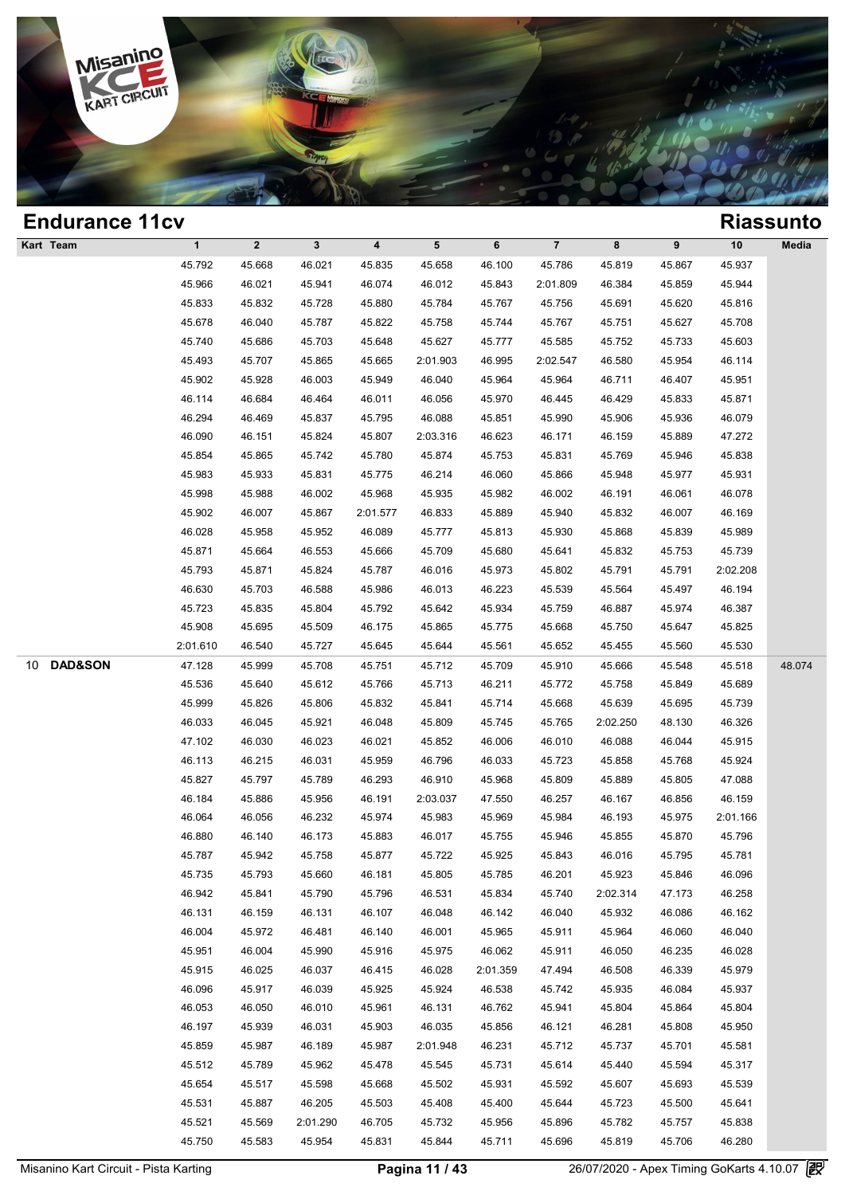## Endurance 11cv

## Riassunto

| Kart | Team | 1 | 2 | 3 | 4 | 5 | 6 | 7 | 8 | 9 | 10 | Media |
|---|---|---|---|---|---|---|---|---|---|---|---|---|
| | | 45.792 | 45.668 | 46.021 | 45.835 | 45.658 | 46.100 | 45.786 | 45.819 | 45.867 | 45.937 | |
| | | 45.966 | 46.021 | 45.941 | 46.074 | 46.012 | 45.843 | 2:01.809 | 46.384 | 45.859 | 45.944 | |
| | | 45.833 | 45.832 | 45.728 | 45.880 | 45.784 | 45.767 | 45.756 | 45.691 | 45.620 | 45.816 | |
| | | 45.678 | 46.040 | 45.787 | 45.822 | 45.758 | 45.744 | 45.767 | 45.751 | 45.627 | 45.708 | |
| | | 45.740 | 45.686 | 45.703 | 45.648 | 45.627 | 45.777 | 45.585 | 45.752 | 45.733 | 45.603 | |
| | | 45.493 | 45.707 | 45.865 | 45.665 | 2:01.903 | 46.995 | 2:02.547 | 46.580 | 45.954 | 46.114 | |
| | | 45.902 | 45.928 | 46.003 | 45.949 | 46.040 | 45.964 | 45.964 | 46.711 | 46.407 | 45.951 | |
| | | 46.114 | 46.684 | 46.464 | 46.011 | 46.056 | 45.970 | 46.445 | 46.429 | 45.833 | 45.871 | |
| | | 46.294 | 46.469 | 45.837 | 45.795 | 46.088 | 45.851 | 45.990 | 45.906 | 45.936 | 46.079 | |
| | | 46.090 | 46.151 | 45.824 | 45.807 | 2:03.316 | 46.623 | 46.171 | 46.159 | 45.889 | 47.272 | |
| | | 45.854 | 45.865 | 45.742 | 45.780 | 45.874 | 45.753 | 45.831 | 45.769 | 45.946 | 45.838 | |
| | | 45.983 | 45.933 | 45.831 | 45.775 | 46.214 | 46.060 | 45.866 | 45.948 | 45.977 | 45.931 | |
| | | 45.998 | 45.988 | 46.002 | 45.968 | 45.935 | 45.982 | 46.002 | 46.191 | 46.061 | 46.078 | |
| | | 45.902 | 46.007 | 45.867 | 2:01.577 | 46.833 | 45.889 | 45.940 | 45.832 | 46.007 | 46.169 | |
| | | 46.028 | 45.958 | 45.952 | 46.089 | 45.777 | 45.813 | 45.930 | 45.868 | 45.839 | 45.989 | |
| | | 45.871 | 45.664 | 46.553 | 45.666 | 45.709 | 45.680 | 45.641 | 45.832 | 45.753 | 45.739 | |
| | | 45.793 | 45.871 | 45.824 | 45.787 | 46.016 | 45.973 | 45.802 | 45.791 | 45.791 | 2:02.208 | |
| | | 46.630 | 45.703 | 46.588 | 45.986 | 46.013 | 46.223 | 45.539 | 45.564 | 45.497 | 46.194 | |
| | | 45.723 | 45.835 | 45.804 | 45.792 | 45.642 | 45.934 | 45.759 | 46.887 | 45.974 | 46.387 | |
| | | 45.908 | 45.695 | 45.509 | 46.175 | 45.865 | 45.775 | 45.668 | 45.750 | 45.647 | 45.825 | |
| | | 2:01.610 | 46.540 | 45.727 | 45.645 | 45.644 | 45.561 | 45.652 | 45.455 | 45.560 | 45.530 | |
| 10 | **DAD&SON** | 47.128 | 45.999 | 45.708 | 45.751 | 45.712 | 45.709 | 45.910 | 45.666 | 45.548 | 45.518 | 48.074 |
| | | 45.536 | 45.640 | 45.612 | 45.766 | 45.713 | 46.211 | 45.772 | 45.758 | 45.849 | 45.689 | |
| | | 45.999 | 45.826 | 45.806 | 45.832 | 45.841 | 45.714 | 45.668 | 45.639 | 45.695 | 45.739 | |
| | | 46.033 | 46.045 | 45.921 | 46.048 | 45.809 | 45.745 | 45.765 | 2:02.250 | 48.130 | 46.326 | |
| | | 47.102 | 46.030 | 46.023 | 46.021 | 45.852 | 46.006 | 46.010 | 46.088 | 46.044 | 45.915 | |
| | | 46.113 | 46.215 | 46.031 | 45.959 | 46.796 | 46.033 | 45.723 | 45.858 | 45.768 | 45.924 | |
| | | 45.827 | 45.797 | 45.789 | 46.293 | 46.910 | 45.968 | 45.809 | 45.889 | 45.805 | 47.088 | |
| | | 46.184 | 45.886 | 45.956 | 46.191 | 2:03.037 | 47.550 | 46.257 | 46.167 | 46.856 | 46.159 | |
| | | 46.064 | 46.056 | 46.232 | 45.974 | 45.983 | 45.969 | 45.984 | 46.193 | 45.975 | 2:01.166 | |
| | | 46.880 | 46.140 | 46.173 | 45.883 | 46.017 | 45.755 | 45.946 | 45.855 | 45.870 | 45.796 | |
| | | 45.787 | 45.942 | 45.758 | 45.877 | 45.722 | 45.925 | 45.843 | 46.016 | 45.795 | 45.781 | |
| | | 45.735 | 45.793 | 45.660 | 46.181 | 45.805 | 45.785 | 46.201 | 45.923 | 45.846 | 46.096 | |
| | | 46.942 | 45.841 | 45.790 | 45.796 | 46.531 | 45.834 | 45.740 | 2:02.314 | 47.173 | 46.258 | |
| | | 46.131 | 46.159 | 46.131 | 46.107 | 46.048 | 46.142 | 46.040 | 45.932 | 46.086 | 46.162 | |
| | | 46.004 | 45.972 | 46.481 | 46.140 | 46.001 | 45.965 | 45.911 | 45.964 | 46.060 | 46.040 | |
| | | 45.951 | 46.004 | 45.990 | 45.916 | 45.975 | 46.062 | 45.911 | 46.050 | 46.235 | 46.028 | |
| | | 45.915 | 46.025 | 46.037 | 46.415 | 46.028 | 2:01.359 | 47.494 | 46.508 | 46.339 | 45.979 | |
| | | 46.096 | 45.917 | 46.039 | 45.925 | 45.924 | 46.538 | 45.742 | 45.935 | 46.084 | 45.937 | |
| | | 46.053 | 46.050 | 46.010 | 45.961 | 46.131 | 46.762 | 45.941 | 45.804 | 45.864 | 45.804 | |
| | | 46.197 | 45.939 | 46.031 | 45.903 | 46.035 | 45.856 | 46.121 | 46.281 | 45.808 | 45.950 | |
| | | 45.859 | 45.987 | 46.189 | 45.987 | 2:01.948 | 46.231 | 45.712 | 45.737 | 45.701 | 45.581 | |
| | | 45.512 | 45.789 | 45.962 | 45.478 | 45.545 | 45.731 | 45.614 | 45.440 | 45.594 | 45.317 | |
| | | 45.654 | 45.517 | 45.598 | 45.668 | 45.502 | 45.931 | 45.592 | 45.607 | 45.693 | 45.539 | |
| | | 45.531 | 45.887 | 46.205 | 45.503 | 45.408 | 45.400 | 45.644 | 45.723 | 45.500 | 45.641 | |
| | | 45.521 | 45.569 | 2:01.290 | 46.705 | 45.732 | 45.956 | 45.896 | 45.782 | 45.757 | 45.838 | |
| | | 45.750 | 45.583 | 45.954 | 45.831 | 45.844 | 45.711 | 45.696 | 45.819 | 45.706 | 46.280 | |

Misanino Kart Circuit - Pista Karting | 26/07/2020 - Apex Timing GoKarts 4.10.07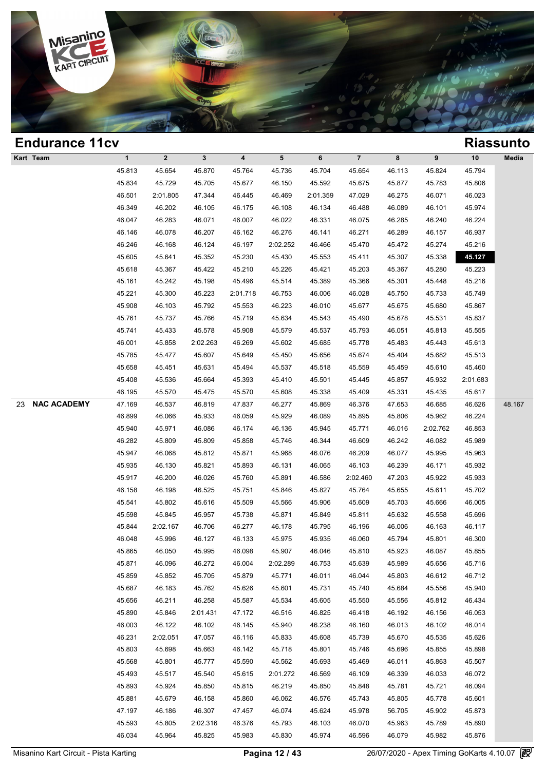## Endurance 11cv

## Riassunto

| Kart | Team | 1 | 2 | 3 | 4 | 5 | 6 | 7 | 8 | 9 | 10 | Media |
|---|---|---|---|---|---|---|---|---|---|---|---|---|
| | | 45.813 | 45.654 | 45.870 | 45.764 | 45.736 | 45.704 | 45.654 | 46.113 | 45.824 | 45.794 | |
| | | 45.834 | 45.729 | 45.705 | 45.677 | 46.150 | 45.592 | 45.675 | 45.877 | 45.783 | 45.806 | |
| | | 46.501 | 2:01.805 | 47.344 | 46.445 | 46.469 | 2:01.359 | 47.029 | 46.275 | 46.071 | 46.023 | |
| | | 46.349 | 46.202 | 46.105 | 46.175 | 46.108 | 46.134 | 46.488 | 46.089 | 46.101 | 45.974 | |
| | | 46.047 | 46.283 | 46.071 | 46.007 | 46.022 | 46.331 | 46.075 | 46.285 | 46.240 | 46.224 | |
| | | 46.146 | 46.078 | 46.207 | 46.162 | 46.276 | 46.141 | 46.271 | 46.289 | 46.157 | 46.937 | |
| | | 46.246 | 46.168 | 46.124 | 46.197 | 2:02.252 | 46.466 | 45.470 | 45.472 | 45.274 | 45.216 | |
| | | 45.605 | 45.641 | 45.352 | 45.230 | 45.430 | 45.553 | 45.411 | 45.307 | 45.338 | **45.127** | |
| | | 45.618 | 45.367 | 45.422 | 45.210 | 45.226 | 45.421 | 45.203 | 45.367 | 45.280 | 45.223 | |
| | | 45.161 | 45.242 | 45.198 | 45.496 | 45.514 | 45.389 | 45.366 | 45.301 | 45.448 | 45.216 | |
| | | 45.221 | 45.300 | 45.223 | 2:01.718 | 46.753 | 46.006 | 46.028 | 45.750 | 45.733 | 45.749 | |
| | | 45.908 | 46.103 | 45.792 | 45.553 | 46.223 | 46.010 | 45.677 | 45.675 | 45.680 | 45.867 | |
| | | 45.761 | 45.737 | 45.766 | 45.719 | 45.634 | 45.543 | 45.490 | 45.678 | 45.531 | 45.837 | |
| | | 45.741 | 45.433 | 45.578 | 45.908 | 45.579 | 45.537 | 45.793 | 46.051 | 45.813 | 45.555 | |
| | | 46.001 | 45.858 | 2:02.263 | 46.269 | 45.602 | 45.685 | 45.778 | 45.483 | 45.443 | 45.613 | |
| | | 45.785 | 45.477 | 45.607 | 45.649 | 45.450 | 45.656 | 45.674 | 45.404 | 45.682 | 45.513 | |
| | | 45.658 | 45.451 | 45.631 | 45.494 | 45.537 | 45.518 | 45.559 | 45.459 | 45.610 | 45.460 | |
| | | 45.408 | 45.536 | 45.664 | 45.393 | 45.410 | 45.501 | 45.445 | 45.857 | 45.932 | 2:01.683 | |
| | | 46.195 | 45.570 | 45.475 | 45.570 | 45.608 | 45.338 | 45.409 | 45.331 | 45.435 | 45.617 | |
| 23 | **NAC ACADEMY** | 47.169 | 46.537 | 46.819 | 47.837 | 46.277 | 45.869 | 46.376 | 47.653 | 46.685 | 46.626 | 48.167 |
| | | 46.899 | 46.066 | 45.933 | 46.059 | 45.929 | 46.089 | 45.895 | 45.806 | 45.962 | 46.224 | |
| | | 45.940 | 45.971 | 46.086 | 46.174 | 46.136 | 45.945 | 45.771 | 46.016 | 2:02.762 | 46.853 | |
| | | 46.282 | 45.809 | 45.809 | 45.858 | 45.746 | 46.344 | 46.609 | 46.242 | 46.082 | 45.989 | |
| | | 45.947 | 46.068 | 45.812 | 45.871 | 45.968 | 46.076 | 46.209 | 46.077 | 45.995 | 45.963 | |
| | | 45.935 | 46.130 | 45.821 | 45.893 | 46.131 | 46.065 | 46.103 | 46.239 | 46.171 | 45.932 | |
| | | 45.917 | 46.200 | 46.026 | 45.760 | 45.891 | 46.586 | 2:02.460 | 47.203 | 45.922 | 45.933 | |
| | | 46.158 | 46.198 | 46.525 | 45.751 | 45.846 | 45.827 | 45.764 | 45.655 | 45.611 | 45.702 | |
| | | 45.541 | 45.802 | 45.616 | 45.509 | 45.566 | 45.906 | 45.609 | 45.703 | 45.666 | 46.005 | |
| | | 45.598 | 45.845 | 45.957 | 45.738 | 45.871 | 45.849 | 45.811 | 45.632 | 45.558 | 45.696 | |
| | | 45.844 | 2:02.167 | 46.706 | 46.277 | 46.178 | 45.795 | 46.196 | 46.006 | 46.163 | 46.117 | |
| | | 46.048 | 45.996 | 46.127 | 46.133 | 45.975 | 45.935 | 46.060 | 45.794 | 45.801 | 46.300 | |
| | | 45.865 | 46.050 | 45.995 | 46.098 | 45.907 | 46.046 | 45.810 | 45.923 | 46.087 | 45.855 | |
| | | 45.871 | 46.096 | 46.272 | 46.004 | 2:02.289 | 46.753 | 45.639 | 45.989 | 45.656 | 45.716 | |
| | | 45.859 | 45.852 | 45.705 | 45.879 | 45.771 | 46.011 | 46.044 | 45.803 | 46.612 | 46.712 | |
| | | 45.687 | 46.183 | 45.762 | 45.626 | 45.601 | 45.731 | 45.740 | 45.684 | 45.556 | 45.940 | |
| | | 45.656 | 46.211 | 46.258 | 45.587 | 45.534 | 45.605 | 45.550 | 45.556 | 45.812 | 46.434 | |
| | | 45.890 | 45.846 | 2:01.431 | 47.172 | 46.516 | 46.825 | 46.418 | 46.192 | 46.156 | 46.053 | |
| | | 46.003 | 46.122 | 46.102 | 46.145 | 45.940 | 46.238 | 46.160 | 46.013 | 46.102 | 46.014 | |
| | | 46.231 | 2:02.051 | 47.057 | 46.116 | 45.833 | 45.608 | 45.739 | 45.670 | 45.535 | 45.626 | |
| | | 45.803 | 45.698 | 45.663 | 46.142 | 45.718 | 45.801 | 45.746 | 45.696 | 45.855 | 45.898 | |
| | | 45.568 | 45.801 | 45.777 | 45.590 | 45.562 | 45.693 | 45.469 | 46.011 | 45.863 | 45.507 | |
| | | 45.493 | 45.517 | 45.540 | 45.615 | 2:01.272 | 46.569 | 46.109 | 46.339 | 46.033 | 46.072 | |
| | | 45.893 | 45.924 | 45.850 | 45.815 | 46.219 | 45.850 | 45.848 | 45.781 | 45.721 | 46.094 | |
| | | 45.881 | 45.679 | 46.158 | 45.860 | 46.062 | 46.576 | 45.743 | 45.805 | 45.778 | 45.601 | |
| | | 47.197 | 46.186 | 46.307 | 47.457 | 46.074 | 45.624 | 45.978 | 56.705 | 45.902 | 45.873 | |
| | | 45.593 | 45.805 | 2:02.316 | 46.376 | 45.793 | 46.103 | 46.070 | 45.963 | 45.789 | 45.890 | |
| | | 46.034 | 45.964 | 45.825 | 45.983 | 45.830 | 45.974 | 46.596 | 46.079 | 45.982 | 45.876 | |

Misanino Kart Circuit - Pista Karting | 26/07/2020 - Apex Timing GoKarts 4.10.07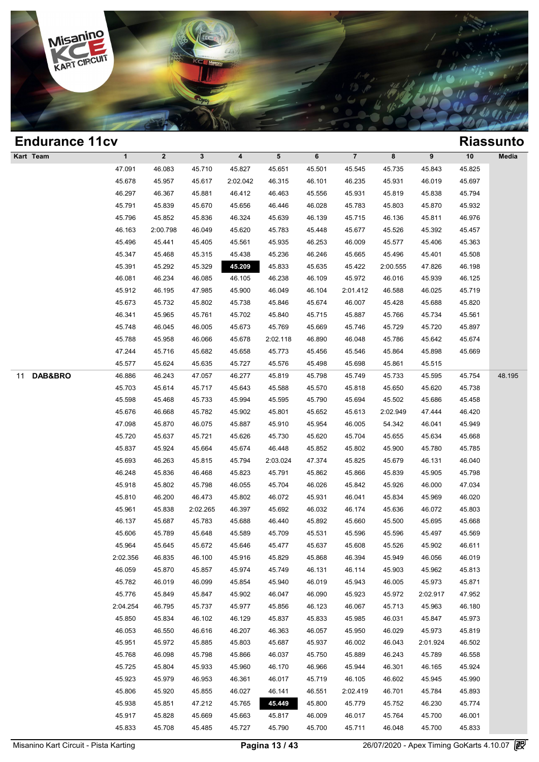# Endurance 11cv

## Riassunto

| Kart | Team | 1 | 2 | 3 | 4 | 5 | 6 | 7 | 8 | 9 | 10 | Media |
|---|---|---|---|---|---|---|---|---|---|---|---|---|
| | | 47.091 | 46.083 | 45.710 | 45.827 | 45.651 | 45.501 | 45.545 | 45.735 | 45.843 | 45.825 | |
| | | 45.678 | 45.957 | 45.617 | 2:02.042 | 46.315 | 46.101 | 46.235 | 45.931 | 46.019 | 45.697 | |
| | | 46.297 | 46.367 | 45.881 | 46.412 | 46.463 | 45.556 | 45.931 | 45.819 | 45.838 | 45.794 | |
| | | 45.791 | 45.839 | 45.670 | 45.656 | 46.446 | 46.028 | 45.783 | 45.803 | 45.870 | 45.932 | |
| | | 45.796 | 45.852 | 45.836 | 46.324 | 45.639 | 46.139 | 45.715 | 46.136 | 45.811 | 46.976 | |
| | | 46.163 | 2:00.798 | 46.049 | 45.620 | 45.783 | 45.448 | 45.677 | 45.526 | 45.392 | 45.457 | |
| | | 45.496 | 45.441 | 45.405 | 45.561 | 45.935 | 46.253 | 46.009 | 45.577 | 45.406 | 45.363 | |
| | | 45.347 | 45.468 | 45.315 | 45.438 | 45.236 | 46.246 | 45.665 | 45.496 | 45.401 | 45.508 | |
| | | 45.391 | 45.292 | 45.329 | **45.209** | 45.833 | 45.635 | 45.422 | 2:00.555 | 47.826 | 46.198 | |
| | | 46.081 | 46.234 | 46.085 | 46.105 | 46.238 | 46.109 | 45.972 | 46.016 | 45.939 | 46.125 | |
| | | 45.912 | 46.195 | 47.985 | 45.900 | 46.049 | 46.104 | 2:01.412 | 46.588 | 46.025 | 45.719 | |
| | | 45.673 | 45.732 | 45.802 | 45.738 | 45.846 | 45.674 | 46.007 | 45.428 | 45.688 | 45.820 | |
| | | 46.341 | 45.965 | 45.761 | 45.702 | 45.840 | 45.715 | 45.887 | 45.766 | 45.734 | 45.561 | |
| | | 45.748 | 46.045 | 46.005 | 45.673 | 45.769 | 45.669 | 45.746 | 45.729 | 45.720 | 45.897 | |
| | | 45.788 | 45.958 | 46.066 | 45.678 | 2:02.118 | 46.890 | 46.048 | 45.786 | 45.642 | 45.674 | |
| | | 47.244 | 45.716 | 45.682 | 45.658 | 45.773 | 45.456 | 45.546 | 45.864 | 45.898 | 45.669 | |
| | | 45.577 | 45.624 | 45.635 | 45.727 | 45.576 | 45.498 | 45.698 | 45.861 | 45.515 | | |
| 11 | **DAB&BRO** | 46.886 | 46.243 | 47.057 | 46.277 | 45.819 | 45.798 | 45.749 | 45.733 | 45.595 | 45.754 | 48.195 |
| | | 45.703 | 45.614 | 45.717 | 45.643 | 45.588 | 45.570 | 45.818 | 45.650 | 45.620 | 45.738 | |
| | | 45.598 | 45.468 | 45.733 | 45.994 | 45.595 | 45.790 | 45.694 | 45.502 | 45.686 | 45.458 | |
| | | 45.676 | 46.668 | 45.782 | 45.902 | 45.801 | 45.652 | 45.613 | 2:02.949 | 47.444 | 46.420 | |
| | | 47.098 | 45.870 | 46.075 | 45.887 | 45.910 | 45.954 | 46.005 | 54.342 | 46.041 | 45.949 | |
| | | 45.720 | 45.637 | 45.721 | 45.626 | 45.730 | 45.620 | 45.704 | 45.655 | 45.634 | 45.668 | |
| | | 45.837 | 45.924 | 45.664 | 45.674 | 46.448 | 45.852 | 45.802 | 45.900 | 45.780 | 45.785 | |
| | | 45.693 | 46.263 | 45.815 | 45.794 | 2:03.024 | 47.374 | 45.825 | 45.679 | 46.131 | 46.040 | |
| | | 46.248 | 45.836 | 46.468 | 45.823 | 45.791 | 45.862 | 45.866 | 45.839 | 45.905 | 45.798 | |
| | | 45.918 | 45.802 | 45.798 | 46.055 | 45.704 | 46.026 | 45.842 | 45.926 | 46.000 | 47.034 | |
| | | 45.810 | 46.200 | 46.473 | 45.802 | 46.072 | 45.931 | 46.041 | 45.834 | 45.969 | 46.020 | |
| | | 45.961 | 45.838 | 2:02.265 | 46.397 | 45.692 | 46.032 | 46.174 | 45.636 | 46.072 | 45.803 | |
| | | 46.137 | 45.687 | 45.783 | 45.688 | 46.440 | 45.892 | 45.660 | 45.500 | 45.695 | 45.668 | |
| | | 45.606 | 45.789 | 45.648 | 45.589 | 45.709 | 45.531 | 45.596 | 45.596 | 45.497 | 45.569 | |
| | | 45.964 | 45.645 | 45.672 | 45.646 | 45.477 | 45.637 | 45.608 | 45.526 | 45.902 | 46.611 | |
| | | 2:02.356 | 46.835 | 46.100 | 45.916 | 45.829 | 45.868 | 46.394 | 45.949 | 46.056 | 46.019 | |
| | | 46.059 | 45.870 | 45.857 | 45.974 | 45.749 | 46.131 | 46.114 | 45.903 | 45.962 | 45.813 | |
| | | 45.782 | 46.019 | 46.099 | 45.854 | 45.940 | 46.019 | 45.943 | 46.005 | 45.973 | 45.871 | |
| | | 45.776 | 45.849 | 45.847 | 45.902 | 46.047 | 46.090 | 45.923 | 45.972 | 2:02.917 | 47.952 | |
| | | 2:04.254 | 46.795 | 45.737 | 45.977 | 45.856 | 46.123 | 46.067 | 45.713 | 45.963 | 46.180 | |
| | | 45.850 | 45.834 | 46.102 | 46.129 | 45.837 | 45.833 | 45.985 | 46.031 | 45.847 | 45.973 | |
| | | 46.053 | 46.550 | 46.616 | 46.207 | 46.363 | 46.057 | 45.950 | 46.029 | 45.973 | 45.819 | |
| | | 45.951 | 45.972 | 45.885 | 45.803 | 45.687 | 45.937 | 46.002 | 46.043 | 2:01.924 | 46.502 | |
| | | 45.768 | 46.098 | 45.798 | 45.866 | 46.037 | 45.750 | 45.889 | 46.243 | 45.789 | 46.558 | |
| | | 45.725 | 45.804 | 45.933 | 45.960 | 46.170 | 46.966 | 45.944 | 46.301 | 46.165 | 45.924 | |
| | | 45.923 | 45.979 | 46.953 | 46.361 | 46.017 | 45.719 | 46.105 | 46.602 | 45.945 | 45.990 | |
| | | 45.806 | 45.920 | 45.855 | 46.027 | 46.141 | 46.551 | 2:02.419 | 46.701 | 45.784 | 45.893 | |
| | | 45.938 | 45.851 | 47.212 | 45.765 | **45.449** | 45.800 | 45.779 | 45.752 | 46.230 | 45.774 | |
| | | 45.917 | 45.828 | 45.669 | 45.663 | 45.817 | 46.009 | 46.017 | 45.764 | 45.700 | 46.001 | |
| | | 45.833 | 45.708 | 45.485 | 45.727 | 45.790 | 45.700 | 45.711 | 46.048 | 45.700 | 45.833 | |

Misanino Kart Circuit - Pista Karting — 26/07/2020 - Apex Timing GoKarts 4.10.07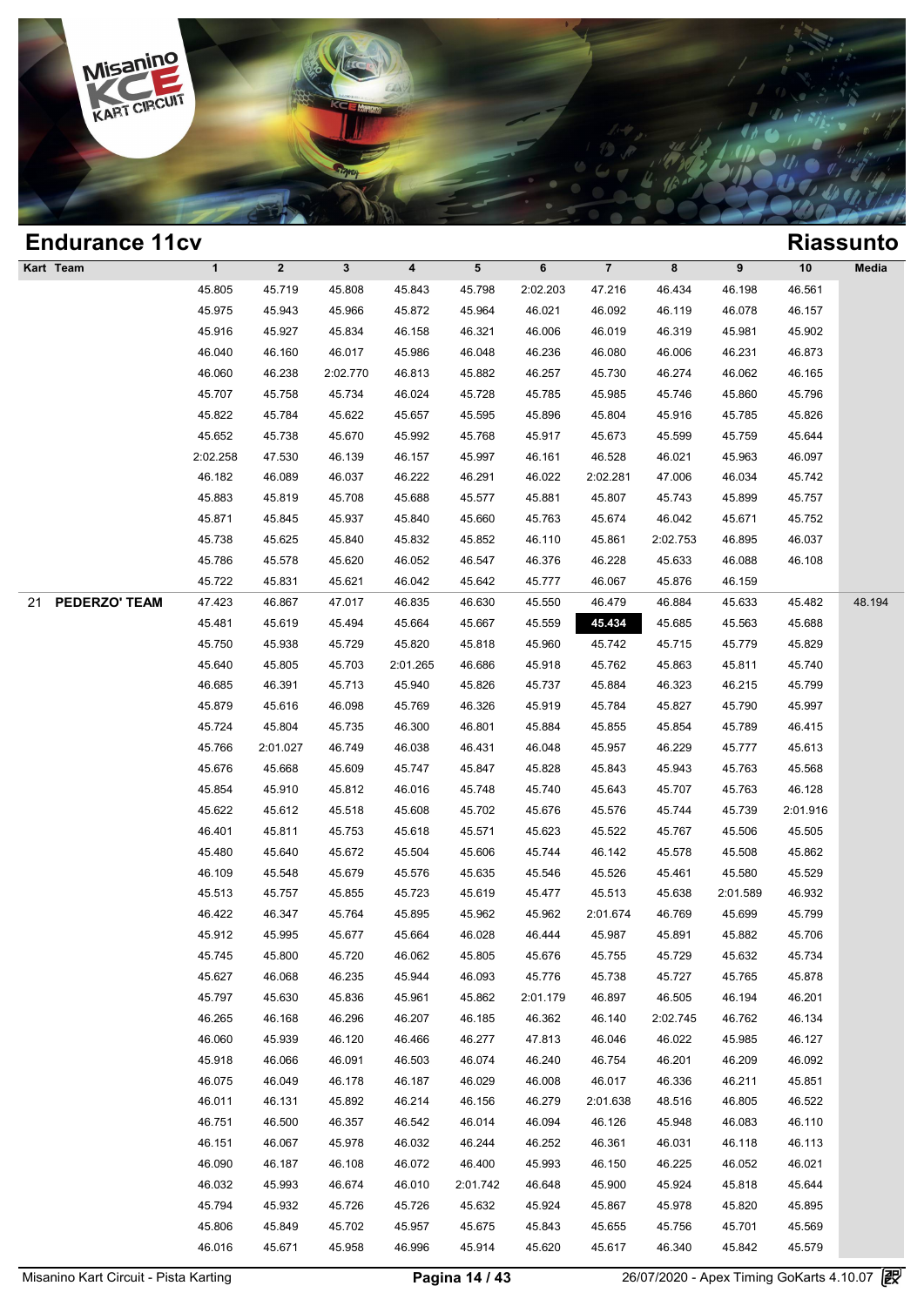# Endurance 11cv

## Riassunto

| Kart | Team | 1 | 2 | 3 | 4 | 5 | 6 | 7 | 8 | 9 | 10 | Media |
|---|---|---|---|---|---|---|---|---|---|---|---|---|
| | | 45.805 | 45.719 | 45.808 | 45.843 | 45.798 | 2:02.203 | 47.216 | 46.434 | 46.198 | 46.561 | |
| | | 45.975 | 45.943 | 45.966 | 45.872 | 45.964 | 46.021 | 46.092 | 46.119 | 46.078 | 46.157 | |
| | | 45.916 | 45.927 | 45.834 | 46.158 | 46.321 | 46.006 | 46.019 | 46.319 | 45.981 | 45.902 | |
| | | 46.040 | 46.160 | 46.017 | 45.986 | 46.048 | 46.236 | 46.080 | 46.006 | 46.231 | 46.873 | |
| | | 46.060 | 46.238 | 2:02.770 | 46.813 | 45.882 | 46.257 | 45.730 | 46.274 | 46.062 | 46.165 | |
| | | 45.707 | 45.758 | 45.734 | 46.024 | 45.728 | 45.785 | 45.985 | 45.746 | 45.860 | 45.796 | |
| | | 45.822 | 45.784 | 45.622 | 45.657 | 45.595 | 45.896 | 45.804 | 45.916 | 45.785 | 45.826 | |
| | | 45.652 | 45.738 | 45.670 | 45.992 | 45.768 | 45.917 | 45.673 | 45.599 | 45.759 | 45.644 | |
| | | 2:02.258 | 47.530 | 46.139 | 46.157 | 45.997 | 46.161 | 46.528 | 46.021 | 45.963 | 46.097 | |
| | | 46.182 | 46.089 | 46.037 | 46.222 | 46.291 | 46.022 | 2:02.281 | 47.006 | 46.034 | 45.742 | |
| | | 45.883 | 45.819 | 45.708 | 45.688 | 45.577 | 45.881 | 45.807 | 45.743 | 45.899 | 45.757 | |
| | | 45.871 | 45.845 | 45.937 | 45.840 | 45.660 | 45.763 | 45.674 | 46.042 | 45.671 | 45.752 | |
| | | 45.738 | 45.625 | 45.840 | 45.832 | 45.852 | 46.110 | 45.861 | 2:02.753 | 46.895 | 46.037 | |
| | | 45.786 | 45.578 | 45.620 | 46.052 | 46.547 | 46.376 | 46.228 | 45.633 | 46.088 | 46.108 | |
| | | 45.722 | 45.831 | 45.621 | 46.042 | 45.642 | 45.777 | 46.067 | 45.876 | 46.159 | | |
| 21 | **PEDERZO' TEAM** | 47.423 | 46.867 | 47.017 | 46.835 | 46.630 | 45.550 | 46.479 | 46.884 | 45.633 | 45.482 | 48.194 |
| | | 45.481 | 45.619 | 45.494 | 45.664 | 45.667 | 45.559 | **45.434** | 45.685 | 45.563 | 45.688 | |
| | | 45.750 | 45.938 | 45.729 | 45.820 | 45.818 | 45.960 | 45.742 | 45.715 | 45.779 | 45.829 | |
| | | 45.640 | 45.805 | 45.703 | 2:01.265 | 46.686 | 45.918 | 45.762 | 45.863 | 45.811 | 45.740 | |
| | | 46.685 | 46.391 | 45.713 | 45.940 | 45.826 | 45.737 | 45.884 | 46.323 | 46.215 | 45.799 | |
| | | 45.879 | 45.616 | 46.098 | 45.769 | 46.326 | 45.919 | 45.784 | 45.827 | 45.790 | 45.997 | |
| | | 45.724 | 45.804 | 45.735 | 46.300 | 46.801 | 45.884 | 45.855 | 45.854 | 45.789 | 46.415 | |
| | | 45.766 | 2:01.027 | 46.749 | 46.038 | 46.431 | 46.048 | 45.957 | 46.229 | 45.777 | 45.613 | |
| | | 45.676 | 45.668 | 45.609 | 45.747 | 45.847 | 45.828 | 45.843 | 45.943 | 45.763 | 45.568 | |
| | | 45.854 | 45.910 | 45.812 | 46.016 | 45.748 | 45.740 | 45.643 | 45.707 | 45.763 | 46.128 | |
| | | 45.622 | 45.612 | 45.518 | 45.608 | 45.702 | 45.676 | 45.576 | 45.744 | 45.739 | 2:01.916 | |
| | | 46.401 | 45.811 | 45.753 | 45.618 | 45.571 | 45.623 | 45.522 | 45.767 | 45.506 | 45.505 | |
| | | 45.480 | 45.640 | 45.672 | 45.504 | 45.606 | 45.744 | 46.142 | 45.578 | 45.508 | 45.862 | |
| | | 46.109 | 45.548 | 45.679 | 45.576 | 45.635 | 45.546 | 45.526 | 45.461 | 45.580 | 45.529 | |
| | | 45.513 | 45.757 | 45.855 | 45.723 | 45.619 | 45.477 | 45.513 | 45.638 | 2:01.589 | 46.932 | |
| | | 46.422 | 46.347 | 45.764 | 45.895 | 45.962 | 45.962 | 2:01.674 | 46.769 | 45.699 | 45.799 | |
| | | 45.912 | 45.995 | 45.677 | 45.664 | 46.028 | 46.444 | 45.987 | 45.891 | 45.882 | 45.706 | |
| | | 45.745 | 45.800 | 45.720 | 46.062 | 45.805 | 45.676 | 45.755 | 45.729 | 45.632 | 45.734 | |
| | | 45.627 | 46.068 | 46.235 | 45.944 | 46.093 | 45.776 | 45.738 | 45.727 | 45.765 | 45.878 | |
| | | 45.797 | 45.630 | 45.836 | 45.961 | 45.862 | 2:01.179 | 46.897 | 46.505 | 46.194 | 46.201 | |
| | | 46.265 | 46.168 | 46.296 | 46.207 | 46.185 | 46.362 | 46.140 | 2:02.745 | 46.762 | 46.134 | |
| | | 46.060 | 45.939 | 46.120 | 46.466 | 46.277 | 47.813 | 46.046 | 46.022 | 45.985 | 46.127 | |
| | | 45.918 | 46.066 | 46.091 | 46.503 | 46.074 | 46.240 | 46.754 | 46.201 | 46.209 | 46.092 | |
| | | 46.075 | 46.049 | 46.178 | 46.187 | 46.029 | 46.008 | 46.017 | 46.336 | 46.211 | 45.851 | |
| | | 46.011 | 46.131 | 45.892 | 46.214 | 46.156 | 46.279 | 2:01.638 | 48.516 | 46.805 | 46.522 | |
| | | 46.751 | 46.500 | 46.357 | 46.542 | 46.014 | 46.094 | 46.126 | 45.948 | 46.083 | 46.110 | |
| | | 46.151 | 46.067 | 45.978 | 46.032 | 46.244 | 46.252 | 46.361 | 46.031 | 46.118 | 46.113 | |
| | | 46.090 | 46.187 | 46.108 | 46.072 | 46.400 | 45.993 | 46.150 | 46.225 | 46.052 | 46.021 | |
| | | 46.032 | 45.993 | 46.674 | 46.010 | 2:01.742 | 46.648 | 45.900 | 45.924 | 45.818 | 45.644 | |
| | | 45.794 | 45.932 | 45.726 | 45.726 | 45.632 | 45.924 | 45.867 | 45.978 | 45.820 | 45.895 | |
| | | 45.806 | 45.849 | 45.702 | 45.957 | 45.675 | 45.843 | 45.655 | 45.756 | 45.701 | 45.569 | |
| | | 46.016 | 45.671 | 45.958 | 46.996 | 45.914 | 45.620 | 45.617 | 46.340 | 45.842 | 45.579 | |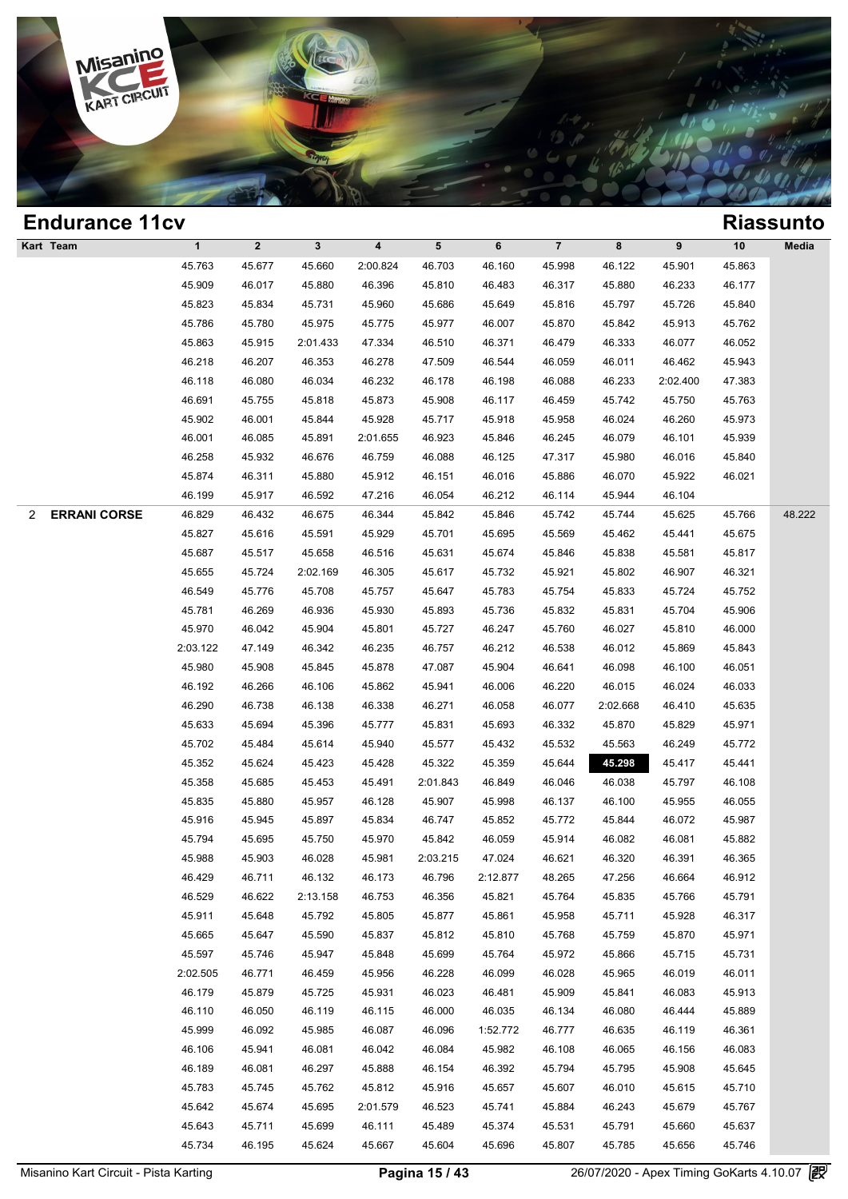# Endurance 11cv

## Riassunto

| Kart | Team | 1 | 2 | 3 | 4 | 5 | 6 | 7 | 8 | 9 | 10 | Media |
|---|---|---|---|---|---|---|---|---|---|---|---|---|
| | | 45.763 | 45.677 | 45.660 | 2:00.824 | 46.703 | 46.160 | 45.998 | 46.122 | 45.901 | 45.863 | |
| | | 45.909 | 46.017 | 45.880 | 46.396 | 45.810 | 46.483 | 46.317 | 45.880 | 46.233 | 46.177 | |
| | | 45.823 | 45.834 | 45.731 | 45.960 | 45.686 | 45.649 | 45.816 | 45.797 | 45.726 | 45.840 | |
| | | 45.786 | 45.780 | 45.975 | 45.775 | 45.977 | 46.007 | 45.870 | 45.842 | 45.913 | 45.762 | |
| | | 45.863 | 45.915 | 2:01.433 | 47.334 | 46.510 | 46.371 | 46.479 | 46.333 | 46.077 | 46.052 | |
| | | 46.218 | 46.207 | 46.353 | 46.278 | 47.509 | 46.544 | 46.059 | 46.011 | 46.462 | 45.943 | |
| | | 46.118 | 46.080 | 46.034 | 46.232 | 46.178 | 46.198 | 46.088 | 46.233 | 2:02.400 | 47.383 | |
| | | 46.691 | 45.755 | 45.818 | 45.873 | 45.908 | 46.117 | 46.459 | 45.742 | 45.750 | 45.763 | |
| | | 45.902 | 46.001 | 45.844 | 45.928 | 45.717 | 45.918 | 45.958 | 46.024 | 46.260 | 45.973 | |
| | | 46.001 | 46.085 | 45.891 | 2:01.655 | 46.923 | 45.846 | 46.245 | 46.079 | 46.101 | 45.939 | |
| | | 46.258 | 45.932 | 46.676 | 46.759 | 46.088 | 46.125 | 47.317 | 45.980 | 46.016 | 45.840 | |
| | | 45.874 | 46.311 | 45.880 | 45.912 | 46.151 | 46.016 | 45.886 | 46.070 | 45.922 | 46.021 | |
| | | 46.199 | 45.917 | 46.592 | 47.216 | 46.054 | 46.212 | 46.114 | 45.944 | 46.104 | | |
| 2 | **ERRANI CORSE** | 46.829 | 46.432 | 46.675 | 46.344 | 45.842 | 45.846 | 45.742 | 45.744 | 45.625 | 45.766 | 48.222 |
| | | 45.827 | 45.616 | 45.591 | 45.929 | 45.701 | 45.695 | 45.569 | 45.462 | 45.441 | 45.675 | |
| | | 45.687 | 45.517 | 45.658 | 46.516 | 45.631 | 45.674 | 45.846 | 45.838 | 45.581 | 45.817 | |
| | | 45.655 | 45.724 | 2:02.169 | 46.305 | 45.617 | 45.732 | 45.921 | 45.802 | 46.907 | 46.321 | |
| | | 46.549 | 45.776 | 45.708 | 45.757 | 45.647 | 45.783 | 45.754 | 45.833 | 45.724 | 45.752 | |
| | | 45.781 | 46.269 | 46.936 | 45.930 | 45.893 | 45.736 | 45.832 | 45.831 | 45.704 | 45.906 | |
| | | 45.970 | 46.042 | 45.904 | 45.801 | 45.727 | 46.247 | 45.760 | 46.027 | 45.810 | 46.000 | |
| | | 2:03.122 | 47.149 | 46.342 | 46.235 | 46.757 | 46.212 | 46.538 | 46.012 | 45.869 | 45.843 | |
| | | 45.980 | 45.908 | 45.845 | 45.878 | 47.087 | 45.904 | 46.641 | 46.098 | 46.100 | 46.051 | |
| | | 46.192 | 46.266 | 46.106 | 45.862 | 45.941 | 46.006 | 46.220 | 46.015 | 46.024 | 46.033 | |
| | | 46.290 | 46.738 | 46.138 | 46.338 | 46.271 | 46.058 | 46.077 | 2:02.668 | 46.410 | 45.635 | |
| | | 45.633 | 45.694 | 45.396 | 45.777 | 45.831 | 45.693 | 46.332 | 45.870 | 45.829 | 45.971 | |
| | | 45.702 | 45.484 | 45.614 | 45.940 | 45.577 | 45.432 | 45.532 | 45.563 | 46.249 | 45.772 | |
| | | 45.352 | 45.624 | 45.423 | 45.428 | 45.322 | 45.359 | 45.644 | **45.298** | 45.417 | 45.441 | |
| | | 45.358 | 45.685 | 45.453 | 45.491 | 2:01.843 | 46.849 | 46.046 | 46.038 | 45.797 | 46.108 | |
| | | 45.835 | 45.880 | 45.957 | 46.128 | 45.907 | 45.998 | 46.137 | 46.100 | 45.955 | 46.055 | |
| | | 45.916 | 45.945 | 45.897 | 45.834 | 46.747 | 45.852 | 45.772 | 45.844 | 46.072 | 45.987 | |
| | | 45.794 | 45.695 | 45.750 | 45.970 | 45.842 | 46.059 | 45.914 | 46.082 | 46.081 | 45.882 | |
| | | 45.988 | 45.903 | 46.028 | 45.981 | 2:03.215 | 47.024 | 46.621 | 46.320 | 46.391 | 46.365 | |
| | | 46.429 | 46.711 | 46.132 | 46.173 | 46.796 | 2:12.877 | 48.265 | 47.256 | 46.664 | 46.912 | |
| | | 46.529 | 46.622 | 2:13.158 | 46.753 | 46.356 | 45.821 | 45.764 | 45.835 | 45.766 | 45.791 | |
| | | 45.911 | 45.648 | 45.792 | 45.805 | 45.877 | 45.861 | 45.958 | 45.711 | 45.928 | 46.317 | |
| | | 45.665 | 45.647 | 45.590 | 45.837 | 45.812 | 45.810 | 45.768 | 45.759 | 45.870 | 45.971 | |
| | | 45.597 | 45.746 | 45.947 | 45.848 | 45.699 | 45.764 | 45.972 | 45.866 | 45.715 | 45.731 | |
| | | 2:02.505 | 46.771 | 46.459 | 45.956 | 46.228 | 46.099 | 46.028 | 45.965 | 46.019 | 46.011 | |
| | | 46.179 | 45.879 | 45.725 | 45.931 | 46.023 | 46.481 | 45.909 | 45.841 | 46.083 | 45.913 | |
| | | 46.110 | 46.050 | 46.119 | 46.115 | 46.000 | 46.035 | 46.134 | 46.080 | 46.444 | 45.889 | |
| | | 45.999 | 46.092 | 45.985 | 46.087 | 46.096 | 1:52.772 | 46.777 | 46.635 | 46.119 | 46.361 | |
| | | 46.106 | 45.941 | 46.081 | 46.042 | 46.084 | 45.982 | 46.108 | 46.065 | 46.156 | 46.083 | |
| | | 46.189 | 46.081 | 46.297 | 45.888 | 46.154 | 46.392 | 45.794 | 45.795 | 45.908 | 45.645 | |
| | | 45.783 | 45.745 | 45.762 | 45.812 | 45.916 | 45.657 | 45.607 | 46.010 | 45.615 | 45.710 | |
| | | 45.642 | 45.674 | 45.695 | 2:01.579 | 46.523 | 45.741 | 45.884 | 46.243 | 45.679 | 45.767 | |
| | | 45.643 | 45.711 | 45.699 | 46.111 | 45.489 | 45.374 | 45.531 | 45.791 | 45.660 | 45.637 | |
| | | 45.734 | 46.195 | 45.624 | 45.667 | 45.604 | 45.696 | 45.807 | 45.785 | 45.656 | 45.746 | |

Misanino Kart Circuit - Pista Karting

26/07/2020 - Apex Timing GoKarts 4.10.07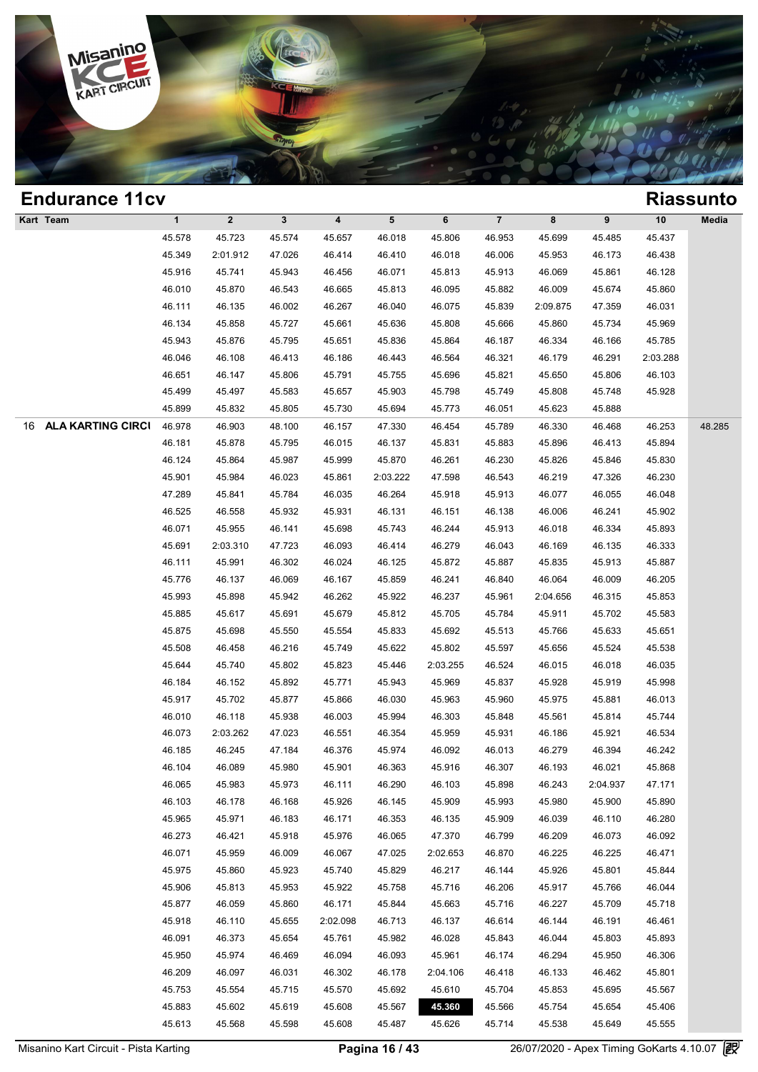## Endurance 11cv

## Riassunto

| Kart | Team | 1 | 2 | 3 | 4 | 5 | 6 | 7 | 8 | 9 | 10 | Media |
|---|---|---|---|---|---|---|---|---|---|---|---|---|
| | | 45.578 | 45.723 | 45.574 | 45.657 | 46.018 | 45.806 | 46.953 | 45.699 | 45.485 | 45.437 | |
| | | 45.349 | 2:01.912 | 47.026 | 46.414 | 46.410 | 46.018 | 46.006 | 45.953 | 46.173 | 46.438 | |
| | | 45.916 | 45.741 | 45.943 | 46.456 | 46.071 | 45.813 | 45.913 | 46.069 | 45.861 | 46.128 | |
| | | 46.010 | 45.870 | 46.543 | 46.665 | 45.813 | 46.095 | 45.882 | 46.009 | 45.674 | 45.860 | |
| | | 46.111 | 46.135 | 46.002 | 46.267 | 46.040 | 46.075 | 45.839 | 2:09.875 | 47.359 | 46.031 | |
| | | 46.134 | 45.858 | 45.727 | 45.661 | 45.636 | 45.808 | 45.666 | 45.860 | 45.734 | 45.969 | |
| | | 45.943 | 45.876 | 45.795 | 45.651 | 45.836 | 45.864 | 46.187 | 46.334 | 46.166 | 45.785 | |
| | | 46.046 | 46.108 | 46.413 | 46.186 | 46.443 | 46.564 | 46.321 | 46.179 | 46.291 | 2:03.288 | |
| | | 46.651 | 46.147 | 45.806 | 45.791 | 45.755 | 45.696 | 45.821 | 45.650 | 45.806 | 46.103 | |
| | | 45.499 | 45.497 | 45.583 | 45.657 | 45.903 | 45.798 | 45.749 | 45.808 | 45.748 | 45.928 | |
| | | 45.899 | 45.832 | 45.805 | 45.730 | 45.694 | 45.773 | 46.051 | 45.623 | 45.888 | | |
| 16 | **ALA KARTING CIRCI** | 46.978 | 46.903 | 48.100 | 46.157 | 47.330 | 46.454 | 45.789 | 46.330 | 46.468 | 46.253 | 48.285 |
| | | 46.181 | 45.878 | 45.795 | 46.015 | 46.137 | 45.831 | 45.883 | 45.896 | 46.413 | 45.894 | |
| | | 46.124 | 45.864 | 45.987 | 45.999 | 45.870 | 46.261 | 46.230 | 45.826 | 45.846 | 45.830 | |
| | | 45.901 | 45.984 | 46.023 | 45.861 | 2:03.222 | 47.598 | 46.543 | 46.219 | 47.326 | 46.230 | |
| | | 47.289 | 45.841 | 45.784 | 46.035 | 46.264 | 45.918 | 45.913 | 46.077 | 46.055 | 46.048 | |
| | | 46.525 | 46.558 | 45.932 | 45.931 | 46.131 | 46.151 | 46.138 | 46.006 | 46.241 | 45.902 | |
| | | 46.071 | 45.955 | 46.141 | 45.698 | 45.743 | 46.244 | 45.913 | 46.018 | 46.334 | 45.893 | |
| | | 45.691 | 2:03.310 | 47.723 | 46.093 | 46.414 | 46.279 | 46.043 | 46.169 | 46.135 | 46.333 | |
| | | 46.111 | 45.991 | 46.302 | 46.024 | 46.125 | 45.872 | 45.887 | 45.835 | 45.913 | 45.887 | |
| | | 45.776 | 46.137 | 46.069 | 46.167 | 45.859 | 46.241 | 46.840 | 46.064 | 46.009 | 46.205 | |
| | | 45.993 | 45.898 | 45.942 | 46.262 | 45.922 | 46.237 | 45.961 | 2:04.656 | 46.315 | 45.853 | |
| | | 45.885 | 45.617 | 45.691 | 45.679 | 45.812 | 45.705 | 45.784 | 45.911 | 45.702 | 45.583 | |
| | | 45.875 | 45.698 | 45.550 | 45.554 | 45.833 | 45.692 | 45.513 | 45.766 | 45.633 | 45.651 | |
| | | 45.508 | 46.458 | 46.216 | 45.749 | 45.622 | 45.802 | 45.597 | 45.656 | 45.524 | 45.538 | |
| | | 45.644 | 45.740 | 45.802 | 45.823 | 45.446 | 2:03.255 | 46.524 | 46.015 | 46.018 | 46.035 | |
| | | 46.184 | 46.152 | 45.892 | 45.771 | 45.943 | 45.969 | 45.837 | 45.928 | 45.919 | 45.998 | |
| | | 45.917 | 45.702 | 45.877 | 45.866 | 46.030 | 45.963 | 45.960 | 45.975 | 45.881 | 46.013 | |
| | | 46.010 | 46.118 | 45.938 | 46.003 | 45.994 | 46.303 | 45.848 | 45.561 | 45.814 | 45.744 | |
| | | 46.073 | 2:03.262 | 47.023 | 46.551 | 46.354 | 45.959 | 45.931 | 46.186 | 45.921 | 46.534 | |
| | | 46.185 | 46.245 | 47.184 | 46.376 | 45.974 | 46.092 | 46.013 | 46.279 | 46.394 | 46.242 | |
| | | 46.104 | 46.089 | 45.980 | 45.901 | 46.363 | 45.916 | 46.307 | 46.193 | 46.021 | 45.868 | |
| | | 46.065 | 45.983 | 45.973 | 46.111 | 46.290 | 46.103 | 45.898 | 46.243 | 2:04.937 | 47.171 | |
| | | 46.103 | 46.178 | 46.168 | 45.926 | 46.145 | 45.909 | 45.993 | 45.980 | 45.900 | 45.890 | |
| | | 45.965 | 45.971 | 46.183 | 46.171 | 46.353 | 46.135 | 45.909 | 46.039 | 46.110 | 46.280 | |
| | | 46.273 | 46.421 | 45.918 | 45.976 | 46.065 | 47.370 | 46.799 | 46.209 | 46.073 | 46.092 | |
| | | 46.071 | 45.959 | 46.009 | 46.067 | 47.025 | 2:02.653 | 46.870 | 46.225 | 46.225 | 46.471 | |
| | | 45.975 | 45.860 | 45.923 | 45.740 | 45.829 | 46.217 | 46.144 | 45.926 | 45.801 | 45.844 | |
| | | 45.906 | 45.813 | 45.953 | 45.922 | 45.758 | 45.716 | 46.206 | 45.917 | 45.766 | 46.044 | |
| | | 45.877 | 46.059 | 45.860 | 46.171 | 45.844 | 45.663 | 45.716 | 46.227 | 45.709 | 45.718 | |
| | | 45.918 | 46.110 | 45.655 | 2:02.098 | 46.713 | 46.137 | 46.614 | 46.144 | 46.191 | 46.461 | |
| | | 46.091 | 46.373 | 45.654 | 45.761 | 45.982 | 46.028 | 45.843 | 46.044 | 45.803 | 45.893 | |
| | | 45.950 | 45.974 | 46.469 | 46.094 | 46.093 | 45.961 | 46.174 | 46.294 | 45.950 | 46.306 | |
| | | 46.209 | 46.097 | 46.031 | 46.302 | 46.178 | 2:04.106 | 46.418 | 46.133 | 46.462 | 45.801 | |
| | | 45.753 | 45.554 | 45.715 | 45.570 | 45.692 | 45.610 | 45.704 | 45.853 | 45.695 | 45.567 | |
| | | 45.883 | 45.602 | 45.619 | 45.608 | 45.567 | **45.360** | 45.566 | 45.754 | 45.654 | 45.406 | |
| | | 45.613 | 45.568 | 45.598 | 45.608 | 45.487 | 45.626 | 45.714 | 45.538 | 45.649 | 45.555 | |

Misanino Kart Circuit - Pista Karting — 26/07/2020 - Apex Timing GoKarts 4.10.07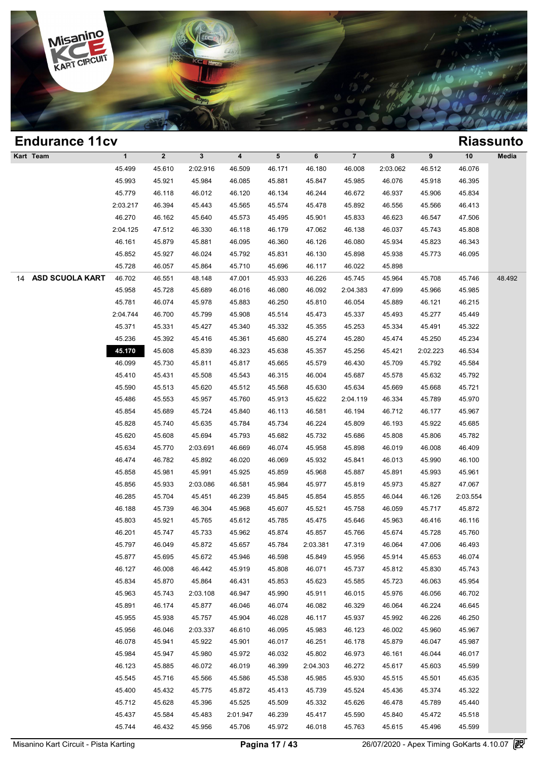## Endurance 11cv

## Riassunto

| Kart | Team | 1 | 2 | 3 | 4 | 5 | 6 | 7 | 8 | 9 | 10 | Media |
|---|---|---|---|---|---|---|---|---|---|---|---|---|
| | | 45.499 | 45.610 | 2:02.916 | 46.509 | 46.171 | 46.180 | 46.008 | 2:03.062 | 46.512 | 46.076 | |
| | | 45.993 | 45.921 | 45.984 | 46.085 | 45.881 | 45.847 | 45.985 | 46.076 | 45.918 | 46.395 | |
| | | 45.779 | 46.118 | 46.012 | 46.120 | 46.134 | 46.244 | 46.672 | 46.937 | 45.906 | 45.834 | |
| | | 2:03.217 | 46.394 | 45.443 | 45.565 | 45.574 | 45.478 | 45.892 | 46.556 | 45.566 | 46.413 | |
| | | 46.270 | 46.162 | 45.640 | 45.573 | 45.495 | 45.901 | 45.833 | 46.623 | 46.547 | 47.506 | |
| | | 2:04.125 | 47.512 | 46.330 | 46.118 | 46.179 | 47.062 | 46.138 | 46.037 | 45.743 | 45.808 | |
| | | 46.161 | 45.879 | 45.881 | 46.095 | 46.360 | 46.126 | 46.080 | 45.934 | 45.823 | 46.343 | |
| | | 45.852 | 45.927 | 46.024 | 45.792 | 45.831 | 46.130 | 45.898 | 45.938 | 45.773 | 46.095 | |
| | | 45.728 | 46.057 | 45.864 | 45.710 | 45.696 | 46.117 | 46.022 | 45.898 | | | |
| 14 | **ASD SCUOLA KART** | 46.702 | 46.551 | 48.148 | 47.001 | 45.933 | 46.226 | 45.745 | 45.964 | 45.708 | 45.746 | 48.492 |
| | | 45.958 | 45.728 | 45.689 | 46.016 | 46.080 | 46.092 | 2:04.383 | 47.699 | 45.966 | 45.985 | |
| | | 45.781 | 46.074 | 45.978 | 45.883 | 46.250 | 45.810 | 46.054 | 45.889 | 46.121 | 46.215 | |
| | | 2:04.744 | 46.700 | 45.799 | 45.908 | 45.514 | 45.473 | 45.337 | 45.493 | 45.277 | 45.449 | |
| | | 45.371 | 45.331 | 45.427 | 45.340 | 45.332 | 45.355 | 45.253 | 45.334 | 45.491 | 45.322 | |
| | | 45.236 | 45.392 | 45.416 | 45.361 | 45.680 | 45.274 | 45.280 | 45.474 | 45.250 | 45.234 | |
| | | **45.170** | 45.608 | 45.839 | 46.323 | 45.638 | 45.357 | 45.256 | 45.421 | 2:02.223 | 46.534 | |
| | | 46.099 | 45.730 | 45.811 | 45.817 | 45.665 | 45.579 | 46.430 | 45.709 | 45.792 | 45.584 | |
| | | 45.410 | 45.431 | 45.508 | 45.543 | 46.315 | 46.004 | 45.687 | 45.578 | 45.632 | 45.792 | |
| | | 45.590 | 45.513 | 45.620 | 45.512 | 45.568 | 45.630 | 45.634 | 45.669 | 45.668 | 45.721 | |
| | | 45.486 | 45.553 | 45.957 | 45.760 | 45.913 | 45.622 | 2:04.119 | 46.334 | 45.789 | 45.970 | |
| | | 45.854 | 45.689 | 45.724 | 45.840 | 46.113 | 46.581 | 46.194 | 46.712 | 46.177 | 45.967 | |
| | | 45.828 | 45.740 | 45.635 | 45.784 | 45.734 | 46.224 | 45.809 | 46.193 | 45.922 | 45.685 | |
| | | 45.620 | 45.608 | 45.694 | 45.793 | 45.682 | 45.732 | 45.686 | 45.808 | 45.806 | 45.782 | |
| | | 45.634 | 45.770 | 2:03.691 | 46.669 | 46.074 | 45.958 | 45.898 | 46.019 | 46.008 | 46.409 | |
| | | 46.474 | 46.782 | 45.892 | 46.020 | 46.069 | 45.932 | 45.841 | 46.013 | 45.990 | 46.100 | |
| | | 45.858 | 45.981 | 45.991 | 45.925 | 45.859 | 45.968 | 45.887 | 45.891 | 45.993 | 45.961 | |
| | | 45.856 | 45.933 | 2:03.086 | 46.581 | 45.984 | 45.977 | 45.819 | 45.973 | 45.827 | 47.067 | |
| | | 46.285 | 45.704 | 45.451 | 46.239 | 45.845 | 45.854 | 45.855 | 46.044 | 46.126 | 2:03.554 | |
| | | 46.188 | 45.739 | 46.304 | 45.968 | 45.607 | 45.521 | 45.758 | 46.059 | 45.717 | 45.872 | |
| | | 45.803 | 45.921 | 45.765 | 45.612 | 45.785 | 45.475 | 45.646 | 45.963 | 46.416 | 46.116 | |
| | | 46.201 | 45.747 | 45.733 | 45.962 | 45.874 | 45.857 | 45.766 | 45.674 | 45.728 | 45.760 | |
| | | 45.797 | 46.049 | 45.872 | 45.657 | 45.784 | 2:03.381 | 47.319 | 46.064 | 47.006 | 46.493 | |
| | | 45.877 | 45.695 | 45.672 | 45.946 | 46.598 | 45.849 | 45.956 | 45.914 | 45.653 | 46.074 | |
| | | 46.127 | 46.008 | 46.442 | 45.919 | 45.808 | 46.071 | 45.737 | 45.812 | 45.830 | 45.743 | |
| | | 45.834 | 45.870 | 45.864 | 46.431 | 45.853 | 45.623 | 45.585 | 45.723 | 46.063 | 45.954 | |
| | | 45.963 | 45.743 | 2:03.108 | 46.947 | 45.990 | 45.911 | 46.015 | 45.976 | 46.056 | 46.702 | |
| | | 45.891 | 46.174 | 45.877 | 46.046 | 46.074 | 46.082 | 46.329 | 46.064 | 46.224 | 46.645 | |
| | | 45.955 | 45.938 | 45.757 | 45.904 | 46.028 | 46.117 | 45.937 | 45.992 | 46.226 | 46.250 | |
| | | 45.956 | 46.046 | 2:03.337 | 46.610 | 46.095 | 45.983 | 46.123 | 46.002 | 45.960 | 45.967 | |
| | | 46.078 | 45.941 | 45.922 | 45.901 | 46.017 | 46.251 | 46.178 | 45.879 | 46.047 | 45.987 | |
| | | 45.984 | 45.947 | 45.980 | 45.972 | 46.032 | 45.802 | 46.973 | 46.161 | 46.044 | 46.017 | |
| | | 46.123 | 45.885 | 46.072 | 46.019 | 46.399 | 2:04.303 | 46.272 | 45.617 | 45.603 | 45.599 | |
| | | 45.545 | 45.716 | 45.566 | 45.586 | 45.538 | 45.985 | 45.930 | 45.515 | 45.501 | 45.635 | |
| | | 45.400 | 45.432 | 45.775 | 45.872 | 45.413 | 45.739 | 45.524 | 45.436 | 45.374 | 45.322 | |
| | | 45.712 | 45.628 | 45.396 | 45.525 | 45.509 | 45.332 | 45.626 | 46.478 | 45.789 | 45.440 | |
| | | 45.437 | 45.584 | 45.483 | 2:01.947 | 46.239 | 45.417 | 45.590 | 45.840 | 45.472 | 45.518 | |
| | | 45.744 | 46.432 | 45.956 | 45.706 | 45.972 | 46.018 | 45.763 | 45.615 | 45.496 | 45.599 | |

Misanino Kart Circuit - Pista Karting — 26/07/2020 - Apex Timing GoKarts 4.10.07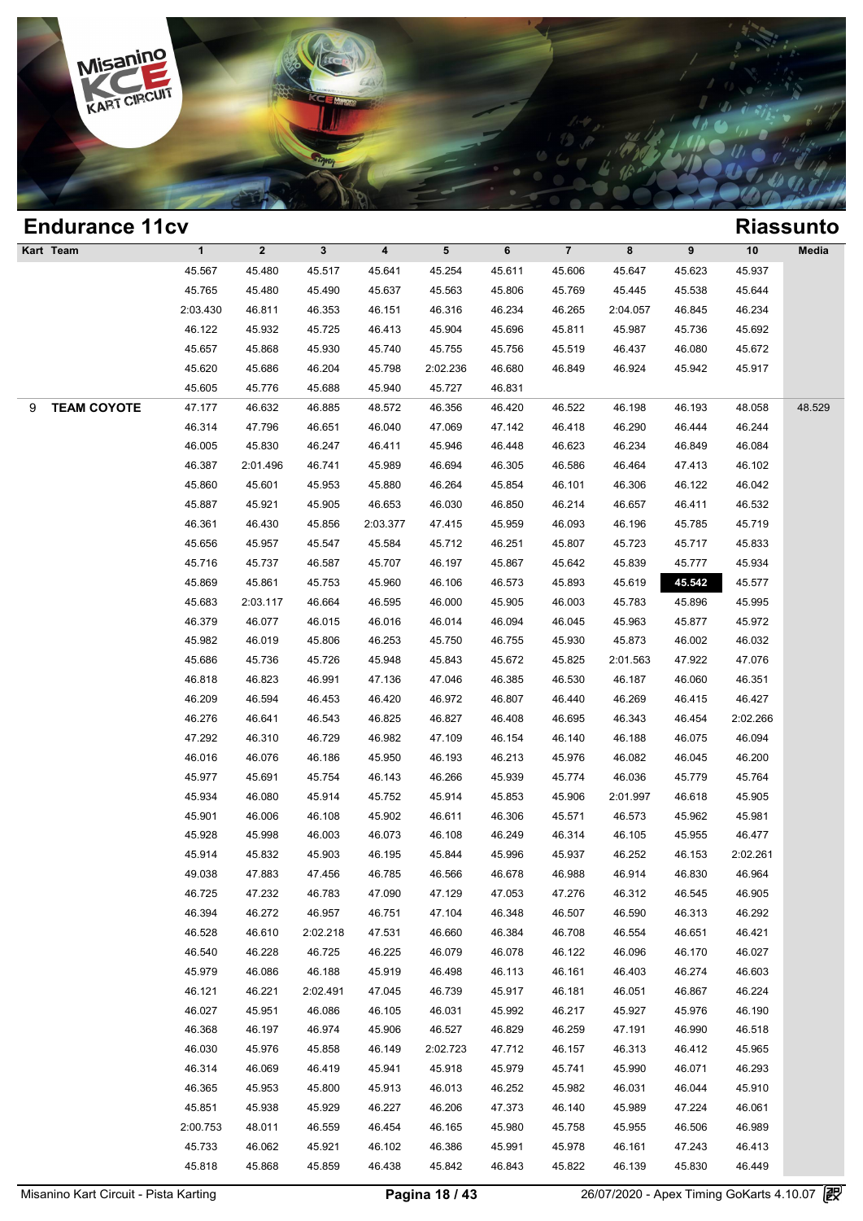# Endurance 11cv

## Riassunto

| Kart | Team | 1 | 2 | 3 | 4 | 5 | 6 | 7 | 8 | 9 | 10 | Media |
|---|---|---|---|---|---|---|---|---|---|---|---|---|
| | | 45.567 | 45.480 | 45.517 | 45.641 | 45.254 | 45.611 | 45.606 | 45.647 | 45.623 | 45.937 | |
| | | 45.765 | 45.480 | 45.490 | 45.637 | 45.563 | 45.806 | 45.769 | 45.445 | 45.538 | 45.644 | |
| | | 2:03.430 | 46.811 | 46.353 | 46.151 | 46.316 | 46.234 | 46.265 | 2:04.057 | 46.845 | 46.234 | |
| | | 46.122 | 45.932 | 45.725 | 46.413 | 45.904 | 45.696 | 45.811 | 45.987 | 45.736 | 45.692 | |
| | | 45.657 | 45.868 | 45.930 | 45.740 | 45.755 | 45.756 | 45.519 | 46.437 | 46.080 | 45.672 | |
| | | 45.620 | 45.686 | 46.204 | 45.798 | 2:02.236 | 46.680 | 46.849 | 46.924 | 45.942 | 45.917 | |
| | | 45.605 | 45.776 | 45.688 | 45.940 | 45.727 | 46.831 | | | | | |
| 9 | **TEAM COYOTE** | 47.177 | 46.632 | 46.885 | 48.572 | 46.356 | 46.420 | 46.522 | 46.198 | 46.193 | 48.058 | 48.529 |
| | | 46.314 | 47.796 | 46.651 | 46.040 | 47.069 | 47.142 | 46.418 | 46.290 | 46.444 | 46.244 | |
| | | 46.005 | 45.830 | 46.247 | 46.411 | 45.946 | 46.448 | 46.623 | 46.234 | 46.849 | 46.084 | |
| | | 46.387 | 2:01.496 | 46.741 | 45.989 | 46.694 | 46.305 | 46.586 | 46.464 | 47.413 | 46.102 | |
| | | 45.860 | 45.601 | 45.953 | 45.880 | 46.264 | 45.854 | 46.101 | 46.306 | 46.122 | 46.042 | |
| | | 45.887 | 45.921 | 45.905 | 46.653 | 46.030 | 46.850 | 46.214 | 46.657 | 46.411 | 46.532 | |
| | | 46.361 | 46.430 | 45.856 | 2:03.377 | 47.415 | 45.959 | 46.093 | 46.196 | 45.785 | 45.719 | |
| | | 45.656 | 45.957 | 45.547 | 45.584 | 45.712 | 46.251 | 45.807 | 45.723 | 45.717 | 45.833 | |
| | | 45.716 | 45.737 | 46.587 | 45.707 | 46.197 | 45.867 | 45.642 | 45.839 | 45.777 | 45.934 | |
| | | 45.869 | 45.861 | 45.753 | 45.960 | 46.106 | 46.573 | 45.893 | 45.619 | **45.542** | 45.577 | |
| | | 45.683 | 2:03.117 | 46.664 | 46.595 | 46.000 | 45.905 | 46.003 | 45.783 | 45.896 | 45.995 | |
| | | 46.379 | 46.077 | 46.015 | 46.016 | 46.014 | 46.094 | 46.045 | 45.963 | 45.877 | 45.972 | |
| | | 45.982 | 46.019 | 45.806 | 46.253 | 45.750 | 46.755 | 45.930 | 45.873 | 46.002 | 46.032 | |
| | | 45.686 | 45.736 | 45.726 | 45.948 | 45.843 | 45.672 | 45.825 | 2:01.563 | 47.922 | 47.076 | |
| | | 46.818 | 46.823 | 46.991 | 47.136 | 47.046 | 46.385 | 46.530 | 46.187 | 46.060 | 46.351 | |
| | | 46.209 | 46.594 | 46.453 | 46.420 | 46.972 | 46.807 | 46.440 | 46.269 | 46.415 | 46.427 | |
| | | 46.276 | 46.641 | 46.543 | 46.825 | 46.827 | 46.408 | 46.695 | 46.343 | 46.454 | 2:02.266 | |
| | | 47.292 | 46.310 | 46.729 | 46.982 | 47.109 | 46.154 | 46.140 | 46.188 | 46.075 | 46.094 | |
| | | 46.016 | 46.076 | 46.186 | 45.950 | 46.193 | 46.213 | 45.976 | 46.082 | 46.045 | 46.200 | |
| | | 45.977 | 45.691 | 45.754 | 46.143 | 46.266 | 45.939 | 45.774 | 46.036 | 45.779 | 45.764 | |
| | | 45.934 | 46.080 | 45.914 | 45.752 | 45.914 | 45.853 | 45.906 | 2:01.997 | 46.618 | 45.905 | |
| | | 45.901 | 46.006 | 46.108 | 45.902 | 46.611 | 46.306 | 45.571 | 46.573 | 45.962 | 45.981 | |
| | | 45.928 | 45.998 | 46.003 | 46.073 | 46.108 | 46.249 | 46.314 | 46.105 | 45.955 | 46.477 | |
| | | 45.914 | 45.832 | 45.903 | 46.195 | 45.844 | 45.996 | 45.937 | 46.252 | 46.153 | 2:02.261 | |
| | | 49.038 | 47.883 | 47.456 | 46.785 | 46.566 | 46.678 | 46.988 | 46.914 | 46.830 | 46.964 | |
| | | 46.725 | 47.232 | 46.783 | 47.090 | 47.129 | 47.053 | 47.276 | 46.312 | 46.545 | 46.905 | |
| | | 46.394 | 46.272 | 46.957 | 46.751 | 47.104 | 46.348 | 46.507 | 46.590 | 46.313 | 46.292 | |
| | | 46.528 | 46.610 | 2:02.218 | 47.531 | 46.660 | 46.384 | 46.708 | 46.554 | 46.651 | 46.421 | |
| | | 46.540 | 46.228 | 46.725 | 46.225 | 46.079 | 46.078 | 46.122 | 46.096 | 46.170 | 46.027 | |
| | | 45.979 | 46.086 | 46.188 | 45.919 | 46.498 | 46.113 | 46.161 | 46.403 | 46.274 | 46.603 | |
| | | 46.121 | 46.221 | 2:02.491 | 47.045 | 46.739 | 45.917 | 46.181 | 46.051 | 46.867 | 46.224 | |
| | | 46.027 | 45.951 | 46.086 | 46.105 | 46.031 | 45.992 | 46.217 | 45.927 | 45.976 | 46.190 | |
| | | 46.368 | 46.197 | 46.974 | 45.906 | 46.527 | 46.829 | 46.259 | 47.191 | 46.990 | 46.518 | |
| | | 46.030 | 45.976 | 45.858 | 46.149 | 2:02.723 | 47.712 | 46.157 | 46.313 | 46.412 | 45.965 | |
| | | 46.314 | 46.069 | 46.419 | 45.941 | 45.918 | 45.979 | 45.741 | 45.990 | 46.071 | 46.293 | |
| | | 46.365 | 45.953 | 45.800 | 45.913 | 46.013 | 46.252 | 45.982 | 46.031 | 46.044 | 45.910 | |
| | | 45.851 | 45.938 | 45.929 | 46.227 | 46.206 | 47.373 | 46.140 | 45.989 | 47.224 | 46.061 | |
| | | 2:00.753 | 48.011 | 46.559 | 46.454 | 46.165 | 45.980 | 45.758 | 45.955 | 46.506 | 46.989 | |
| | | 45.733 | 46.062 | 45.921 | 46.102 | 46.386 | 45.991 | 45.978 | 46.161 | 47.243 | 46.413 | |
| | | 45.818 | 45.868 | 45.859 | 46.438 | 45.842 | 46.843 | 45.822 | 46.139 | 45.830 | 46.449 | |

Misanino Kart Circuit - Pista Karting — 26/07/2020 - Apex Timing GoKarts 4.10.07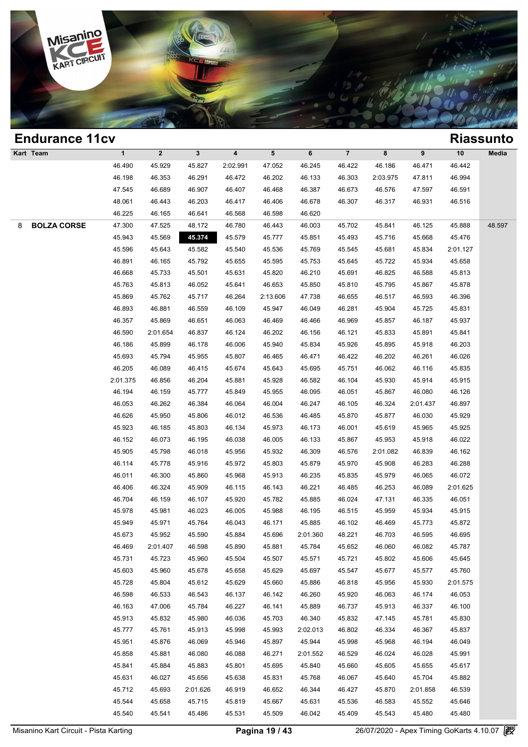## Endurance 11cv

## Riassunto

| Kart | Team | 1 | 2 | 3 | 4 | 5 | 6 | 7 | 8 | 9 | 10 | Media |
|---|---|---|---|---|---|---|---|---|---|---|---|---|
| | | 46.490 | 45.929 | 45.827 | 2:02.991 | 47.052 | 46.245 | 46.422 | 46.186 | 46.471 | 46.442 | |
| | | 46.198 | 46.353 | 46.291 | 46.472 | 46.202 | 46.133 | 46.303 | 2:03.975 | 47.811 | 46.994 | |
| | | 47.545 | 46.689 | 46.907 | 46.407 | 46.468 | 46.387 | 46.673 | 46.576 | 47.597 | 46.591 | |
| | | 48.061 | 46.443 | 46.203 | 46.417 | 46.406 | 46.678 | 46.307 | 46.317 | 46.931 | 46.516 | |
| | | 46.225 | 46.165 | 46.641 | 46.568 | 46.598 | 46.620 | | | | | |
| 8 | **BOLZA CORSE** | 47.300 | 47.525 | 48.172 | 46.780 | 46.443 | 46.003 | 45.702 | 45.841 | 46.125 | 45.888 | 48.597 |
| | | 45.943 | 45.569 | **45.374** | 45.579 | 45.777 | 45.851 | 45.493 | 45.716 | 45.668 | 45.476 | |
| | | 45.596 | 45.643 | 45.582 | 45.540 | 45.536 | 45.769 | 45.545 | 45.681 | 45.834 | 2:01.127 | |
| | | 46.891 | 46.165 | 45.792 | 45.655 | 45.595 | 45.753 | 45.645 | 45.722 | 45.934 | 45.658 | |
| | | 46.668 | 45.733 | 45.501 | 45.631 | 45.820 | 46.210 | 45.691 | 46.825 | 46.588 | 45.813 | |
| | | 45.763 | 45.813 | 46.052 | 45.641 | 46.653 | 45.850 | 45.810 | 45.795 | 45.867 | 45.878 | |
| | | 45.869 | 45.762 | 45.717 | 46.264 | 2:13.606 | 47.738 | 46.655 | 46.517 | 46.593 | 46.396 | |
| | | 46.893 | 46.881 | 46.559 | 46.109 | 45.947 | 46.049 | 46.281 | 45.904 | 45.725 | 45.831 | |
| | | 46.357 | 45.869 | 46.651 | 46.063 | 46.469 | 46.466 | 46.969 | 45.857 | 46.187 | 45.937 | |
| | | 46.590 | 2:01.654 | 46.837 | 46.124 | 46.202 | 46.156 | 46.121 | 45.833 | 45.891 | 45.841 | |
| | | 46.186 | 45.899 | 46.178 | 46.006 | 45.940 | 45.834 | 45.926 | 45.895 | 45.918 | 46.203 | |
| | | 45.693 | 45.794 | 45.955 | 45.807 | 46.465 | 46.471 | 46.422 | 46.202 | 46.261 | 46.026 | |
| | | 46.205 | 46.089 | 46.415 | 45.674 | 45.643 | 45.695 | 45.751 | 46.062 | 46.116 | 45.835 | |
| | | 2:01.375 | 46.856 | 46.204 | 45.881 | 45.928 | 46.582 | 46.104 | 45.930 | 45.914 | 45.915 | |
| | | 46.194 | 46.159 | 45.777 | 45.849 | 45.955 | 46.095 | 46.051 | 45.867 | 46.080 | 46.126 | |
| | | 46.053 | 46.262 | 46.384 | 46.064 | 46.004 | 46.247 | 46.105 | 46.324 | 2:01.437 | 46.897 | |
| | | 46.626 | 45.950 | 45.806 | 46.012 | 46.536 | 46.485 | 45.870 | 45.877 | 46.030 | 45.929 | |
| | | 45.923 | 46.185 | 45.803 | 46.134 | 45.973 | 46.173 | 46.001 | 45.619 | 45.965 | 45.925 | |
| | | 46.152 | 46.073 | 46.195 | 46.038 | 46.005 | 46.133 | 45.867 | 45.953 | 45.918 | 46.022 | |
| | | 45.905 | 45.798 | 46.018 | 45.956 | 45.932 | 46.309 | 46.576 | 2:01.082 | 46.839 | 46.162 | |
| | | 46.114 | 45.778 | 45.916 | 45.972 | 45.803 | 45.879 | 45.970 | 45.908 | 46.283 | 46.288 | |
| | | 46.011 | 46.300 | 45.860 | 45.968 | 45.913 | 46.235 | 45.835 | 45.979 | 46.065 | 46.072 | |
| | | 46.406 | 46.324 | 45.909 | 46.115 | 46.143 | 46.221 | 46.485 | 46.253 | 46.089 | 2:01.625 | |
| | | 46.704 | 46.159 | 46.107 | 45.920 | 45.782 | 45.885 | 46.024 | 47.131 | 46.335 | 46.051 | |
| | | 45.978 | 45.981 | 46.023 | 46.005 | 45.988 | 46.195 | 46.515 | 45.959 | 45.934 | 45.915 | |
| | | 45.949 | 45.971 | 45.764 | 46.043 | 46.171 | 45.885 | 46.102 | 46.469 | 45.773 | 45.872 | |
| | | 45.673 | 45.952 | 45.590 | 45.884 | 45.696 | 2:01.360 | 48.221 | 46.703 | 46.595 | 46.695 | |
| | | 46.469 | 2:01.407 | 46.598 | 45.890 | 45.881 | 45.784 | 45.652 | 46.060 | 46.082 | 45.787 | |
| | | 45.731 | 45.723 | 45.960 | 45.504 | 45.507 | 45.571 | 45.721 | 45.802 | 45.606 | 45.645 | |
| | | 45.603 | 45.960 | 45.678 | 45.658 | 45.629 | 45.697 | 45.547 | 45.677 | 45.577 | 45.760 | |
| | | 45.728 | 45.804 | 45.612 | 45.629 | 45.660 | 45.886 | 46.818 | 45.956 | 45.930 | 2:01.575 | |
| | | 46.598 | 46.533 | 46.543 | 46.137 | 46.142 | 46.260 | 45.920 | 46.063 | 46.174 | 46.053 | |
| | | 46.163 | 47.006 | 45.784 | 46.227 | 46.141 | 45.889 | 46.737 | 45.913 | 46.337 | 46.100 | |
| | | 45.913 | 45.832 | 45.980 | 46.036 | 45.703 | 46.340 | 45.832 | 47.145 | 45.781 | 45.830 | |
| | | 45.777 | 45.761 | 45.913 | 45.998 | 45.993 | 2:02.013 | 46.802 | 46.334 | 46.367 | 45.837 | |
| | | 45.951 | 45.876 | 46.069 | 45.946 | 45.897 | 45.944 | 45.998 | 45.968 | 46.194 | 46.049 | |
| | | 45.858 | 45.881 | 46.080 | 46.088 | 46.271 | 2:01.552 | 46.529 | 46.024 | 46.028 | 45.991 | |
| | | 45.841 | 45.884 | 45.883 | 45.801 | 45.695 | 45.840 | 45.660 | 45.605 | 45.655 | 45.617 | |
| | | 45.631 | 46.027 | 45.656 | 45.638 | 45.831 | 45.768 | 46.067 | 45.640 | 45.704 | 45.882 | |
| | | 45.712 | 45.693 | 2:01.626 | 46.919 | 46.652 | 46.344 | 46.427 | 45.870 | 2:01.858 | 46.539 | |
| | | 45.544 | 45.658 | 45.715 | 45.819 | 45.667 | 45.631 | 45.536 | 46.583 | 45.552 | 45.646 | |
| | | 45.540 | 45.541 | 45.486 | 45.531 | 45.509 | 46.042 | 45.409 | 45.543 | 45.480 | 45.480 | |

Misanino Kart Circuit - Pista Karting

26/07/2020 - Apex Timing GoKarts 4.10.07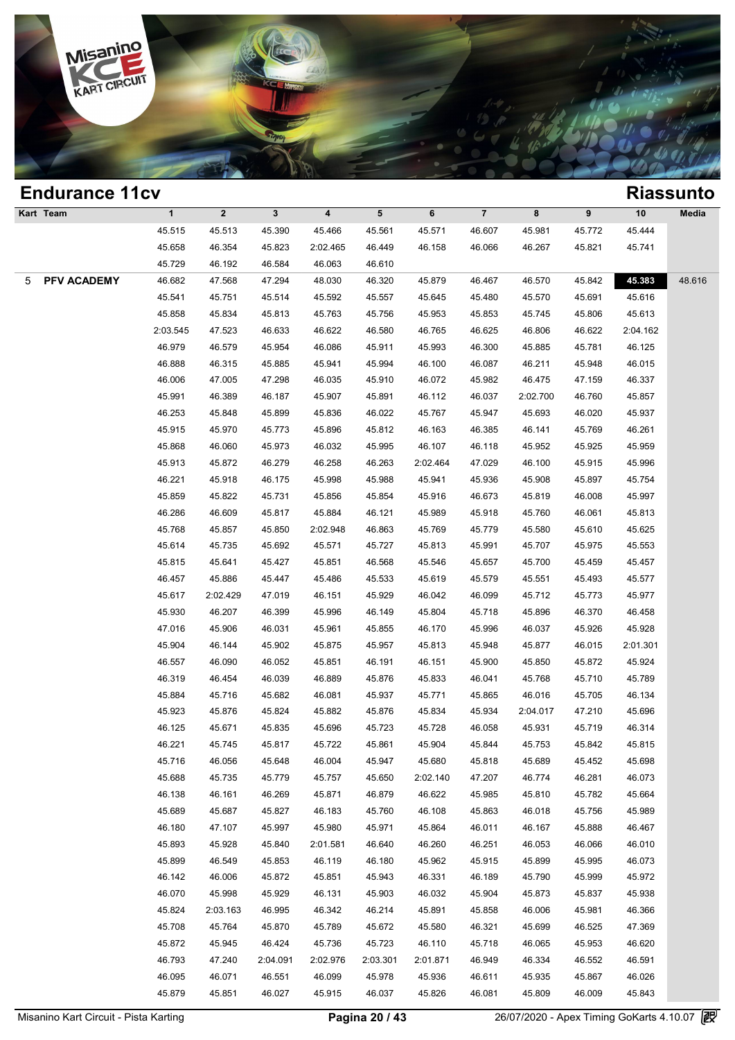## Endurance 11cv

## Riassunto

| Kart | Team | 1 | 2 | 3 | 4 | 5 | 6 | 7 | 8 | 9 | 10 | Media |
|---|---|---|---|---|---|---|---|---|---|---|---|---|
| | | 45.515 | 45.513 | 45.390 | 45.466 | 45.561 | 45.571 | 46.607 | 45.981 | 45.772 | 45.444 | |
| | | 45.658 | 46.354 | 45.823 | 2:02.465 | 46.449 | 46.158 | 46.066 | 46.267 | 45.821 | 45.741 | |
| | | 45.729 | 46.192 | 46.584 | 46.063 | 46.610 | | | | | | |
| 5 | **PFV ACADEMY** | 46.682 | 47.568 | 47.294 | 48.030 | 46.320 | 45.879 | 46.467 | 46.570 | 45.842 | **45.383** | 48.616 |
| | | 45.541 | 45.751 | 45.514 | 45.592 | 45.557 | 45.645 | 45.480 | 45.570 | 45.691 | 45.616 | |
| | | 45.858 | 45.834 | 45.813 | 45.763 | 45.756 | 45.953 | 45.853 | 45.745 | 45.806 | 45.613 | |
| | | 2:03.545 | 47.523 | 46.633 | 46.622 | 46.580 | 46.765 | 46.625 | 46.806 | 46.622 | 2:04.162 | |
| | | 46.979 | 46.579 | 45.954 | 46.086 | 45.911 | 45.993 | 46.300 | 45.885 | 45.781 | 46.125 | |
| | | 46.888 | 46.315 | 45.885 | 45.941 | 45.994 | 46.100 | 46.087 | 46.211 | 45.948 | 46.015 | |
| | | 46.006 | 47.005 | 47.298 | 46.035 | 45.910 | 46.072 | 45.982 | 46.475 | 47.159 | 46.337 | |
| | | 45.991 | 46.389 | 46.187 | 45.907 | 45.891 | 46.112 | 46.037 | 2:02.700 | 46.760 | 45.857 | |
| | | 46.253 | 45.848 | 45.899 | 45.836 | 46.022 | 45.767 | 45.947 | 45.693 | 46.020 | 45.937 | |
| | | 45.915 | 45.970 | 45.773 | 45.896 | 45.812 | 46.163 | 46.385 | 46.141 | 45.769 | 46.261 | |
| | | 45.868 | 46.060 | 45.973 | 46.032 | 45.995 | 46.107 | 46.118 | 45.952 | 45.925 | 45.959 | |
| | | 45.913 | 45.872 | 46.279 | 46.258 | 46.263 | 2:02.464 | 47.029 | 46.100 | 45.915 | 45.996 | |
| | | 46.221 | 45.918 | 46.175 | 45.998 | 45.988 | 45.941 | 45.936 | 45.908 | 45.897 | 45.754 | |
| | | 45.859 | 45.822 | 45.731 | 45.856 | 45.854 | 45.916 | 46.673 | 45.819 | 46.008 | 45.997 | |
| | | 46.286 | 46.609 | 45.817 | 45.884 | 46.121 | 45.989 | 45.918 | 45.760 | 46.061 | 45.813 | |
| | | 45.768 | 45.857 | 45.850 | 2:02.948 | 46.863 | 45.769 | 45.779 | 45.580 | 45.610 | 45.625 | |
| | | 45.614 | 45.735 | 45.692 | 45.571 | 45.727 | 45.813 | 45.991 | 45.707 | 45.975 | 45.553 | |
| | | 45.815 | 45.641 | 45.427 | 45.851 | 46.568 | 45.546 | 45.657 | 45.700 | 45.459 | 45.457 | |
| | | 46.457 | 45.886 | 45.447 | 45.486 | 45.533 | 45.619 | 45.579 | 45.551 | 45.493 | 45.577 | |
| | | 45.617 | 2:02.429 | 47.019 | 46.151 | 45.929 | 46.042 | 46.099 | 45.712 | 45.773 | 45.977 | |
| | | 45.930 | 46.207 | 46.399 | 45.996 | 46.149 | 45.804 | 45.718 | 45.896 | 46.370 | 46.458 | |
| | | 47.016 | 45.906 | 46.031 | 45.961 | 45.855 | 46.170 | 45.996 | 46.037 | 45.926 | 45.928 | |
| | | 45.904 | 46.144 | 45.902 | 45.875 | 45.957 | 45.813 | 45.948 | 45.877 | 46.015 | 2:01.301 | |
| | | 46.557 | 46.090 | 46.052 | 45.851 | 46.191 | 46.151 | 45.900 | 45.850 | 45.872 | 45.924 | |
| | | 46.319 | 46.454 | 46.039 | 46.889 | 45.876 | 45.833 | 46.041 | 45.768 | 45.710 | 45.789 | |
| | | 45.884 | 45.716 | 45.682 | 46.081 | 45.937 | 45.771 | 45.865 | 46.016 | 45.705 | 46.134 | |
| | | 45.923 | 45.876 | 45.824 | 45.882 | 45.876 | 45.834 | 45.934 | 2:04.017 | 47.210 | 45.696 | |
| | | 46.125 | 45.671 | 45.835 | 45.696 | 45.723 | 45.728 | 46.058 | 45.931 | 45.719 | 46.314 | |
| | | 46.221 | 45.745 | 45.817 | 45.722 | 45.861 | 45.904 | 45.844 | 45.753 | 45.842 | 45.815 | |
| | | 45.716 | 46.056 | 45.648 | 46.004 | 45.947 | 45.680 | 45.818 | 45.689 | 45.452 | 45.698 | |
| | | 45.688 | 45.735 | 45.779 | 45.757 | 45.650 | 2:02.140 | 47.207 | 46.774 | 46.281 | 46.073 | |
| | | 46.138 | 46.161 | 46.269 | 45.871 | 46.879 | 46.622 | 45.985 | 45.810 | 45.782 | 45.664 | |
| | | 45.689 | 45.687 | 45.827 | 46.183 | 45.760 | 46.108 | 45.863 | 46.018 | 45.756 | 45.989 | |
| | | 46.180 | 47.107 | 45.997 | 45.980 | 45.971 | 45.864 | 46.011 | 46.167 | 45.888 | 46.467 | |
| | | 45.893 | 45.928 | 45.840 | 2:01.581 | 46.640 | 46.260 | 46.251 | 46.053 | 46.066 | 46.010 | |
| | | 45.899 | 46.549 | 45.853 | 46.119 | 46.180 | 45.962 | 45.915 | 45.899 | 45.995 | 46.073 | |
| | | 46.142 | 46.006 | 45.872 | 45.851 | 45.943 | 46.331 | 46.189 | 45.790 | 45.999 | 45.972 | |
| | | 46.070 | 45.998 | 45.929 | 46.131 | 45.903 | 46.032 | 45.904 | 45.873 | 45.837 | 45.938 | |
| | | 45.824 | 2:03.163 | 46.995 | 46.342 | 46.214 | 45.891 | 45.858 | 46.006 | 45.981 | 46.366 | |
| | | 45.708 | 45.764 | 45.870 | 45.789 | 45.672 | 45.580 | 46.321 | 45.699 | 46.525 | 47.369 | |
| | | 45.872 | 45.945 | 46.424 | 45.736 | 45.723 | 46.110 | 45.718 | 46.065 | 45.953 | 46.620 | |
| | | 46.793 | 47.240 | 2:04.091 | 2:02.976 | 2:03.301 | 2:01.871 | 46.949 | 46.334 | 46.552 | 46.591 | |
| | | 46.095 | 46.071 | 46.551 | 46.099 | 45.978 | 45.936 | 46.611 | 45.935 | 45.867 | 46.026 | |
| | | 45.879 | 45.851 | 46.027 | 45.915 | 46.037 | 45.826 | 46.081 | 45.809 | 46.009 | 45.843 | |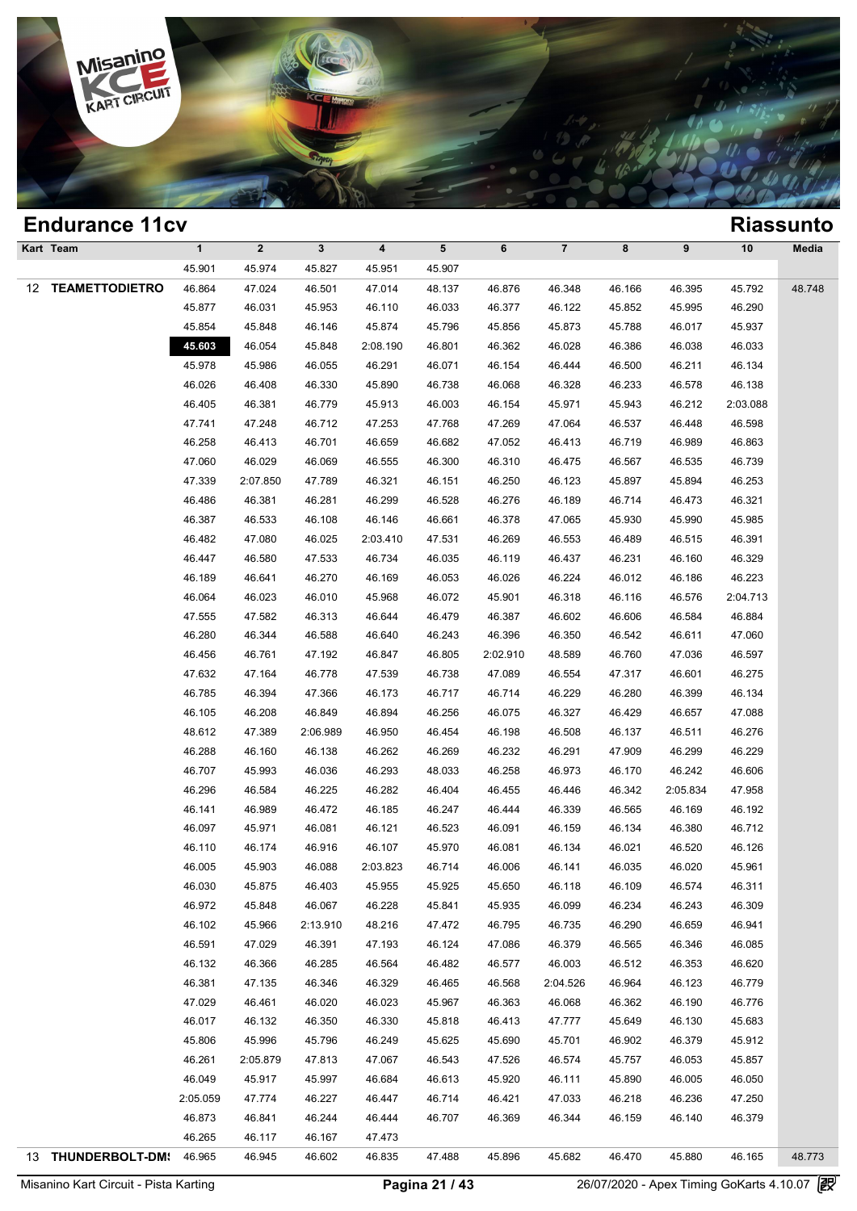## Endurance 11cv

## Riassunto

| Kart | Team | 1 | 2 | 3 | 4 | 5 | 6 | 7 | 8 | 9 | 10 | Media |
|---|---|---|---|---|---|---|---|---|---|---|---|---|
| | | 45.901 | 45.974 | 45.827 | 45.951 | 45.907 | | | | | | |
| 12 | **TEAMETTODIETRO** | 46.864 | 47.024 | 46.501 | 47.014 | 48.137 | 46.876 | 46.348 | 46.166 | 46.395 | 45.792 | 48.748 |
| | | 45.877 | 46.031 | 45.953 | 46.110 | 46.033 | 46.377 | 46.122 | 45.852 | 45.995 | 46.290 | |
| | | 45.854 | 45.848 | 46.146 | 45.874 | 45.796 | 45.856 | 45.873 | 45.788 | 46.017 | 45.937 | |
| | | **45.603** | 46.054 | 45.848 | 2:08.190 | 46.801 | 46.362 | 46.028 | 46.386 | 46.038 | 46.033 | |
| | | 45.978 | 45.986 | 46.055 | 46.291 | 46.071 | 46.154 | 46.444 | 46.500 | 46.211 | 46.134 | |
| | | 46.026 | 46.408 | 46.330 | 45.890 | 46.738 | 46.068 | 46.328 | 46.233 | 46.578 | 46.138 | |
| | | 46.405 | 46.381 | 46.779 | 45.913 | 46.003 | 46.154 | 45.971 | 45.943 | 46.212 | 2:03.088 | |
| | | 47.741 | 47.248 | 46.712 | 47.253 | 47.768 | 47.269 | 47.064 | 46.537 | 46.448 | 46.598 | |
| | | 46.258 | 46.413 | 46.701 | 46.659 | 46.682 | 47.052 | 46.413 | 46.719 | 46.989 | 46.863 | |
| | | 47.060 | 46.029 | 46.069 | 46.555 | 46.300 | 46.310 | 46.475 | 46.567 | 46.535 | 46.739 | |
| | | 47.339 | 2:07.850 | 47.789 | 46.321 | 46.151 | 46.250 | 46.123 | 45.897 | 45.894 | 46.253 | |
| | | 46.486 | 46.381 | 46.281 | 46.299 | 46.528 | 46.276 | 46.189 | 46.714 | 46.473 | 46.321 | |
| | | 46.387 | 46.533 | 46.108 | 46.146 | 46.661 | 46.378 | 47.065 | 45.930 | 45.990 | 45.985 | |
| | | 46.482 | 47.080 | 46.025 | 2:03.410 | 47.531 | 46.269 | 46.553 | 46.489 | 46.515 | 46.391 | |
| | | 46.447 | 46.580 | 47.533 | 46.734 | 46.035 | 46.119 | 46.437 | 46.231 | 46.160 | 46.329 | |
| | | 46.189 | 46.641 | 46.270 | 46.169 | 46.053 | 46.026 | 46.224 | 46.012 | 46.186 | 46.223 | |
| | | 46.064 | 46.023 | 46.010 | 45.968 | 46.072 | 45.901 | 46.318 | 46.116 | 46.576 | 2:04.713 | |
| | | 47.555 | 47.582 | 46.313 | 46.644 | 46.479 | 46.387 | 46.602 | 46.606 | 46.584 | 46.884 | |
| | | 46.280 | 46.344 | 46.588 | 46.640 | 46.243 | 46.396 | 46.350 | 46.542 | 46.611 | 47.060 | |
| | | 46.456 | 46.761 | 47.192 | 46.847 | 46.805 | 2:02.910 | 48.589 | 46.760 | 47.036 | 46.597 | |
| | | 47.632 | 47.164 | 46.778 | 47.539 | 46.738 | 47.089 | 46.554 | 47.317 | 46.601 | 46.275 | |
| | | 46.785 | 46.394 | 47.366 | 46.173 | 46.717 | 46.714 | 46.229 | 46.280 | 46.399 | 46.134 | |
| | | 46.105 | 46.208 | 46.849 | 46.894 | 46.256 | 46.075 | 46.327 | 46.429 | 46.657 | 47.088 | |
| | | 48.612 | 47.389 | 2:06.989 | 46.950 | 46.454 | 46.198 | 46.508 | 46.137 | 46.511 | 46.276 | |
| | | 46.288 | 46.160 | 46.138 | 46.262 | 46.269 | 46.232 | 46.291 | 47.909 | 46.299 | 46.229 | |
| | | 46.707 | 45.993 | 46.036 | 46.293 | 48.033 | 46.258 | 46.973 | 46.170 | 46.242 | 46.606 | |
| | | 46.296 | 46.584 | 46.225 | 46.282 | 46.404 | 46.455 | 46.446 | 46.342 | 2:05.834 | 47.958 | |
| | | 46.141 | 46.989 | 46.472 | 46.185 | 46.247 | 46.444 | 46.339 | 46.565 | 46.169 | 46.192 | |
| | | 46.097 | 45.971 | 46.081 | 46.121 | 46.523 | 46.091 | 46.159 | 46.134 | 46.380 | 46.712 | |
| | | 46.110 | 46.174 | 46.916 | 46.107 | 45.970 | 46.081 | 46.134 | 46.021 | 46.520 | 46.126 | |
| | | 46.005 | 45.903 | 46.088 | 2:03.823 | 46.714 | 46.006 | 46.141 | 46.035 | 46.020 | 45.961 | |
| | | 46.030 | 45.875 | 46.403 | 45.955 | 45.925 | 45.650 | 46.118 | 46.109 | 46.574 | 46.311 | |
| | | 46.972 | 45.848 | 46.067 | 46.228 | 45.841 | 45.935 | 46.099 | 46.234 | 46.243 | 46.309 | |
| | | 46.102 | 45.966 | 2:13.910 | 48.216 | 47.472 | 46.795 | 46.735 | 46.290 | 46.659 | 46.941 | |
| | | 46.591 | 47.029 | 46.391 | 47.193 | 46.124 | 47.086 | 46.379 | 46.565 | 46.346 | 46.085 | |
| | | 46.132 | 46.366 | 46.285 | 46.564 | 46.482 | 46.577 | 46.003 | 46.512 | 46.353 | 46.620 | |
| | | 46.381 | 47.135 | 46.346 | 46.329 | 46.465 | 46.568 | 2:04.526 | 46.964 | 46.123 | 46.779 | |
| | | 47.029 | 46.461 | 46.020 | 46.023 | 45.967 | 46.363 | 46.068 | 46.362 | 46.190 | 46.776 | |
| | | 46.017 | 46.132 | 46.350 | 46.330 | 45.818 | 46.413 | 47.777 | 45.649 | 46.130 | 45.683 | |
| | | 45.806 | 45.996 | 45.796 | 46.249 | 45.625 | 45.690 | 45.701 | 46.902 | 46.379 | 45.912 | |
| | | 46.261 | 2:05.879 | 47.813 | 47.067 | 46.543 | 47.526 | 46.574 | 45.757 | 46.053 | 45.857 | |
| | | 46.049 | 45.917 | 45.997 | 46.684 | 46.613 | 45.920 | 46.111 | 45.890 | 46.005 | 46.050 | |
| | | 2:05.059 | 47.774 | 46.227 | 46.447 | 46.714 | 46.421 | 47.033 | 46.218 | 46.236 | 47.250 | |
| | | 46.873 | 46.841 | 46.244 | 46.444 | 46.707 | 46.369 | 46.344 | 46.159 | 46.140 | 46.379 | |
| | | 46.265 | 46.117 | 46.167 | 47.473 | | | | | | | |
| 13 | **THUNDERBOLT-DM!** | 46.965 | 46.945 | 46.602 | 46.835 | 47.488 | 45.896 | 45.682 | 46.470 | 45.880 | 46.165 | 48.773 |

Misanino Kart Circuit - Pista Karting | 26/07/2020 - Apex Timing GoKarts 4.10.07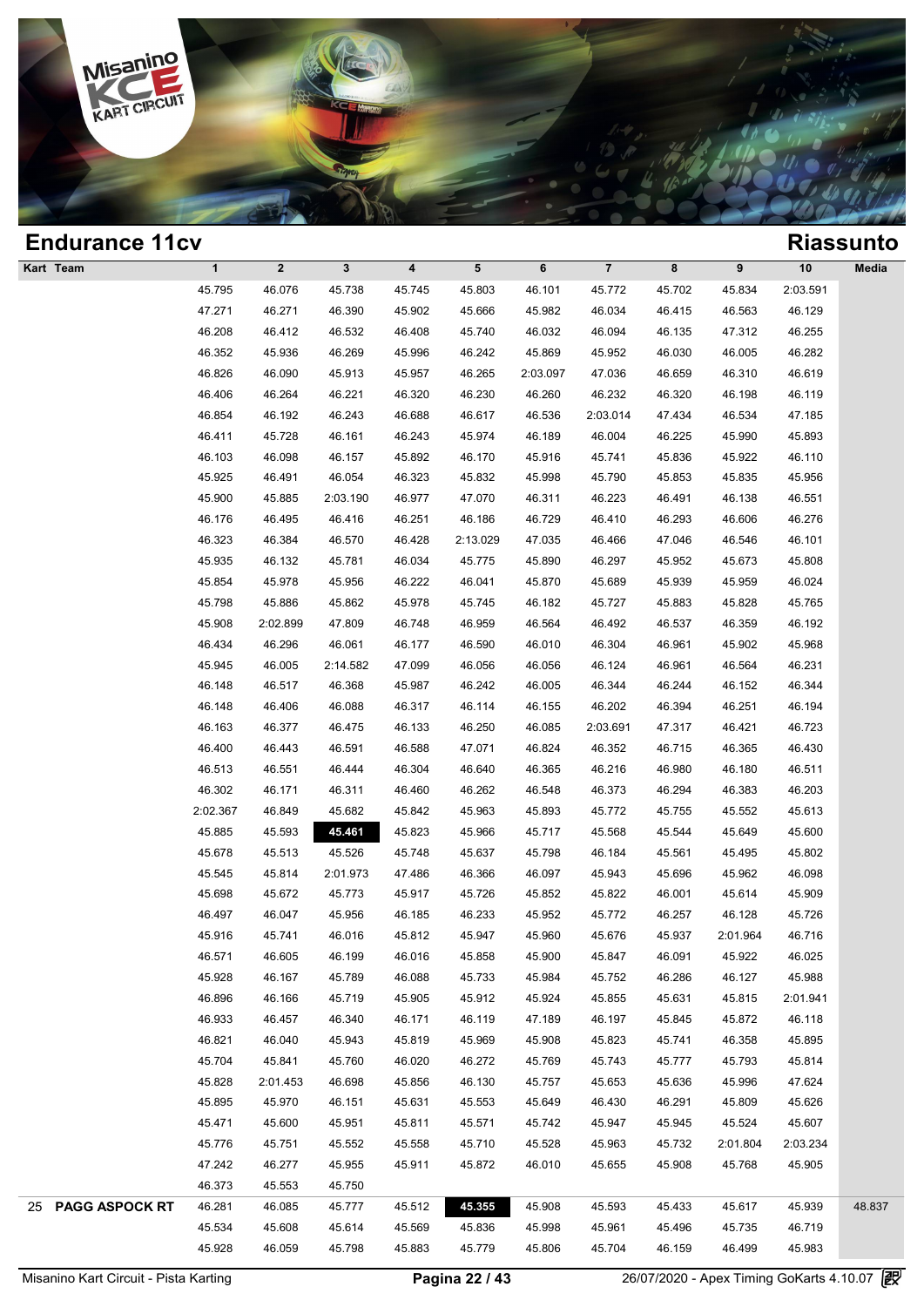## Endurance 11cv

## Riassunto

| Kart | Team | 1 | 2 | 3 | 4 | 5 | 6 | 7 | 8 | 9 | 10 | Media |
|---|---|---|---|---|---|---|---|---|---|---|---|---|
| | | 45.795 | 46.076 | 45.738 | 45.745 | 45.803 | 46.101 | 45.772 | 45.702 | 45.834 | 2:03.591 | |
| | | 47.271 | 46.271 | 46.390 | 45.902 | 45.666 | 45.982 | 46.034 | 46.415 | 46.563 | 46.129 | |
| | | 46.208 | 46.412 | 46.532 | 46.408 | 45.740 | 46.032 | 46.094 | 46.135 | 47.312 | 46.255 | |
| | | 46.352 | 45.936 | 46.269 | 45.996 | 46.242 | 45.869 | 45.952 | 46.030 | 46.005 | 46.282 | |
| | | 46.826 | 46.090 | 45.913 | 45.957 | 46.265 | 2:03.097 | 47.036 | 46.659 | 46.310 | 46.619 | |
| | | 46.406 | 46.264 | 46.221 | 46.320 | 46.230 | 46.260 | 46.232 | 46.320 | 46.198 | 46.119 | |
| | | 46.854 | 46.192 | 46.243 | 46.688 | 46.617 | 46.536 | 2:03.014 | 47.434 | 46.534 | 47.185 | |
| | | 46.411 | 45.728 | 46.161 | 46.243 | 45.974 | 46.189 | 46.004 | 46.225 | 45.990 | 45.893 | |
| | | 46.103 | 46.098 | 46.157 | 45.892 | 46.170 | 45.916 | 45.741 | 45.836 | 45.922 | 46.110 | |
| | | 45.925 | 46.491 | 46.054 | 46.323 | 45.832 | 45.998 | 45.790 | 45.853 | 45.835 | 45.956 | |
| | | 45.900 | 45.885 | 2:03.190 | 46.977 | 47.070 | 46.311 | 46.223 | 46.491 | 46.138 | 46.551 | |
| | | 46.176 | 46.495 | 46.416 | 46.251 | 46.186 | 46.729 | 46.410 | 46.293 | 46.606 | 46.276 | |
| | | 46.323 | 46.384 | 46.570 | 46.428 | 2:13.029 | 47.035 | 46.466 | 47.046 | 46.546 | 46.101 | |
| | | 45.935 | 46.132 | 45.781 | 46.034 | 45.775 | 45.890 | 46.297 | 45.952 | 45.673 | 45.808 | |
| | | 45.854 | 45.978 | 45.956 | 46.222 | 46.041 | 45.870 | 45.689 | 45.939 | 45.959 | 46.024 | |
| | | 45.798 | 45.886 | 45.862 | 45.978 | 45.745 | 46.182 | 45.727 | 45.883 | 45.828 | 45.765 | |
| | | 45.908 | 2:02.899 | 47.809 | 46.748 | 46.959 | 46.564 | 46.492 | 46.537 | 46.359 | 46.192 | |
| | | 46.434 | 46.296 | 46.061 | 46.177 | 46.590 | 46.010 | 46.304 | 46.961 | 45.902 | 45.968 | |
| | | 45.945 | 46.005 | 2:14.582 | 47.099 | 46.056 | 46.056 | 46.124 | 46.961 | 46.564 | 46.231 | |
| | | 46.148 | 46.517 | 46.368 | 45.987 | 46.242 | 46.005 | 46.344 | 46.244 | 46.152 | 46.344 | |
| | | 46.148 | 46.406 | 46.088 | 46.317 | 46.114 | 46.155 | 46.202 | 46.394 | 46.251 | 46.194 | |
| | | 46.163 | 46.377 | 46.475 | 46.133 | 46.250 | 46.085 | 2:03.691 | 47.317 | 46.421 | 46.723 | |
| | | 46.400 | 46.443 | 46.591 | 46.588 | 47.071 | 46.824 | 46.352 | 46.715 | 46.365 | 46.430 | |
| | | 46.513 | 46.551 | 46.444 | 46.304 | 46.640 | 46.365 | 46.216 | 46.980 | 46.180 | 46.511 | |
| | | 46.302 | 46.171 | 46.311 | 46.460 | 46.262 | 46.548 | 46.373 | 46.294 | 46.383 | 46.203 | |
| | | 2:02.367 | 46.849 | 45.682 | 45.842 | 45.963 | 45.893 | 45.772 | 45.755 | 45.552 | 45.613 | |
| | | 45.885 | 45.593 | **45.461** | 45.823 | 45.966 | 45.717 | 45.568 | 45.544 | 45.649 | 45.600 | |
| | | 45.678 | 45.513 | 45.526 | 45.748 | 45.637 | 45.798 | 46.184 | 45.561 | 45.495 | 45.802 | |
| | | 45.545 | 45.814 | 2:01.973 | 47.486 | 46.366 | 46.097 | 45.943 | 45.696 | 45.962 | 46.098 | |
| | | 45.698 | 45.672 | 45.773 | 45.917 | 45.726 | 45.852 | 45.822 | 46.001 | 45.614 | 45.909 | |
| | | 46.497 | 46.047 | 45.956 | 46.185 | 46.233 | 45.952 | 45.772 | 46.257 | 46.128 | 45.726 | |
| | | 45.916 | 45.741 | 46.016 | 45.812 | 45.947 | 45.960 | 45.676 | 45.937 | 2:01.964 | 46.716 | |
| | | 46.571 | 46.605 | 46.199 | 46.016 | 45.858 | 45.900 | 45.847 | 46.091 | 45.922 | 46.025 | |
| | | 45.928 | 46.167 | 45.789 | 46.088 | 45.733 | 45.984 | 45.752 | 46.286 | 46.127 | 45.988 | |
| | | 46.896 | 46.166 | 45.719 | 45.905 | 45.912 | 45.924 | 45.855 | 45.631 | 45.815 | 2:01.941 | |
| | | 46.933 | 46.457 | 46.340 | 46.171 | 46.119 | 47.189 | 46.197 | 45.845 | 45.872 | 46.118 | |
| | | 46.821 | 46.040 | 45.943 | 45.819 | 45.969 | 45.908 | 45.823 | 45.741 | 46.358 | 45.895 | |
| | | 45.704 | 45.841 | 45.760 | 46.020 | 46.272 | 45.769 | 45.743 | 45.777 | 45.793 | 45.814 | |
| | | 45.828 | 2:01.453 | 46.698 | 45.856 | 46.130 | 45.757 | 45.653 | 45.636 | 45.996 | 47.624 | |
| | | 45.895 | 45.970 | 46.151 | 45.631 | 45.553 | 45.649 | 46.430 | 46.291 | 45.809 | 45.626 | |
| | | 45.471 | 45.600 | 45.951 | 45.811 | 45.571 | 45.742 | 45.947 | 45.945 | 45.524 | 45.607 | |
| | | 45.776 | 45.751 | 45.552 | 45.558 | 45.710 | 45.528 | 45.963 | 45.732 | 2:01.804 | 2:03.234 | |
| | | 47.242 | 46.277 | 45.955 | 45.911 | 45.872 | 46.010 | 45.655 | 45.908 | 45.768 | 45.905 | |
| | | 46.373 | 45.553 | 45.750 | | | | | | | | |
| 25 | **PAGG ASPOCK RT** | 46.281 | 46.085 | 45.777 | 45.512 | **45.355** | 45.908 | 45.593 | 45.433 | 45.617 | 45.939 | 48.837 |
| | | 45.534 | 45.608 | 45.614 | 45.569 | 45.836 | 45.998 | 45.961 | 45.496 | 45.735 | 46.719 | |
| | | 45.928 | 46.059 | 45.798 | 45.883 | 45.779 | 45.806 | 45.704 | 46.159 | 46.499 | 45.983 | |

Misanino Kart Circuit - Pista Karting | 26/07/2020 - Apex Timing GoKarts 4.10.07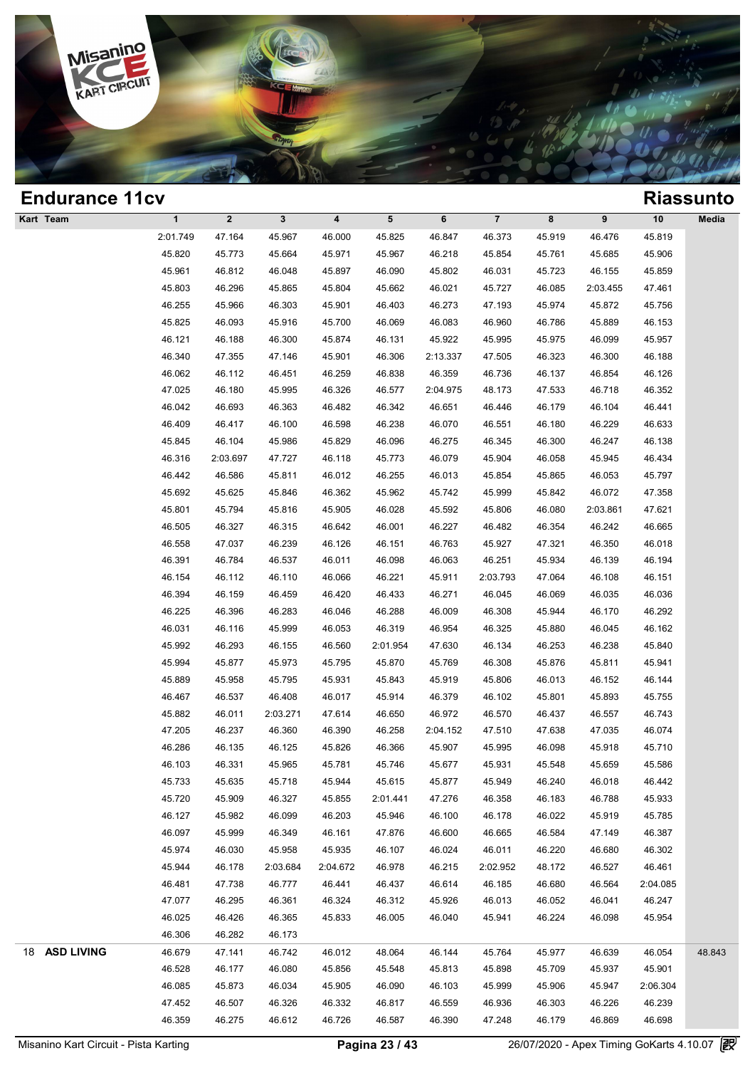## Endurance 11cv

## Riassunto

| Kart | Team | 1 | 2 | 3 | 4 | 5 | 6 | 7 | 8 | 9 | 10 | Media |
|---|---|---|---|---|---|---|---|---|---|---|---|---|
| | | 2:01.749 | 47.164 | 45.967 | 46.000 | 45.825 | 46.847 | 46.373 | 45.919 | 46.476 | 45.819 | |
| | | 45.820 | 45.773 | 45.664 | 45.971 | 45.967 | 46.218 | 45.854 | 45.761 | 45.685 | 45.906 | |
| | | 45.961 | 46.812 | 46.048 | 45.897 | 46.090 | 45.802 | 46.031 | 45.723 | 46.155 | 45.859 | |
| | | 45.803 | 46.296 | 45.865 | 45.804 | 45.662 | 46.021 | 45.727 | 46.085 | 2:03.455 | 47.461 | |
| | | 46.255 | 45.966 | 46.303 | 45.901 | 46.403 | 46.273 | 47.193 | 45.974 | 45.872 | 45.756 | |
| | | 45.825 | 46.093 | 45.916 | 45.700 | 46.069 | 46.083 | 46.960 | 46.786 | 45.889 | 46.153 | |
| | | 46.121 | 46.188 | 46.300 | 45.874 | 46.131 | 45.922 | 45.995 | 45.975 | 46.099 | 45.957 | |
| | | 46.340 | 47.355 | 47.146 | 45.901 | 46.306 | 2:13.337 | 47.505 | 46.323 | 46.300 | 46.188 | |
| | | 46.062 | 46.112 | 46.451 | 46.259 | 46.838 | 46.359 | 46.736 | 46.137 | 46.854 | 46.126 | |
| | | 47.025 | 46.180 | 45.995 | 46.326 | 46.577 | 2:04.975 | 48.173 | 47.533 | 46.718 | 46.352 | |
| | | 46.042 | 46.693 | 46.363 | 46.482 | 46.342 | 46.651 | 46.446 | 46.179 | 46.104 | 46.441 | |
| | | 46.409 | 46.417 | 46.100 | 46.598 | 46.238 | 46.070 | 46.551 | 46.180 | 46.229 | 46.633 | |
| | | 45.845 | 46.104 | 45.986 | 45.829 | 46.096 | 46.275 | 46.345 | 46.300 | 46.247 | 46.138 | |
| | | 46.316 | 2:03.697 | 47.727 | 46.118 | 45.773 | 46.079 | 45.904 | 46.058 | 45.945 | 46.434 | |
| | | 46.442 | 46.586 | 45.811 | 46.012 | 46.255 | 46.013 | 45.854 | 45.865 | 46.053 | 45.797 | |
| | | 45.692 | 45.625 | 45.846 | 46.362 | 45.962 | 45.742 | 45.999 | 45.842 | 46.072 | 47.358 | |
| | | 45.801 | 45.794 | 45.816 | 45.905 | 46.028 | 45.592 | 45.806 | 46.080 | 2:03.861 | 47.621 | |
| | | 46.505 | 46.327 | 46.315 | 46.642 | 46.001 | 46.227 | 46.482 | 46.354 | 46.242 | 46.665 | |
| | | 46.558 | 47.037 | 46.239 | 46.126 | 46.151 | 46.763 | 45.927 | 47.321 | 46.350 | 46.018 | |
| | | 46.391 | 46.784 | 46.537 | 46.011 | 46.098 | 46.063 | 46.251 | 45.934 | 46.139 | 46.194 | |
| | | 46.154 | 46.112 | 46.110 | 46.066 | 46.221 | 45.911 | 2:03.793 | 47.064 | 46.108 | 46.151 | |
| | | 46.394 | 46.159 | 46.459 | 46.420 | 46.433 | 46.271 | 46.045 | 46.069 | 46.035 | 46.036 | |
| | | 46.225 | 46.396 | 46.283 | 46.046 | 46.288 | 46.009 | 46.308 | 45.944 | 46.170 | 46.292 | |
| | | 46.031 | 46.116 | 45.999 | 46.053 | 46.319 | 46.954 | 46.325 | 45.880 | 46.045 | 46.162 | |
| | | 45.992 | 46.293 | 46.155 | 46.560 | 2:01.954 | 47.630 | 46.134 | 46.253 | 46.238 | 45.840 | |
| | | 45.994 | 45.877 | 45.973 | 45.795 | 45.870 | 45.769 | 46.308 | 45.876 | 45.811 | 45.941 | |
| | | 45.889 | 45.958 | 45.795 | 45.931 | 45.843 | 45.919 | 45.806 | 46.013 | 46.152 | 46.144 | |
| | | 46.467 | 46.537 | 46.408 | 46.017 | 45.914 | 46.379 | 46.102 | 45.801 | 45.893 | 45.755 | |
| | | 45.882 | 46.011 | 2:03.271 | 47.614 | 46.650 | 46.972 | 46.570 | 46.437 | 46.557 | 46.743 | |
| | | 47.205 | 46.237 | 46.360 | 46.390 | 46.258 | 2:04.152 | 47.510 | 47.638 | 47.035 | 46.074 | |
| | | 46.286 | 46.135 | 46.125 | 45.826 | 46.366 | 45.907 | 45.995 | 46.098 | 45.918 | 45.710 | |
| | | 46.103 | 46.331 | 45.965 | 45.781 | 45.746 | 45.677 | 45.931 | 45.548 | 45.659 | 45.586 | |
| | | 45.733 | 45.635 | 45.718 | 45.944 | 45.615 | 45.877 | 45.949 | 46.240 | 46.018 | 46.442 | |
| | | 45.720 | 45.909 | 46.327 | 45.855 | 2:01.441 | 47.276 | 46.358 | 46.183 | 46.788 | 45.933 | |
| | | 46.127 | 45.982 | 46.099 | 46.203 | 45.946 | 46.100 | 46.178 | 46.022 | 45.919 | 45.785 | |
| | | 46.097 | 45.999 | 46.349 | 46.161 | 47.876 | 46.600 | 46.665 | 46.584 | 47.149 | 46.387 | |
| | | 45.974 | 46.030 | 45.958 | 45.935 | 46.107 | 46.024 | 46.011 | 46.220 | 46.680 | 46.302 | |
| | | 45.944 | 46.178 | 2:03.684 | 2:04.672 | 46.978 | 46.215 | 2:02.952 | 48.172 | 46.527 | 46.461 | |
| | | 46.481 | 47.738 | 46.777 | 46.441 | 46.437 | 46.614 | 46.185 | 46.680 | 46.564 | 2:04.085 | |
| | | 47.077 | 46.295 | 46.361 | 46.324 | 46.312 | 45.926 | 46.013 | 46.052 | 46.041 | 46.247 | |
| | | 46.025 | 46.426 | 46.365 | 45.833 | 46.005 | 46.040 | 45.941 | 46.224 | 46.098 | 45.954 | |
| | | 46.306 | 46.282 | 46.173 | | | | | | | | |
| 18 | **ASD LIVING** | 46.679 | 47.141 | 46.742 | 46.012 | 48.064 | 46.144 | 45.764 | 45.977 | 46.639 | 46.054 | 48.843 |
| | | 46.528 | 46.177 | 46.080 | 45.856 | 45.548 | 45.813 | 45.898 | 45.709 | 45.937 | 45.901 | |
| | | 46.085 | 45.873 | 46.034 | 45.905 | 46.090 | 46.103 | 45.999 | 45.906 | 45.947 | 2:06.304 | |
| | | 47.452 | 46.507 | 46.326 | 46.332 | 46.817 | 46.559 | 46.936 | 46.303 | 46.226 | 46.239 | |
| | | 46.359 | 46.275 | 46.612 | 46.726 | 46.587 | 46.390 | 47.248 | 46.179 | 46.869 | 46.698 | |

Misanino Kart Circuit - Pista Karting | 26/07/2020 - Apex Timing GoKarts 4.10.07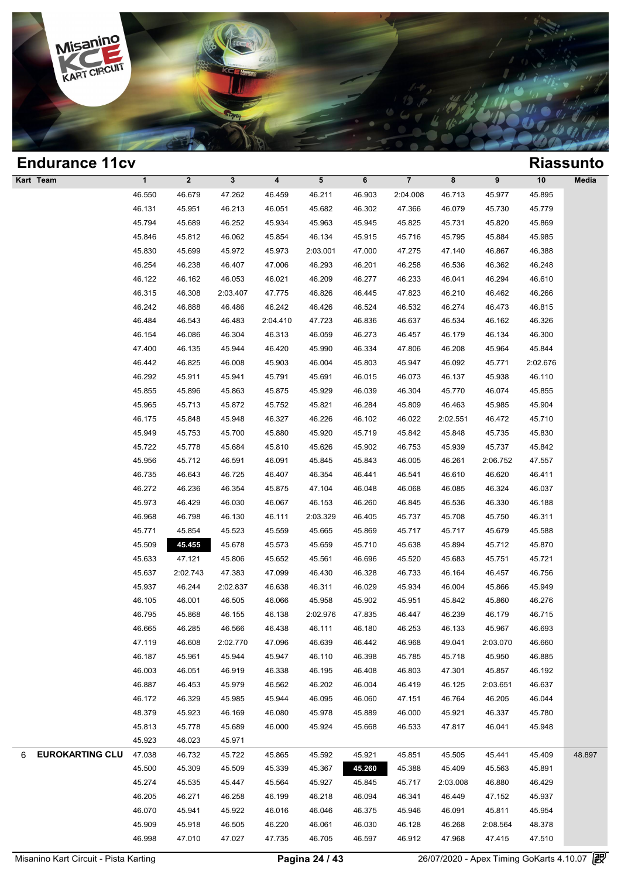## Endurance 11cv

## Riassunto

| Kart | Team | 1 | 2 | 3 | 4 | 5 | 6 | 7 | 8 | 9 | 10 | Media |
|---|---|---|---|---|---|---|---|---|---|---|---|---|
| | | 46.550 | 46.679 | 47.262 | 46.459 | 46.211 | 46.903 | 2:04.008 | 46.713 | 45.977 | 45.895 | |
| | | 46.131 | 45.951 | 46.213 | 46.051 | 45.682 | 46.302 | 47.366 | 46.079 | 45.730 | 45.779 | |
| | | 45.794 | 45.689 | 46.252 | 45.934 | 45.963 | 45.945 | 45.825 | 45.731 | 45.820 | 45.869 | |
| | | 45.846 | 45.812 | 46.062 | 45.854 | 46.134 | 45.915 | 45.716 | 45.795 | 45.884 | 45.985 | |
| | | 45.830 | 45.699 | 45.972 | 45.973 | 2:03.001 | 47.000 | 47.275 | 47.140 | 46.867 | 46.388 | |
| | | 46.254 | 46.238 | 46.407 | 47.006 | 46.293 | 46.201 | 46.258 | 46.536 | 46.362 | 46.248 | |
| | | 46.122 | 46.162 | 46.053 | 46.021 | 46.209 | 46.277 | 46.233 | 46.041 | 46.294 | 46.610 | |
| | | 46.315 | 46.308 | 2:03.407 | 47.775 | 46.826 | 46.445 | 47.823 | 46.210 | 46.462 | 46.266 | |
| | | 46.242 | 46.888 | 46.486 | 46.242 | 46.426 | 46.524 | 46.532 | 46.274 | 46.473 | 46.815 | |
| | | 46.484 | 46.543 | 46.483 | 2:04.410 | 47.723 | 46.836 | 46.637 | 46.534 | 46.162 | 46.326 | |
| | | 46.154 | 46.086 | 46.304 | 46.313 | 46.059 | 46.273 | 46.457 | 46.179 | 46.134 | 46.300 | |
| | | 47.400 | 46.135 | 45.944 | 46.420 | 45.990 | 46.334 | 47.806 | 46.208 | 45.964 | 45.844 | |
| | | 46.442 | 46.825 | 46.008 | 45.903 | 46.004 | 45.803 | 45.947 | 46.092 | 45.771 | 2:02.676 | |
| | | 46.292 | 45.911 | 45.941 | 45.791 | 45.691 | 46.015 | 46.073 | 46.137 | 45.938 | 46.110 | |
| | | 45.855 | 45.896 | 45.863 | 45.875 | 45.929 | 46.039 | 46.304 | 45.770 | 46.074 | 45.855 | |
| | | 45.965 | 45.713 | 45.872 | 45.752 | 45.821 | 46.284 | 45.809 | 46.463 | 45.985 | 45.904 | |
| | | 46.175 | 45.848 | 45.948 | 46.327 | 46.226 | 46.102 | 46.022 | 2:02.551 | 46.472 | 45.710 | |
| | | 45.949 | 45.753 | 45.700 | 45.880 | 45.920 | 45.719 | 45.842 | 45.848 | 45.735 | 45.830 | |
| | | 45.722 | 45.778 | 45.684 | 45.810 | 45.626 | 45.902 | 46.753 | 45.939 | 45.737 | 45.842 | |
| | | 45.956 | 45.712 | 46.591 | 46.091 | 45.845 | 45.843 | 46.005 | 46.261 | 2:06.752 | 47.557 | |
| | | 46.735 | 46.643 | 46.725 | 46.407 | 46.354 | 46.441 | 46.541 | 46.610 | 46.620 | 46.411 | |
| | | 46.272 | 46.236 | 46.354 | 45.875 | 47.104 | 46.048 | 46.068 | 46.085 | 46.324 | 46.037 | |
| | | 45.973 | 46.429 | 46.030 | 46.067 | 46.153 | 46.260 | 46.845 | 46.536 | 46.330 | 46.188 | |
| | | 46.968 | 46.798 | 46.130 | 46.111 | 2:03.329 | 46.405 | 45.737 | 45.708 | 45.750 | 46.311 | |
| | | 45.771 | 45.854 | 45.523 | 45.559 | 45.665 | 45.869 | 45.717 | 45.717 | 45.679 | 45.588 | |
| | | 45.509 | **45.455** | 45.678 | 45.573 | 45.659 | 45.710 | 45.638 | 45.894 | 45.712 | 45.870 | |
| | | 45.633 | 47.121 | 45.806 | 45.652 | 45.561 | 46.696 | 45.520 | 45.683 | 45.751 | 45.721 | |
| | | 45.637 | 2:02.743 | 47.383 | 47.099 | 46.430 | 46.328 | 46.733 | 46.164 | 46.457 | 46.756 | |
| | | 45.937 | 46.244 | 2:02.837 | 46.638 | 46.311 | 46.029 | 45.934 | 46.004 | 45.866 | 45.949 | |
| | | 46.105 | 46.001 | 46.505 | 46.066 | 45.958 | 45.902 | 45.951 | 45.842 | 45.860 | 46.276 | |
| | | 46.795 | 45.868 | 46.155 | 46.138 | 2:02.976 | 47.835 | 46.447 | 46.239 | 46.179 | 46.715 | |
| | | 46.665 | 46.285 | 46.566 | 46.438 | 46.111 | 46.180 | 46.253 | 46.133 | 45.967 | 46.693 | |
| | | 47.119 | 46.608 | 2:02.770 | 47.096 | 46.639 | 46.442 | 46.968 | 49.041 | 2:03.070 | 46.660 | |
| | | 46.187 | 45.961 | 45.944 | 45.947 | 46.110 | 46.398 | 45.785 | 45.718 | 45.950 | 46.885 | |
| | | 46.003 | 46.051 | 46.919 | 46.338 | 46.195 | 46.408 | 46.803 | 47.301 | 45.857 | 46.192 | |
| | | 46.887 | 46.453 | 45.979 | 46.562 | 46.202 | 46.004 | 46.419 | 46.125 | 2:03.651 | 46.637 | |
| | | 46.172 | 46.329 | 45.985 | 45.944 | 46.095 | 46.060 | 47.151 | 46.764 | 46.205 | 46.044 | |
| | | 48.379 | 45.923 | 46.169 | 46.080 | 45.978 | 45.889 | 46.000 | 45.921 | 46.337 | 45.780 | |
| | | 45.813 | 45.778 | 45.689 | 46.000 | 45.924 | 45.668 | 46.533 | 47.817 | 46.041 | 45.948 | |
| | | 45.923 | 46.023 | 45.971 | | | | | | | | |
| 6 | **EUROKARTING CLU** | 47.038 | 46.732 | 45.722 | 45.865 | 45.592 | 45.921 | 45.851 | 45.505 | 45.441 | 45.409 | 48.897 |
| | | 45.500 | 45.309 | 45.509 | 45.339 | 45.367 | **45.260** | 45.388 | 45.409 | 45.563 | 45.891 | |
| | | 45.274 | 45.535 | 45.447 | 45.564 | 45.927 | 45.845 | 45.717 | 2:03.008 | 46.880 | 46.429 | |
| | | 46.205 | 46.271 | 46.258 | 46.199 | 46.218 | 46.094 | 46.341 | 46.449 | 47.152 | 45.937 | |
| | | 46.070 | 45.941 | 45.922 | 46.016 | 46.046 | 46.375 | 45.946 | 46.091 | 45.811 | 45.954 | |
| | | 45.909 | 45.918 | 46.505 | 46.220 | 46.061 | 46.030 | 46.128 | 46.268 | 2:08.564 | 48.378 | |
| | | 46.998 | 47.010 | 47.027 | 47.735 | 46.705 | 46.597 | 46.912 | 47.968 | 47.415 | 47.510 | |

Misanino Kart Circuit - Pista Karting | 26/07/2020 - Apex Timing GoKarts 4.10.07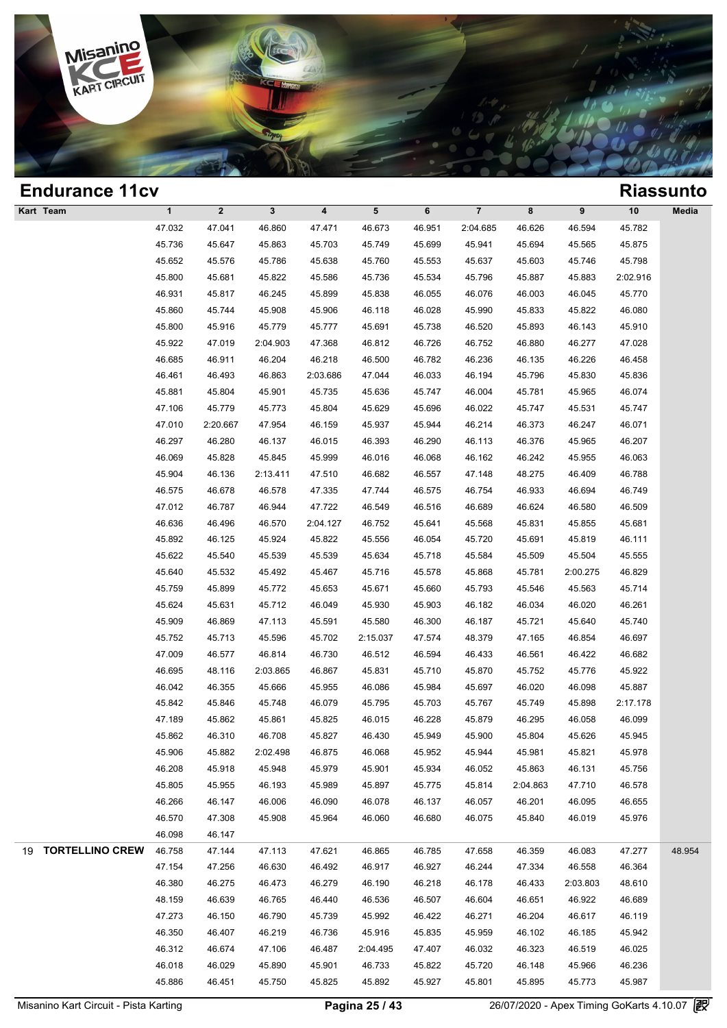## Endurance 11cv

## Riassunto

| Kart | Team | 1 | 2 | 3 | 4 | 5 | 6 | 7 | 8 | 9 | 10 | Media |
|---|---|---|---|---|---|---|---|---|---|---|---|---|
| | | 47.032 | 47.041 | 46.860 | 47.471 | 46.673 | 46.951 | 2:04.685 | 46.626 | 46.594 | 45.782 | |
| | | 45.736 | 45.647 | 45.863 | 45.703 | 45.749 | 45.699 | 45.941 | 45.694 | 45.565 | 45.875 | |
| | | 45.652 | 45.576 | 45.786 | 45.638 | 45.760 | 45.553 | 45.637 | 45.603 | 45.746 | 45.798 | |
| | | 45.800 | 45.681 | 45.822 | 45.586 | 45.736 | 45.534 | 45.796 | 45.887 | 45.883 | 2:02.916 | |
| | | 46.931 | 45.817 | 46.245 | 45.899 | 45.838 | 46.055 | 46.076 | 46.003 | 46.045 | 45.770 | |
| | | 45.860 | 45.744 | 45.908 | 45.906 | 46.118 | 46.028 | 45.990 | 45.833 | 45.822 | 46.080 | |
| | | 45.800 | 45.916 | 45.779 | 45.777 | 45.691 | 45.738 | 46.520 | 45.893 | 46.143 | 45.910 | |
| | | 45.922 | 47.019 | 2:04.903 | 47.368 | 46.812 | 46.726 | 46.752 | 46.880 | 46.277 | 47.028 | |
| | | 46.685 | 46.911 | 46.204 | 46.218 | 46.500 | 46.782 | 46.236 | 46.135 | 46.226 | 46.458 | |
| | | 46.461 | 46.493 | 46.863 | 2:03.686 | 47.044 | 46.033 | 46.194 | 45.796 | 45.830 | 45.836 | |
| | | 45.881 | 45.804 | 45.901 | 45.735 | 45.636 | 45.747 | 46.004 | 45.781 | 45.965 | 46.074 | |
| | | 47.106 | 45.779 | 45.773 | 45.804 | 45.629 | 45.696 | 46.022 | 45.747 | 45.531 | 45.747 | |
| | | 47.010 | 2:20.667 | 47.954 | 46.159 | 45.937 | 45.944 | 46.214 | 46.373 | 46.247 | 46.071 | |
| | | 46.297 | 46.280 | 46.137 | 46.015 | 46.393 | 46.290 | 46.113 | 46.376 | 45.965 | 46.207 | |
| | | 46.069 | 45.828 | 45.845 | 45.999 | 46.016 | 46.068 | 46.162 | 46.242 | 45.955 | 46.063 | |
| | | 45.904 | 46.136 | 2:13.411 | 47.510 | 46.682 | 46.557 | 47.148 | 48.275 | 46.409 | 46.788 | |
| | | 46.575 | 46.678 | 46.578 | 47.335 | 47.744 | 46.575 | 46.754 | 46.933 | 46.694 | 46.749 | |
| | | 47.012 | 46.787 | 46.944 | 47.722 | 46.549 | 46.516 | 46.689 | 46.624 | 46.580 | 46.509 | |
| | | 46.636 | 46.496 | 46.570 | 2:04.127 | 46.752 | 45.641 | 45.568 | 45.831 | 45.855 | 45.681 | |
| | | 45.892 | 46.125 | 45.924 | 45.822 | 45.556 | 46.054 | 45.720 | 45.691 | 45.819 | 46.111 | |
| | | 45.622 | 45.540 | 45.539 | 45.539 | 45.634 | 45.718 | 45.584 | 45.509 | 45.504 | 45.555 | |
| | | 45.640 | 45.532 | 45.492 | 45.467 | 45.716 | 45.578 | 45.868 | 45.781 | 2:00.275 | 46.829 | |
| | | 45.759 | 45.899 | 45.772 | 45.653 | 45.671 | 45.660 | 45.793 | 45.546 | 45.563 | 45.714 | |
| | | 45.624 | 45.631 | 45.712 | 46.049 | 45.930 | 45.903 | 46.182 | 46.034 | 46.020 | 46.261 | |
| | | 45.909 | 46.869 | 47.113 | 45.591 | 45.580 | 46.300 | 46.187 | 45.721 | 45.640 | 45.740 | |
| | | 45.752 | 45.713 | 45.596 | 45.702 | 2:15.037 | 47.574 | 48.379 | 47.165 | 46.854 | 46.697 | |
| | | 47.009 | 46.577 | 46.814 | 46.730 | 46.512 | 46.594 | 46.433 | 46.561 | 46.422 | 46.682 | |
| | | 46.695 | 48.116 | 2:03.865 | 46.867 | 45.831 | 45.710 | 45.870 | 45.752 | 45.776 | 45.922 | |
| | | 46.042 | 46.355 | 45.666 | 45.955 | 46.086 | 45.984 | 45.697 | 46.020 | 46.098 | 45.887 | |
| | | 45.842 | 45.846 | 45.748 | 46.079 | 45.795 | 45.703 | 45.767 | 45.749 | 45.898 | 2:17.178 | |
| | | 47.189 | 45.862 | 45.861 | 45.825 | 46.015 | 46.228 | 45.879 | 46.295 | 46.058 | 46.099 | |
| | | 45.862 | 46.310 | 46.708 | 45.827 | 46.430 | 45.949 | 45.900 | 45.804 | 45.626 | 45.945 | |
| | | 45.906 | 45.882 | 2:02.498 | 46.875 | 46.068 | 45.952 | 45.944 | 45.981 | 45.821 | 45.978 | |
| | | 46.208 | 45.918 | 45.948 | 45.979 | 45.901 | 45.934 | 46.052 | 45.863 | 46.131 | 45.756 | |
| | | 45.805 | 45.955 | 46.193 | 45.989 | 45.897 | 45.775 | 45.814 | 2:04.863 | 47.710 | 46.578 | |
| | | 46.266 | 46.147 | 46.006 | 46.090 | 46.078 | 46.137 | 46.057 | 46.201 | 46.095 | 46.655 | |
| | | 46.570 | 47.308 | 45.908 | 45.964 | 46.060 | 46.680 | 46.075 | 45.840 | 46.019 | 45.976 | |
| | | 46.098 | 46.147 | | | | | | | | | |
| 19 | TORTELLINO CREW | 46.758 | 47.144 | 47.113 | 47.621 | 46.865 | 46.785 | 47.658 | 46.359 | 46.083 | 47.277 | 48.954 |
| | | 47.154 | 47.256 | 46.630 | 46.492 | 46.917 | 46.927 | 46.244 | 47.334 | 46.558 | 46.364 | |
| | | 46.380 | 46.275 | 46.473 | 46.279 | 46.190 | 46.218 | 46.178 | 46.433 | 2:03.803 | 48.610 | |
| | | 48.159 | 46.639 | 46.765 | 46.440 | 46.536 | 46.507 | 46.604 | 46.651 | 46.922 | 46.689 | |
| | | 47.273 | 46.150 | 46.790 | 45.739 | 45.992 | 46.422 | 46.271 | 46.204 | 46.617 | 46.119 | |
| | | 46.350 | 46.407 | 46.219 | 46.736 | 45.916 | 45.835 | 45.959 | 46.102 | 46.185 | 45.942 | |
| | | 46.312 | 46.674 | 47.106 | 46.487 | 2:04.495 | 47.407 | 46.032 | 46.323 | 46.519 | 46.025 | |
| | | 46.018 | 46.029 | 45.890 | 45.901 | 46.733 | 45.822 | 45.720 | 46.148 | 45.966 | 46.236 | |
| | | 45.886 | 46.451 | 45.750 | 45.825 | 45.892 | 45.927 | 45.801 | 45.895 | 45.773 | 45.987 | |

Misanino Kart Circuit - Pista Karting | 26/07/2020 - Apex Timing GoKarts 4.10.07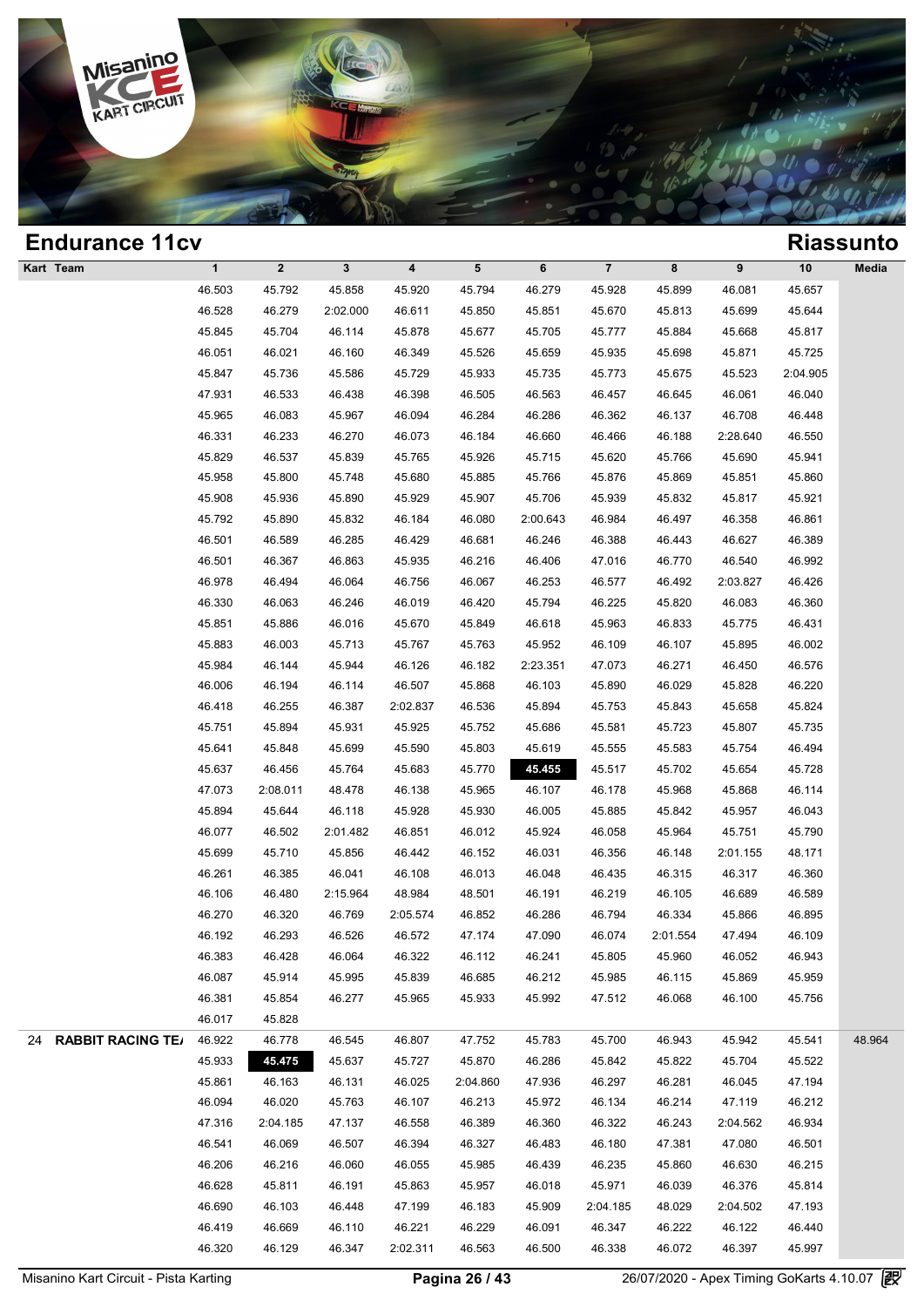## Endurance 11cv

## Riassunto

| Kart | Team | 1 | 2 | 3 | 4 | 5 | 6 | 7 | 8 | 9 | 10 | Media |
|---|---|---|---|---|---|---|---|---|---|---|---|---|
| | | 46.503 | 45.792 | 45.858 | 45.920 | 45.794 | 46.279 | 45.928 | 45.899 | 46.081 | 45.657 | |
| | | 46.528 | 46.279 | 2:02.000 | 46.611 | 45.850 | 45.851 | 45.670 | 45.813 | 45.699 | 45.644 | |
| | | 45.845 | 45.704 | 46.114 | 45.878 | 45.677 | 45.705 | 45.777 | 45.884 | 45.668 | 45.817 | |
| | | 46.051 | 46.021 | 46.160 | 46.349 | 45.526 | 45.659 | 45.935 | 45.698 | 45.871 | 45.725 | |
| | | 45.847 | 45.736 | 45.586 | 45.729 | 45.933 | 45.735 | 45.773 | 45.675 | 45.523 | 2:04.905 | |
| | | 47.931 | 46.533 | 46.438 | 46.398 | 46.505 | 46.563 | 46.457 | 46.645 | 46.061 | 46.040 | |
| | | 45.965 | 46.083 | 45.967 | 46.094 | 46.284 | 46.286 | 46.362 | 46.137 | 46.708 | 46.448 | |
| | | 46.331 | 46.233 | 46.270 | 46.073 | 46.184 | 46.660 | 46.466 | 46.188 | 2:28.640 | 46.550 | |
| | | 45.829 | 46.537 | 45.839 | 45.765 | 45.926 | 45.715 | 45.620 | 45.766 | 45.690 | 45.941 | |
| | | 45.958 | 45.800 | 45.748 | 45.680 | 45.885 | 45.766 | 45.876 | 45.869 | 45.851 | 45.860 | |
| | | 45.908 | 45.936 | 45.890 | 45.929 | 45.907 | 45.706 | 45.939 | 45.832 | 45.817 | 45.921 | |
| | | 45.792 | 45.890 | 45.832 | 46.184 | 46.080 | 2:00.643 | 46.984 | 46.497 | 46.358 | 46.861 | |
| | | 46.501 | 46.589 | 46.285 | 46.429 | 46.681 | 46.246 | 46.388 | 46.443 | 46.627 | 46.389 | |
| | | 46.501 | 46.367 | 46.863 | 45.935 | 46.216 | 46.406 | 47.016 | 46.770 | 46.540 | 46.992 | |
| | | 46.978 | 46.494 | 46.064 | 46.756 | 46.067 | 46.253 | 46.577 | 46.492 | 2:03.827 | 46.426 | |
| | | 46.330 | 46.063 | 46.246 | 46.019 | 46.420 | 45.794 | 46.225 | 45.820 | 46.083 | 46.360 | |
| | | 45.851 | 45.886 | 46.016 | 45.670 | 45.849 | 46.618 | 45.963 | 46.833 | 45.775 | 46.431 | |
| | | 45.883 | 46.003 | 45.713 | 45.767 | 45.763 | 45.952 | 46.109 | 46.107 | 45.895 | 46.002 | |
| | | 45.984 | 46.144 | 45.944 | 46.126 | 46.182 | 2:23.351 | 47.073 | 46.271 | 46.450 | 46.576 | |
| | | 46.006 | 46.194 | 46.114 | 46.507 | 45.868 | 46.103 | 45.890 | 46.029 | 45.828 | 46.220 | |
| | | 46.418 | 46.255 | 46.387 | 2:02.837 | 46.536 | 45.894 | 45.753 | 45.843 | 45.658 | 45.824 | |
| | | 45.751 | 45.894 | 45.931 | 45.925 | 45.752 | 45.686 | 45.581 | 45.723 | 45.807 | 45.735 | |
| | | 45.641 | 45.848 | 45.699 | 45.590 | 45.803 | 45.619 | 45.555 | 45.583 | 45.754 | 46.494 | |
| | | 45.637 | 46.456 | 45.764 | 45.683 | 45.770 | **45.455** | 45.517 | 45.702 | 45.654 | 45.728 | |
| | | 47.073 | 2:08.011 | 48.478 | 46.138 | 45.965 | 46.107 | 46.178 | 45.968 | 45.868 | 46.114 | |
| | | 45.894 | 45.644 | 46.118 | 45.928 | 45.930 | 46.005 | 45.885 | 45.842 | 45.957 | 46.043 | |
| | | 46.077 | 46.502 | 2:01.482 | 46.851 | 46.012 | 45.924 | 46.058 | 45.964 | 45.751 | 45.790 | |
| | | 45.699 | 45.710 | 45.856 | 46.442 | 46.152 | 46.031 | 46.356 | 46.148 | 2:01.155 | 48.171 | |
| | | 46.261 | 46.385 | 46.041 | 46.108 | 46.013 | 46.048 | 46.435 | 46.315 | 46.317 | 46.360 | |
| | | 46.106 | 46.480 | 2:15.964 | 48.984 | 48.501 | 46.191 | 46.219 | 46.105 | 46.689 | 46.589 | |
| | | 46.270 | 46.320 | 46.769 | 2:05.574 | 46.852 | 46.286 | 46.794 | 46.334 | 45.866 | 46.895 | |
| | | 46.192 | 46.293 | 46.526 | 46.572 | 47.174 | 47.090 | 46.074 | 2:01.554 | 47.494 | 46.109 | |
| | | 46.383 | 46.428 | 46.064 | 46.322 | 46.112 | 46.241 | 45.805 | 45.960 | 46.052 | 46.943 | |
| | | 46.087 | 45.914 | 45.995 | 45.839 | 46.685 | 46.212 | 45.985 | 46.115 | 45.869 | 45.959 | |
| | | 46.381 | 45.854 | 46.277 | 45.965 | 45.933 | 45.992 | 47.512 | 46.068 | 46.100 | 45.756 | |
| | | 46.017 | 45.828 | | | | | | | | | |
| 24 | RABBIT RACING TE/ | 46.922 | 46.778 | 46.545 | 46.807 | 47.752 | 45.783 | 45.700 | 46.943 | 45.942 | 45.541 | 48.964 |
| | | 45.933 | **45.475** | 45.637 | 45.727 | 45.870 | 46.286 | 45.842 | 45.822 | 45.704 | 45.522 | |
| | | 45.861 | 46.163 | 46.131 | 46.025 | 2:04.860 | 47.936 | 46.297 | 46.281 | 46.045 | 47.194 | |
| | | 46.094 | 46.020 | 45.763 | 46.107 | 46.213 | 45.972 | 46.134 | 46.214 | 47.119 | 46.212 | |
| | | 47.316 | 2:04.185 | 47.137 | 46.558 | 46.389 | 46.360 | 46.322 | 46.243 | 2:04.562 | 46.934 | |
| | | 46.541 | 46.069 | 46.507 | 46.394 | 46.327 | 46.483 | 46.180 | 47.381 | 47.080 | 46.501 | |
| | | 46.206 | 46.216 | 46.060 | 46.055 | 45.985 | 46.439 | 46.235 | 45.860 | 46.630 | 46.215 | |
| | | 46.628 | 45.811 | 46.191 | 45.863 | 45.957 | 46.018 | 45.971 | 46.039 | 46.376 | 45.814 | |
| | | 46.690 | 46.103 | 46.448 | 47.199 | 46.183 | 45.909 | 2:04.185 | 48.029 | 2:04.502 | 47.193 | |
| | | 46.419 | 46.669 | 46.110 | 46.221 | 46.229 | 46.091 | 46.347 | 46.222 | 46.122 | 46.440 | |
| | | 46.320 | 46.129 | 46.347 | 2:02.311 | 46.563 | 46.500 | 46.338 | 46.072 | 46.397 | 45.997 | |

Misanino Kart Circuit - Pista Karting | 26/07/2020 - Apex Timing GoKarts 4.10.07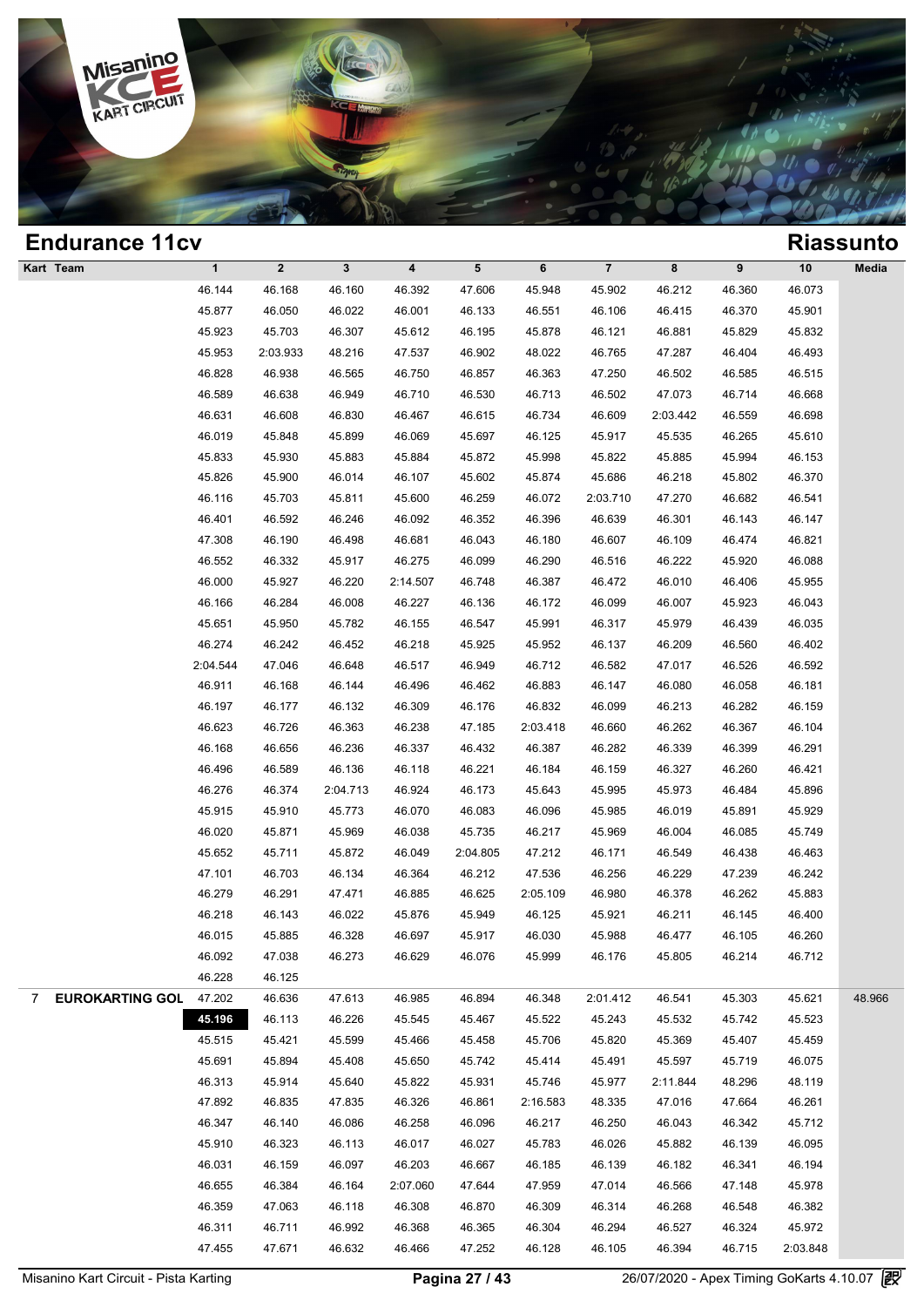# Endurance 11cv

## Riassunto

| Kart | Team | 1 | 2 | 3 | 4 | 5 | 6 | 7 | 8 | 9 | 10 | Media |
|---|---|---|---|---|---|---|---|---|---|---|---|---|
| | | 46.144 | 46.168 | 46.160 | 46.392 | 47.606 | 45.948 | 45.902 | 46.212 | 46.360 | 46.073 | |
| | | 45.877 | 46.050 | 46.022 | 46.001 | 46.133 | 46.551 | 46.106 | 46.415 | 46.370 | 45.901 | |
| | | 45.923 | 45.703 | 46.307 | 45.612 | 46.195 | 45.878 | 46.121 | 46.881 | 45.829 | 45.832 | |
| | | 45.953 | 2:03.933 | 48.216 | 47.537 | 46.902 | 48.022 | 46.765 | 47.287 | 46.404 | 46.493 | |
| | | 46.828 | 46.938 | 46.565 | 46.750 | 46.857 | 46.363 | 47.250 | 46.502 | 46.585 | 46.515 | |
| | | 46.589 | 46.638 | 46.949 | 46.710 | 46.530 | 46.713 | 46.502 | 47.073 | 46.714 | 46.668 | |
| | | 46.631 | 46.608 | 46.830 | 46.467 | 46.615 | 46.734 | 46.609 | 2:03.442 | 46.559 | 46.698 | |
| | | 46.019 | 45.848 | 45.899 | 46.069 | 45.697 | 46.125 | 45.917 | 45.535 | 46.265 | 45.610 | |
| | | 45.833 | 45.930 | 45.883 | 45.884 | 45.872 | 45.998 | 45.822 | 45.885 | 45.994 | 46.153 | |
| | | 45.826 | 45.900 | 46.014 | 46.107 | 45.602 | 45.874 | 45.686 | 46.218 | 45.802 | 46.370 | |
| | | 46.116 | 45.703 | 45.811 | 45.600 | 46.259 | 46.072 | 2:03.710 | 47.270 | 46.682 | 46.541 | |
| | | 46.401 | 46.592 | 46.246 | 46.092 | 46.352 | 46.396 | 46.639 | 46.301 | 46.143 | 46.147 | |
| | | 47.308 | 46.190 | 46.498 | 46.681 | 46.043 | 46.180 | 46.607 | 46.109 | 46.474 | 46.821 | |
| | | 46.552 | 46.332 | 45.917 | 46.275 | 46.099 | 46.290 | 46.516 | 46.222 | 45.920 | 46.088 | |
| | | 46.000 | 45.927 | 46.220 | 2:14.507 | 46.748 | 46.387 | 46.472 | 46.010 | 46.406 | 45.955 | |
| | | 46.166 | 46.284 | 46.008 | 46.227 | 46.136 | 46.172 | 46.099 | 46.007 | 45.923 | 46.043 | |
| | | 45.651 | 45.950 | 45.782 | 46.155 | 46.547 | 45.991 | 46.317 | 45.979 | 46.439 | 46.035 | |
| | | 46.274 | 46.242 | 46.452 | 46.218 | 45.925 | 45.952 | 46.137 | 46.209 | 46.560 | 46.402 | |
| | | 2:04.544 | 47.046 | 46.648 | 46.517 | 46.949 | 46.712 | 46.582 | 47.017 | 46.526 | 46.592 | |
| | | 46.911 | 46.168 | 46.144 | 46.496 | 46.462 | 46.883 | 46.147 | 46.080 | 46.058 | 46.181 | |
| | | 46.197 | 46.177 | 46.132 | 46.309 | 46.176 | 46.832 | 46.099 | 46.213 | 46.282 | 46.159 | |
| | | 46.623 | 46.726 | 46.363 | 46.238 | 47.185 | 2:03.418 | 46.660 | 46.262 | 46.367 | 46.104 | |
| | | 46.168 | 46.656 | 46.236 | 46.337 | 46.432 | 46.387 | 46.282 | 46.339 | 46.399 | 46.291 | |
| | | 46.496 | 46.589 | 46.136 | 46.118 | 46.221 | 46.184 | 46.159 | 46.327 | 46.260 | 46.421 | |
| | | 46.276 | 46.374 | 2:04.713 | 46.924 | 46.173 | 45.643 | 45.995 | 45.973 | 46.484 | 45.896 | |
| | | 45.915 | 45.910 | 45.773 | 46.070 | 46.083 | 46.096 | 45.985 | 46.019 | 45.891 | 45.929 | |
| | | 46.020 | 45.871 | 45.969 | 46.038 | 45.735 | 46.217 | 45.969 | 46.004 | 46.085 | 45.749 | |
| | | 45.652 | 45.711 | 45.872 | 46.049 | 2:04.805 | 47.212 | 46.171 | 46.549 | 46.438 | 46.463 | |
| | | 47.101 | 46.703 | 46.134 | 46.364 | 46.212 | 47.536 | 46.256 | 46.229 | 47.239 | 46.242 | |
| | | 46.279 | 46.291 | 47.471 | 46.885 | 46.625 | 2:05.109 | 46.980 | 46.378 | 46.262 | 45.883 | |
| | | 46.218 | 46.143 | 46.022 | 45.876 | 45.949 | 46.125 | 45.921 | 46.211 | 46.145 | 46.400 | |
| | | 46.015 | 45.885 | 46.328 | 46.697 | 45.917 | 46.030 | 45.988 | 46.477 | 46.105 | 46.260 | |
| | | 46.092 | 47.038 | 46.273 | 46.629 | 46.076 | 45.999 | 46.176 | 45.805 | 46.214 | 46.712 | |
| | | 46.228 | 46.125 | | | | | | | | | |
| 7 | EUROKARTING GOL | 47.202 | 46.636 | 47.613 | 46.985 | 46.894 | 46.348 | 2:01.412 | 46.541 | 45.303 | 45.621 | 48.966 |
| | | **45.196** | 46.113 | 46.226 | 45.545 | 45.467 | 45.522 | 45.243 | 45.532 | 45.742 | 45.523 | |
| | | 45.515 | 45.421 | 45.599 | 45.466 | 45.458 | 45.706 | 45.820 | 45.369 | 45.407 | 45.459 | |
| | | 45.691 | 45.894 | 45.408 | 45.650 | 45.742 | 45.414 | 45.491 | 45.597 | 45.719 | 46.075 | |
| | | 46.313 | 45.914 | 45.640 | 45.822 | 45.931 | 45.746 | 45.977 | 2:11.844 | 48.296 | 48.119 | |
| | | 47.892 | 46.835 | 47.835 | 46.326 | 46.861 | 2:16.583 | 48.335 | 47.016 | 47.664 | 46.261 | |
| | | 46.347 | 46.140 | 46.086 | 46.258 | 46.096 | 46.217 | 46.250 | 46.043 | 46.342 | 45.712 | |
| | | 45.910 | 46.323 | 46.113 | 46.017 | 46.027 | 45.783 | 46.026 | 45.882 | 46.139 | 46.095 | |
| | | 46.031 | 46.159 | 46.097 | 46.203 | 46.667 | 46.185 | 46.139 | 46.182 | 46.341 | 46.194 | |
| | | 46.655 | 46.384 | 46.164 | 2:07.060 | 47.644 | 47.959 | 47.014 | 46.566 | 47.148 | 45.978 | |
| | | 46.359 | 47.063 | 46.118 | 46.308 | 46.870 | 46.309 | 46.314 | 46.268 | 46.548 | 46.382 | |
| | | 46.311 | 46.711 | 46.992 | 46.368 | 46.365 | 46.304 | 46.294 | 46.527 | 46.324 | 45.972 | |
| | | 47.455 | 47.671 | 46.632 | 46.466 | 47.252 | 46.128 | 46.105 | 46.394 | 46.715 | 2:03.848 | |

Misanino Kart Circuit - Pista Karting | 26/07/2020 - Apex Timing GoKarts 4.10.07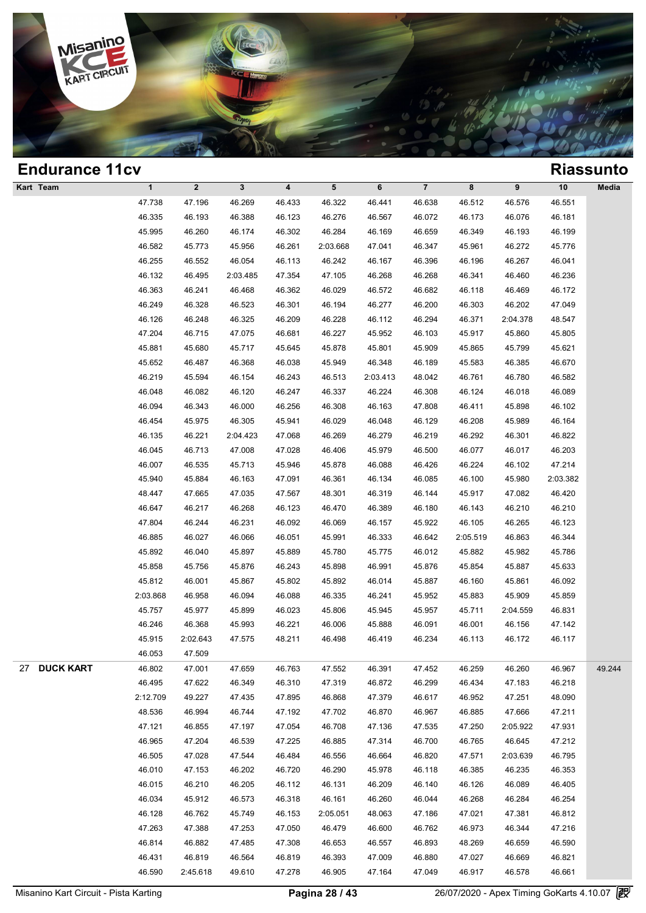## Endurance 11cv

## Riassunto

| Kart | Team | 1 | 2 | 3 | 4 | 5 | 6 | 7 | 8 | 9 | 10 | Media |
|---|---|---|---|---|---|---|---|---|---|---|---|---|
| | | 47.738 | 47.196 | 46.269 | 46.433 | 46.322 | 46.441 | 46.638 | 46.512 | 46.576 | 46.551 | |
| | | 46.335 | 46.193 | 46.388 | 46.123 | 46.276 | 46.567 | 46.072 | 46.173 | 46.076 | 46.181 | |
| | | 45.995 | 46.260 | 46.174 | 46.302 | 46.284 | 46.169 | 46.659 | 46.349 | 46.193 | 46.199 | |
| | | 46.582 | 45.773 | 45.956 | 46.261 | 2:03.668 | 47.041 | 46.347 | 45.961 | 46.272 | 45.776 | |
| | | 46.255 | 46.552 | 46.054 | 46.113 | 46.242 | 46.167 | 46.396 | 46.196 | 46.267 | 46.041 | |
| | | 46.132 | 46.495 | 2:03.485 | 47.354 | 47.105 | 46.268 | 46.268 | 46.341 | 46.460 | 46.236 | |
| | | 46.363 | 46.241 | 46.468 | 46.362 | 46.029 | 46.572 | 46.682 | 46.118 | 46.469 | 46.172 | |
| | | 46.249 | 46.328 | 46.523 | 46.301 | 46.194 | 46.277 | 46.200 | 46.303 | 46.202 | 47.049 | |
| | | 46.126 | 46.248 | 46.325 | 46.209 | 46.228 | 46.112 | 46.294 | 46.371 | 2:04.378 | 48.547 | |
| | | 47.204 | 46.715 | 47.075 | 46.681 | 46.227 | 45.952 | 46.103 | 45.917 | 45.860 | 45.805 | |
| | | 45.881 | 45.680 | 45.717 | 45.645 | 45.878 | 45.801 | 45.909 | 45.865 | 45.799 | 45.621 | |
| | | 45.652 | 46.487 | 46.368 | 46.038 | 45.949 | 46.348 | 46.189 | 45.583 | 46.385 | 46.670 | |
| | | 46.219 | 45.594 | 46.154 | 46.243 | 46.513 | 2:03.413 | 48.042 | 46.761 | 46.780 | 46.582 | |
| | | 46.048 | 46.082 | 46.120 | 46.247 | 46.337 | 46.224 | 46.308 | 46.124 | 46.018 | 46.089 | |
| | | 46.094 | 46.343 | 46.000 | 46.256 | 46.308 | 46.163 | 47.808 | 46.411 | 45.898 | 46.102 | |
| | | 46.454 | 45.975 | 46.305 | 45.941 | 46.029 | 46.048 | 46.129 | 46.208 | 45.989 | 46.164 | |
| | | 46.135 | 46.221 | 2:04.423 | 47.068 | 46.269 | 46.279 | 46.219 | 46.292 | 46.301 | 46.822 | |
| | | 46.045 | 46.713 | 47.008 | 47.028 | 46.406 | 45.979 | 46.500 | 46.077 | 46.017 | 46.203 | |
| | | 46.007 | 46.535 | 45.713 | 45.946 | 45.878 | 46.088 | 46.426 | 46.224 | 46.102 | 47.214 | |
| | | 45.940 | 45.884 | 46.163 | 47.091 | 46.361 | 46.134 | 46.085 | 46.100 | 45.980 | 2:03.382 | |
| | | 48.447 | 47.665 | 47.035 | 47.567 | 48.301 | 46.319 | 46.144 | 45.917 | 47.082 | 46.420 | |
| | | 46.647 | 46.217 | 46.268 | 46.123 | 46.470 | 46.389 | 46.180 | 46.143 | 46.210 | 46.210 | |
| | | 47.804 | 46.244 | 46.231 | 46.092 | 46.069 | 46.157 | 45.922 | 46.105 | 46.265 | 46.123 | |
| | | 46.885 | 46.027 | 46.066 | 46.051 | 45.991 | 46.333 | 46.642 | 2:05.519 | 46.863 | 46.344 | |
| | | 45.892 | 46.040 | 45.897 | 45.889 | 45.780 | 45.775 | 46.012 | 45.882 | 45.982 | 45.786 | |
| | | 45.858 | 45.756 | 45.876 | 46.243 | 45.898 | 46.991 | 45.876 | 45.854 | 45.887 | 45.633 | |
| | | 45.812 | 46.001 | 45.867 | 45.802 | 45.892 | 46.014 | 45.887 | 46.160 | 45.861 | 46.092 | |
| | | 2:03.868 | 46.958 | 46.094 | 46.088 | 46.335 | 46.241 | 45.952 | 45.883 | 45.909 | 45.859 | |
| | | 45.757 | 45.977 | 45.899 | 46.023 | 45.806 | 45.945 | 45.957 | 45.711 | 2:04.559 | 46.831 | |
| | | 46.246 | 46.368 | 45.993 | 46.221 | 46.006 | 45.888 | 46.091 | 46.001 | 46.156 | 47.142 | |
| | | 45.915 | 2:02.643 | 47.575 | 48.211 | 46.498 | 46.419 | 46.234 | 46.113 | 46.172 | 46.117 | |
| | | 46.053 | 47.509 | | | | | | | | | |
| 27 | DUCK KART | 46.802 | 47.001 | 47.659 | 46.763 | 47.552 | 46.391 | 47.452 | 46.259 | 46.260 | 46.967 | 49.244 |
| | | 46.495 | 47.622 | 46.349 | 46.310 | 47.319 | 46.872 | 46.299 | 46.434 | 47.183 | 46.218 | |
| | | 2:12.709 | 49.227 | 47.435 | 47.895 | 46.868 | 47.379 | 46.617 | 46.952 | 47.251 | 48.090 | |
| | | 48.536 | 46.994 | 46.744 | 47.192 | 47.702 | 46.870 | 46.967 | 46.885 | 47.666 | 47.211 | |
| | | 47.121 | 46.855 | 47.197 | 47.054 | 46.708 | 47.136 | 47.535 | 47.250 | 2:05.922 | 47.931 | |
| | | 46.965 | 47.204 | 46.539 | 47.225 | 46.885 | 47.314 | 46.700 | 46.765 | 46.645 | 47.212 | |
| | | 46.505 | 47.028 | 47.544 | 46.484 | 46.556 | 46.664 | 46.820 | 47.571 | 2:03.639 | 46.795 | |
| | | 46.010 | 47.153 | 46.202 | 46.720 | 46.290 | 45.978 | 46.118 | 46.385 | 46.235 | 46.353 | |
| | | 46.015 | 46.210 | 46.205 | 46.112 | 46.131 | 46.209 | 46.140 | 46.126 | 46.089 | 46.405 | |
| | | 46.034 | 45.912 | 46.573 | 46.318 | 46.161 | 46.260 | 46.044 | 46.268 | 46.284 | 46.254 | |
| | | 46.128 | 46.762 | 45.749 | 46.153 | 2:05.051 | 48.063 | 47.186 | 47.021 | 47.381 | 46.812 | |
| | | 47.263 | 47.388 | 47.253 | 47.050 | 46.479 | 46.600 | 46.762 | 46.973 | 46.344 | 47.216 | |
| | | 46.814 | 46.882 | 47.485 | 47.308 | 46.653 | 46.557 | 46.893 | 48.269 | 46.659 | 46.590 | |
| | | 46.431 | 46.819 | 46.564 | 46.819 | 46.393 | 47.009 | 46.880 | 47.027 | 46.669 | 46.821 | |
| | | 46.590 | 2:45.618 | 49.610 | 47.278 | 46.905 | 47.164 | 47.049 | 46.917 | 46.578 | 46.661 | |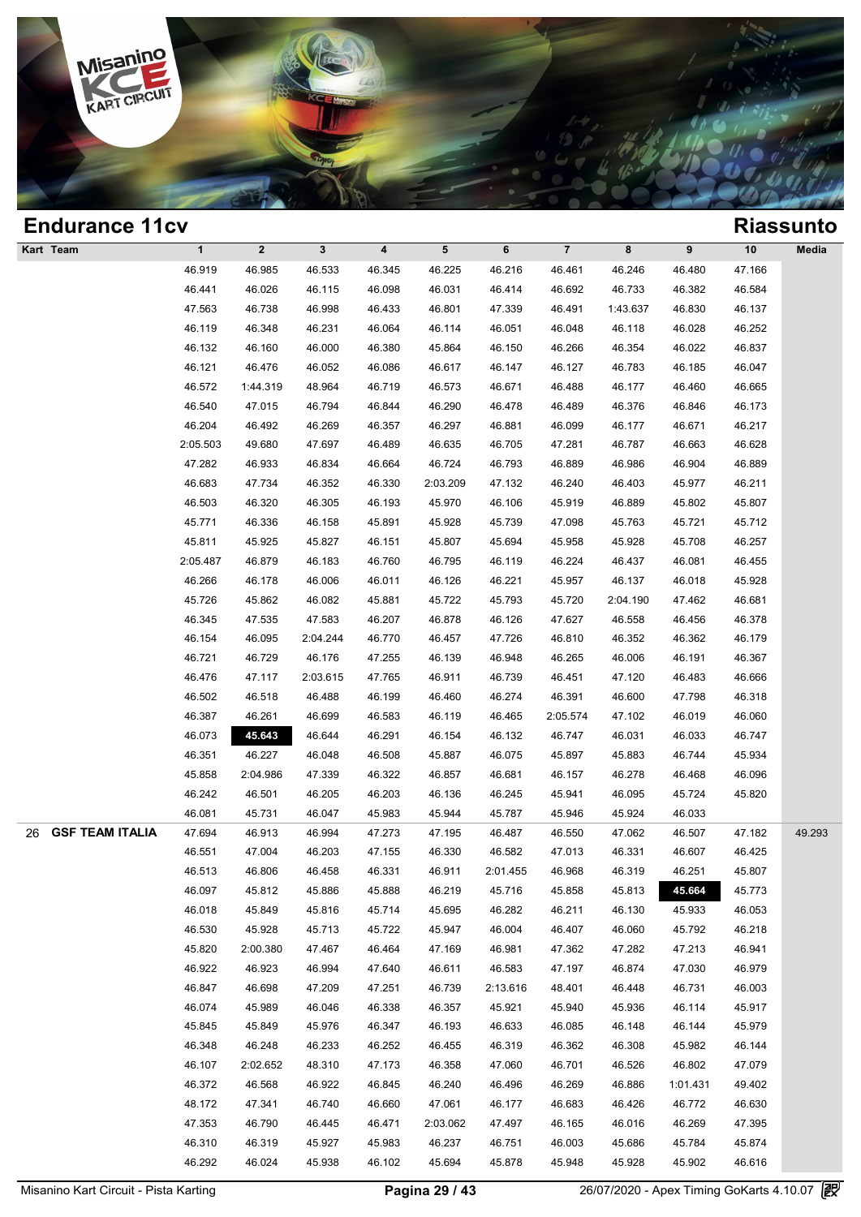## Endurance 11cv

## Riassunto

| Kart | Team | 1 | 2 | 3 | 4 | 5 | 6 | 7 | 8 | 9 | 10 | Media |
|---|---|---|---|---|---|---|---|---|---|---|---|---|
| | | 46.919 | 46.985 | 46.533 | 46.345 | 46.225 | 46.216 | 46.461 | 46.246 | 46.480 | 47.166 | |
| | | 46.441 | 46.026 | 46.115 | 46.098 | 46.031 | 46.414 | 46.692 | 46.733 | 46.382 | 46.584 | |
| | | 47.563 | 46.738 | 46.998 | 46.433 | 46.801 | 47.339 | 46.491 | 1:43.637 | 46.830 | 46.137 | |
| | | 46.119 | 46.348 | 46.231 | 46.064 | 46.114 | 46.051 | 46.048 | 46.118 | 46.028 | 46.252 | |
| | | 46.132 | 46.160 | 46.000 | 46.380 | 45.864 | 46.150 | 46.266 | 46.354 | 46.022 | 46.837 | |
| | | 46.121 | 46.476 | 46.052 | 46.086 | 46.617 | 46.147 | 46.127 | 46.783 | 46.185 | 46.047 | |
| | | 46.572 | 1:44.319 | 48.964 | 46.719 | 46.573 | 46.671 | 46.488 | 46.177 | 46.460 | 46.665 | |
| | | 46.540 | 47.015 | 46.794 | 46.844 | 46.290 | 46.478 | 46.489 | 46.376 | 46.846 | 46.173 | |
| | | 46.204 | 46.492 | 46.269 | 46.357 | 46.297 | 46.881 | 46.099 | 46.177 | 46.671 | 46.217 | |
| | | 2:05.503 | 49.680 | 47.697 | 46.489 | 46.635 | 46.705 | 47.281 | 46.787 | 46.663 | 46.628 | |
| | | 47.282 | 46.933 | 46.834 | 46.664 | 46.724 | 46.793 | 46.889 | 46.986 | 46.904 | 46.889 | |
| | | 46.683 | 47.734 | 46.352 | 46.330 | 2:03.209 | 47.132 | 46.240 | 46.403 | 45.977 | 46.211 | |
| | | 46.503 | 46.320 | 46.305 | 46.193 | 45.970 | 46.106 | 45.919 | 46.889 | 45.802 | 45.807 | |
| | | 45.771 | 46.336 | 46.158 | 45.891 | 45.928 | 45.739 | 47.098 | 45.763 | 45.721 | 45.712 | |
| | | 45.811 | 45.925 | 45.827 | 46.151 | 45.807 | 45.694 | 45.958 | 45.928 | 45.708 | 46.257 | |
| | | 2:05.487 | 46.879 | 46.183 | 46.760 | 46.795 | 46.119 | 46.224 | 46.437 | 46.081 | 46.455 | |
| | | 46.266 | 46.178 | 46.006 | 46.011 | 46.126 | 46.221 | 45.957 | 46.137 | 46.018 | 45.928 | |
| | | 45.726 | 45.862 | 46.082 | 45.881 | 45.722 | 45.793 | 45.720 | 2:04.190 | 47.462 | 46.681 | |
| | | 46.345 | 47.535 | 47.583 | 46.207 | 46.878 | 46.126 | 47.627 | 46.558 | 46.456 | 46.378 | |
| | | 46.154 | 46.095 | 2:04.244 | 46.770 | 46.457 | 47.726 | 46.810 | 46.352 | 46.362 | 46.179 | |
| | | 46.721 | 46.729 | 46.176 | 47.255 | 46.139 | 46.948 | 46.265 | 46.006 | 46.191 | 46.367 | |
| | | 46.476 | 47.117 | 2:03.615 | 47.765 | 46.911 | 46.739 | 46.451 | 47.120 | 46.483 | 46.666 | |
| | | 46.502 | 46.518 | 46.488 | 46.199 | 46.460 | 46.274 | 46.391 | 46.600 | 47.798 | 46.318 | |
| | | 46.387 | 46.261 | 46.699 | 46.583 | 46.119 | 46.465 | 2:05.574 | 47.102 | 46.019 | 46.060 | |
| | | 46.073 | **45.643** | 46.644 | 46.291 | 46.154 | 46.132 | 46.747 | 46.031 | 46.033 | 46.747 | |
| | | 46.351 | 46.227 | 46.048 | 46.508 | 45.887 | 46.075 | 45.897 | 45.883 | 46.744 | 45.934 | |
| | | 45.858 | 2:04.986 | 47.339 | 46.322 | 46.857 | 46.681 | 46.157 | 46.278 | 46.468 | 46.096 | |
| | | 46.242 | 46.501 | 46.205 | 46.203 | 46.136 | 46.245 | 45.941 | 46.095 | 45.724 | 45.820 | |
| | | 46.081 | 45.731 | 46.047 | 45.983 | 45.944 | 45.787 | 45.946 | 45.924 | 46.033 | | |
| 26 | GSF TEAM ITALIA | 47.694 | 46.913 | 46.994 | 47.273 | 47.195 | 46.487 | 46.550 | 47.062 | 46.507 | 47.182 | 49.293 |
| | | 46.551 | 47.004 | 46.203 | 47.155 | 46.330 | 46.582 | 47.013 | 46.331 | 46.607 | 46.425 | |
| | | 46.513 | 46.806 | 46.458 | 46.331 | 46.911 | 2:01.455 | 46.968 | 46.319 | 46.251 | 45.807 | |
| | | 46.097 | 45.812 | 45.886 | 45.888 | 46.219 | 45.716 | 45.858 | 45.813 | **45.664** | 45.773 | |
| | | 46.018 | 45.849 | 45.816 | 45.714 | 45.695 | 46.282 | 46.211 | 46.130 | 45.933 | 46.053 | |
| | | 46.530 | 45.928 | 45.713 | 45.722 | 45.947 | 46.004 | 46.407 | 46.060 | 45.792 | 46.218 | |
| | | 45.820 | 2:00.380 | 47.467 | 46.464 | 47.169 | 46.981 | 47.362 | 47.282 | 47.213 | 46.941 | |
| | | 46.922 | 46.923 | 46.994 | 47.640 | 46.611 | 46.583 | 47.197 | 46.874 | 47.030 | 46.979 | |
| | | 46.847 | 46.698 | 47.209 | 47.251 | 46.739 | 2:13.616 | 48.401 | 46.448 | 46.731 | 46.003 | |
| | | 46.074 | 45.989 | 46.046 | 46.338 | 46.357 | 45.921 | 45.940 | 45.936 | 46.114 | 45.917 | |
| | | 45.845 | 45.849 | 45.976 | 46.347 | 46.193 | 46.633 | 46.085 | 46.148 | 46.144 | 45.979 | |
| | | 46.348 | 46.248 | 46.233 | 46.252 | 46.455 | 46.319 | 46.362 | 46.308 | 45.982 | 46.144 | |
| | | 46.107 | 2:02.652 | 48.310 | 47.173 | 46.358 | 47.060 | 46.701 | 46.526 | 46.802 | 47.079 | |
| | | 46.372 | 46.568 | 46.922 | 46.845 | 46.240 | 46.496 | 46.269 | 46.886 | 1:01.431 | 49.402 | |
| | | 48.172 | 47.341 | 46.740 | 46.660 | 47.061 | 46.177 | 46.683 | 46.426 | 46.772 | 46.630 | |
| | | 47.353 | 46.790 | 46.445 | 46.471 | 2:03.062 | 47.497 | 46.165 | 46.016 | 46.269 | 47.395 | |
| | | 46.310 | 46.319 | 45.927 | 45.983 | 46.237 | 46.751 | 46.003 | 45.686 | 45.784 | 45.874 | |
| | | 46.292 | 46.024 | 45.938 | 46.102 | 45.694 | 45.878 | 45.948 | 45.928 | 45.902 | 46.616 | |

Misanino Kart Circuit - Pista Karting — 26/07/2020 - Apex Timing GoKarts 4.10.07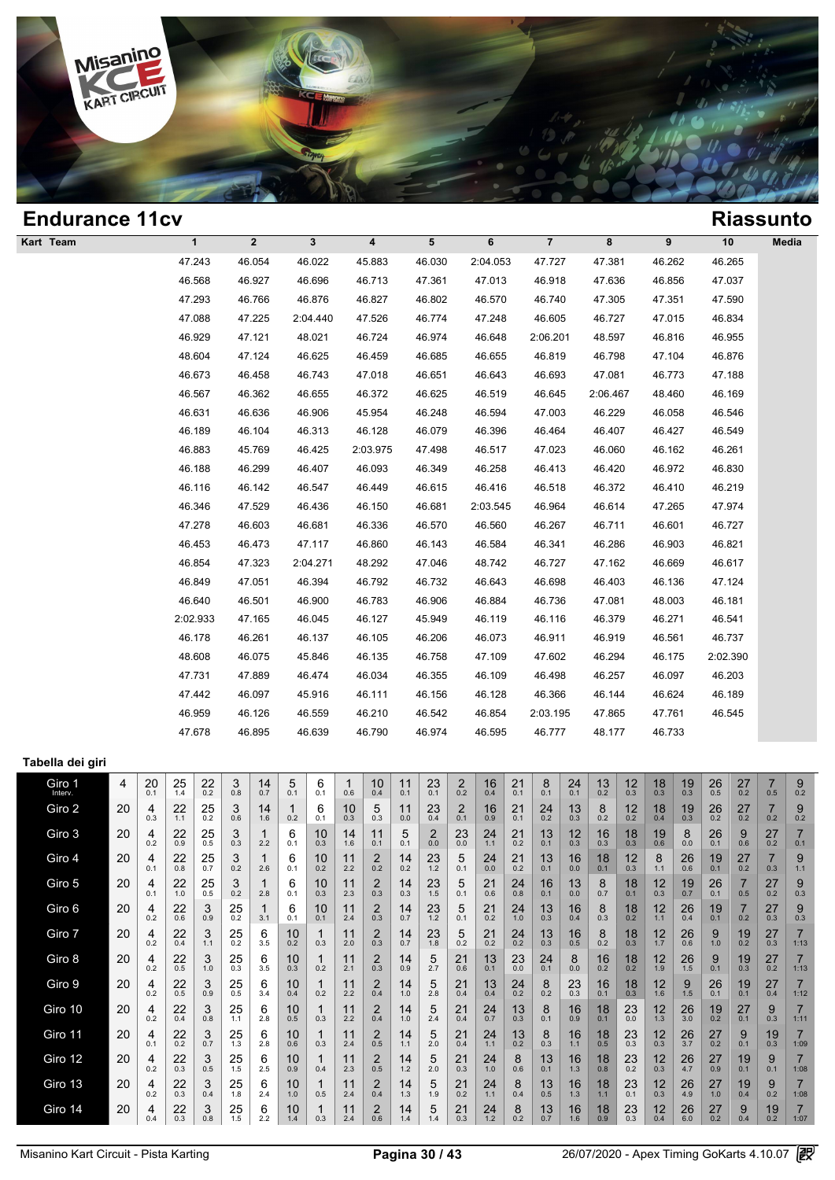## Endurance 11cv

## Riassunto

| Kart | Team | 1 | 2 | 3 | 4 | 5 | 6 | 7 | 8 | 9 | 10 | Media |
|---|---|---|---|---|---|---|---|---|---|---|---|---|
| | | 47.243 | 46.054 | 46.022 | 45.883 | 46.030 | 2:04.053 | 47.727 | 47.381 | 46.262 | 46.265 | |
| | | 46.568 | 46.927 | 46.696 | 46.713 | 47.361 | 47.013 | 46.918 | 47.636 | 46.856 | 47.037 | |
| | | 47.293 | 46.766 | 46.876 | 46.827 | 46.802 | 46.570 | 46.740 | 47.305 | 47.351 | 47.590 | |
| | | 47.088 | 47.225 | 2:04.440 | 47.526 | 46.774 | 47.248 | 46.605 | 46.727 | 47.015 | 46.834 | |
| | | 46.929 | 47.121 | 48.021 | 46.724 | 46.974 | 46.648 | 2:06.201 | 48.597 | 46.816 | 46.955 | |
| | | 48.604 | 47.124 | 46.625 | 46.459 | 46.685 | 46.655 | 46.819 | 46.798 | 47.104 | 46.876 | |
| | | 46.673 | 46.458 | 46.743 | 47.018 | 46.651 | 46.643 | 46.693 | 47.081 | 46.773 | 47.188 | |
| | | 46.567 | 46.362 | 46.655 | 46.372 | 46.625 | 46.519 | 46.645 | 2:06.467 | 48.460 | 46.169 | |
| | | 46.631 | 46.636 | 46.906 | 45.954 | 46.248 | 46.594 | 47.003 | 46.229 | 46.058 | 46.546 | |
| | | 46.189 | 46.104 | 46.313 | 46.128 | 46.079 | 46.396 | 46.464 | 46.407 | 46.427 | 46.549 | |
| | | 46.883 | 45.769 | 46.425 | 2:03.975 | 47.498 | 46.517 | 47.023 | 46.060 | 46.162 | 46.261 | |
| | | 46.188 | 46.299 | 46.407 | 46.093 | 46.349 | 46.258 | 46.413 | 46.420 | 46.972 | 46.830 | |
| | | 46.116 | 46.142 | 46.547 | 46.449 | 46.615 | 46.416 | 46.518 | 46.372 | 46.410 | 46.219 | |
| | | 46.346 | 47.529 | 46.436 | 46.150 | 46.681 | 2:03.545 | 46.964 | 46.614 | 47.265 | 47.974 | |
| | | 47.278 | 46.603 | 46.681 | 46.336 | 46.570 | 46.560 | 46.267 | 46.711 | 46.601 | 46.727 | |
| | | 46.453 | 46.473 | 47.117 | 46.860 | 46.143 | 46.584 | 46.341 | 46.286 | 46.903 | 46.821 | |
| | | 46.854 | 47.323 | 2:04.271 | 48.292 | 47.046 | 48.742 | 46.727 | 47.162 | 46.669 | 46.617 | |
| | | 46.849 | 47.051 | 46.394 | 46.792 | 46.732 | 46.643 | 46.698 | 46.403 | 46.136 | 47.124 | |
| | | 46.640 | 46.501 | 46.900 | 46.783 | 46.906 | 46.884 | 46.736 | 47.081 | 48.003 | 46.181 | |
| | | 2:02.933 | 47.165 | 46.045 | 46.127 | 45.949 | 46.119 | 46.116 | 46.379 | 46.271 | 46.541 | |
| | | 46.178 | 46.261 | 46.137 | 46.105 | 46.206 | 46.073 | 46.911 | 46.919 | 46.561 | 46.737 | |
| | | 48.608 | 46.075 | 45.846 | 46.135 | 46.758 | 47.109 | 47.602 | 46.294 | 46.175 | 2:02.390 | |
| | | 47.731 | 47.889 | 46.474 | 46.034 | 46.355 | 46.109 | 46.498 | 46.257 | 46.097 | 46.203 | |
| | | 47.442 | 46.097 | 45.916 | 46.111 | 46.156 | 46.128 | 46.366 | 46.144 | 46.624 | 46.189 | |
| | | 46.959 | 46.126 | 46.559 | 46.210 | 46.542 | 46.854 | 2:03.195 | 47.865 | 47.761 | 46.545 | |
| | | 47.678 | 46.895 | 46.639 | 46.790 | 46.974 | 46.595 | 46.777 | 48.177 | 46.733 | | |

### Tabella dei giri

| Giro | N | 1 | 2 | 3 | 4 | 5 | 6 | 7 | 8 | 9 | 10 | 11 | 12 | 13 | 14 | 15 | 16 | 17 | 18 | 19 | 20 |
|---|---|---|---|---|---|---|---|---|---|---|---|---|---|---|---|---|---|---|---|---|---|
| Giro 1 Interv. | 4 | 20 0.1 | 25 1.4 | 22 0.2 | 3 0.8 | 14 0.7 | 5 0.1 | 6 0.1 | 1 0.6 | 10 0.4 | 11 0.1 | 23 0.1 | 2 0.2 | 16 0.4 | 21 0.1 | 8 0.1 | 24 0.1 | 13 0.2 | 12 0.3 | 18 0.3 | 19 0.3 |
| Giro 1 (cont.) | | 26 0.5 | 27 0.2 | 7 0.5 | 9 0.2 | | | | | | | | | | | | | | | | |
| Giro 2 | 20 | 4 0.3 | 22 1.1 | 25 0.2 | 3 0.6 | 14 1.6 | 1 0.2 | 6 0.1 | 10 0.3 | 5 0.3 | 11 0.0 | 23 0.4 | 2 0.1 | 16 0.9 | 21 0.1 | 24 0.2 | 13 0.3 | 8 0.2 | 12 0.2 | 18 0.4 | 19 0.3 |
| Giro 2 (cont.) | | 26 0.2 | 27 0.2 | 7 0.2 | 9 0.2 | | | | | | | | | | | | | | | | |
| Giro 3 | 20 | 4 0.2 | 22 0.9 | 25 0.5 | 3 0.3 | 1 2.2 | 6 0.1 | 10 0.3 | 14 1.6 | 11 0.1 | 5 0.1 | 2 0.0 | 23 0.0 | 24 1.1 | 21 0.2 | 13 0.1 | 12 0.3 | 16 0.3 | 18 0.3 | 19 0.6 | 8 0.0 |
| Giro 3 (cont.) | | 26 0.1 | 9 0.6 | 27 0.2 | 7 0.1 | | | | | | | | | | | | | | | | |
| Giro 4 | 20 | 4 0.1 | 22 0.8 | 25 0.7 | 3 0.2 | 1 2.6 | 6 0.1 | 10 0.2 | 11 2.2 | 2 0.2 | 14 0.2 | 23 1.2 | 5 0.1 | 24 0.0 | 21 0.2 | 13 0.1 | 16 0.0 | 18 0.1 | 12 0.3 | 8 1.1 | 26 0.6 |
| Giro 4 (cont.) | | 19 0.1 | 27 0.2 | 7 0.3 | 9 1.1 | | | | | | | | | | | | | | | | |
| Giro 5 | 20 | 4 0.2 | 22 1.0 | 25 0.5 | 3 0.2 | 1 2.8 | 6 0.1 | 10 0.3 | 11 2.3 | 2 0.3 | 14 0.3 | 23 1.5 | 5 0.1 | 21 0.6 | 24 0.8 | 16 0.1 | 13 0.0 | 8 0.7 | 18 0.1 | 12 0.3 | 19 0.7 |
| Giro 5 (cont.) | | 26 0.1 | 7 0.5 | 27 0.2 | 9 0.3 | | | | | | | | | | | | | | | | |
| Giro 6 | 20 | 4 0.2 | 22 0.6 | 3 0.9 | 25 0.2 | 1 3.1 | 6 0.1 | 10 0.1 | 11 2.4 | 2 0.3 | 14 0.7 | 23 1.2 | 5 0.1 | 21 0.2 | 24 1.0 | 13 0.3 | 16 0.4 | 8 0.3 | 18 0.2 | 12 1.1 | 26 0.4 |
| Giro 6 (cont.) | | 19 0.1 | 7 0.2 | 27 0.3 | 9 0.3 | | | | | | | | | | | | | | | | |
| Giro 7 | 20 | 4 0.2 | 22 0.4 | 3 1.1 | 25 0.2 | 6 3.5 | 10 0.2 | 1 0.3 | 11 2.0 | 2 0.3 | 14 0.7 | 23 1.8 | 5 0.2 | 21 0.2 | 24 0.2 | 13 0.3 | 16 0.5 | 8 0.2 | 18 0.3 | 12 1.7 | 26 0.6 |
| Giro 7 (cont.) | | 9 1.0 | 19 0.2 | 27 0.3 | 7 1:13 | | | | | | | | | | | | | | | | |
| Giro 8 | 20 | 4 0.2 | 22 0.5 | 3 1.0 | 25 0.3 | 6 3.5 | 10 0.3 | 1 0.2 | 11 2.1 | 2 0.3 | 14 0.9 | 5 2.7 | 21 0.6 | 13 0.1 | 23 0.0 | 24 0.1 | 8 0.0 | 16 0.2 | 18 0.2 | 12 1.9 | 26 1.5 |
| Giro 8 (cont.) | | 9 0.1 | 19 0.3 | 27 0.2 | 7 1:13 | | | | | | | | | | | | | | | | |
| Giro 9 | 20 | 4 0.2 | 22 0.5 | 3 0.9 | 25 0.5 | 6 3.4 | 10 0.4 | 1 0.2 | 11 2.2 | 2 0.4 | 14 1.0 | 5 2.8 | 21 0.4 | 13 0.4 | 24 0.2 | 8 0.2 | 23 0.3 | 16 0.1 | 18 0.3 | 12 1.6 | 9 1.5 |
| Giro 9 (cont.) | | 26 0.1 | 19 0.1 | 27 0.4 | 7 1:12 | | | | | | | | | | | | | | | | |
| Giro 10 | 20 | 4 0.2 | 22 0.4 | 3 1.0 | 25 1.1 | 6 2.8 | 10 0.5 | 1 0.3 | 11 2.2 | 2 0.4 | 14 1.0 | 5 2.4 | 21 0.4 | 24 0.7 | 13 0.3 | 8 0.1 | 16 0.9 | 18 0.1 | 23 0.0 | 12 1.3 | 26 3.0 |
| Giro 10 (cont.) | | 19 0.2 | 27 0.1 | 9 0.3 | 7 1:11 | | | | | | | | | | | | | | | | |
| Giro 11 | 20 | 4 0.1 | 22 0.2 | 3 0.7 | 25 1.3 | 6 2.8 | 10 0.6 | 1 0.3 | 11 2.4 | 2 0.5 | 14 1.1 | 5 2.0 | 21 0.4 | 24 1.1 | 13 0.2 | 8 0.3 | 16 1.1 | 18 0.5 | 23 0.3 | 12 0.3 | 26 3.7 |
| Giro 11 (cont.) | | 27 0.2 | 9 0.1 | 19 0.3 | 7 1:09 | | | | | | | | | | | | | | | | |
| Giro 12 | 20 | 4 0.2 | 22 0.3 | 3 0.5 | 25 1.5 | 6 2.5 | 10 0.9 | 1 0.4 | 11 2.3 | 2 0.5 | 14 1.2 | 5 2.0 | 21 0.3 | 24 1.0 | 8 0.6 | 13 0.1 | 16 1.3 | 18 0.8 | 23 0.2 | 12 0.3 | 26 4.7 |
| Giro 12 (cont.) | | 27 0.9 | 19 0.1 | 9 0.1 | 7 1:08 | | | | | | | | | | | | | | | | |
| Giro 13 | 20 | 4 0.2 | 22 0.3 | 3 0.4 | 25 1.8 | 6 2.4 | 10 1.0 | 1 0.5 | 11 2.4 | 2 0.4 | 14 1.3 | 5 1.9 | 21 0.2 | 24 1.1 | 8 0.4 | 13 0.5 | 16 1.3 | 18 1.1 | 23 0.1 | 12 0.3 | 26 4.9 |
| Giro 13 (cont.) | | 27 1.0 | 19 0.4 | 9 0.2 | 7 1:08 | | | | | | | | | | | | | | | | |
| Giro 14 | 20 | 4 0.4 | 22 0.3 | 3 0.8 | 25 1.5 | 6 2.2 | 10 1.4 | 1 0.3 | 11 2.4 | 2 0.6 | 14 1.4 | 5 1.4 | 21 0.3 | 24 1.2 | 8 0.2 | 13 0.7 | 16 1.6 | 18 0.9 | 23 0.3 | 12 0.4 | 26 6.0 |
| Giro 14 (cont.) | | 27 0.2 | 9 0.4 | 19 0.2 | 7 1:07 | | | | | | | | | | | | | | | | |

Misanino Kart Circuit - Pista Karting

26/07/2020 - Apex Timing GoKarts 4.10.07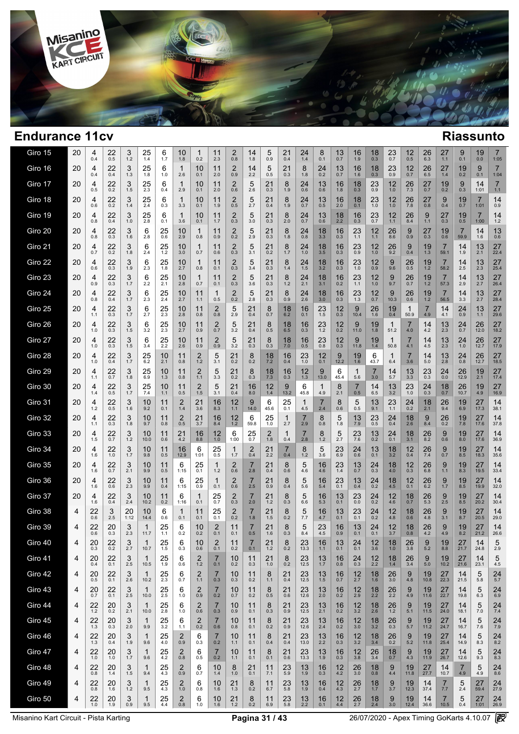# Endurance 11cv

## Riassunto

| Giro | N | | | | | | | | | | | | | | | | | | | | | |
|---|---|---|---|---|---|---|---|---|---|---|---|---|---|---|---|---|---|---|---|---|---|---|
| Giro 15 | 20 | 4 0.4 | 22 0.5 | 3 1.2 | 25 1.4 | 6 1.7 | 10 1.8 | 1 0.2 | 11 2.3 | 2 0.8 | 14 1.8 | 5 0.9 | 21 0.4 | 24 1.4 | 8 0.1 | 13 0.7 | 16 1.9 | 18 0.3 | 23 0.7 | 12 0.5 | 26 6.3 | 27 1.1 | 9 0.1 | 19 0.0 | 7 1:05 |
| Giro 16 | 20 | 4 0.4 | 22 0.4 | 3 1.3 | 25 1.8 | 6 1.0 | 1 2.6 | 10 0.1 | 11 2.0 | 2 0.9 | 14 2.2 | 5 0.5 | 21 0.3 | 8 1.8 | 24 0.2 | 13 0.7 | 16 1.6 | 18 0.3 | 23 0.9 | 12 0.7 | 26 6.5 | 27 1.4 | 19 0.2 | 9 0.1 | 7 1:04 |
| Giro 17 | 20 | 4 0.5 | 22 0.2 | 3 1.5 | 25 2.3 | 6 0.4 | 1 2.9 | 10 0.1 | 11 2.0 | 2 0.6 | 5 2.6 | 21 0.3 | 8 1.9 | 24 0.6 | 13 0.6 | 16 1.8 | 18 0.3 | 23 0.9 | 12 1.0 | 26 7.3 | 27 0.7 | 19 0.2 | 9 0.3 | 14 1:01 | 7 1.1 |
| Giro 18 | 20 | 4 0.6 | 22 0.2 | 3 1.4 | 25 2.4 | 6 0.3 | 1 3.3 | 10 0.1 | 11 1.9 | 2 0.5 | 5 2.7 | 21 0.4 | 8 1.9 | 24 0.7 | 13 0.5 | 16 2.0 | 18 0.1 | 23 1.0 | 12 1.0 | 26 7.8 | 27 0.8 | 9 0.4 | 19 0.7 | 7 1:01 | 14 0.9 |
| Giro 19 | 20 | 4 0.8 | 22 0.4 | 3 1.0 | 25 2.8 | 6 0.1 | 1 3.6 | 10 0.1 | 11 1.7 | 2 0.3 | 5 3.0 | 21 0.3 | 8 2.0 | 24 0.7 | 13 0.6 | 18 2.2 | 16 0.3 | 23 0.7 | 12 1.1 | 26 8.4 | 9 1.1 | 27 0.3 | 19 0.5 | 7 1:00 | 14 1.2 |
| Giro 20 | 20 | 4 0.8 | 22 0.3 | 3 1.6 | 6 2.8 | 25 0.6 | 10 2.9 | 1 0.8 | 11 0.9 | 2 0.2 | 5 2.9 | 21 0.3 | 8 1.8 | 24 0.8 | 18 3.3 | 16 0.3 | 23 1.1 | 12 1.1 | 26 8.6 | 9 0.9 | 27 0.3 | 19 0.6 | 7 59.9 | 14 1.6 | 13 0.6 |
| Giro 21 | 20 | 4 0.7 | 22 0.2 | 3 1.8 | 6 2.4 | 25 1.2 | 10 3.0 | 1 0.7 | 11 0.6 | 2 0.3 | 5 3.1 | 21 0.2 | 8 1.7 | 24 1.0 | 18 3.5 | 16 0.3 | 23 0.9 | 12 1.0 | 26 9.2 | 9 0.4 | 19 1.3 | 7 59.1 | 14 1.9 | 13 2.1 | 27 22.4 |
| Giro 22 | 20 | 4 0.6 | 22 0.3 | 3 1.9 | 6 2.3 | 25 1.8 | 10 2.7 | 1 0.8 | 11 0.1 | 2 0.3 | 5 3.4 | 21 0.3 | 8 1.4 | 24 1.5 | 18 3.2 | 16 0.3 | 23 1.0 | 12 0.9 | 9 9.6 | 26 0.5 | 19 1.2 | 7 58.2 | 14 2.5 | 13 2.3 | 27 25.4 |
| Giro 23 | 20 | 4 0.9 | 22 0.3 | 3 1.7 | 6 2.2 | 25 2.1 | 10 2.8 | 1 0.7 | 11 0.1 | 2 0.3 | 5 3.6 | 21 0.3 | 8 1.2 | 24 2.1 | 18 3.1 | 16 0.2 | 23 1.1 | 12 1.0 | 9 9.7 | 26 0.7 | 19 1.2 | 7 57.3 | 14 2.9 | 13 2.7 | 27 26.4 |
| Giro 24 | 20 | 4 0.8 | 22 0.4 | 3 1.7 | 6 2.3 | 25 2.4 | 10 2.7 | 11 1.1 | 1 0.5 | 2 0.2 | 5 2.8 | 21 0.3 | 8 0.9 | 24 2.6 | 18 3.0 | 16 0.3 | 23 1.3 | 12 0.7 | 9 10.3 | 26 0.6 | 19 1.2 | 7 56.5 | 14 3.3 | 13 2.7 | 27 28.4 |
| Giro 25 | 20 | 4 1.1 | 22 0.3 | 3 1.7 | 6 2.7 | 25 2.3 | 10 2.8 | 11 0.8 | 2 0.8 | 5 2.9 | 21 0.4 | 8 0.7 | 18 6.2 | 16 0.1 | 23 1.5 | 12 0.3 | 9 10.4 | 26 1.6 | 19 0.4 | 1 50.9 | 7 4.9 | 14 4.1 | 24 0.9 | 13 1.1 | 27 29.6 |
| Giro 26 | 20 | 4 1.0 | 22 0.3 | 3 1.5 | 6 3.2 | 25 2.3 | 10 2.7 | 11 0.9 | 2 0.7 | 5 3.2 | 21 0.4 | 8 0.5 | 18 6.5 | 16 0.3 | 23 1.2 | 12 0.2 | 9 11.0 | 19 1.8 | 1 51.2 | 7 4.0 | 14 4.2 | 13 2.3 | 24 0.7 | 26 12.0 | 27 18.2 |
| Giro 27 | 20 | 4 1.0 | 22 0.3 | 3 1.6 | 6 3.4 | 25 2.2 | 10 2.6 | 11 0.9 | 2 0.9 | 5 3.2 | 21 0.3 | 8 0.3 | 18 7.0 | 16 0.5 | 23 0.8 | 12 0.3 | 9 11.8 | 19 1.4 | 1 50.8 | 7 4.1 | 14 4.5 | 13 2.3 | 24 1.0 | 26 12.7 | 27 17.9 |
| Giro 28 | 20 | 4 1.0 | 22 0.4 | 3 1.7 | 25 6.2 | 10 2.1 | 11 0.8 | 2 1.2 | 5 3.1 | 21 0.2 | 8 0.2 | 18 7.2 | 16 0.4 | 23 1.0 | 12 0.1 | 9 12.2 | 19 1.6 | 6 43.7 | 1 6.4 | 7 3.6 | 14 5.0 | 13 2.8 | 24 0.8 | 26 12.7 | 27 18.5 |
| Giro 29 | 20 | 4 1.1 | 22 0.7 | 3 1.8 | 25 6.9 | 10 1.3 | 11 0.8 | 2 1.1 | 5 3.3 | 21 0.2 | 8 0.3 | 18 7.3 | 16 0.3 | 12 1.3 | 9 13.0 | 6 45.4 | 1 5.6 | 7 3.0 | 14 5.7 | 13 3.3 | 23 0.3 | 24 0.0 | 26 12.9 | 19 2.1 | 27 17.4 |
| Giro 30 | 20 | 4 1.4 | 22 0.5 | 3 1.7 | 25 7.4 | 10 1.1 | 11 0.5 | 2 1.5 | 5 3.1 | 21 0.4 | 16 8.0 | 12 1.4 | 9 13.2 | 6 45.8 | 1 4.9 | 8 2.1 | 7 0.5 | 14 6.5 | 13 3.2 | 23 1.0 | 24 0.3 | 18 0.7 | 26 10.7 | 19 4.9 | 27 16.9 |
| Giro 31 | 20 | 4 1.2 | 22 0.5 | 3 1.6 | 10 9.2 | 11 0.1 | 2 1.4 | 21 3.6 | 16 8.3 | 12 1.1 | 9 14.0 | 6 45.6 | 25 0.1 | 1 4.5 | 7 2.4 | 8 0.6 | 5 0.5 | 13 9.1 | 23 1.1 | 24 0.2 | 18 2.1 | 26 9.4 | 19 6.9 | 27 17.3 | 14 38.1 |
| Giro 32 | 20 | 4 1.1 | 22 0.3 | 3 1.8 | 10 9.7 | 11 0.8 | 2 0.5 | 21 3.7 | 16 8.4 | 12 1.2 | 6 59.8 | 25 1.0 | 1 2.7 | 7 2.9 | 8 0.8 | 5 1.8 | 13 7.9 | 23 0.5 | 24 0.4 | 18 2.6 | 9 8.4 | 26 0.2 | 19 7.8 | 27 17.6 | 14 37.8 |
| Giro 33 | 20 | 4 1.5 | 22 0.7 | 3 1.2 | 10 10.0 | 11 0.6 | 21 4.2 | 16 8.8 | 12 1.0 | 6 1:00 | 25 0.7 | 2 1.8 | 1 0.4 | 7 2.8 | 8 1.2 | 5 2.7 | 23 7.6 | 13 0.2 | 24 0.1 | 18 3.1 | 26 8.2 | 9 0.6 | 19 8.0 | 27 17.6 | 14 36.9 |
| Giro 34 | 20 | 4 1.6 | 22 1.0 | 3 1.7 | 10 9.8 | 11 0.5 | 16 12.9 | 6 1:01 | 25 0.5 | 1 1.7 | 2 0.4 | 21 2.2 | 7 0.4 | 8 1.2 | 5 3.6 | 23 6.9 | 24 0.6 | 13 0.1 | 18 3.2 | 12 0.4 | 26 7.4 | 9 0.7 | 19 8.5 | 27 18.3 | 14 35.6 |
| Giro 35 | 20 | 4 1.6 | 22 0.7 | 3 2.1 | 10 9.9 | 11 0.5 | 6 1:15 | 25 0.1 | 1 1.2 | 2 0.6 | 7 2.8 | 21 0.4 | 8 0.6 | 5 4.6 | 16 4.6 | 23 1.4 | 13 0.7 | 24 0.3 | 18 4.0 | 12 0.3 | 26 6.8 | 9 1.1 | 19 8.3 | 27 19.5 | 14 33.4 |
| Giro 36 | 20 | 4 1.6 | 22 0.6 | 3 2.3 | 10 9.9 | 11 0.4 | 6 1:15 | 25 0.9 | 1 0.1 | 2 0.6 | 7 2.5 | 21 0.9 | 8 0.4 | 5 5.6 | 16 5.4 | 23 0.1 | 13 0.4 | 24 0.2 | 18 4.5 | 12 0.1 | 26 6.2 | 9 1.7 | 19 8.5 | 27 19.9 | 14 32.0 |
| Giro 37 | 20 | 4 1.6 | 22 0.4 | 3 2.4 | 10 10.2 | 11 0.2 | 6 1:16 | 1 0.1 | 25 0.7 | 2 0.3 | 7 2.0 | 21 1.2 | 8 0.3 | 5 6.6 | 16 5.3 | 13 0.1 | 23 0.0 | 24 0.2 | 12 4.6 | 18 0.7 | 26 5.3 | 9 2.5 | 19 8.5 | 27 20.2 | 14 30.4 |
| Giro 38 | 4 | 22 0.6 | 3 2.5 | 20 1:12 | 10 14.4 | 6 0.6 | 1 0.1 | 11 0.1 | 25 0.1 | 2 0.2 | 7 1.8 | 21 1.5 | 8 0.2 | 5 7.7 | 16 4.7 | 13 0.1 | 23 0.1 | 24 0.2 | 12 4.8 | 18 0.6 | 26 4.8 | 9 3.1 | 19 8.7 | 27 20.5 | 14 29.0 |
| Giro 39 | 4 | 22 0.6 | 20 0.3 | 3 2.3 | 1 11.7 | 25 1.1 | 6 0.2 | 10 0.2 | 2 0.1 | 11 0.1 | 7 0.5 | 21 1.6 | 8 0.3 | 5 8.4 | 23 4.5 | 16 0.9 | 13 0.1 | 24 0.1 | 12 3.7 | 18 0.8 | 26 4.2 | 9 4.9 | 19 8.2 | 27 21.2 | 14 26.6 |
| Giro 40 | 4 | 20 0.3 | 22 0.2 | 3 2.7 | 1 10.7 | 25 1.5 | 6 0.3 | 10 0.6 | 2 0.1 | 11 0.2 | 7 0.1 | 21 1.2 | 8 0.2 | 23 13.3 | 16 1.1 | 13 0.1 | 24 0.1 | 12 3.6 | 18 1.0 | 26 3.8 | 9 5.2 | 19 8.8 | 27 21.7 | 14 24.8 | 5 2.9 |
| Giro 41 | 4 | 20 0.4 | 22 0.1 | 3 2.5 | 1 10.5 | 25 1.9 | 6 0.6 | 2 1.2 | 7 0.1 | 10 0.2 | 11 0.3 | 21 1.0 | 8 0.2 | 23 12.5 | 13 1.7 | 16 0.8 | 24 0.3 | 12 2.2 | 18 1.4 | 26 3.4 | 9 5.0 | 19 10.2 | 27 21.6 | 14 23.1 | 5 4.5 |
| Giro 42 | 4 | 20 0.5 | 22 0.1 | 3 2.6 | 1 10.2 | 25 2.3 | 6 0.7 | 2 1.1 | 7 0.3 | 10 0.3 | 11 0.2 | 8 1.1 | 21 0.4 | 23 12.5 | 13 1.5 | 16 0.7 | 12 2.7 | 18 1.6 | 26 3.0 | 9 4.8 | 19 10.8 | 27 22.3 | 14 21.5 | 5 5.8 | 24 5.7 |
| Giro 43 | 4 | 20 0.7 | 22 0.1 | 3 2.5 | 1 10.0 | 25 2.5 | 6 1.0 | 2 0.9 | 7 0.2 | 10 0.7 | 11 0.2 | 8 0.5 | 21 0.6 | 23 12.6 | 13 2.0 | 16 0.2 | 12 2.9 | 18 2.2 | 26 2.2 | 9 4.9 | 19 11.6 | 27 22.7 | 14 19.8 | 5 6.3 | 24 6.9 |
| Giro 44 | 4 | 22 1.2 | 20 0.2 | 3 2.1 | 1 10.0 | 25 2.8 | 6 1.0 | 2 0.6 | 7 0.3 | 10 0.9 | 11 0.1 | 8 0.3 | 21 0.9 | 23 12.5 | 13 2.1 | 16 0.2 | 12 3.2 | 18 2.6 | 26 1.2 | 9 5.1 | 19 11.5 | 27 24.0 | 14 18.1 | 5 7.0 | 24 7.4 |
| Giro 45 | 4 | 22 1.3 | 20 0.3 | 3 2.0 | 1 9.9 | 25 3.2 | 6 1.1 | 2 0.2 | 7 0.6 | 10 0.8 | 11 0.1 | 8 0.2 | 21 0.9 | 23 12.6 | 13 2.4 | 16 0.2 | 12 3.0 | 18 3.2 | 26 0.3 | 9 5.7 | 19 11.2 | 27 24.7 | 14 16.7 | 5 7.6 | 24 7.9 |
| Giro 46 | 4 | 22 1.3 | 20 0.4 | 3 1.9 | 1 9.6 | 25 4.0 | 2 0.9 | 6 0.3 | 7 0.2 | 10 1.1 | 11 0.1 | 8 0.4 | 21 0.4 | 23 13.0 | 13 2.2 | 16 0.3 | 12 3.2 | 18 3.4 | 26 0.2 | 9 5.2 | 19 11.8 | 27 25.4 | 14 14.9 | 5 8.3 | 24 8.2 |
| Giro 47 | 4 | 22 1.0 | 20 1.0 | 3 1.7 | 1 9.6 | 25 4.2 | 2 0.8 | 6 0.5 | 7 0.2 | 10 1.1 | 11 0.1 | 8 0.1 | 21 0.6 | 23 13.3 | 13 1.9 | 16 0.3 | 12 3.8 | 26 3.4 | 18 0.7 | 9 4.3 | 19 11.9 | 27 26.7 | 14 12.6 | 5 9.3 | 24 8.3 |
| Giro 48 | 4 | 22 0.8 | 20 1.4 | 3 1.5 | 1 9.4 | 25 4.3 | 2 0.9 | 6 0.7 | 10 1.4 | 8 1.0 | 21 0.1 | 11 7.1 | 23 5.9 | 13 1.9 | 16 0.3 | 12 4.2 | 26 3.0 | 18 0.8 | 9 4.4 | 19 11.8 | 27 27.7 | 14 10.7 | 7 4.9 | 5 4.9 | 24 8.6 |
| Giro 49 | 4 | 22 0.8 | 20 1.6 | 3 1.2 | 1 9.5 | 25 4.3 | 2 1.0 | 6 0.8 | 10 1.6 | 21 1.3 | 8 0.2 | 11 6.7 | 23 5.8 | 13 1.9 | 16 0.4 | 12 4.3 | 26 2.7 | 18 1.7 | 9 3.7 | 19 12.3 | 14 37.4 | 7 7.7 | 5 2.4 | 27 59.4 | 24 27.9 |
| Giro 50 | 4 | 22 1.0 | 20 1.9 | 3 0.9 | 1 9.5 | 25 4.4 | 2 0.8 | 6 1.0 | 10 1.6 | 21 1.2 | 8 0.2 | 11 6.9 | 23 5.8 | 13 2.2 | 16 0.1 | 12 4.4 | 26 2.7 | 18 2.4 | 9 3.0 | 19 12.4 | 14 36.6 | 7 10.5 | 5 0.4 | 27 1:01 | 24 26.9 |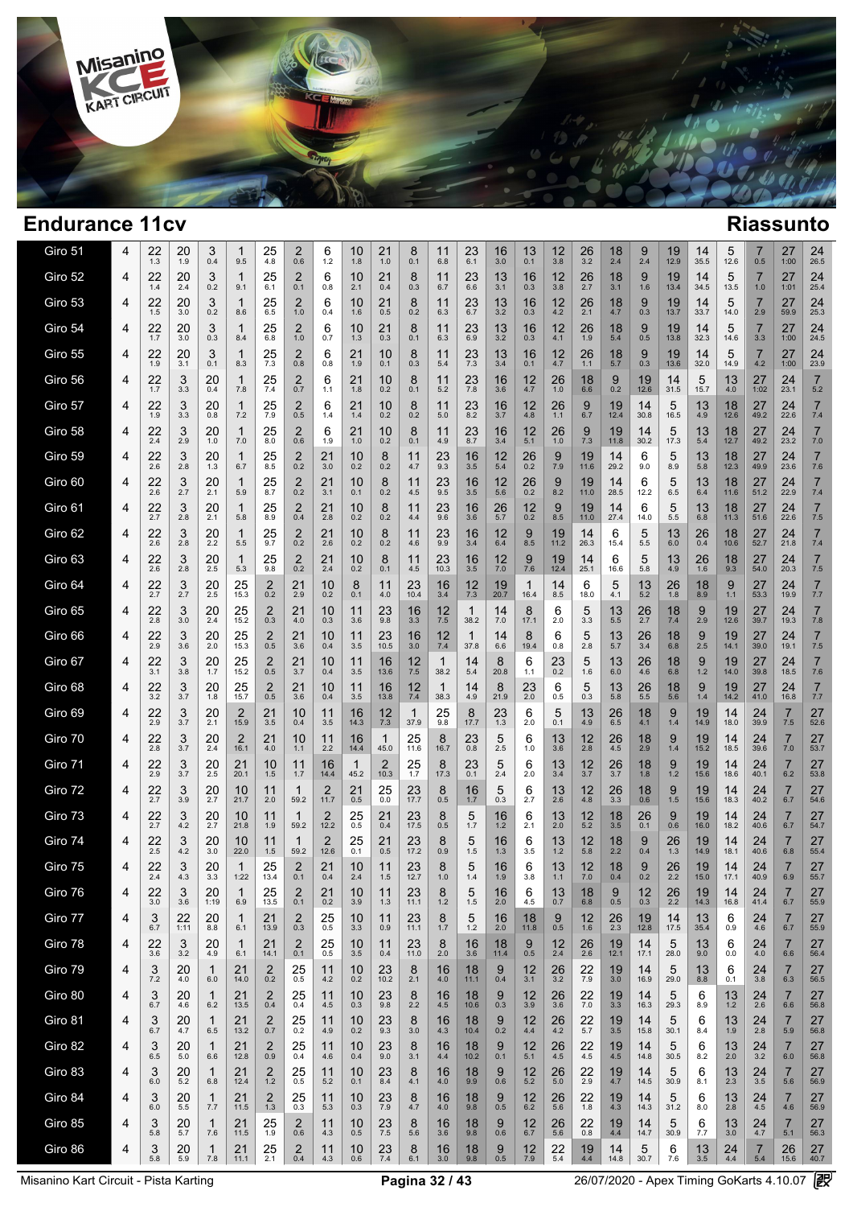# Endurance 11cv

## Riassunto

| Giro | 1 | 2 | 3 | 4 | 5 | 6 | 7 | 8 | 9 | 10 | 11 | 12 | 13 | 14 | 15 | 16 | 17 | 18 | 19 | 20 | 21 | 22 | 23 | 24 | 25 |
|---|---|---|---|---|---|---|---|---|---|---|---|---|---|---|---|---|---|---|---|---|---|---|---|---|---|
| Giro 51 | 4 | 22 1.3 | 20 1.9 | 3 0.4 | 1 9.5 | 25 4.8 | 2 0.6 | 6 1.2 | 10 1.8 | 21 1.0 | 8 0.1 | 11 6.8 | 23 6.1 | 16 3.0 | 13 0.1 | 12 3.8 | 26 3.2 | 18 2.4 | 9 2.4 | 19 12.9 | 14 35.5 | 5 12.6 | 7 0.5 | 27 1:00 | 24 26.5 |
| Giro 52 | 4 | 22 1.4 | 20 2.4 | 3 0.2 | 1 9.1 | 25 6.1 | 2 0.1 | 6 0.8 | 10 2.1 | 21 0.4 | 8 0.3 | 11 6.7 | 23 6.6 | 13 3.1 | 16 0.3 | 12 3.8 | 26 2.7 | 18 3.1 | 9 1.6 | 19 13.4 | 14 34.5 | 5 13.5 | 7 1.0 | 27 1:01 | 24 25.4 |
| Giro 53 | 4 | 22 1.5 | 20 3.0 | 3 0.2 | 1 8.6 | 25 6.5 | 2 1.0 | 6 0.4 | 10 1.6 | 21 0.5 | 8 0.2 | 11 6.3 | 23 6.7 | 13 3.2 | 16 0.3 | 12 4.2 | 26 2.1 | 18 4.7 | 9 0.3 | 19 13.7 | 14 33.7 | 5 14.0 | 7 2.9 | 27 59.9 | 24 25.3 |
| Giro 54 | 4 | 22 1.7 | 20 3.0 | 3 0.3 | 1 8.4 | 25 6.8 | 2 1.0 | 6 0.7 | 10 1.3 | 21 0.3 | 8 0.1 | 11 6.3 | 23 6.9 | 13 3.2 | 16 0.3 | 12 4.1 | 26 1.9 | 18 5.4 | 9 0.5 | 19 13.8 | 14 32.3 | 5 14.6 | 7 3.3 | 27 1:00 | 24 24.5 |
| Giro 55 | 4 | 22 1.9 | 20 3.1 | 3 0.1 | 1 8.3 | 25 7.3 | 2 0.8 | 6 0.8 | 21 1.9 | 10 0.1 | 8 0.3 | 11 5.4 | 23 7.3 | 13 3.4 | 16 0.1 | 12 4.7 | 26 1.1 | 18 5.7 | 9 0.3 | 19 13.6 | 14 32.0 | 5 14.9 | 7 4.2 | 27 1:00 | 24 23.9 |
| Giro 56 | 4 | 22 1.7 | 3 3.3 | 20 0.4 | 1 7.8 | 25 7.4 | 2 0.7 | 6 1.1 | 21 1.8 | 10 0.2 | 8 0.1 | 11 5.2 | 23 7.8 | 16 3.6 | 12 4.7 | 26 1.0 | 18 6.6 | 9 0.2 | 19 12.6 | 14 31.5 | 5 15.7 | 13 4.0 | 27 1:02 | 24 23.1 | 7 5.2 |
| Giro 57 | 4 | 22 1.9 | 3 3.3 | 20 0.8 | 1 7.2 | 25 7.9 | 2 0.5 | 6 1.4 | 21 1.4 | 10 0.2 | 8 0.2 | 11 5.0 | 23 8.2 | 16 3.7 | 12 4.8 | 26 1.1 | 9 6.7 | 19 12.4 | 14 30.8 | 5 16.5 | 13 4.9 | 18 12.6 | 27 49.2 | 24 22.6 | 7 7.4 |
| Giro 58 | 4 | 22 2.4 | 3 2.9 | 20 1.0 | 1 7.0 | 25 8.0 | 2 0.6 | 6 1.9 | 21 1.0 | 10 0.2 | 8 0.1 | 11 4.9 | 23 8.7 | 16 3.4 | 12 5.1 | 26 1.0 | 9 7.3 | 19 11.8 | 14 30.2 | 5 17.3 | 13 5.4 | 18 12.7 | 27 49.2 | 24 23.2 | 7 7.0 |
| Giro 59 | 4 | 22 2.6 | 3 2.8 | 20 1.3 | 1 6.7 | 25 8.5 | 2 0.2 | 21 3.0 | 10 0.2 | 8 0.2 | 11 4.7 | 23 9.3 | 16 3.5 | 12 5.4 | 26 0.2 | 9 7.9 | 19 11.6 | 14 29.2 | 6 9.0 | 5 8.9 | 13 5.8 | 18 12.3 | 27 49.9 | 24 23.6 | 7 7.6 |
| Giro 60 | 4 | 22 2.6 | 3 2.7 | 20 2.1 | 1 5.9 | 25 8.7 | 2 0.2 | 21 3.1 | 10 0.1 | 8 0.2 | 11 4.5 | 23 9.5 | 16 3.5 | 12 5.6 | 26 0.2 | 9 8.2 | 19 11.0 | 14 28.5 | 6 12.2 | 5 6.5 | 13 6.4 | 18 11.6 | 27 51.2 | 24 22.9 | 7 7.4 |
| Giro 61 | 4 | 22 2.7 | 3 2.8 | 20 2.1 | 1 5.8 | 25 8.9 | 2 0.4 | 21 2.8 | 10 0.2 | 8 0.2 | 11 4.4 | 23 9.6 | 16 3.6 | 26 5.7 | 12 0.2 | 9 8.5 | 19 11.0 | 14 27.4 | 6 14.0 | 5 5.5 | 13 6.8 | 18 11.3 | 27 51.6 | 24 22.6 | 7 7.5 |
| Giro 62 | 4 | 22 2.6 | 3 2.8 | 20 2.1 | 1 5.5 | 25 9.7 | 2 0.2 | 21 2.6 | 10 0.2 | 8 0.2 | 11 4.6 | 23 9.9 | 16 3.4 | 12 6.4 | 9 8.5 | 19 11.2 | 14 26.3 | 6 15.4 | 5 5.5 | 13 6.0 | 26 0.4 | 18 10.6 | 27 52.7 | 24 21.8 | 7 7.4 |
| Giro 63 | 4 | 22 2.6 | 3 2.8 | 20 2.5 | 1 5.3 | 25 9.8 | 2 0.2 | 21 2.4 | 10 0.2 | 8 0.1 | 11 4.5 | 23 10.3 | 16 3.5 | 12 7.0 | 9 7.6 | 19 12.4 | 14 25.1 | 6 16.6 | 5 5.8 | 13 4.9 | 26 1.6 | 18 9.3 | 27 54.0 | 24 20.3 | 7 7.5 |
| Giro 64 | 4 | 22 2.7 | 3 2.7 | 20 2.5 | 25 15.3 | 2 0.2 | 21 2.9 | 10 0.2 | 8 0.1 | 11 4.0 | 23 10.4 | 16 3.4 | 12 7.3 | 19 20.7 | 1 16.4 | 14 8.5 | 6 18.0 | 5 4.1 | 13 5.2 | 26 1.8 | 18 8.9 | 9 1.1 | 27 53.3 | 24 19.9 | 7 7.7 |
| Giro 65 | 4 | 22 2.8 | 3 3.0 | 20 2.4 | 25 15.2 | 2 0.3 | 21 4.0 | 10 0.3 | 11 3.6 | 23 9.8 | 16 3.3 | 12 7.5 | 1 38.2 | 14 7.0 | 8 17.1 | 6 2.0 | 5 3.3 | 13 5.5 | 26 2.7 | 18 7.4 | 9 2.9 | 19 12.6 | 27 39.7 | 24 19.3 | 7 7.8 |
| Giro 66 | 4 | 22 2.9 | 3 3.6 | 20 2.0 | 25 15.3 | 2 0.5 | 21 3.6 | 10 0.4 | 11 3.5 | 23 10.5 | 16 3.0 | 12 7.4 | 1 37.8 | 14 6.6 | 8 19.4 | 6 0.8 | 5 2.8 | 13 5.7 | 26 3.4 | 18 6.8 | 9 2.5 | 19 14.1 | 27 39.0 | 24 19.1 | 7 7.5 |
| Giro 67 | 4 | 22 3.1 | 3 3.8 | 20 1.7 | 25 15.2 | 2 0.5 | 21 3.7 | 10 0.4 | 11 3.5 | 16 13.6 | 12 7.5 | 1 38.2 | 14 5.4 | 8 20.8 | 6 1.1 | 23 0.2 | 5 1.6 | 13 6.0 | 26 4.6 | 18 6.8 | 9 1.2 | 19 14.0 | 27 39.8 | 24 18.5 | 7 7.6 |
| Giro 68 | 4 | 22 3.2 | 3 3.7 | 20 1.8 | 25 15.7 | 2 0.5 | 21 3.6 | 10 0.4 | 11 3.5 | 16 13.8 | 12 7.4 | 1 38.3 | 14 4.9 | 8 21.9 | 23 2.0 | 6 0.5 | 5 0.3 | 13 5.8 | 26 5.5 | 18 5.6 | 9 1.4 | 19 14.2 | 27 41.0 | 24 16.8 | 7 7.7 |
| Giro 69 | 4 | 22 2.9 | 3 3.7 | 20 2.5 | 2 15.9 | 21 3.5 | 10 0.4 | 11 3.5 | 16 14.3 | 12 7.3 | 1 37.9 | 25 9.8 | 8 17.7 | 23 1.3 | 6 2.0 | 5 0.1 | 13 4.9 | 26 6.5 | 18 4.1 | 9 1.4 | 19 14.9 | 14 18.0 | 24 39.9 | 7 7.5 | 27 52.6 |
| Giro 70 | 4 | 22 2.8 | 3 3.7 | 20 2.4 | 2 16.1 | 21 4.0 | 10 1.1 | 11 2.2 | 16 14.4 | 1 45.0 | 25 11.6 | 8 16.7 | 23 0.8 | 5 2.5 | 6 1.0 | 13 3.6 | 12 2.8 | 26 4.5 | 18 2.9 | 9 1.4 | 19 15.2 | 14 18.5 | 24 39.6 | 7 7.0 | 27 53.7 |
| Giro 71 | 4 | 22 2.9 | 3 3.7 | 20 2.5 | 21 20.1 | 10 1.5 | 11 1.7 | 16 14.4 | 1 45.2 | 2 10.3 | 25 1.7 | 8 17.3 | 23 0.1 | 5 2.4 | 6 2.0 | 13 3.4 | 12 3.7 | 26 3.7 | 18 1.8 | 9 1.2 | 19 15.6 | 14 18.6 | 24 40.1 | 7 6.2 | 27 53.8 |
| Giro 72 | 4 | 22 3.2 | 3 3.9 | 20 2.7 | 10 21.7 | 11 2.0 | 1 59.2 | 2 11.7 | 21 0.5 | 25 0.0 | 23 17.7 | 8 0.5 | 16 1.7 | 5 0.3 | 6 2.7 | 13 2.6 | 12 4.8 | 26 3.3 | 18 0.6 | 9 1.5 | 19 15.6 | 14 18.3 | 24 40.2 | 7 6.7 | 27 54.6 |
| Giro 73 | 4 | 22 2.7 | 3 4.2 | 20 2.7 | 10 21.8 | 11 1.9 | 1 59.2 | 2 12.2 | 25 0.5 | 21 0.4 | 23 17.5 | 8 0.5 | 5 1.7 | 16 1.2 | 6 2.1 | 13 2.0 | 12 5.2 | 18 3.5 | 26 0.1 | 9 0.6 | 19 16.0 | 14 18.2 | 24 40.6 | 7 6.7 | 27 54.7 |
| Giro 74 | 4 | 22 2.5 | 3 4.2 | 20 3.0 | 10 22.0 | 11 1.5 | 1 59.2 | 2 12.6 | 25 0.1 | 21 0.5 | 23 17.2 | 8 0.9 | 5 1.5 | 16 1.3 | 6 3.5 | 13 1.2 | 12 5.8 | 18 2.2 | 9 0.4 | 26 1.3 | 19 14.9 | 14 18.1 | 24 40.6 | 7 6.8 | 27 55.4 |
| Giro 75 | 4 | 22 2.4 | 3 4.3 | 20 3.3 | 1 1:22 | 25 13.4 | 2 0.1 | 21 0.4 | 10 2.4 | 11 1.5 | 23 12.7 | 8 1.0 | 5 1.4 | 16 1.9 | 6 3.8 | 13 1.1 | 12 7.0 | 18 0.4 | 9 0.2 | 26 2.2 | 19 15.0 | 14 17.1 | 24 40.9 | 7 6.9 | 27 55.7 |
| Giro 76 | 4 | 22 3.0 | 3 3.6 | 20 1:19 | 1 6.9 | 25 13.5 | 2 0.1 | 21 0.2 | 10 3.9 | 11 1.3 | 23 11.1 | 8 1.2 | 5 1.5 | 16 2.0 | 6 4.5 | 13 0.7 | 18 6.8 | 9 0.5 | 12 0.3 | 26 2.2 | 19 14.3 | 14 16.8 | 24 41.4 | 7 6.7 | 27 55.9 |
| Giro 77 | 4 | 3 6.7 | 22 1:11 | 20 8.8 | 1 6.1 | 21 13.9 | 2 0.3 | 25 0.5 | 10 3.3 | 11 0.9 | 23 11.1 | 8 1.7 | 5 1.2 | 16 2.0 | 18 11.8 | 9 0.5 | 12 1.6 | 26 2.3 | 19 12.8 | 14 17.5 | 13 35.4 | 6 0.9 | 24 4.6 | 7 6.7 | 27 55.9 |
| Giro 78 | 4 | 22 3.6 | 3 3.2 | 20 4.9 | 1 6.1 | 21 14.1 | 2 0.1 | 25 0.5 | 10 3.5 | 11 0.4 | 23 11.0 | 8 2.0 | 16 3.6 | 18 11.4 | 9 0.5 | 12 2.4 | 26 2.6 | 19 12.1 | 14 17.1 | 5 28.0 | 13 9.0 | 6 0.0 | 24 4.0 | 7 6.6 | 27 56.4 |
| Giro 79 | 4 | 3 7.2 | 20 4.0 | 1 6.0 | 21 14.0 | 2 0.2 | 25 0.5 | 11 4.2 | 10 0.2 | 23 10.2 | 8 2.1 | 16 4.0 | 18 11.1 | 9 0.4 | 12 3.1 | 26 3.2 | 22 7.9 | 19 3.0 | 14 16.9 | 5 29.0 | 13 8.8 | 6 0.1 | 24 3.8 | 7 6.3 | 27 56.5 |
| Giro 80 | 4 | 3 6.7 | 20 4.6 | 1 6.2 | 21 13.5 | 2 0.4 | 25 0.4 | 11 4.5 | 10 0.3 | 23 9.8 | 8 2.2 | 16 4.5 | 18 10.6 | 9 0.3 | 12 3.9 | 26 3.6 | 22 7.0 | 19 3.3 | 14 16.3 | 5 29.3 | 6 8.9 | 13 1.2 | 24 2.6 | 7 6.6 | 27 56.8 |
| Giro 81 | 4 | 3 6.7 | 20 4.7 | 1 6.5 | 21 13.2 | 2 0.7 | 25 0.2 | 11 4.9 | 10 0.2 | 23 9.3 | 8 3.0 | 16 4.3 | 18 10.4 | 9 0.2 | 12 4.4 | 26 4.2 | 22 5.7 | 19 3.5 | 14 15.8 | 5 30.1 | 6 8.4 | 13 1.9 | 24 2.8 | 7 5.9 | 27 56.8 |
| Giro 82 | 4 | 3 6.5 | 20 5.0 | 1 6.6 | 21 12.8 | 2 0.9 | 25 0.4 | 11 4.6 | 10 0.4 | 23 9.0 | 8 3.1 | 16 4.4 | 18 10.2 | 9 0.1 | 12 5.1 | 26 4.5 | 22 4.5 | 19 4.5 | 14 14.8 | 5 30.5 | 6 8.2 | 13 2.0 | 24 3.2 | 7 6.0 | 27 56.8 |
| Giro 83 | 4 | 3 6.0 | 20 5.2 | 1 6.8 | 21 12.4 | 2 1.2 | 25 0.5 | 11 5.2 | 10 0.1 | 23 8.4 | 8 4.1 | 16 4.0 | 18 9.9 | 9 0.6 | 12 5.2 | 26 5.0 | 22 2.9 | 19 4.7 | 14 14.5 | 5 30.9 | 6 8.1 | 13 2.3 | 24 3.5 | 7 5.6 | 27 56.9 |
| Giro 84 | 4 | 3 6.0 | 20 5.5 | 1 7.7 | 21 11.5 | 2 1.3 | 25 0.3 | 11 5.3 | 10 0.3 | 23 7.9 | 8 4.7 | 16 4.0 | 18 9.8 | 9 0.5 | 12 6.2 | 26 5.6 | 22 1.8 | 19 4.3 | 14 14.3 | 5 31.2 | 6 8.0 | 13 2.8 | 24 4.5 | 7 4.6 | 27 56.9 |
| Giro 85 | 4 | 3 5.8 | 20 5.7 | 1 7.6 | 21 11.5 | 25 1.9 | 2 0.6 | 11 4.3 | 10 0.5 | 23 7.5 | 8 5.6 | 16 3.6 | 18 9.8 | 9 0.6 | 12 6.7 | 26 5.6 | 22 0.8 | 19 4.4 | 14 14.7 | 5 30.9 | 6 7.7 | 13 3.0 | 24 4.7 | 7 5.1 | 27 56.3 |
| Giro 86 | 4 | 3 5.8 | 20 5.9 | 1 7.8 | 21 11.1 | 25 2.1 | 2 0.4 | 11 4.3 | 10 0.6 | 23 7.4 | 8 6.1 | 16 3.0 | 18 9.8 | 9 0.5 | 12 7.9 | 22 5.4 | 19 4.4 | 14 14.8 | 5 30.7 | 6 7.6 | 13 3.5 | 24 4.4 | 7 5.4 | 26 15.6 | 27 40.7 |

Misanino Kart Circuit - Pista Karting | 26/07/2020 - Apex Timing GoKarts 4.10.07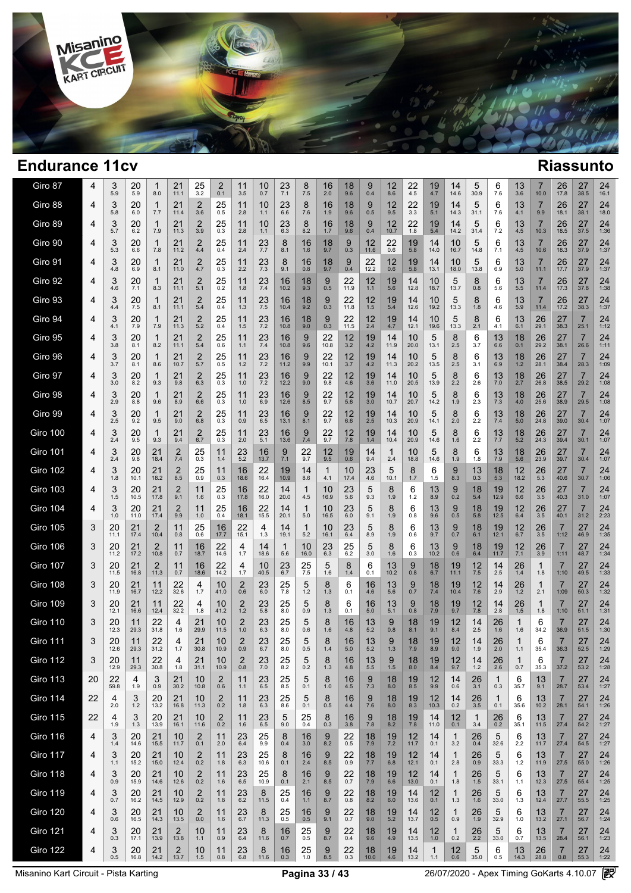# Endurance 11cv

## Riassunto

| Giro | | | | | | | | | | | | | | | | | | | | | | | | | |
|---|---|---|---|---|---|---|---|---|---|---|---|---|---|---|---|---|---|---|---|---|---|---|---|---|---|
| Giro 87 | 4 | 3 (5.9) | 20 (5.9) | 1 (8.0) | 21 (11.1) | 25 (3.2) | 2 (0.1) | 11 (3.5) | 10 (0.7) | 23 (7.1) | 8 (7.5) | 16 (2.0) | 18 (9.6) | 9 (0.4) | 12 (8.6) | 22 (4.5) | 19 (4.7) | 14 (14.6) | 5 (30.9) | 6 (7.6) | 13 (3.6) | 7 (10.0) | 26 (17.8) | 27 (38.5) | 24 (16.1) |
| Giro 88 | 4 | 3 (5.8) | 20 (6.0) | 1 (7.7) | 21 (11.4) | 2 (3.6) | 25 (0.5) | 11 (2.8) | 10 (1.1) | 23 (6.6) | 8 (7.6) | 16 (1.9) | 18 (9.6) | 9 (0.5) | 12 (9.5) | 22 (3.3) | 19 (5.1) | 14 (14.3) | 5 (31.1) | 6 (7.6) | 13 (4.1) | 7 (9.9) | 26 (18.1) | 27 (38.1) | 24 (18.0) |
| Giro 89 | 4 | 3 (5.7) | 20 (6.2) | 1 (7.9) | 21 (11.3) | 2 (3.9) | 25 (0.3) | 11 (2.8) | 10 (1.1) | 23 (6.3) | 8 (8.2) | 16 (1.7) | 18 (9.6) | 9 (0.4) | 12 (10.7) | 22 (1.8) | 19 (5.4) | 14 (14.2) | 5 (31.4) | 6 (7.2) | 13 (4.5) | 7 (10.3) | 26 (18.5) | 27 (37.5) | 24 (1:36) |
| Giro 90 | 4 | 3 (5.3) | 20 (6.6) | 1 (7.8) | 21 (11.2) | 2 (4.4) | 25 (0.4) | 11 (2.4) | 23 (7.7) | 8 (8.1) | 16 (1.6) | 18 (9.7) | 9 (0.3) | 12 (11.6) | 22 (0.6) | 19 (5.8) | 14 (14.0) | 10 (16.7) | 5 (14.8) | 6 (7.1) | 13 (4.5) | 7 (10.6) | 26 (18.3) | 27 (37.9) | 24 (1:37) |
| Giro 91 | 4 | 3 (4.8) | 20 (6.9) | 1 (8.1) | 21 (11.0) | 2 (4.7) | 25 (0.3) | 11 (2.2) | 23 (7.3) | 8 (9.1) | 16 (0.8) | 18 (9.7) | 9 (0.4) | 22 (12.2) | 12 (0.6) | 19 (5.8) | 14 (13.1) | 10 (18.0) | 5 (13.8) | 6 (6.9) | 13 (5.0) | 7 (11.1) | 26 (17.7) | 27 (37.9) | 24 (1:37) |
| Giro 92 | 4 | 3 (4.6) | 20 (7.1) | 1 (8.3) | 21 (11.1) | 2 (5.1) | 25 (0.2) | 11 (1.8) | 23 (7.4) | 16 (10.2) | 18 (9.3) | 9 (0.5) | 22 (11.9) | 12 (1.1) | 19 (5.6) | 14 (12.8) | 10 (18.7) | 5 (13.7) | 8 (0.8) | 6 (5.6) | 13 (5.5) | 7 (11.4) | 26 (17.3) | 27 (37.8) | 24 (1:38) |
| Giro 93 | 4 | 3 (4.4) | 20 (7.5) | 1 (8.1) | 21 (11.1) | 2 (5.4) | 25 (0.4) | 11 (1.3) | 23 (7.5) | 16 (10.4) | 18 (9.2) | 9 (0.3) | 22 (11.8) | 12 (1.5) | 19 (5.4) | 14 (12.6) | 10 (19.2) | 5 (13.3) | 8 (1.8) | 6 (4.6) | 13 (5.9) | 7 (11.4) | 26 (17.2) | 27 (38.3) | 24 (1:37) |
| Giro 94 | 4 | 3 (4.1) | 20 (7.9) | 1 (7.9) | 21 (11.3) | 2 (5.2) | 25 (0.4) | 11 (1.5) | 23 (7.2) | 16 (10.8) | 18 (9.0) | 9 (0.3) | 22 (11.5) | 12 (2.4) | 19 (4.7) | 14 (12.1) | 10 (19.6) | 5 (13.3) | 8 (2.1) | 6 (4.1) | 13 (6.1) | 26 (29.1) | 27 (38.3) | 7 (25.1) | 24 (1:12) |
| Giro 95 | 4 | 3 (3.8) | 20 (8.1) | 1 (8.2) | 21 (11.1) | 2 (5.4) | 25 (0.6) | 11 (1.1) | 23 (7.4) | 16 (10.8) | 9 (9.6) | 22 (10.8) | 12 (3.2) | 19 (4.2) | 14 (11.9) | 10 (20.0) | 5 (13.1) | 8 (2.5) | 6 (3.7) | 13 (6.6) | 18 (0.1) | 26 (29.2) | 27 (38.1) | 7 (26.6) | 24 (1:11) |
| Giro 96 | 4 | 3 (3.7) | 20 (8.1) | 1 (8.6) | 21 (10.7) | 2 (5.7) | 25 (0.5) | 11 (1.2) | 23 (7.2) | 16 (11.2) | 9 (9.9) | 22 (10.1) | 12 (3.7) | 19 (4.2) | 14 (11.3) | 10 (20.2) | 5 (13.5) | 8 (2.5) | 6 (3.1) | 13 (6.9) | 18 (1.2) | 26 (28.1) | 27 (38.4) | 7 (28.3) | 24 (1:09) |
| Giro 97 | 4 | 3 (3.0) | 20 (8.2) | 1 (9.3) | 21 (9.8) | 2 (6.3) | 25 (0.3) | 11 (1.0) | 23 (7.2) | 16 (12.2) | 9 (9.0) | 22 (9.8) | 12 (4.6) | 19 (3.6) | 14 (11.0) | 10 (20.5) | 5 (13.9) | 8 (2.2) | 6 (2.6) | 13 (7.0) | 18 (2.7) | 26 (26.8) | 27 (38.5) | 7 (29.2) | 24 (1:08) |
| Giro 98 | 4 | 3 (2.9) | 20 (8.8) | 1 (9.6) | 21 (8.9) | 2 (6.6) | 25 (0.3) | 11 (1.0) | 23 (6.9) | 16 (12.6) | 9 (8.5) | 22 (9.7) | 12 (5.6) | 19 (3.0) | 14 (10.7) | 10 (20.7) | 5 (14.2) | 8 (1.9) | 6 (2.3) | 13 (7.3) | 18 (4.0) | 26 (25.6) | 27 (38.9) | 7 (29.5) | 24 (1:08) |
| Giro 99 | 4 | 3 (2.5) | 20 (9.2) | 1 (9.5) | 21 (9.0) | 2 (6.8) | 25 (0.3) | 11 (0.9) | 23 (6.5) | 16 (13.1) | 9 (8.1) | 22 (9.7) | 12 (6.6) | 19 (2.5) | 14 (10.3) | 10 (20.9) | 5 (14.1) | 8 (2.0) | 6 (2.2) | 13 (7.4) | 18 (5.0) | 26 (24.8) | 27 (39.0) | 7 (30.4) | 24 (1:07) |
| Giro 100 | 4 | 3 (2.4) | 20 (9.5) | 1 (9.3) | 21 (9.4) | 2 (6.7) | 25 (0.3) | 11 (2.0) | 23 (5.1) | 16 (13.6) | 9 (7.4) | 22 (9.7) | 12 (7.8) | 19 (1.4) | 14 (10.4) | 10 (20.9) | 5 (14.6) | 8 (1.6) | 6 (2.2) | 13 (7.7) | 18 (5.2) | 26 (24.3) | 27 (39.4) | 7 (30.1) | 24 (1:07) |
| Giro 101 | 4 | 3 (2.4) | 20 (9.8) | 21 (18.4) | 2 (7.4) | 25 (0.3) | 11 (1.4) | 23 (5.2) | 16 (13.7) | 9 (7.1) | 22 (9.7) | 12 (9.5) | 19 (0.6) | 14 (9.4) | 1 (2.4) | 10 (18.8) | 5 (14.6) | 8 (1.9) | 6 (1.8) | 13 (7.9) | 18 (5.6) | 26 (23.9) | 27 (39.7) | 7 (30.4) | 24 (1:07) |
| Giro 102 | 4 | 3 (1.8) | 20 (10.1) | 21 (18.2) | 2 (8.5) | 25 (0.9) | 11 (0.3) | 16 (18.6) | 22 (16.4) | 19 (10.9) | 14 (8.6) | 1 (4.1) | 10 (17.4) | 23 (4.6) | 5 (10.1) | 8 (1.7) | 6 (1.5) | 9 (8.3) | 13 (0.3) | 18 (5.3) | 12 (18.2) | 26 (5.3) | 27 (40.6) | 7 (30.7) | 24 (1:06) |
| Giro 103 | 4 | 3 (1.5) | 20 (10.5) | 21 (17.8) | 2 (9.1) | 11 (1.6) | 25 (0.3) | 16 (17.8) | 22 (16.0) | 14 (20.0) | 1 (4.5) | 10 (16.9) | 23 (5.6) | 5 (9.3) | 8 (1.9) | 6 (1.2) | 13 (8.9) | 9 (0.2) | 18 (5.4) | 19 (12.9) | 12 (6.6) | 26 (3.5) | 27 (40.3) | 7 (31.0) | 24 (1:07) |
| Giro 104 | 4 | 3 (1.0) | 20 (11.0) | 21 (17.4) | 2 (9.9) | 11 (1.0) | 25 (0.4) | 16 (18.1) | 22 (15.5) | 14 (20.1) | 1 (5.0) | 10 (16.5) | 23 (6.0) | 5 (9.1) | 8 (1.9) | 6 (0.8) | 13 (9.6) | 9 (0.5) | 18 (5.8) | 19 (12.5) | 12 (6.4) | 26 (3.5) | 27 (40.1) | 7 (31.2) | 24 (2:23) |
| Giro 105 | 3 | 20 (11.1) | 21 (17.4) | 2 (10.4) | 11 (0.8) | 25 (0.6) | 16 (17.7) | 22 (15.1) | 4 (1.3) | 14 (19.1) | 1 (5.2) | 10 (16.1) | 23 (6.4) | 5 (8.9) | 8 (1.9) | 6 (0.6) | 13 (9.7) | 9 (0.7) | 18 (6.1) | 19 (12.1) | 12 (6.7) | 26 (3.5) | 7 (1:12) | 27 (46.9) | 24 (1:35) |
| Giro 106 | 3 | 20 (11.2) | 21 (17.2) | 2 (10.8) | 11 (0.7) | 16 (18.7) | 22 (14.6) | 4 (1.7) | 14 (18.6) | 1 (5.6) | 10 (16.0) | 23 (6.3) | 25 (6.2) | 5 (3.0) | 8 (1.6) | 6 (0.3) | 13 (10.2) | 9 (0.6) | 18 (6.4) | 19 (11.7) | 12 (7.1) | 26 (3.9) | 7 (1:11) | 27 (48.7) | 24 (1:34) |
| Giro 107 | 3 | 20 (11.5) | 21 (16.8) | 2 (11.3) | 11 (0.7) | 16 (18.6) | 22 (14.2) | 4 (1.7) | 10 (40.5) | 23 (6.7) | 25 (7.5) | 5 (1.6) | 8 (1.4) | 6 (0.1) | 13 (10.2) | 9 (0.8) | 18 (6.7) | 19 (11.1) | 12 (7.5) | 14 (2.5) | 26 (1.4) | 1 (1.8) | 7 (1:10) | 27 (49.5) | 24 (1:33) |
| Giro 108 | 3 | 20 (11.9) | 21 (16.7) | 11 (12.2) | 22 (32.6) | 4 (1.7) | 10 (41.0) | 2 (0.6) | 23 (6.0) | 25 (7.8) | 5 (1.2) | 8 (1.3) | 6 (0.1) | 16 (4.6) | 13 (5.6) | 9 (0.7) | 18 (7.4) | 19 (10.4) | 12 (7.6) | 14 (2.9) | 26 (1.2) | 1 (2.1) | 7 (1:09) | 27 (50.3) | 24 (1:32) |
| Giro 109 | 3 | 20 (12.1) | 21 (16.6) | 11 (12.4) | 22 (32.2) | 4 (1.8) | 10 (41.2) | 2 (1.2) | 23 (5.8) | 25 (8.0) | 5 (0.9) | 8 (1.3) | 6 (0.1) | 16 (5.0) | 13 (5.1) | 9 (0.8) | 18 (7.9) | 19 (9.7) | 12 (7.8) | 14 (2.8) | 26 (1.5) | 1 (1.8) | 7 (1:10) | 27 (51.1) | 24 (1:31) |
| Giro 110 | 3 | 20 (12.3) | 11 (29.3) | 22 (31.8) | 4 (1.6) | 21 (29.9) | 10 (11.5) | 2 (1.0) | 23 (6.3) | 25 (8.0) | 5 (0.6) | 8 (1.6) | 16 (4.8) | 13 (5.2) | 9 (0.8) | 18 (8.1) | 19 (9.1) | 12 (8.4) | 14 (2.5) | 26 (1.6) | 1 (1.6) | 6 (34.2) | 7 (36.9) | 27 (51.5) | 24 (1:30) |
| Giro 111 | 3 | 20 (12.6) | 11 (29.3) | 22 (31.2) | 4 (1.7) | 21 (30.8) | 10 (10.9) | 2 (0.9) | 23 (6.7) | 25 (8.0) | 5 (0.5) | 8 (1.4) | 16 (5.0) | 13 (5.2) | 9 (1.3) | 18 (7.9) | 19 (8.9) | 12 (9.0) | 14 (1.9) | 26 (2.0) | 1 (1.1) | 6 (35.4) | 7 (36.3) | 27 (52.5) | 24 (1:29) |
| Giro 112 | 3 | 20 (12.9) | 11 (29.3) | 22 (30.8) | 4 (1.8) | 21 (31.1) | 10 (10.9) | 2 (0.8) | 23 (7.0) | 25 (8.2) | 5 (0.2) | 8 (1.3) | 16 (4.8) | 13 (5.5) | 9 (1.5) | 18 (8.0) | 19 (8.4) | 12 (9.7) | 14 (1.2) | 26 (2.6) | 1 (0.7) | 6 (35.3) | 7 (37.2) | 27 (53.2) | 24 (1:28) |
| Giro 113 | 20 | 22 (59.8) | 4 (1.9) | 3 (0.9) | 21 (30.2) | 10 (10.8) | 2 (0.6) | 11 (1.1) | 23 (6.5) | 25 (8.5) | 5 (0.1) | 8 (1.0) | 16 (4.5) | 9 (7.3) | 18 (8.0) | 19 (8.5) | 12 (9.9) | 14 (0.6) | 26 (3.1) | 1 (0.3) | 6 (35.7) | 13 (9.1) | 7 (28.7) | 27 (53.4) | 24 (1:27) |
| Giro 114 | 22 | 4 (2.0) | 3 (1.2) | 20 (13.2) | 21 (16.8) | 10 (11.3) | 2 (0.2) | 11 (1.8) | 23 (6.3) | 25 (8.6) | 5 (0.1) | 8 (0.5) | 16 (4.4) | 9 (7.6) | 18 (8.0) | 19 (8.3) | 12 (10.3) | 14 (0.2) | 26 (3.5) | 1 (0.1) | 6 (35.6) | 13 (10.2) | 7 (28.1) | 27 (54.1) | 24 (1:26) |
| Giro 115 | 22 | 4 (1.9) | 3 (1.3) | 20 (13.9) | 21 (16.1) | 10 (11.6) | 2 (0.2) | 11 (1.6) | 23 (6.5) | 5 (9.0) | 25 (0.4) | 8 (0.3) | 16 (3.8) | 9 (7.8) | 18 (8.2) | 19 (7.8) | 14 (11.0) | 12 (0.1) | 1 (3.4) | 26 (0.2) | 6 (35.1) | 13 (11.5) | 7 (27.4) | 27 (54.2) | 24 (1:27) |
| Giro 116 | 4 | 3 (1.4) | 20 (14.6) | 21 (15.5) | 10 (11.7) | 2 (0.1) | 11 (2.0) | 23 (6.4) | 25 (9.9) | 8 (0.4) | 16 (3.0) | 9 (8.2) | 22 (0.5) | 18 (7.9) | 19 (7.2) | 12 (11.7) | 14 (0.1) | 1 (3.2) | 26 (0.4) | 5 (32.6) | 6 (2.2) | 13 (11.7) | 7 (27.4) | 27 (54.5) | 24 (1:27) |
| Giro 117 | 4 | 3 (1.1) | 20 (15.2) | 21 (15.0) | 10 (12.4) | 2 (0.2) | 11 (1.8) | 23 (6.3) | 25 (10.6) | 8 (0.1) | 16 (2.4) | 9 (8.5) | 22 (0.9) | 18 (7.7) | 19 (6.8) | 12 (12.1) | 14 (0.1) | 1 (2.8) | 26 (0.9) | 5 (33.3) | 6 (1.2) | 13 (11.9) | 7 (27.5) | 27 (55.0) | 24 (1:26) |
| Giro 118 | 4 | 3 (0.9) | 20 (15.9) | 21 (14.6) | 10 (12.6) | 2 (0.2) | 11 (1.6) | 23 (6.5) | 25 (10.9) | 8 (0.1) | 16 (2.1) | 9 (8.5) | 22 (0.7) | 18 (7.9) | 19 (6.6) | 12 (13.0) | 14 (0.1) | 1 (1.8) | 26 (1.5) | 5 (33.1) | 6 (1.1) | 13 (12.3) | 7 (27.5) | 27 (55.4) | 24 (1:25) |
| Giro 119 | 4 | 3 (0.7) | 20 (16.2) | 21 (14.5) | 10 (12.9) | 2 (0.2) | 11 (1.8) | 23 (6.2) | 8 (11.5) | 25 (0.4) | 16 (1.1) | 9 (8.7) | 22 (0.8) | 18 (8.2) | 19 (6.0) | 14 (13.6) | 12 (0.1) | 1 (1.3) | 26 (1.6) | 5 (33.0) | 6 (1.3) | 13 (12.4) | 7 (27.7) | 27 (55.5) | 24 (1:25) |
| Giro 120 | 4 | 3 (0.6) | 20 (16.5) | 21 (14.3) | 10 (13.5) | 2 (0.0) | 11 (1.6) | 23 (6.7) | 8 (11.3) | 25 (0.5) | 16 (0.5) | 9 (9.1) | 22 (0.7) | 18 (9.0) | 19 (5.2) | 14 (13.7) | 12 (0.5) | 1 (0.9) | 26 (1.6) | 5 (32.9) | 6 (1.0) | 13 (13.2) | 7 (27.1) | 27 (56.7) | 24 (1:24) |
| Giro 121 | 4 | 3 (0.3) | 20 (17.1) | 21 (13.9) | 2 (13.8) | 10 (1.1) | 11 (0.9) | 23 (6.4) | 8 (11.6) | 16 (0.7) | 25 (0.5) | 9 (8.7) | 22 (0.4) | 18 (9.6) | 19 (4.9) | 14 (13.5) | 12 (1.0) | 1 (0.2) | 26 (2.2) | 5 (33.0) | 6 (0.7) | 13 (13.5) | 7 (28.4) | 27 (56.1) | 24 (1:23) |
| Giro 122 | 4 | 3 (0.5) | 20 (16.8) | 21 (14.2) | 2 (13.7) | 10 (1.5) | 11 (0.8) | 23 (6.8) | 8 (11.6) | 16 (0.3) | 25 (1.0) | 9 (8.5) | 22 (0.3) | 18 (10.0) | 19 (4.6) | 14 (13.2) | 1 (1.1) | 12 (0.6) | 5 (35.0) | 6 (0.5) | 13 (14.3) | 26 (28.8) | 7 (0.8) | 27 (55.3) | 24 (1:22) |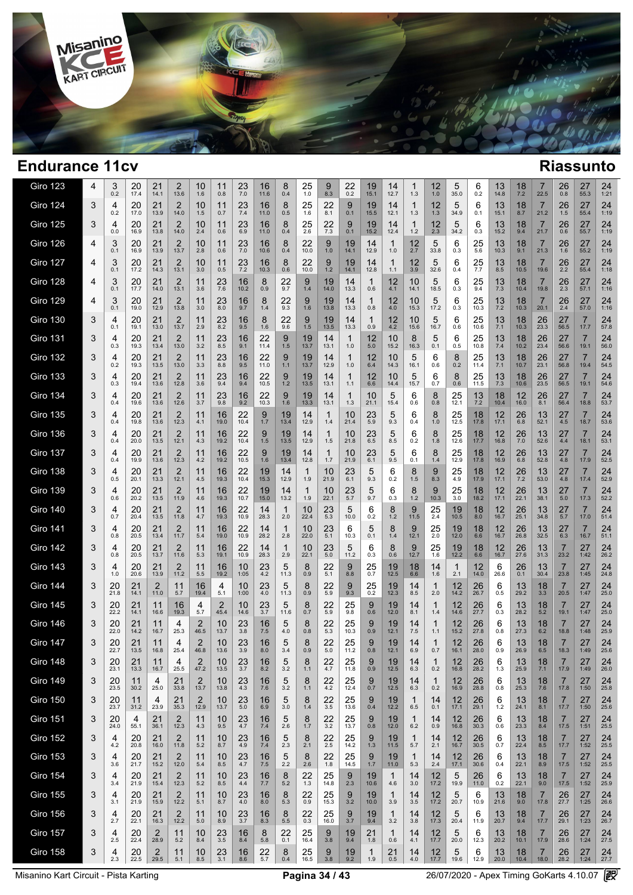# Endurance 11cv

## Riassunto

| Giro | | | | | | | | | | | | | | | | | | | | | | | | | |
|---|---|---|---|---|---|---|---|---|---|---|---|---|---|---|---|---|---|---|---|---|---|---|---|---|---|
| Giro 123 | 4 | 3 0.2 | 20 17.4 | 21 14.1 | 2 13.6 | 10 1.6 | 11 0.8 | 23 7.0 | 16 11.6 | 8 0.4 | 25 1.0 | 9 8.3 | 22 0.2 | 19 15.1 | 14 12.7 | 1 1.3 | 12 1.0 | 5 35.0 | 6 0.2 | 13 14.8 | 18 7.2 | 7 22.5 | 26 0.8 | 27 55.3 | 24 1:21 |
| Giro 124 | 3 | 4 0.2 | 20 17.0 | 21 13.9 | 2 14.0 | 10 1.5 | 11 0.7 | 23 7.4 | 16 11.0 | 8 0.5 | 25 1.6 | 22 8.1 | 9 0.1 | 19 15.5 | 14 12.1 | 1 1.3 | 12 1.3 | 5 34.9 | 6 0.1 | 13 15.1 | 18 8.7 | 7 21.2 | 26 1.5 | 27 55.4 | 24 1:19 |
| Giro 125 | 3 | 4 0.0 | 20 16.9 | 21 13.8 | 2 14.0 | 10 2.4 | 11 0.6 | 23 6.9 | 16 11.0 | 8 0.4 | 25 2.6 | 22 7.3 | 9 0.1 | 19 15.2 | 14 12.4 | 1 1.2 | 12 2.3 | 5 34.2 | 6 0.3 | 13 15.2 | 18 9.4 | 7 21.7 | 26 0.6 | 27 55.7 | 24 1:19 |
| Giro 126 | 4 | 3 0.1 | 20 16.9 | 21 13.9 | 2 13.7 | 10 2.8 | 11 0.6 | 23 7.0 | 16 10.6 | 8 0.4 | 22 10.0 | 9 1.0 | 19 14.1 | 14 12.9 | 1 1.0 | 12 2.7 | 5 33.8 | 6 0.3 | 25 5.6 | 13 10.3 | 18 9.1 | 7 21.3 | 26 1.6 | 27 55.2 | 24 1:19 |
| Giro 127 | 4 | 3 0.1 | 20 17.2 | 21 14.3 | 2 13.1 | 10 3.0 | 11 0.5 | 23 7.2 | 16 10.3 | 8 0.6 | 22 10.0 | 9 1.2 | 19 14.1 | 14 12.8 | 1 1.1 | 12 3.9 | 5 32.6 | 6 0.4 | 25 7.7 | 13 8.5 | 18 10.5 | 7 19.6 | 26 2.2 | 27 55.4 | 24 1:18 |
| Giro 128 | 4 | 3 0.1 | 20 17.7 | 21 14.0 | 2 13.1 | 11 3.6 | 23 7.6 | 16 10.2 | 8 0.9 | 22 9.7 | 9 1.4 | 19 14.0 | 14 13.3 | 1 0.6 | 12 4.1 | 10 14.1 | 5 18.5 | 6 0.3 | 25 9.4 | 13 7.3 | 18 10.4 | 7 19.8 | 26 2.3 | 27 57.1 | 24 1:16 |
| Giro 129 | 4 | 3 0.1 | 20 19.0 | 21 12.9 | 2 13.8 | 11 3.0 | 23 8.0 | 16 9.7 | 8 1.4 | 22 9.3 | 9 1.6 | 19 13.8 | 14 13.3 | 1 0.8 | 12 4.0 | 10 15.3 | 5 17.2 | 6 0.3 | 25 10.3 | 13 7.2 | 18 10.3 | 7 20.1 | 26 2.4 | 27 57.0 | 24 1:16 |
| Giro 130 | 3 | 4 0.1 | 20 19.1 | 21 13.0 | 2 13.7 | 11 2.9 | 23 8.2 | 16 9.5 | 8 1.6 | 22 9.6 | 9 1.5 | 19 13.5 | 14 13.3 | 1 0.9 | 12 4.2 | 10 15.6 | 5 16.7 | 6 0.6 | 25 10.6 | 13 7.1 | 18 10.3 | 26 23.3 | 27 56.5 | 7 17.7 | 24 57.8 |
| Giro 131 | 3 | 4 0.3 | 20 19.3 | 21 13.4 | 2 13.0 | 11 3.2 | 23 8.5 | 16 9.1 | 22 11.4 | 9 1.5 | 19 13.7 | 14 13.1 | 1 1.0 | 12 5.0 | 10 15.2 | 8 16.3 | 5 0.1 | 6 0.5 | 25 10.8 | 13 7.4 | 18 10.2 | 26 23.4 | 27 56.6 | 7 19.1 | 24 56.0 |
| Giro 132 | 3 | 4 0.2 | 20 19.3 | 21 13.5 | 2 13.0 | 11 3.3 | 23 8.8 | 16 9.5 | 22 11.0 | 9 1.1 | 19 13.7 | 14 12.9 | 1 1.0 | 12 6.4 | 10 14.3 | 5 16.1 | 6 0.6 | 8 0.2 | 25 11.4 | 13 7.1 | 18 10.7 | 26 23.1 | 27 56.8 | 7 19.4 | 24 54.5 |
| Giro 133 | 3 | 4 0.3 | 20 19.4 | 21 13.6 | 2 12.8 | 11 3.6 | 23 9.4 | 16 9.4 | 22 10.5 | 9 1.2 | 19 13.5 | 14 13.1 | 1 1.1 | 12 6.6 | 10 14.4 | 5 15.7 | 6 0.7 | 8 0.6 | 25 11.5 | 13 7.3 | 18 10.6 | 26 23.5 | 27 56.5 | 7 19.1 | 24 54.6 |
| Giro 134 | 3 | 4 0.4 | 20 19.6 | 21 13.6 | 2 12.6 | 11 3.7 | 23 9.8 | 16 9.2 | 22 10.3 | 9 1.6 | 19 13.3 | 14 13.1 | 1 1.3 | 10 21.1 | 5 15.4 | 6 0.6 | 8 0.8 | 25 12.1 | 13 7.2 | 18 10.4 | 12 16.0 | 26 8.1 | 27 56.4 | 7 18.8 | 24 53.7 |
| Giro 135 | 3 | 4 0.4 | 20 19.8 | 21 13.6 | 2 12.3 | 11 4.1 | 16 19.0 | 22 10.4 | 9 1.7 | 19 13.4 | 14 12.9 | 1 1.4 | 10 21.4 | 23 5.9 | 5 9.3 | 6 0.4 | 8 1.0 | 25 12.5 | 18 17.8 | 12 17.1 | 26 6.8 | 13 52.1 | 27 4.5 | 7 18.7 | 24 53.6 |
| Giro 136 | 3 | 4 0.4 | 20 20.0 | 21 13.5 | 2 12.1 | 11 4.3 | 16 19.2 | 22 10.4 | 9 1.5 | 19 13.5 | 14 12.9 | 1 1.5 | 10 21.8 | 23 6.5 | 5 8.5 | 6 0.2 | 8 1.8 | 25 12.6 | 18 17.7 | 12 16.8 | 26 7.0 | 13 52.6 | 27 4.4 | 7 18.1 | 24 53.1 |
| Giro 137 | 3 | 4 0.4 | 20 19.9 | 21 13.6 | 2 12.3 | 11 4.2 | 16 19.2 | 22 10.5 | 9 1.6 | 19 13.4 | 14 12.8 | 1 1.7 | 10 21.9 | 23 6.1 | 5 9.5 | 6 0.1 | 8 1.4 | 25 12.9 | 18 17.8 | 12 16.9 | 26 6.8 | 13 52.8 | 27 4.8 | 7 17.9 | 24 52.5 |
| Giro 138 | 3 | 4 0.5 | 20 20.1 | 21 13.3 | 2 12.1 | 11 4.5 | 16 19.3 | 22 10.4 | 19 15.3 | 14 12.9 | 1 1.9 | 10 21.9 | 23 6.1 | 5 9.3 | 6 0.2 | 8 1.5 | 9 8.3 | 25 4.9 | 18 17.9 | 12 17.1 | 26 7.2 | 13 53.0 | 27 4.8 | 7 17.4 | 24 52.9 |
| Giro 139 | 3 | 4 0.6 | 20 20.2 | 21 13.5 | 2 11.9 | 11 4.6 | 16 19.3 | 22 10.7 | 19 15.0 | 14 13.2 | 1 1.9 | 10 22.1 | 23 5.7 | 5 9.7 | 6 0.3 | 8 1.2 | 9 10.3 | 25 3.0 | 18 18.2 | 12 17.1 | 26 22.1 | 13 38.1 | 27 5.0 | 7 17.3 | 24 52.2 |
| Giro 140 | 3 | 4 0.7 | 20 20.4 | 21 13.5 | 2 11.8 | 11 4.7 | 16 19.3 | 22 10.9 | 14 28.3 | 1 2.0 | 10 22.4 | 23 5.3 | 5 10.0 | 6 0.2 | 8 1.2 | 9 11.5 | 25 2.4 | 19 10.5 | 18 8.0 | 12 16.7 | 26 25.1 | 13 34.8 | 27 5.7 | 7 17.0 | 24 51.4 |
| Giro 141 | 3 | 4 0.8 | 20 20.5 | 21 13.4 | 2 11.7 | 11 5.4 | 16 19.0 | 22 10.9 | 14 28.2 | 1 2.8 | 10 22.0 | 23 5.1 | 6 10.3 | 5 0.1 | 8 1.4 | 9 12.1 | 25 2.0 | 19 12.0 | 18 6.6 | 12 16.7 | 26 26.8 | 13 32.5 | 27 6.3 | 7 16.7 | 24 51.1 |
| Giro 142 | 3 | 4 0.8 | 20 20.5 | 21 13.7 | 2 11.6 | 11 5.3 | 16 19.1 | 22 10.9 | 14 28.3 | 1 2.9 | 10 22.1 | 23 5.0 | 5 11.2 | 6 0.3 | 8 0.6 | 9 12.7 | 25 1.6 | 19 12.2 | 18 6.6 | 12 16.7 | 26 27.6 | 13 31.3 | 7 23.2 | 27 1:42 | 24 26.2 |
| Giro 143 | 3 | 4 1.0 | 20 20.6 | 21 13.9 | 2 11.2 | 11 5.5 | 16 19.2 | 10 1:05 | 23 4.2 | 5 11.3 | 8 0.9 | 22 5.1 | 9 8.8 | 25 0.7 | 19 12.5 | 18 6.6 | 14 1.6 | 1 2.1 | 12 14.0 | 26 26.6 | 6 0.1 | 13 30.4 | 7 23.8 | 27 1:45 | 24 24.8 |
| Giro 144 | 3 | 20 21.8 | 21 14.1 | 2 11.0 | 11 5.7 | 16 19.4 | 4 5.1 | 10 1:00 | 23 4.0 | 5 11.3 | 8 0.9 | 22 5.9 | 9 9.3 | 25 0.2 | 19 12.3 | 14 8.5 | 1 2.0 | 12 14.2 | 26 26.7 | 6 0.5 | 13 29.2 | 18 3.3 | 7 20.5 | 27 1:47 | 24 25.0 |
| Giro 145 | 3 | 20 22.2 | 21 14.1 | 11 16.6 | 16 19.3 | 4 5.7 | 2 45.4 | 10 14.6 | 23 3.7 | 5 11.6 | 8 0.7 | 22 5.9 | 25 9.8 | 9 0.6 | 19 12.0 | 14 8.1 | 1 1.4 | 12 14.6 | 26 27.7 | 6 0.3 | 13 28.2 | 18 5.2 | 7 19.1 | 27 1:47 | 24 25.0 |
| Giro 146 | 3 | 20 22.0 | 21 14.2 | 11 16.7 | 4 25.3 | 2 46.5 | 10 13.7 | 23 3.8 | 16 7.5 | 5 4.0 | 8 0.8 | 22 5.3 | 25 10.3 | 9 0.9 | 19 12.1 | 14 7.5 | 1 1.1 | 12 15.2 | 26 27.8 | 6 0.8 | 13 27.3 | 18 6.2 | 7 18.8 | 27 1:48 | 24 25.9 |
| Giro 147 | 3 | 20 22.7 | 21 13.5 | 11 16.8 | 4 25.4 | 2 46.8 | 10 13.6 | 23 3.9 | 16 8.0 | 5 3.4 | 8 0.9 | 22 5.0 | 25 11.2 | 9 0.8 | 19 12.1 | 14 6.9 | 1 0.7 | 12 16.1 | 26 28.0 | 6 0.9 | 13 26.9 | 18 6.5 | 7 18.3 | 27 1:49 | 24 25.6 |
| Giro 148 | 3 | 20 23.1 | 21 13.3 | 11 16.7 | 4 25.5 | 2 47.2 | 10 13.5 | 23 3.7 | 16 8.2 | 5 3.2 | 8 1.1 | 22 4.7 | 25 11.8 | 9 0.9 | 19 12.5 | 14 6.3 | 1 0.2 | 12 16.8 | 26 28.2 | 6 1.3 | 13 25.9 | 18 7.1 | 7 17.9 | 27 1:49 | 24 26.0 |
| Giro 149 | 3 | 20 23.5 | 11 30.2 | 4 25.0 | 21 33.8 | 2 13.7 | 10 13.8 | 23 4.3 | 16 7.6 | 5 3.2 | 8 1.1 | 22 4.2 | 25 12.4 | 9 0.7 | 19 12.5 | 14 6.3 | 1 0.2 | 12 16.9 | 26 28.8 | 6 0.8 | 13 25.3 | 18 7.6 | 7 17.8 | 27 1:50 | 24 25.8 |
| Giro 150 | 3 | 20 23.7 | 11 31.2 | 4 23.9 | 21 35.3 | 2 12.9 | 10 13.7 | 23 5.0 | 16 6.9 | 5 3.0 | 8 1.4 | 22 3.5 | 25 13.6 | 9 0.4 | 19 12.2 | 1 6.5 | 14 0.1 | 12 17.1 | 26 29.1 | 6 1.2 | 13 24.1 | 18 8.1 | 7 17.7 | 27 1:50 | 24 25.6 |
| Giro 151 | 3 | 20 24.0 | 4 55.1 | 21 36.1 | 2 12.3 | 11 4.3 | 10 9.5 | 23 4.7 | 16 7.4 | 5 2.6 | 8 1.7 | 22 3.2 | 25 13.7 | 9 0.8 | 19 12.0 | 1 6.2 | 14 0.9 | 12 16.8 | 26 30.3 | 6 0.6 | 13 23.3 | 18 8.4 | 7 17.5 | 27 1:51 | 24 25.5 |
| Giro 152 | 3 | 4 4.2 | 20 20.8 | 21 16.0 | 2 11.8 | 11 5.2 | 10 8.7 | 23 4.9 | 16 7.4 | 5 2.3 | 8 2.1 | 22 2.5 | 25 14.2 | 9 1.3 | 19 11.5 | 1 5.7 | 14 2.1 | 12 16.7 | 26 30.5 | 6 0.7 | 13 22.4 | 18 8.5 | 7 17.7 | 27 1:52 | 24 25.5 |
| Giro 153 | 3 | 4 3.6 | 20 21.7 | 21 15.2 | 2 12.0 | 11 5.4 | 10 8.5 | 23 4.7 | 16 7.5 | 5 2.2 | 8 2.6 | 22 1.8 | 25 14.5 | 9 1.7 | 19 11.0 | 1 5.3 | 14 2.4 | 12 17.1 | 26 30.6 | 6 0.4 | 13 22.1 | 18 8.9 | 7 17.5 | 27 1:52 | 24 25.5 |
| Giro 154 | 3 | 4 3.4 | 20 21.9 | 21 15.4 | 2 12.3 | 11 5.2 | 10 8.5 | 23 4.4 | 16 7.7 | 8 5.2 | 22 1.3 | 25 14.8 | 9 2.3 | 19 10.6 | 1 4.6 | 14 3.0 | 12 17.2 | 5 19.9 | 26 11.0 | 6 0.2 | 13 22.1 | 18 9.0 | 7 17.5 | 27 1:52 | 24 25.9 |
| Giro 155 | 3 | 4 3.1 | 20 21.9 | 21 15.9 | 2 12.2 | 11 5.1 | 10 8.7 | 23 4.0 | 16 8.0 | 8 5.3 | 22 0.9 | 25 15.3 | 9 3.2 | 19 10.0 | 1 3.9 | 14 3.5 | 12 17.2 | 5 20.7 | 6 10.9 | 13 21.6 | 18 9.0 | 7 17.8 | 26 27.7 | 27 1:25 | 24 26.6 |
| Giro 156 | 3 | 4 2.7 | 20 22.1 | 21 16.3 | 2 12.2 | 11 5.0 | 10 8.9 | 23 3.7 | 16 8.3 | 8 5.5 | 22 0.3 | 25 16.0 | 9 3.7 | 19 9.4 | 1 3.2 | 14 3.8 | 12 17.3 | 5 20.4 | 6 11.9 | 13 20.7 | 18 9.4 | 7 17.7 | 26 29.1 | 27 1:23 | 24 26.7 |
| Giro 157 | 3 | 4 2.5 | 20 22.4 | 2 28.9 | 11 5.2 | 10 8.4 | 23 3.5 | 16 8.4 | 8 5.8 | 22 0.1 | 25 16.4 | 9 3.8 | 19 9.4 | 21 1.8 | 1 0.6 | 14 4.1 | 12 17.7 | 5 20.0 | 6 12.3 | 13 20.2 | 18 10.1 | 7 17.9 | 26 28.6 | 27 1:24 | 24 27.5 |
| Giro 158 | 3 | 4 2.3 | 20 22.5 | 2 29.5 | 11 5.1 | 10 8.5 | 23 3.1 | 16 8.6 | 22 5.7 | 8 0.4 | 25 16.5 | 9 3.8 | 19 9.2 | 1 1.9 | 21 0.5 | 14 4.0 | 12 17.7 | 5 19.6 | 6 12.9 | 13 20.0 | 18 10.4 | 7 18.0 | 26 28.2 | 27 1:24 | 24 27.7 |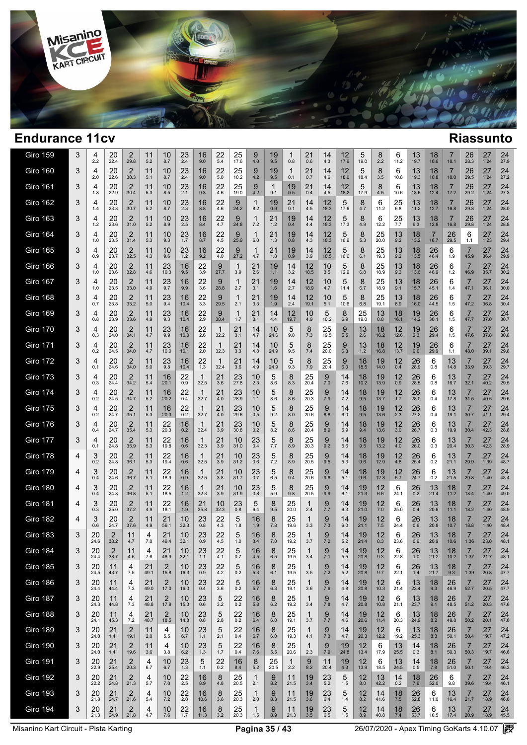# Endurance 11cv

## Riassunto

| Giro | | 1 | 2 | 3 | 4 | 5 | 6 | 7 | 8 | 9 | 10 | 11 | 12 | 13 | 14 | 15 | 16 | 17 | 18 | 19 | 20 | 21 | 22 | 23 | 24 |
|---|---|---|---|---|---|---|---|---|---|---|---|---|---|---|---|---|---|---|---|---|---|---|---|---|---|
| Giro 159 | 3 | 4 2.2 | 20 22.4 | 2 29.8 | 11 5.2 | 10 8.7 | 23 2.4 | 16 9.0 | 22 5.4 | 25 17.6 | 9 4.0 | 19 9.5 | 1 0.8 | 21 0.6 | 14 4.3 | 12 17.9 | 5 19.0 | 8 2.2 | 6 11.2 | 13 19.7 | 18 10.6 | 7 18.1 | 26 28.3 | 27 1:24 | 24 27.9 |
| Giro 160 | 3 | 4 2.0 | 20 22.6 | 2 30.3 | 11 5.1 | 10 8.7 | 23 2.4 | 16 9.0 | 22 5.0 | 25 18.2 | 9 4.2 | 19 9.5 | 1 0.1 | 21 0.7 | 14 4.6 | 12 18.0 | 5 18.4 | 8 3.5 | 6 10.8 | 13 19.3 | 18 10.8 | 7 18.0 | 26 29.5 | 27 1:24 | 24 27.2 |
| Giro 161 | 3 | 4 1.8 | 20 22.9 | 2 30.4 | 11 5.3 | 10 8.5 | 23 2.1 | 16 9.3 | 22 4.6 | 25 19.0 | 9 4.2 | 1 9.1 | 19 0.5 | 21 0.4 | 14 4.5 | 12 18.2 | 5 17.9 | 8 4.5 | 6 10.6 | 13 18.6 | 18 12.4 | 7 17.2 | 26 29.2 | 27 1:24 | 24 27.3 |
| Giro 162 | 3 | 4 1.4 | 20 23.3 | 2 30.7 | 11 5.2 | 10 8.7 | 23 2.3 | 16 8.8 | 22 4.6 | 9 24.2 | 1 8.2 | 19 0.9 | 21 0.1 | 14 4.5 | 12 18.3 | 5 17.6 | 8 4.7 | 6 11.2 | 25 6.8 | 13 11.2 | 18 12.7 | 7 16.8 | 26 29.8 | 27 1:24 | 24 28.0 |
| Giro 163 | 3 | 4 1.2 | 20 23.6 | 2 31.0 | 11 5.2 | 10 8.9 | 23 2.5 | 16 8.4 | 22 4.7 | 9 24.8 | 1 7.2 | 21 1.2 | 19 0.4 | 14 4.4 | 12 18.3 | 5 17.3 | 8 4.9 | 6 12.2 | 25 7.7 | 13 9.3 | 18 12.8 | 7 16.8 | 26 29.8 | 27 1:24 | 24 28.8 |
| Giro 164 | 3 | 4 1.0 | 20 23.5 | 2 31.4 | 11 5.3 | 10 9.3 | 23 1.7 | 16 8.7 | 22 4.5 | 9 25.9 | 1 6.0 | 21 1.3 | 19 0.8 | 14 4.3 | 12 18.3 | 5 16.9 | 8 5.3 | 25 20.0 | 13 9.2 | 18 13.2 | 7 16.7 | 26 29.5 | 6 1.1 | 27 1:23 | 24 29.4 |
| Giro 165 | 3 | 4 0.9 | 20 23.7 | 2 32.5 | 11 4.3 | 10 9.6 | 23 1.2 | 16 9.2 | 22 4.0 | 9 27.2 | 1 4.7 | 21 1.8 | 19 0.9 | 14 3.9 | 12 18.5 | 5 16.6 | 8 6.1 | 25 19.3 | 13 9.2 | 18 13.5 | 26 46.4 | 6 1.9 | 7 45.9 | 27 36.4 | 24 29.9 |
| Giro 166 | 3 | 4 1.0 | 20 23.6 | 2 32.8 | 11 4.6 | 23 10.3 | 16 9.5 | 22 3.9 | 9 27.7 | 1 3.9 | 21 2.6 | 19 1.1 | 14 3.2 | 12 18.5 | 10 3.5 | 5 12.9 | 8 6.8 | 25 18.9 | 13 9.3 | 18 13.6 | 26 46.9 | 6 1.2 | 7 46.9 | 27 35.7 | 24 30.2 |
| Giro 167 | 3 | 4 1.0 | 20 23.5 | 2 33.0 | 11 4.9 | 23 9.7 | 16 9.9 | 22 3.6 | 9 28.8 | 1 2.7 | 21 3.1 | 19 1.6 | 14 2.7 | 12 18.9 | 10 4.7 | 5 11.4 | 8 6.7 | 25 18.9 | 13 9.1 | 18 15.7 | 26 45.1 | 6 1.4 | 7 47.1 | 27 36.1 | 24 30.0 |
| Giro 168 | 3 | 4 0.7 | 20 23.8 | 2 33.2 | 11 5.0 | 23 9.4 | 16 10.4 | 22 3.3 | 9 29.5 | 1 2.1 | 21 3.3 | 19 1.9 | 14 2.4 | 12 19.1 | 10 5.1 | 5 10.6 | 8 6.8 | 25 19.1 | 13 8.9 | 18 16.0 | 26 44.5 | 6 1.5 | 7 47.2 | 27 36.8 | 24 30.4 |
| Giro 169 | 3 | 4 0.8 | 20 23.9 | 2 33.6 | 11 4.9 | 23 9.3 | 16 10.4 | 22 2.9 | 9 30.4 | 1 1.7 | 21 3.1 | 14 4.4 | 12 19.7 | 10 4.9 | 5 10.2 | 8 6.9 | 25 19.0 | 13 8.8 | 18 16.1 | 19 14.2 | 26 30.1 | 6 1.5 | 7 47.7 | 27 37.0 | 24 30.7 |
| Giro 170 | 3 | 4 0.3 | 20 24.0 | 2 34.1 | 11 4.7 | 23 9.9 | 16 10.0 | 22 2.6 | 1 32.2 | 21 3.1 | 14 4.7 | 10 24.6 | 5 9.8 | 8 7.3 | 25 19.5 | 9 5.5 | 13 2.6 | 18 16.2 | 12 12.6 | 19 2.3 | 26 29.4 | 6 1.5 | 7 47.6 | 27 37.8 | 24 30.8 |
| Giro 171 | 3 | 4 0.2 | 20 24.5 | 2 34.0 | 11 4.7 | 23 10.0 | 16 10.1 | 22 2.0 | 1 32.3 | 21 3.3 | 14 4.8 | 10 24.9 | 5 9.5 | 8 7.4 | 25 20.0 | 9 6.3 | 13 1.2 | 18 16.8 | 12 13.7 | 19 0.6 | 26 29.9 | 6 1.1 | 7 48.0 | 27 39.1 | 24 29.8 |
| Giro 172 | 3 | 4 0.1 | 20 24.6 | 2 34.0 | 11 5.0 | 23 9.8 | 16 10.4 | 22 1.3 | 1 32.4 | 21 3.6 | 14 4.9 | 10 24.9 | 5 9.3 | 8 7.9 | 25 20.4 | 9 6.0 | 18 18.5 | 19 14.0 | 12 0.4 | 26 28.9 | 6 0.8 | 13 14.8 | 7 33.9 | 27 39.3 | 24 29.7 |
| Giro 173 | 3 | 4 0.3 | 20 24.4 | 2 34.2 | 11 5.4 | 16 20.1 | 22 0.9 | 1 32.5 | 21 3.6 | 23 27.8 | 10 2.3 | 5 8.6 | 8 8.3 | 25 20.4 | 9 7.0 | 14 7.6 | 18 10.2 | 19 13.9 | 12 0.9 | 26 28.5 | 6 0.8 | 13 16.7 | 7 32.1 | 27 40.2 | 24 29.5 |
| Giro 174 | 3 | 4 0.2 | 20 24.5 | 2 34.7 | 11 5.2 | 16 20.2 | 22 0.4 | 1 32.7 | 21 4.0 | 23 28.9 | 10 1.1 | 5 8.6 | 8 8.6 | 25 20.3 | 9 7.9 | 14 7.2 | 18 9.5 | 19 13.7 | 12 1.7 | 26 28.0 | 6 0.4 | 13 17.8 | 7 31.5 | 27 40.5 | 24 29.6 |
| Giro 175 | 3 | 4 0.2 | 20 24.7 | 2 35.1 | 11 5.3 | 16 20.3 | 22 0.2 | 1 32.7 | 21 4.0 | 23 29.6 | 10 0.5 | 5 9.2 | 8 8.0 | 25 20.6 | 9 8.8 | 14 6.0 | 18 9.5 | 19 13.6 | 12 2.3 | 26 27.2 | 6 0.4 | 13 19.1 | 7 30.7 | 27 41.1 | 24 29.4 |
| Giro 176 | 3 | 4 0.4 | 20 24.7 | 2 35.4 | 11 5.3 | 22 20.3 | 16 0.2 | 1 32.4 | 21 3.9 | 23 30.8 | 10 0.2 | 5 8.2 | 8 8.6 | 25 20.4 | 9 8.9 | 14 5.9 | 18 9.4 | 19 13.6 | 12 3.0 | 26 26.7 | 6 0.3 | 13 19.9 | 7 30.4 | 27 42.3 | 24 28.8 |
| Giro 177 | 3 | 4 0.1 | 20 24.8 | 2 35.9 | 11 5.3 | 22 19.8 | 16 0.6 | 1 32.3 | 21 3.9 | 10 31.0 | 23 0.4 | 5 7.7 | 8 8.9 | 25 20.3 | 9 9.2 | 14 5.6 | 18 9.5 | 19 13.2 | 12 4.0 | 26 26.0 | 6 0.3 | 13 20.4 | 7 30.3 | 27 42.3 | 24 28.9 |
| Giro 178 | 4 | 3 0.2 | 20 24.8 | 2 36.1 | 11 5.3 | 22 19.4 | 16 0.6 | 1 32.5 | 21 3.9 | 10 31.2 | 23 0.6 | 5 7.2 | 8 8.9 | 25 20.5 | 9 9.5 | 14 5.3 | 18 9.6 | 19 12.9 | 12 4.8 | 26 25.4 | 6 0.2 | 13 21.1 | 7 29.9 | 27 1:39 | 24 48.7 |
| Giro 179 | 4 | 3 0.4 | 20 24.6 | 2 36.7 | 11 5.1 | 22 18.9 | 16 0.9 | 1 32.5 | 21 3.8 | 10 31.7 | 23 0.7 | 5 6.5 | 8 9.4 | 25 20.6 | 9 9.6 | 14 5.1 | 18 9.6 | 19 12.8 | 12 5.7 | 26 24.7 | 6 0.2 | 13 21.5 | 7 29.8 | 27 1:40 | 24 48.4 |
| Giro 180 | 4 | 3 0.4 | 20 24.8 | 2 36.8 | 11 5.1 | 22 18.5 | 16 1.2 | 1 32.3 | 21 3.9 | 10 31.9 | 23 0.8 | 5 5.9 | 8 9.8 | 25 20.5 | 9 9.9 | 14 6.1 | 19 21.3 | 12 6.6 | 6 24.1 | 26 0.2 | 13 21.4 | 18 11.2 | 7 18.4 | 27 1:40 | 24 49.0 |
| Giro 181 | 4 | 3 0.3 | 20 25.0 | 2 37.2 | 11 4.9 | 22 18.1 | 16 1.9 | 21 35.8 | 10 32.3 | 23 0.8 | 5 6.4 | 8 9.5 | 25 20.0 | 1 2.4 | 9 7.7 | 14 6.3 | 19 21.0 | 12 7.0 | 6 25.0 | 26 0.4 | 13 20.6 | 18 11.1 | 7 18.2 | 27 1:40 | 24 48.9 |
| Giro 182 | 4 | 3 0.6 | 20 24.7 | 2 37.6 | 11 4.9 | 21 56.1 | 10 32.3 | 23 0.8 | 22 4.3 | 5 1.8 | 16 1.9 | 8 7.8 | 25 19.6 | 1 3.3 | 9 7.3 | 14 6.0 | 19 21.1 | 12 7.5 | 6 24.4 | 26 0.6 | 13 20.8 | 18 10.7 | 7 18.8 | 27 1:40 | 24 48.4 |
| Giro 183 | 3 | 20 24.6 | 2 38.2 | 11 4.7 | 4 7.0 | 21 49.4 | 10 32.1 | 23 0.9 | 22 4.5 | 5 1.0 | 16 3.4 | 8 7.0 | 25 19.2 | 1 3.7 | 9 7.2 | 14 5.2 | 19 21.4 | 12 8.3 | 6 23.6 | 26 0.9 | 13 20.9 | 18 10.6 | 7 1:36 | 27 23.0 | 24 48.1 |
| Giro 184 | 3 | 20 24.4 | 2 38.7 | 11 4.6 | 4 7.6 | 21 48.9 | 10 32.1 | 23 1.1 | 22 4.1 | 5 0.7 | 16 4.5 | 8 6.5 | 25 19.5 | 1 3.4 | 9 7.1 | 14 5.5 | 19 20.8 | 12 9.3 | 6 22.8 | 26 1.0 | 13 21.2 | 18 10.2 | 7 1:37 | 27 21.7 | 24 48.1 |
| Giro 185 | 3 | 20 24.5 | 11 43.7 | 4 7.5 | 21 49.1 | 2 15.8 | 10 16.3 | 23 0.9 | 22 4.2 | 5 0.2 | 16 5.3 | 8 6.1 | 25 19.5 | 1 3.5 | 9 7.2 | 14 5.2 | 19 20.8 | 12 9.7 | 6 22.1 | 26 1.4 | 13 21.7 | 18 9.3 | 7 1:39 | 27 20.8 | 24 47.7 |
| Giro 186 | 3 | 20 24.4 | 11 44.4 | 4 7.3 | 21 49.0 | 2 17.0 | 10 16.0 | 23 0.4 | 22 3.6 | 5 0.2 | 16 5.7 | 8 6.3 | 25 19.1 | 1 3.6 | 9 7.6 | 14 4.8 | 19 20.8 | 12 10.3 | 6 21.4 | 13 23.4 | 18 9.3 | 26 46.9 | 7 52.7 | 27 20.5 | 24 47.7 |
| Giro 187 | 3 | 20 24.3 | 11 44.8 | 4 7.3 | 21 48.8 | 2 17.9 | 10 15.3 | 23 0.6 | 5 3.2 | 22 0.2 | 16 5.8 | 8 6.2 | 25 19.2 | 1 3.4 | 9 7.8 | 14 4.7 | 19 20.8 | 12 10.8 | 6 21.1 | 13 23.7 | 18 9.1 | 26 48.5 | 7 51.2 | 27 20.3 | 24 47.6 |
| Giro 188 | 3 | 20 24.1 | 11 45.3 | 4 7.2 | 21 48.7 | 2 18.5 | 10 14.8 | 23 0.8 | 5 2.8 | 22 0.2 | 16 6.4 | 8 6.0 | 25 19.1 | 1 3.7 | 9 7.7 | 14 4.6 | 19 20.6 | 12 11.4 | 6 20.3 | 13 24.9 | 18 8.2 | 26 49.8 | 7 50.2 | 27 20.1 | 24 47.0 |
| Giro 189 | 3 | 20 24.0 | 21 1:41 | 2 19.1 | 11 2.0 | 4 5.5 | 10 6.7 | 23 1.1 | 5 2.1 | 22 0.4 | 16 6.7 | 8 6.0 | 25 19.3 | 1 4.1 | 9 7.3 | 14 4.7 | 19 20.3 | 12 12.2 | 6 19.2 | 13 25.3 | 18 8.3 | 26 50.1 | 7 50.4 | 27 19.7 | 24 47.2 |
| Giro 190 | 3 | 20 24.0 | 21 1:41 | 2 19.6 | 11 3.6 | 4 3.8 | 10 6.2 | 23 1.3 | 5 1.7 | 22 0.4 | 16 7.6 | 8 5.5 | 25 20.6 | 1 2.3 | 9 7.9 | 19 24.8 | 12 13.4 | 6 17.9 | 13 25.5 | 14 0.3 | 18 8.1 | 26 50.3 | 7 50.3 | 27 19.7 | 24 46.6 |
| Giro 191 | 3 | 20 22.9 | 21 25.4 | 2 20.3 | 4 6.7 | 10 6.7 | 23 1.3 | 5 1.1 | 22 0.2 | 16 8.4 | 8 5.2 | 25 20.5 | 1 2.2 | 9 8.2 | 11 20.4 | 19 4.3 | 12 13.9 | 6 18.5 | 13 24.5 | 14 0.5 | 18 7.8 | 26 51.0 | 7 50.1 | 27 19.4 | 24 46.3 |
| Giro 192 | 3 | 20 22.2 | 21 24.8 | 2 21.3 | 4 5.7 | 10 7.0 | 22 2.5 | 16 8.9 | 8 4.8 | 25 20.5 | 1 2.1 | 9 8.2 | 11 21.5 | 19 3.4 | 23 5.2 | 5 1.5 | 12 8.0 | 13 42.2 | 14 0.2 | 18 7.9 | 26 52.0 | 6 9.8 | 7 39.6 | 27 19.4 | 24 46.1 |
| Giro 193 | 3 | 20 21.8 | 21 24.7 | 2 21.6 | 4 5.4 | 10 7.2 | 22 2.0 | 16 10.6 | 8 3.6 | 25 20.3 | 1 2.0 | 9 8.3 | 11 21.5 | 19 3.6 | 23 6.4 | 5 1.4 | 12 8.2 | 14 41.6 | 18 7.5 | 26 52.8 | 6 11.0 | 13 16.4 | 7 21.7 | 27 18.9 | 24 46.0 |
| Giro 194 | 3 | 20 21.3 | 21 24.9 | 2 21.8 | 4 4.7 | 10 7.6 | 22 1.7 | 16 11.3 | 8 3.2 | 25 20.3 | 1 1.5 | 9 8.9 | 11 21.3 | 19 3.5 | 23 6.5 | 5 1.5 | 12 8.9 | 14 40.8 | 18 7.4 | 26 53.7 | 6 10.5 | 13 17.4 | 7 20.9 | 27 18.9 | 24 45.5 |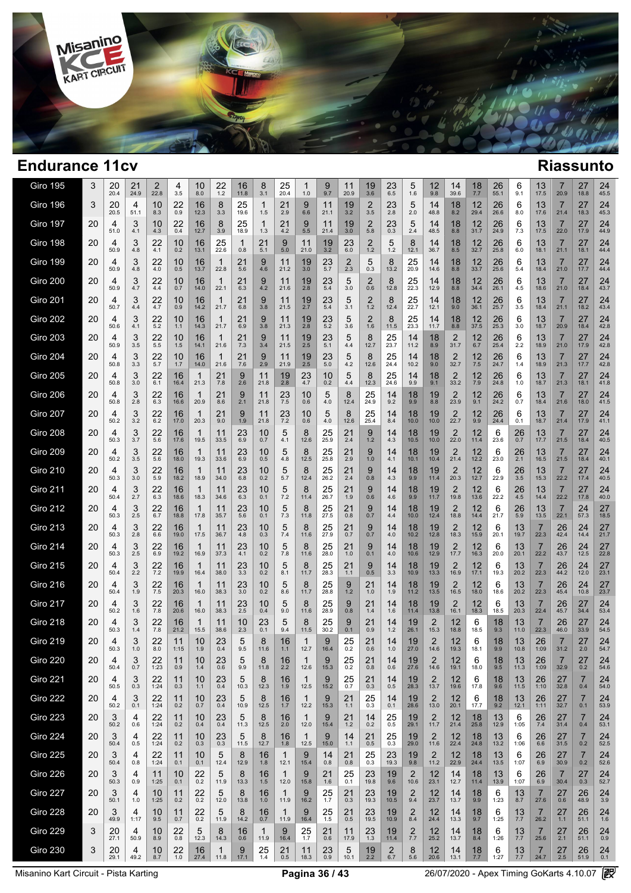# Endurance 11cv

## Riassunto

| | | | | | | | | | | | | | | | | | | | | | | | | | |
|---|---|---|---|---|---|---|---|---|---|---|---|---|---|---|---|---|---|---|---|---|---|---|---|---|---|
| Giro 195 | 3 | 20 / 20.4 | 21 / 24.9 | 2 / 22.8 | 4 / 3.5 | 10 / 8.0 | 22 / 1.2 | 16 / 11.8 | 8 / 3.1 | 25 / 20.4 | 1 / 1.0 | 9 / 9.7 | 11 / 20.9 | 19 / 3.6 | 23 / 6.5 | 5 / 1.6 | 12 / 9.8 | 14 / 39.6 | 18 / 7.7 | 26 / 55.1 | 6 / 9.1 | 13 / 17.5 | 7 / 20.9 | 27 / 18.8 | 24 / 45.5 |
| Giro 196 | 3 | 20 / 20.5 | 4 / 51.1 | 10 / 8.3 | 22 / 0.9 | 16 / 12.3 | 8 / 3.3 | 25 / 19.6 | 1 / 1.5 | 21 / 2.9 | 9 / 6.6 | 11 / 21.1 | 19 / 3.2 | 2 / 3.5 | 23 / 2.8 | 5 / 2.0 | 14 / 48.8 | 18 / 8.2 | 12 / 29.4 | 26 / 26.6 | 6 / 8.0 | 13 / 17.6 | 7 / 21.4 | 27 / 18.3 | 24 / 45.3 |
| Giro 197 | 20 | 4 / 51.0 | 3 / 4.1 | 10 / 4.3 | 22 / 0.4 | 16 / 12.7 | 8 / 3.9 | 25 / 18.9 | 1 / 1.3 | 21 / 4.2 | 9 / 5.5 | 11 / 21.4 | 19 / 3.0 | 2 / 5.8 | 23 / 0.3 | 5 / 2.4 | 14 / 48.5 | 18 / 8.8 | 12 / 31.7 | 26 / 24.9 | 6 / 7.3 | 13 / 17.5 | 7 / 22.0 | 27 / 17.9 | 24 / 44.9 |
| Giro 198 | 20 | 4 / 50.9 | 3 / 4.8 | 22 / 4.1 | 10 / 0.2 | 16 / 13.1 | 25 / 22.6 | 1 / 0.8 | 21 / 5.1 | 9 / 5.0 | 11 / 21.0 | 19 / 3.2 | 23 / 6.0 | 2 / 1.2 | 5 / 1.2 | 8 / 12.1 | 14 / 36.7 | 18 / 8.5 | 12 / 32.7 | 26 / 25.8 | 6 / 6.0 | 13 / 18.1 | 7 / 21.1 | 27 / 18.1 | 24 / 44.4 |
| Giro 199 | 20 | 4 / 50.9 | 3 / 4.8 | 22 / 4.0 | 10 / 0.5 | 16 / 13.7 | 1 / 22.8 | 21 / 5.6 | 9 / 4.6 | 11 / 21.2 | 19 / 3.0 | 23 / 5.7 | 2 / 2.3 | 5 / 0.3 | 8 / 13.2 | 25 / 20.9 | 14 / 14.6 | 18 / 8.8 | 12 / 33.7 | 26 / 25.6 | 6 / 5.4 | 13 / 18.4 | 7 / 21.0 | 27 / 17.7 | 24 / 44.4 |
| Giro 200 | 20 | 4 / 50.9 | 3 / 4.7 | 22 / 4.4 | 10 / 0.7 | 16 / 14.0 | 1 / 22.1 | 21 / 6.3 | 9 / 4.2 | 11 / 21.6 | 19 / 2.8 | 23 / 5.4 | 5 / 3.0 | 2 / 0.6 | 8 / 12.8 | 25 / 22.3 | 14 / 12.9 | 18 / 8.8 | 12 / 34.4 | 26 / 26.1 | 6 / 4.5 | 13 / 18.6 | 7 / 21.0 | 27 / 18.4 | 24 / 43.7 |
| Giro 201 | 20 | 4 / 50.7 | 3 / 4.4 | 22 / 4.7 | 10 / 0.9 | 16 / 14.2 | 1 / 21.7 | 21 / 6.8 | 9 / 3.8 | 11 / 21.5 | 19 / 2.7 | 23 / 5.4 | 5 / 3.1 | 2 / 1.2 | 8 / 12.4 | 25 / 22.7 | 14 / 12.1 | 18 / 9.0 | 12 / 36.1 | 26 / 25.7 | 6 / 3.5 | 13 / 18.4 | 7 / 21.1 | 27 / 18.2 | 24 / 43.4 |
| Giro 202 | 20 | 4 / 50.6 | 3 / 4.1 | 22 / 5.2 | 10 / 1.1 | 16 / 14.3 | 1 / 21.7 | 21 / 6.9 | 9 / 3.8 | 11 / 21.3 | 19 / 2.8 | 23 / 5.2 | 5 / 3.6 | 2 / 1.6 | 8 / 11.5 | 25 / 23.3 | 14 / 11.7 | 18 / 8.8 | 12 / 37.5 | 26 / 25.3 | 6 / 3.0 | 13 / 18.7 | 7 / 20.9 | 27 / 18.4 | 24 / 42.8 |
| Giro 203 | 20 | 4 / 50.9 | 3 / 3.5 | 22 / 5.5 | 10 / 1.5 | 16 / 14.1 | 1 / 21.6 | 21 / 7.3 | 9 / 3.4 | 11 / 21.5 | 19 / 2.5 | 23 / 5.1 | 5 / 4.4 | 8 / 12.7 | 25 / 23.7 | 14 / 11.2 | 18 / 8.9 | 2 / 31.7 | 12 / 6.7 | 26 / 25.4 | 6 / 2.2 | 13 / 18.9 | 7 / 21.0 | 27 / 17.9 | 24 / 42.8 |
| Giro 204 | 20 | 4 / 50.8 | 3 / 3.3 | 22 / 5.7 | 10 / 1.7 | 16 / 14.0 | 1 / 21.6 | 21 / 7.6 | 9 / 2.9 | 11 / 21.9 | 19 / 2.5 | 23 / 5.0 | 5 / 4.2 | 8 / 12.6 | 25 / 24.4 | 14 / 10.2 | 18 / 9.0 | 2 / 32.7 | 12 / 7.5 | 26 / 24.7 | 6 / 1.4 | 13 / 18.9 | 7 / 21.3 | 27 / 17.7 | 24 / 42.8 |
| Giro 205 | 20 | 4 / 50.8 | 3 / 3.0 | 22 / 6.1 | 16 / 16.4 | 1 / 21.3 | 21 / 7.8 | 9 / 2.6 | 11 / 21.8 | 19 / 2.8 | 23 / 4.7 | 10 / 0.2 | 5 / 4.4 | 8 / 12.3 | 25 / 24.6 | 14 / 9.9 | 18 / 9.1 | 2 / 33.2 | 12 / 7.9 | 26 / 24.8 | 6 / 1.0 | 13 / 18.7 | 7 / 21.3 | 27 / 18.1 | 24 / 41.8 |
| Giro 206 | 20 | 4 / 50.8 | 3 / 2.8 | 22 / 6.3 | 16 / 16.6 | 1 / 20.9 | 21 / 8.6 | 9 / 2.1 | 11 / 21.8 | 23 / 7.5 | 10 / 0.6 | 5 / 4.0 | 8 / 12.4 | 25 / 24.9 | 14 / 9.2 | 18 / 9.9 | 19 / 8.8 | 2 / 23.9 | 12 / 9.1 | 26 / 24.2 | 6 / 0.7 | 13 / 18.4 | 7 / 21.6 | 27 / 18.0 | 24 / 41.5 |
| Giro 207 | 20 | 4 / 50.2 | 3 / 3.2 | 22 / 6.2 | 16 / 17.0 | 1 / 20.3 | 21 / 9.0 | 9 / 1.9 | 11 / 21.8 | 23 / 7.2 | 10 / 0.6 | 5 / 4.0 | 8 / 12.6 | 25 / 25.4 | 14 / 8.4 | 18 / 10.0 | 19 / 10.0 | 2 / 22.7 | 12 / 9.9 | 26 / 24.4 | 6 / 0.1 | 13 / 18.7 | 7 / 21.4 | 27 / 17.9 | 24 / 41.1 |
| Giro 208 | 20 | 4 / 50.3 | 3 / 3.7 | 22 / 5.6 | 16 / 17.6 | 1 / 19.5 | 11 / 33.5 | 23 / 6.9 | 10 / 0.7 | 5 / 4.1 | 8 / 12.6 | 25 / 25.9 | 21 / 2.4 | 9 / 1.2 | 14 / 4.3 | 18 / 10.5 | 19 / 10.0 | 2 / 22.0 | 12 / 11.4 | 6 / 23.6 | 26 / 0.7 | 13 / 17.7 | 7 / 21.5 | 27 / 18.4 | 24 / 40.5 |
| Giro 209 | 20 | 4 / 50.2 | 3 / 3.5 | 22 / 5.6 | 16 / 18.0 | 1 / 19.3 | 11 / 33.6 | 23 / 6.9 | 10 / 0.5 | 5 / 4.8 | 8 / 12.5 | 25 / 25.8 | 21 / 2.9 | 9 / 1.0 | 14 / 4.1 | 18 / 10.1 | 19 / 10.4 | 2 / 21.4 | 12 / 12.2 | 6 / 23.0 | 26 / 2.1 | 13 / 16.5 | 7 / 21.5 | 27 / 18.4 | 24 / 40.1 |
| Giro 210 | 20 | 4 / 50.3 | 3 / 3.0 | 22 / 5.9 | 16 / 18.2 | 1 / 18.9 | 11 / 34.0 | 23 / 6.8 | 10 / 0.2 | 5 / 5.7 | 8 / 12.4 | 25 / 26.2 | 21 / 2.4 | 9 / 0.8 | 14 / 4.3 | 18 / 9.9 | 19 / 11.4 | 2 / 20.3 | 12 / 12.7 | 6 / 22.9 | 26 / 3.5 | 13 / 15.3 | 7 / 22.2 | 27 / 17.4 | 24 / 40.5 |
| Giro 211 | 20 | 4 / 50.4 | 3 / 2.7 | 22 / 6.3 | 16 / 18.6 | 1 / 18.3 | 11 / 34.6 | 23 / 6.3 | 10 / 0.1 | 5 / 7.2 | 8 / 11.4 | 25 / 26.7 | 21 / 1.9 | 9 / 0.6 | 14 / 4.6 | 18 / 9.9 | 19 / 11.7 | 2 / 19.8 | 12 / 13.6 | 6 / 22.2 | 26 / 4.5 | 13 / 14.4 | 7 / 22.2 | 27 / 17.8 | 24 / 40.0 |
| Giro 212 | 20 | 4 / 50.3 | 3 / 2.5 | 22 / 6.7 | 16 / 18.8 | 1 / 17.8 | 11 / 35.7 | 23 / 5.6 | 10 / 0.1 | 5 / 7.3 | 8 / 11.8 | 25 / 27.5 | 21 / 0.8 | 9 / 0.7 | 14 / 4.4 | 18 / 10.0 | 19 / 12.4 | 2 / 18.8 | 12 / 14.4 | 6 / 21.7 | 26 / 5.9 | 13 / 13.5 | 7 / 22.1 | 24 / 57.3 | 27 / 18.5 |
| Giro 213 | 20 | 4 / 50.3 | 3 / 2.8 | 22 / 6.6 | 16 / 19.0 | 1 / 17.5 | 11 / 36.7 | 23 / 4.8 | 10 / 0.3 | 5 / 7.4 | 8 / 11.6 | 25 / 27.9 | 21 / 0.7 | 9 / 0.7 | 14 / 4.0 | 18 / 10.2 | 19 / 12.8 | 2 / 18.3 | 12 / 15.9 | 6 / 20.1 | 13 / 19.7 | 7 / 22.3 | 26 / 42.4 | 24 / 14.4 | 27 / 21.7 |
| Giro 214 | 20 | 4 / 50.3 | 3 / 2.5 | 22 / 6.9 | 16 / 19.2 | 1 / 16.9 | 11 / 37.3 | 23 / 4.1 | 10 / 0.2 | 5 / 7.8 | 8 / 11.6 | 25 / 28.0 | 21 / 1.0 | 9 / 0.1 | 14 / 4.0 | 18 / 10.6 | 19 / 12.9 | 2 / 17.7 | 12 / 16.3 | 6 / 20.0 | 13 / 20.1 | 7 / 22.2 | 26 / 43.7 | 24 / 12.5 | 27 / 22.8 |
| Giro 215 | 20 | 4 / 50.4 | 3 / 2.2 | 22 / 7.2 | 16 / 19.9 | 1 / 16.4 | 11 / 38.0 | 23 / 3.3 | 10 / 0.2 | 5 / 8.1 | 8 / 11.7 | 25 / 28.3 | 21 / 1.1 | 9 / 0.5 | 14 / 3.3 | 18 / 10.9 | 19 / 13.3 | 2 / 16.9 | 12 / 17.1 | 6 / 19.3 | 13 / 20.2 | 7 / 22.3 | 26 / 44.2 | 24 / 12.0 | 27 / 23.1 |
| Giro 216 | 20 | 4 / 50.4 | 3 / 1.9 | 22 / 7.5 | 16 / 20.3 | 1 / 16.0 | 11 / 38.3 | 23 / 3.0 | 10 / 0.2 | 5 / 8.6 | 8 / 11.7 | 25 / 28.8 | 9 / 1.2 | 21 / 1.0 | 14 / 1.9 | 18 / 11.2 | 19 / 13.5 | 2 / 16.5 | 12 / 18.0 | 6 / 18.6 | 13 / 20.2 | 7 / 22.3 | 26 / 45.4 | 24 / 10.8 | 27 / 23.7 |
| Giro 217 | 20 | 4 / 50.2 | 3 / 1.6 | 22 / 7.8 | 16 / 20.6 | 1 / 16.0 | 11 / 38.3 | 23 / 2.5 | 10 / 0.4 | 5 / 9.0 | 8 / 11.6 | 25 / 28.9 | 9 / 0.8 | 21 / 1.4 | 14 / 1.6 | 18 / 11.4 | 19 / 13.8 | 2 / 16.1 | 12 / 18.3 | 6 / 18.5 | 13 / 20.3 | 7 / 22.4 | 26 / 45.7 | 27 / 34.4 | 24 / 53.4 |
| Giro 218 | 20 | 4 / 50.3 | 3 / 1.4 | 22 / 7.8 | 16 / 21.2 | 1 / 15.5 | 11 / 38.6 | 10 / 2.3 | 23 / 0.1 | 5 / 9.4 | 8 / 11.5 | 25 / 30.2 | 9 / 0.1 | 21 / 0.9 | 14 / 1.2 | 19 / 26.1 | 2 / 15.3 | 12 / 18.8 | 6 / 18.5 | 18 / 9.3 | 13 / 11.0 | 7 / 22.3 | 26 / 46.0 | 27 / 33.9 | 24 / 54.5 |
| Giro 219 | 20 | 4 / 50.3 | 3 / 1.0 | 22 / 8.0 | 11 / 1:15 | 10 / 1.9 | 23 / 0.4 | 5 / 9.5 | 8 / 11.6 | 16 / 1.1 | 1 / 12.7 | 9 / 16.4 | 25 / 0.2 | 21 / 0.6 | 14 / 1.0 | 19 / 27.0 | 2 / 14.6 | 12 / 19.3 | 6 / 18.1 | 18 / 9.9 | 13 / 10.8 | 26 / 1:09 | 7 / 31.2 | 27 / 2.0 | 24 / 54.7 |
| Giro 220 | 20 | 4 / 50.4 | 3 / 0.7 | 22 / 1:23 | 11 / 0.9 | 10 / 1.4 | 23 / 0.6 | 5 / 9.9 | 8 / 11.8 | 16 / 2.2 | 1 / 12.6 | 9 / 15.3 | 25 / 0.2 | 21 / 0.8 | 14 / 0.6 | 19 / 27.6 | 2 / 14.6 | 12 / 19.1 | 6 / 18.0 | 18 / 9.5 | 13 / 11.3 | 26 / 1:09 | 7 / 32.9 | 27 / 0.2 | 24 / 54.6 |
| Giro 221 | 20 | 4 / 50.5 | 3 / 0.3 | 22 / 1:24 | 11 / 0.3 | 10 / 1.1 | 23 / 0.4 | 5 / 10.3 | 8 / 12.3 | 16 / 1.9 | 1 / 12.5 | 9 / 15.2 | 25 / 0.7 | 21 / 0.3 | 14 / 0.5 | 19 / 28.3 | 2 / 13.7 | 12 / 19.6 | 6 / 17.8 | 18 / 9.6 | 13 / 11.5 | 26 / 1:10 | 27 / 32.8 | 7 / 0.4 | 24 / 54.0 |
| Giro 222 | 20 | 4 / 50.2 | 3 / 0.1 | 22 / 1:24 | 11 / 0.2 | 10 / 0.7 | 23 / 0.4 | 5 / 10.9 | 8 / 12.5 | 16 / 1.7 | 1 / 12.2 | 9 / 15.3 | 21 / 1.1 | 25 / 0.3 | 14 / 0.1 | 19 / 28.6 | 2 / 13.0 | 12 / 20.1 | 6 / 17.7 | 18 / 9.2 | 13 / 12.1 | 26 / 1:11 | 27 / 32.7 | 7 / 0.1 | 24 / 53.9 |
| Giro 223 | 20 | 3 / 50.2 | 4 / 0.6 | 22 / 1:24 | 11 / 0.2 | 10 / 0.4 | 23 / 0.4 | 5 / 11.3 | 8 / 12.5 | 16 / 2.0 | 1 / 12.0 | 9 / 15.4 | 21 / 1.2 | 14 / 0.2 | 25 / 0.5 | 19 / 29.1 | 2 / 11.7 | 12 / 21.4 | 18 / 25.8 | 13 / 12.9 | 6 / 1:05 | 26 / 7.4 | 27 / 31.4 | 7 / 0.4 | 24 / 53.1 |
| Giro 224 | 20 | 3 / 50.4 | 4 / 0.5 | 22 / 1:24 | 11 / 0.2 | 10 / 0.3 | 23 / 0.3 | 5 / 11.5 | 8 / 12.4 | 16 / 1.8 | 1 / 12.5 | 9 / 15.0 | 14 / 1.1 | 21 / 0.5 | 25 / 0.3 | 19 / 29.0 | 2 / 11.6 | 12 / 22.4 | 18 / 24.8 | 13 / 13.2 | 6 / 1:06 | 26 / 6.6 | 27 / 31.5 | 7 / 0.2 | 24 / 52.5 |
| Giro 225 | 20 | 3 / 50.4 | 4 / 0.8 | 22 / 1:24 | 11 / 0.1 | 10 / 0.1 | 5 / 12.4 | 8 / 12.9 | 16 / 1.8 | 1 / 12.1 | 9 / 15.4 | 14 / 0.8 | 21 / 0.8 | 25 / 0.3 | 23 / 19.3 | 19 / 9.8 | 2 / 11.2 | 12 / 22.9 | 18 / 24.4 | 13 / 13.5 | 6 / 1:07 | 26 / 6.9 | 27 / 30.9 | 7 / 0.2 | 24 / 52.6 |
| Giro 226 | 20 | 3 / 50.3 | 4 / 0.9 | 11 / 1:25 | 10 / 0.1 | 22 / 0.2 | 5 / 11.9 | 8 / 13.3 | 16 / 1.5 | 1 / 12.0 | 9 / 15.8 | 21 / 1.6 | 25 / 0.1 | 23 / 19.8 | 19 / 9.6 | 2 / 10.6 | 12 / 23.1 | 14 / 12.7 | 18 / 11.4 | 13 / 13.9 | 6 / 1:07 | 26 / 6.9 | 7 / 30.4 | 27 / 0.3 | 24 / 52.7 |
| Giro 227 | 20 | 3 / 50.1 | 4 / 1.0 | 10 / 1:25 | 11 / 0.2 | 22 / 0.2 | 5 / 12.0 | 8 / 13.8 | 16 / 1.0 | 1 / 11.9 | 9 / 16.2 | 25 / 1.7 | 21 / 0.3 | 23 / 19.3 | 19 / 10.5 | 2 / 9.4 | 12 / 23.7 | 14 / 13.7 | 18 / 9.9 | 6 / 1:23 | 13 / 8.7 | 7 / 27.6 | 27 / 0.6 | 26 / 48.9 | 24 / 3.9 |
| Giro 228 | 20 | 3 / 49.9 | 4 / 1:17 | 10 / 9.5 | 11 / 0.7 | 22 / 0.2 | 5 / 11.9 | 8 / 14.2 | 16 / 0.7 | 1 / 11.9 | 9 / 16.4 | 25 / 1.5 | 21 / 0.5 | 23 / 19.5 | 19 / 10.9 | 2 / 8.4 | 12 / 24.4 | 14 / 13.8 | 18 / 9.7 | 6 / 1:25 | 13 / 7.7 | 7 / 26.2 | 27 / 1.1 | 26 / 51.1 | 24 / 1.6 |
| Giro 229 | 3 | 20 / 27.1 | 4 / 50.9 | 10 / 8.9 | 22 / 0.8 | 5 / 12.3 | 8 / 14.3 | 16 / 0.6 | 1 / 11.9 | 9 / 16.4 | 25 / 1.7 | 21 / 0.6 | 11 / 17.9 | 23 / 1.3 | 19 / 11.4 | 2 / 7.7 | 12 / 25.2 | 14 / 13.7 | 18 / 8.4 | 6 / 1:26 | 13 / 7.7 | 7 / 25.6 | 27 / 2.1 | 26 / 51.1 | 24 / 0.9 |
| Giro 230 | 3 | 20 / 29.1 | 4 / 49.2 | 10 / 8.7 | 22 / 1.0 | 16 / 27.4 | 1 / 11.8 | 9 / 17.1 | 25 / 1.4 | 21 / 0.5 | 11 / 18.3 | 23 / 0.9 | 5 / 10.1 | 19 / 2.2 | 2 / 6.7 | 8 / 5.6 | 12 / 20.6 | 14 / 13.1 | 18 / 7.7 | 6 / 1:27 | 13 / 7.7 | 7 / 24.7 | 27 / 2.5 | 26 / 51.9 | 24 / 0.1 |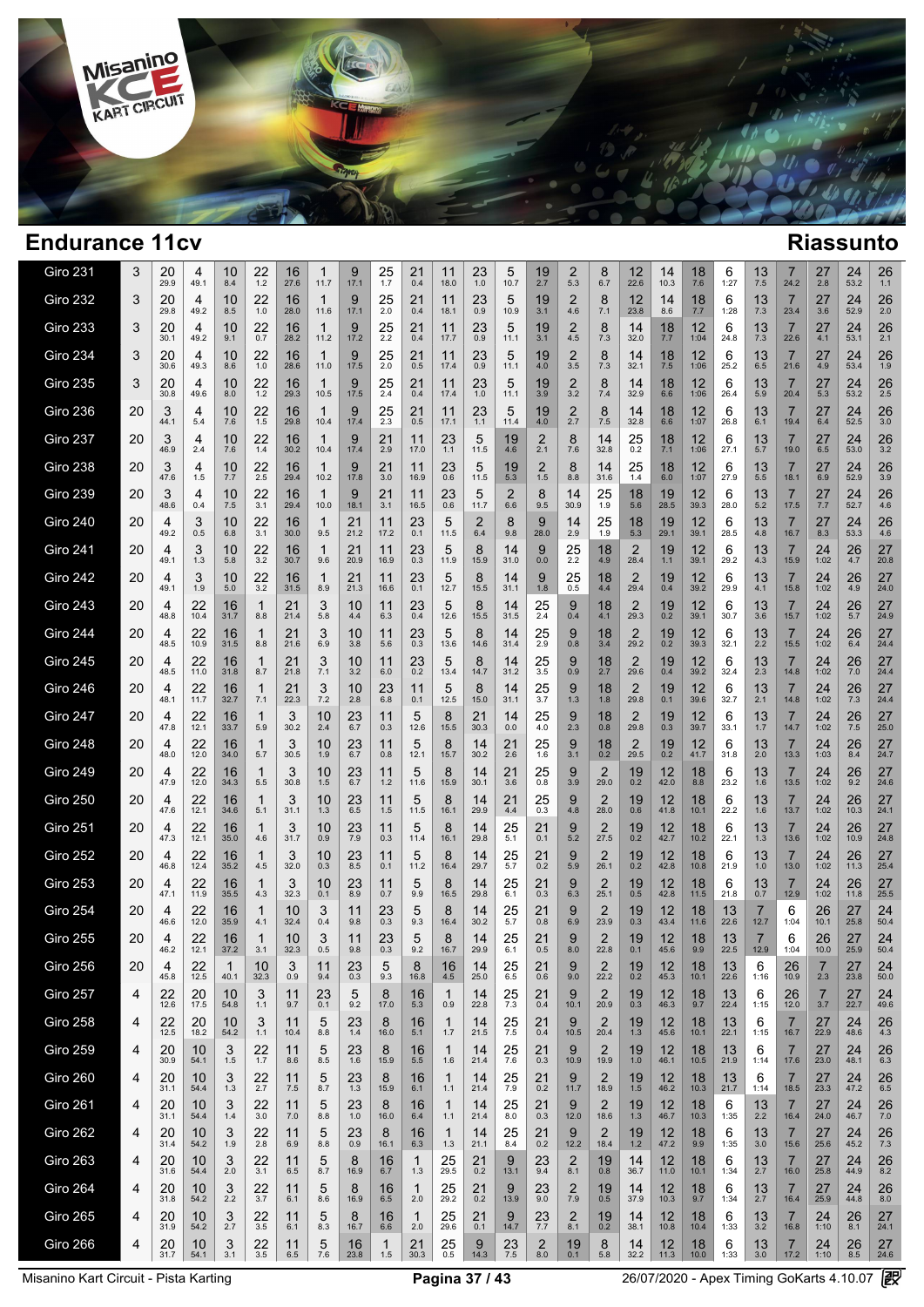# Endurance 11cv

## Riassunto

| | | | | | | | | | | | | | | | | | | | | | | | | | |
|---|---|---|---|---|---|---|---|---|---|---|---|---|---|---|---|---|---|---|---|---|---|---|---|---|---|
| Giro 231 | 3 | 20 29.9 | 4 49.1 | 10 8.4 | 22 1.2 | 16 27.6 | 1 11.7 | 9 17.1 | 25 1.7 | 21 0.4 | 11 18.0 | 23 1.0 | 5 10.7 | 19 2.7 | 2 5.3 | 8 6.7 | 12 22.6 | 14 10.3 | 18 7.6 | 6 1:27 | 13 7.5 | 7 24.2 | 27 2.8 | 24 53.2 | 26 1.1 |
| Giro 232 | 3 | 20 29.8 | 4 49.2 | 10 8.5 | 22 1.0 | 16 28.0 | 1 11.6 | 9 17.1 | 25 2.0 | 21 0.4 | 11 18.1 | 23 0.9 | 5 10.9 | 19 3.1 | 2 4.6 | 8 7.1 | 12 23.8 | 14 8.6 | 18 7.7 | 6 1:28 | 13 7.3 | 7 23.4 | 27 3.6 | 24 52.9 | 26 2.0 |
| Giro 233 | 3 | 20 30.1 | 4 49.2 | 10 9.1 | 22 0.7 | 16 28.2 | 1 11.2 | 9 17.2 | 25 2.2 | 21 0.4 | 11 17.7 | 23 0.9 | 5 11.1 | 19 3.1 | 2 4.5 | 8 7.3 | 14 32.0 | 18 7.7 | 12 1:04 | 6 24.8 | 13 7.3 | 7 22.6 | 27 4.1 | 24 53.1 | 26 2.1 |
| Giro 234 | 3 | 20 30.6 | 4 49.3 | 10 8.6 | 22 1.0 | 16 28.6 | 1 11.0 | 9 17.5 | 25 2.0 | 21 0.5 | 11 17.4 | 23 0.9 | 5 11.1 | 19 4.0 | 2 3.5 | 8 7.3 | 14 32.1 | 18 7.5 | 12 1:06 | 6 25.2 | 13 6.5 | 7 21.6 | 27 4.9 | 24 53.4 | 26 1.9 |
| Giro 235 | 3 | 20 30.8 | 4 49.6 | 10 8.0 | 22 1.2 | 16 29.3 | 1 10.5 | 9 17.5 | 25 2.4 | 21 0.4 | 11 17.4 | 23 1.0 | 5 11.1 | 19 3.9 | 2 3.2 | 8 7.4 | 14 32.9 | 18 6.6 | 12 1:06 | 6 26.4 | 13 5.9 | 7 20.4 | 27 5.3 | 24 53.2 | 26 2.5 |
| Giro 236 | 20 | 3 44.1 | 4 5.4 | 10 7.6 | 22 1.5 | 16 29.8 | 1 10.4 | 9 17.4 | 25 2.3 | 21 0.5 | 11 17.1 | 23 1.1 | 5 11.4 | 19 4.0 | 2 2.7 | 8 7.5 | 14 32.8 | 18 6.6 | 12 1:07 | 6 26.8 | 13 6.1 | 7 19.4 | 27 6.4 | 24 52.5 | 26 3.0 |
| Giro 237 | 20 | 3 46.9 | 4 2.4 | 10 7.6 | 22 1.4 | 16 30.2 | 1 10.4 | 9 17.4 | 21 2.9 | 11 17.0 | 23 1.1 | 5 11.5 | 19 4.6 | 2 2.1 | 8 7.6 | 14 32.8 | 25 0.2 | 18 7.1 | 12 1:06 | 6 27.1 | 13 5.7 | 7 19.0 | 27 6.5 | 24 53.0 | 26 3.2 |
| Giro 238 | 20 | 3 47.6 | 4 1.5 | 10 7.7 | 22 2.5 | 16 29.4 | 1 10.2 | 9 17.8 | 21 3.0 | 11 16.9 | 23 0.6 | 5 11.5 | 19 5.3 | 2 1.5 | 8 8.8 | 14 31.6 | 25 1.4 | 18 6.0 | 12 1:07 | 6 27.9 | 13 5.5 | 7 18.1 | 27 6.9 | 24 52.9 | 26 3.9 |
| Giro 239 | 20 | 3 48.6 | 4 0.4 | 10 7.5 | 22 3.1 | 16 29.4 | 1 10.0 | 9 18.1 | 21 3.1 | 11 16.5 | 23 0.6 | 5 11.7 | 2 6.6 | 8 9.5 | 14 30.9 | 25 1.9 | 18 5.6 | 19 28.5 | 12 39.3 | 6 28.0 | 13 5.2 | 7 17.5 | 27 7.7 | 24 52.7 | 26 4.6 |
| Giro 240 | 20 | 4 49.2 | 3 0.5 | 10 6.8 | 22 3.1 | 16 30.0 | 1 9.5 | 21 21.2 | 11 17.2 | 23 0.1 | 5 11.5 | 2 6.4 | 8 9.8 | 9 28.0 | 14 2.9 | 25 1.9 | 18 5.3 | 19 29.1 | 12 39.1 | 6 28.5 | 13 4.8 | 7 16.7 | 27 8.3 | 24 53.3 | 26 4.6 |
| Giro 241 | 20 | 4 49.1 | 3 1.3 | 10 5.8 | 22 3.2 | 16 30.7 | 1 9.6 | 21 20.9 | 11 16.9 | 23 0.3 | 5 11.9 | 8 15.9 | 14 31.0 | 9 0.0 | 25 2.2 | 18 4.9 | 2 28.4 | 19 1.1 | 12 39.1 | 6 29.2 | 13 4.3 | 7 15.9 | 24 1:02 | 26 4.7 | 27 20.8 |
| Giro 242 | 20 | 4 49.1 | 3 1.9 | 10 5.0 | 22 3.2 | 16 31.5 | 1 8.9 | 21 21.3 | 11 16.6 | 23 0.1 | 5 12.7 | 8 15.5 | 14 31.1 | 9 1.8 | 25 0.5 | 18 4.4 | 2 29.4 | 19 0.4 | 12 39.2 | 6 29.9 | 13 4.1 | 7 15.8 | 24 1:02 | 26 4.9 | 27 24.0 |
| Giro 243 | 20 | 4 48.8 | 22 10.4 | 16 31.7 | 1 8.8 | 21 21.4 | 3 5.8 | 10 4.4 | 11 6.3 | 23 0.4 | 5 12.6 | 8 15.5 | 14 31.5 | 25 2.4 | 9 0.4 | 18 4.1 | 2 29.3 | 19 0.2 | 12 39.1 | 6 30.7 | 13 3.6 | 7 15.7 | 24 1:02 | 26 5.7 | 27 24.9 |
| Giro 244 | 20 | 4 48.5 | 22 10.9 | 16 31.5 | 1 8.8 | 21 21.6 | 3 6.9 | 10 3.8 | 11 5.6 | 23 0.3 | 5 13.6 | 8 14.6 | 14 31.4 | 25 2.9 | 9 0.8 | 18 3.4 | 2 29.2 | 19 0.2 | 12 39.3 | 6 32.1 | 13 2.2 | 7 15.5 | 24 1:02 | 26 6.4 | 27 24.4 |
| Giro 245 | 20 | 4 48.5 | 22 11.0 | 16 31.8 | 1 8.7 | 21 21.8 | 3 7.1 | 10 3.2 | 11 6.0 | 23 0.2 | 5 13.4 | 8 14.7 | 14 31.2 | 25 3.5 | 9 0.9 | 18 2.7 | 2 29.6 | 19 0.4 | 12 39.2 | 6 32.4 | 13 2.3 | 7 14.8 | 24 1:02 | 26 7.0 | 27 24.4 |
| Giro 246 | 20 | 4 48.1 | 22 11.7 | 16 32.7 | 1 7.1 | 21 22.3 | 3 7.2 | 10 2.8 | 23 6.8 | 11 0.1 | 5 12.5 | 8 15.0 | 14 31.1 | 25 3.7 | 9 1.3 | 18 1.8 | 2 29.8 | 19 0.1 | 12 39.6 | 6 32.7 | 13 2.1 | 7 14.8 | 24 1:02 | 26 7.3 | 27 24.4 |
| Giro 247 | 20 | 4 47.8 | 22 12.1 | 16 33.7 | 1 5.9 | 3 30.2 | 10 2.4 | 23 6.7 | 11 0.3 | 5 12.6 | 8 15.5 | 21 30.3 | 14 0.0 | 25 4.0 | 9 2.3 | 18 0.8 | 2 29.8 | 19 0.3 | 12 39.7 | 6 33.1 | 13 1.7 | 7 14.7 | 24 1:02 | 26 7.5 | 27 25.0 |
| Giro 248 | 20 | 4 48.0 | 22 12.0 | 16 34.0 | 1 5.7 | 3 30.5 | 10 1.9 | 23 6.7 | 11 0.8 | 5 12.1 | 8 15.7 | 14 30.2 | 21 2.6 | 25 1.6 | 9 3.1 | 18 0.2 | 2 29.5 | 19 0.2 | 12 41.7 | 6 31.8 | 13 2.0 | 7 13.3 | 24 1:03 | 26 8.4 | 27 24.7 |
| Giro 249 | 20 | 4 47.9 | 22 12.0 | 16 34.3 | 1 5.5 | 3 30.8 | 10 1.5 | 23 6.7 | 11 1.2 | 5 11.6 | 8 15.9 | 14 30.1 | 21 3.6 | 25 0.8 | 9 3.9 | 2 29.0 | 19 0.2 | 12 42.0 | 18 8.8 | 6 23.2 | 13 1.6 | 7 13.5 | 24 1:02 | 26 9.2 | 27 24.6 |
| Giro 250 | 20 | 4 47.6 | 22 12.1 | 16 34.6 | 1 5.1 | 3 31.1 | 10 1.3 | 23 6.5 | 11 1.5 | 5 11.5 | 8 16.1 | 14 29.9 | 21 4.4 | 25 0.3 | 9 4.8 | 2 28.0 | 19 0.6 | 12 41.8 | 18 10.1 | 6 22.2 | 13 1.6 | 7 13.7 | 24 1:02 | 26 10.3 | 27 24.1 |
| Giro 251 | 20 | 4 47.3 | 22 12.1 | 16 35.0 | 1 4.6 | 3 31.7 | 10 0.9 | 23 7.9 | 11 0.3 | 5 11.4 | 8 16.1 | 14 29.8 | 25 5.1 | 21 0.1 | 9 5.2 | 2 27.5 | 19 0.2 | 12 42.7 | 18 10.2 | 6 22.1 | 13 1.3 | 7 13.6 | 24 1:02 | 26 10.9 | 27 24.8 |
| Giro 252 | 20 | 4 46.8 | 22 12.4 | 16 35.2 | 1 4.5 | 3 32.0 | 10 0.3 | 23 8.5 | 11 0.1 | 5 11.2 | 8 16.4 | 14 29.7 | 25 5.7 | 21 0.2 | 9 5.9 | 2 26.1 | 19 0.2 | 12 42.8 | 18 10.8 | 6 21.9 | 13 1.0 | 7 13.0 | 24 1:02 | 26 11.3 | 27 25.4 |
| Giro 253 | 20 | 4 47.1 | 22 11.9 | 16 35.5 | 1 4.3 | 3 32.3 | 10 0.1 | 23 8.9 | 11 0.7 | 5 9.9 | 8 16.5 | 14 29.8 | 25 6.1 | 21 0.3 | 9 6.3 | 2 25.1 | 19 0.5 | 12 42.8 | 18 11.5 | 6 21.8 | 13 0.7 | 7 12.9 | 24 1:02 | 26 11.8 | 27 25.5 |
| Giro 254 | 20 | 4 46.6 | 22 12.0 | 16 35.9 | 1 4.1 | 10 32.4 | 3 0.4 | 11 9.8 | 23 0.3 | 5 9.3 | 8 16.4 | 14 30.2 | 25 5.7 | 21 0.8 | 9 6.9 | 2 23.9 | 19 0.3 | 12 43.4 | 18 11.6 | 13 22.6 | 7 12.7 | 6 1:04 | 26 10.1 | 27 25.8 | 24 50.4 |
| Giro 255 | 20 | 4 46.2 | 22 12.1 | 16 37.2 | 1 3.1 | 10 32.3 | 3 0.5 | 11 9.8 | 23 0.3 | 5 9.2 | 8 16.7 | 14 29.9 | 25 6.1 | 21 0.5 | 9 8.0 | 2 22.8 | 19 0.1 | 12 45.6 | 18 9.9 | 13 22.5 | 7 12.9 | 6 1:04 | 26 10.0 | 27 25.9 | 24 50.4 |
| Giro 256 | 20 | 4 45.8 | 22 12.5 | 1 40.1 | 10 32.3 | 3 0.9 | 11 9.4 | 23 0.3 | 5 9.3 | 8 16.8 | 16 4.5 | 14 25.0 | 25 6.5 | 21 0.6 | 9 9.0 | 2 22.2 | 19 0.2 | 12 45.3 | 18 10.1 | 13 22.6 | 6 1:16 | 26 10.9 | 7 2.3 | 27 23.8 | 24 50.0 |
| Giro 257 | 4 | 22 12.6 | 20 17.5 | 10 54.8 | 3 1.1 | 11 9.7 | 23 0.1 | 5 9.2 | 8 17.0 | 16 5.3 | 1 0.9 | 14 22.8 | 25 7.3 | 21 0.4 | 9 10.1 | 2 20.9 | 19 0.3 | 12 46.3 | 18 9.7 | 13 22.4 | 6 1:15 | 26 12.0 | 7 3.7 | 27 22.7 | 24 49.6 |
| Giro 258 | 4 | 22 12.5 | 20 18.2 | 10 54.2 | 3 1.1 | 11 10.4 | 5 8.8 | 23 1.4 | 8 16.0 | 16 5.1 | 1 1.7 | 14 21.5 | 25 7.5 | 21 0.4 | 9 10.5 | 2 20.4 | 19 1.3 | 12 45.6 | 18 10.1 | 13 22.1 | 6 1:15 | 7 16.7 | 27 22.9 | 24 48.6 | 26 4.3 |
| Giro 259 | 4 | 20 30.9 | 10 54.1 | 3 1.5 | 22 1.7 | 11 8.6 | 5 8.5 | 23 1.6 | 8 15.9 | 16 5.5 | 1 1.6 | 14 21.4 | 25 7.6 | 21 0.3 | 9 10.9 | 2 19.9 | 19 1.0 | 12 46.1 | 18 10.5 | 13 21.9 | 6 1:14 | 7 17.6 | 27 23.0 | 24 48.1 | 26 6.3 |
| Giro 260 | 4 | 20 31.1 | 10 54.4 | 3 1.3 | 22 2.7 | 11 7.5 | 5 8.7 | 23 1.3 | 8 15.9 | 16 6.1 | 1 1.1 | 14 21.4 | 25 7.9 | 21 0.2 | 9 11.7 | 2 18.9 | 19 1.5 | 12 46.2 | 18 10.3 | 13 21.7 | 6 1:14 | 7 18.5 | 27 23.3 | 24 47.2 | 26 6.5 |
| Giro 261 | 4 | 20 31.1 | 10 54.4 | 3 1.4 | 22 3.0 | 11 7.0 | 5 8.8 | 23 1.0 | 8 16.0 | 16 6.4 | 1 1.1 | 14 21.4 | 25 8.0 | 21 0.3 | 9 12.0 | 2 18.6 | 19 1.3 | 12 46.7 | 18 10.3 | 6 1:35 | 13 2.2 | 7 16.4 | 27 24.0 | 24 46.7 | 26 7.0 |
| Giro 262 | 4 | 20 31.4 | 10 54.2 | 3 1.9 | 22 2.8 | 11 6.9 | 5 8.8 | 23 0.9 | 8 16.1 | 16 6.3 | 1 1.3 | 14 21.1 | 25 8.4 | 21 0.2 | 9 12.2 | 2 18.4 | 19 1.2 | 12 47.2 | 18 9.9 | 6 1:35 | 13 3.0 | 7 15.6 | 27 25.6 | 24 45.2 | 26 7.3 |
| Giro 263 | 4 | 20 31.6 | 10 54.4 | 3 2.0 | 22 3.1 | 11 6.5 | 5 8.7 | 8 16.9 | 16 6.7 | 1 1.3 | 25 29.5 | 21 0.2 | 9 13.1 | 23 9.4 | 2 8.1 | 19 0.8 | 14 36.7 | 12 11.0 | 18 10.1 | 6 1:34 | 13 2.7 | 7 16.0 | 27 25.8 | 24 44.9 | 26 8.2 |
| Giro 264 | 4 | 20 31.8 | 10 54.2 | 3 2.2 | 22 3.7 | 11 6.1 | 5 8.6 | 8 16.9 | 16 6.5 | 1 2.0 | 25 29.2 | 21 0.2 | 9 13.9 | 23 9.0 | 2 7.9 | 19 0.5 | 14 37.9 | 12 10.3 | 18 9.7 | 6 1:34 | 13 2.7 | 7 16.4 | 27 25.9 | 24 44.8 | 26 8.0 |
| Giro 265 | 4 | 20 31.9 | 10 54.2 | 3 2.7 | 22 3.5 | 11 6.1 | 5 8.3 | 8 16.7 | 16 6.6 | 1 2.0 | 25 29.6 | 21 0.1 | 9 14.7 | 23 7.7 | 2 8.1 | 19 0.2 | 14 38.1 | 12 10.8 | 18 10.4 | 6 1:33 | 13 3.2 | 7 16.8 | 24 1:10 | 26 8.1 | 27 24.1 |
| Giro 266 | 4 | 20 31.7 | 10 54.1 | 3 3.1 | 22 3.5 | 11 6.5 | 5 7.6 | 16 23.8 | 1 1.5 | 21 30.3 | 25 0.5 | 9 14.3 | 23 7.5 | 2 8.0 | 19 0.1 | 8 5.8 | 14 32.2 | 12 11.3 | 18 10.0 | 6 1:33 | 13 3.0 | 7 17.2 | 24 1:10 | 26 8.5 | 27 24.6 |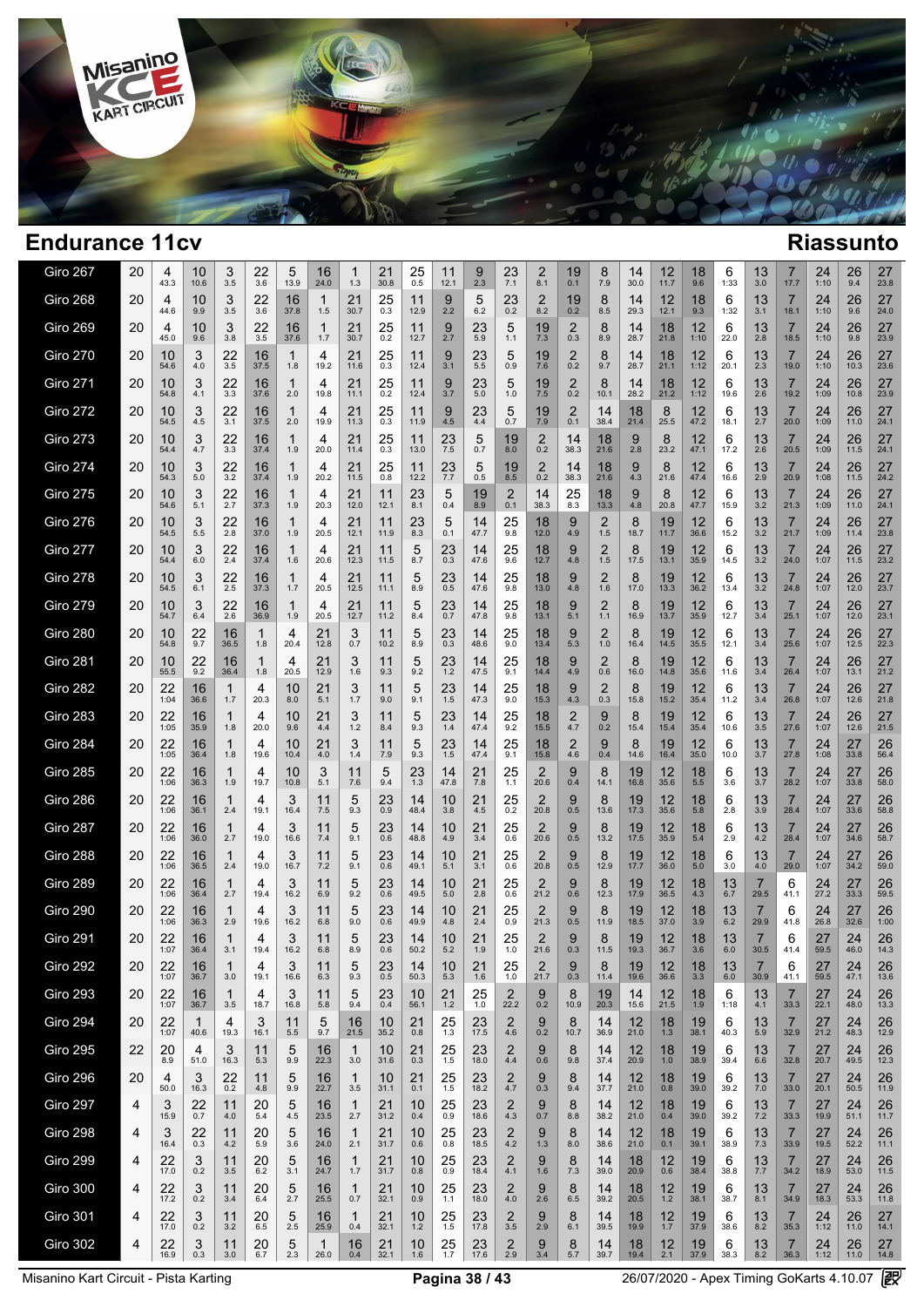## Endurance 11cv

## Riassunto

| Giro | N | | | | | | | | | | | | | | | | | | | | | | | | | | |
|---|---|---|---|---|---|---|---|---|---|---|---|---|---|---|---|---|---|---|---|---|---|---|---|---|---|---|---|
| Giro 267 | 20 | 4 43.3 | 10 10.6 | 3 3.5 | 22 3.6 | 5 13.9 | 16 24.0 | 1 1.3 | 21 30.8 | 25 0.5 | 11 12.1 | 9 2.3 | 23 7.1 | 2 8.1 | 19 0.1 | 8 7.9 | 14 30.0 | 12 11.7 | 18 9.6 | 6 1:33 | 13 3.0 | 7 17.7 | 24 1:10 | 26 9.4 | 27 23.8 |
| Giro 268 | 20 | 4 44.6 | 10 9.9 | 3 3.5 | 22 3.6 | 16 37.8 | 1 1.5 | 21 30.7 | 25 0.3 | 11 12.9 | 9 2.2 | 5 6.2 | 23 0.2 | 2 8.2 | 19 0.2 | 8 8.5 | 14 29.3 | 12 12.1 | 18 9.3 | 6 1:32 | 13 3.1 | 7 18.1 | 24 1:10 | 26 9.6 | 27 24.0 |
| Giro 269 | 20 | 4 45.0 | 10 9.6 | 3 3.8 | 22 3.5 | 16 37.6 | 1 1.7 | 21 30.7 | 25 0.2 | 11 12.7 | 9 2.7 | 23 5.9 | 5 1.1 | 19 7.3 | 2 0.3 | 8 8.9 | 14 28.7 | 18 21.8 | 12 1:10 | 6 22.0 | 13 2.8 | 7 18.5 | 24 1:10 | 26 9.8 | 27 23.9 |
| Giro 270 | 20 | 10 54.6 | 3 4.0 | 22 3.5 | 16 37.5 | 1 1.8 | 4 19.2 | 21 11.6 | 25 0.3 | 11 12.4 | 9 3.1 | 23 5.5 | 5 0.9 | 19 7.6 | 2 0.2 | 8 9.7 | 14 28.7 | 18 21.1 | 12 1:12 | 6 20.1 | 13 2.3 | 7 19.0 | 24 1:10 | 26 10.3 | 27 23.6 |
| Giro 271 | 20 | 10 54.8 | 3 4.1 | 22 3.3 | 16 37.6 | 1 2.0 | 4 19.8 | 21 11.1 | 25 0.2 | 11 12.4 | 9 3.7 | 23 5.0 | 5 1.0 | 19 7.5 | 2 0.2 | 8 10.1 | 14 28.2 | 18 21.2 | 12 1:12 | 6 19.6 | 13 2.6 | 7 19.2 | 24 1:09 | 26 10.8 | 27 23.9 |
| Giro 272 | 20 | 10 54.5 | 3 4.5 | 22 3.1 | 16 37.5 | 1 2.0 | 4 19.9 | 21 11.3 | 25 0.3 | 11 11.9 | 9 4.5 | 23 4.4 | 5 0.7 | 19 7.9 | 2 0.1 | 14 38.4 | 18 21.4 | 8 25.5 | 12 47.2 | 6 18.1 | 13 2.7 | 7 20.0 | 24 1:09 | 26 11.0 | 27 24.1 |
| Giro 273 | 20 | 10 54.4 | 3 4.7 | 22 3.3 | 16 37.4 | 1 1.9 | 4 20.0 | 21 11.4 | 25 0.3 | 11 13.0 | 23 7.5 | 5 0.7 | 19 8.0 | 2 0.2 | 14 38.3 | 18 21.6 | 9 2.8 | 8 23.2 | 12 47.1 | 6 17.2 | 13 2.6 | 7 20.5 | 24 1:09 | 26 11.5 | 27 24.1 |
| Giro 274 | 20 | 10 54.3 | 3 5.0 | 22 3.2 | 16 37.4 | 1 1.9 | 4 20.2 | 21 11.5 | 25 0.8 | 11 12.2 | 23 7.7 | 5 0.5 | 19 8.5 | 2 0.2 | 14 38.3 | 18 21.6 | 9 4.3 | 8 21.6 | 12 47.4 | 6 16.6 | 13 2.9 | 7 20.9 | 24 1:08 | 26 11.5 | 27 24.2 |
| Giro 275 | 20 | 10 54.6 | 3 5.1 | 22 2.7 | 16 37.3 | 1 1.9 | 4 20.3 | 21 12.0 | 11 12.1 | 23 8.1 | 5 0.4 | 19 8.9 | 2 0.1 | 14 38.3 | 25 8.3 | 18 13.3 | 9 4.8 | 8 20.8 | 12 47.7 | 6 15.9 | 13 3.2 | 7 21.3 | 24 1:09 | 26 11.0 | 27 24.1 |
| Giro 276 | 20 | 10 54.5 | 3 5.5 | 22 2.8 | 16 37.0 | 1 1.9 | 4 20.5 | 21 12.1 | 11 11.9 | 23 8.3 | 5 0.1 | 14 47.7 | 25 9.8 | 18 12.0 | 9 4.9 | 2 1.5 | 8 18.7 | 19 11.7 | 12 36.6 | 6 15.2 | 13 3.2 | 7 21.7 | 24 1:09 | 26 11.4 | 27 23.8 |
| Giro 277 | 20 | 10 54.4 | 3 6.0 | 22 2.4 | 16 37.4 | 1 1.6 | 4 20.6 | 21 12.3 | 11 11.5 | 5 8.7 | 23 0.3 | 14 47.6 | 25 9.6 | 18 12.7 | 9 4.8 | 2 1.5 | 8 17.5 | 19 13.1 | 12 35.9 | 6 14.5 | 13 3.2 | 7 24.0 | 24 1:07 | 26 11.5 | 27 23.2 |
| Giro 278 | 20 | 10 54.5 | 3 6.1 | 22 2.5 | 16 37.3 | 1 1.7 | 4 20.5 | 21 12.5 | 11 11.1 | 5 8.9 | 23 0.5 | 14 47.6 | 25 9.8 | 18 13.0 | 9 4.8 | 2 1.6 | 8 17.0 | 19 13.3 | 12 36.2 | 6 13.4 | 13 3.2 | 7 24.8 | 24 1:07 | 26 12.0 | 27 23.7 |
| Giro 279 | 20 | 10 54.7 | 3 6.4 | 22 2.6 | 16 36.9 | 1 1.9 | 4 20.5 | 21 12.7 | 11 11.2 | 5 8.4 | 23 0.7 | 14 47.8 | 25 9.8 | 18 13.1 | 9 5.1 | 2 1.1 | 8 16.9 | 19 13.7 | 12 35.9 | 6 12.7 | 13 3.4 | 7 25.1 | 24 1:07 | 26 12.0 | 27 23.1 |
| Giro 280 | 20 | 10 54.8 | 22 9.7 | 16 36.5 | 1 1.8 | 4 20.4 | 21 12.8 | 3 0.7 | 11 10.2 | 5 8.9 | 23 0.3 | 14 48.6 | 25 9.0 | 18 13.4 | 9 5.3 | 2 1.0 | 8 16.4 | 19 14.5 | 12 35.5 | 6 12.1 | 13 3.4 | 7 25.6 | 24 1:07 | 26 12.5 | 27 22.3 |
| Giro 281 | 20 | 10 55.5 | 22 9.2 | 16 36.4 | 1 1.8 | 4 20.5 | 21 12.9 | 3 1.6 | 11 9.3 | 5 9.2 | 23 1.2 | 14 47.5 | 25 9.1 | 18 14.4 | 9 4.9 | 2 0.6 | 8 16.0 | 19 14.8 | 12 35.6 | 6 11.6 | 13 3.4 | 7 26.4 | 24 1:07 | 26 13.1 | 27 21.2 |
| Giro 282 | 20 | 22 1:04 | 16 36.6 | 1 1.7 | 4 20.3 | 10 8.0 | 21 5.1 | 3 1.7 | 11 9.0 | 5 9.1 | 23 1.5 | 14 47.3 | 25 9.0 | 18 15.3 | 9 4.3 | 2 0.3 | 8 15.8 | 19 15.2 | 12 35.4 | 6 11.2 | 13 3.4 | 7 26.8 | 24 1:07 | 26 12.6 | 27 21.8 |
| Giro 283 | 20 | 22 1:05 | 16 35.9 | 1 1.8 | 4 20.0 | 10 9.6 | 21 4.4 | 3 1.2 | 11 8.4 | 5 9.3 | 23 1.4 | 14 47.4 | 25 9.2 | 18 15.5 | 2 4.7 | 9 0.2 | 8 15.4 | 19 15.4 | 12 35.4 | 6 10.6 | 13 3.5 | 7 27.6 | 24 1:07 | 26 12.6 | 27 21.5 |
| Giro 284 | 20 | 22 1:05 | 16 36.4 | 1 1.8 | 4 19.6 | 10 10.4 | 21 4.0 | 3 1.4 | 11 7.9 | 5 9.3 | 23 1.5 | 14 47.4 | 25 9.1 | 18 15.8 | 2 4.6 | 9 0.4 | 8 14.6 | 19 16.4 | 12 35.0 | 6 10.0 | 13 3.7 | 7 27.8 | 24 1:08 | 27 33.8 | 26 56.4 |
| Giro 285 | 20 | 22 1:06 | 16 36.3 | 1 1.9 | 4 19.7 | 10 10.8 | 3 5.1 | 11 7.6 | 5 9.4 | 23 1.3 | 14 47.8 | 21 7.8 | 25 1.1 | 2 20.6 | 9 0.4 | 8 14.1 | 19 16.8 | 12 35.6 | 18 5.5 | 6 3.6 | 13 3.7 | 7 28.2 | 24 1:07 | 27 33.8 | 26 58.0 |
| Giro 286 | 20 | 22 1:06 | 16 36.1 | 1 2.4 | 4 19.1 | 3 16.4 | 11 7.5 | 5 9.3 | 23 0.9 | 14 48.4 | 10 3.8 | 21 4.5 | 25 0.2 | 2 20.8 | 9 0.5 | 8 13.6 | 19 17.3 | 12 35.6 | 18 5.8 | 6 2.8 | 13 3.9 | 7 28.4 | 24 1:07 | 27 33.6 | 26 58.8 |
| Giro 287 | 20 | 22 1:06 | 16 36.0 | 1 2.7 | 4 19.0 | 3 16.6 | 11 7.4 | 5 9.1 | 23 0.6 | 14 48.8 | 10 4.9 | 21 3.4 | 25 0.6 | 2 20.6 | 9 0.5 | 8 13.2 | 19 17.5 | 12 35.9 | 18 5.4 | 6 2.9 | 13 4.2 | 7 28.4 | 24 1:07 | 27 34.6 | 26 58.7 |
| Giro 288 | 20 | 22 1:06 | 16 36.5 | 1 2.4 | 4 19.0 | 3 16.7 | 11 7.2 | 5 9.1 | 23 0.6 | 14 49.1 | 10 5.1 | 21 3.1 | 25 0.6 | 2 20.8 | 9 0.5 | 8 12.9 | 19 17.7 | 12 36.0 | 18 5.0 | 6 3.0 | 13 4.0 | 7 29.0 | 24 1:07 | 27 34.2 | 26 59.0 |
| Giro 289 | 20 | 22 1:06 | 16 36.4 | 1 2.7 | 4 19.4 | 3 16.2 | 11 6.9 | 5 9.2 | 23 0.6 | 14 49.5 | 10 5.0 | 21 2.8 | 25 0.6 | 2 21.2 | 9 0.6 | 8 12.3 | 19 17.9 | 12 36.5 | 18 4.3 | 13 6.7 | 7 29.5 | 6 41.1 | 24 27.2 | 27 33.3 | 26 59.5 |
| Giro 290 | 20 | 22 1:06 | 16 36.3 | 1 2.9 | 4 19.6 | 3 16.2 | 11 6.8 | 5 9.0 | 23 0.6 | 14 49.9 | 10 4.8 | 21 2.4 | 25 0.9 | 2 21.3 | 9 0.5 | 8 11.9 | 19 18.5 | 12 37.0 | 18 3.9 | 13 6.2 | 7 29.9 | 6 41.8 | 24 26.8 | 27 32.6 | 26 1:00 |
| Giro 291 | 20 | 22 1:07 | 16 36.4 | 1 3.1 | 4 19.4 | 3 16.2 | 11 6.8 | 5 8.9 | 23 0.6 | 14 50.2 | 10 5.2 | 21 1.9 | 25 1.0 | 2 21.6 | 9 0.3 | 8 11.5 | 19 19.3 | 12 36.7 | 18 3.6 | 13 6.0 | 7 30.5 | 6 41.4 | 27 59.5 | 24 46.0 | 26 14.3 |
| Giro 292 | 20 | 22 1:07 | 16 36.7 | 1 3.0 | 4 19.1 | 3 16.6 | 11 6.3 | 5 9.3 | 23 0.5 | 14 50.3 | 10 5.3 | 21 1.6 | 25 1.0 | 2 21.7 | 9 0.3 | 8 11.4 | 19 19.6 | 12 36.6 | 18 3.3 | 13 6.0 | 7 30.9 | 6 41.1 | 27 59.5 | 24 47.1 | 26 13.6 |
| Giro 293 | 20 | 22 1:07 | 16 36.7 | 1 3.5 | 4 18.7 | 3 16.8 | 11 5.8 | 5 9.4 | 23 0.4 | 10 56.1 | 21 1.2 | 25 1.0 | 2 22.2 | 9 0.2 | 8 10.9 | 19 20.3 | 14 15.6 | 12 21.5 | 18 1.9 | 6 1:18 | 13 4.1 | 7 33.3 | 27 22.1 | 24 48.0 | 26 13.3 |
| Giro 294 | 20 | 22 1:07 | 1 40.6 | 4 19.3 | 3 16.1 | 11 5.5 | 5 9.7 | 16 21.5 | 10 35.2 | 21 0.8 | 25 1.3 | 23 17.5 | 2 4.6 | 9 0.2 | 8 10.7 | 14 36.9 | 12 21.0 | 18 1.3 | 19 38.1 | 6 40.3 | 13 5.9 | 7 32.9 | 27 21.2 | 24 48.3 | 26 12.9 |
| Giro 295 | 22 | 20 8.9 | 4 51.0 | 3 16.3 | 11 5.3 | 5 9.9 | 16 22.3 | 1 3.0 | 10 31.6 | 21 0.3 | 25 1.5 | 23 18.0 | 2 4.4 | 9 0.6 | 8 9.8 | 14 37.4 | 12 20.9 | 18 1.0 | 19 38.9 | 6 39.4 | 13 6.6 | 7 32.8 | 27 20.7 | 24 49.5 | 26 12.3 |
| Giro 296 | 20 | 4 50.0 | 3 16.3 | 22 0.2 | 11 4.8 | 5 9.9 | 16 22.7 | 1 3.5 | 10 31.1 | 21 0.1 | 25 1.5 | 23 18.2 | 2 4.7 | 9 0.3 | 8 9.4 | 14 37.7 | 12 21.0 | 18 0.8 | 19 39.0 | 6 39.2 | 13 7.0 | 7 33.0 | 27 20.1 | 24 50.5 | 26 11.9 |
| Giro 297 | 4 | 3 15.9 | 22 0.7 | 11 4.0 | 20 5.4 | 5 4.5 | 16 23.5 | 1 2.7 | 21 31.2 | 10 0.4 | 25 0.9 | 23 18.6 | 2 4.3 | 9 0.7 | 8 8.8 | 14 38.2 | 12 21.0 | 18 0.4 | 19 39.0 | 6 39.2 | 13 7.2 | 7 33.3 | 27 19.9 | 24 51.1 | 26 11.7 |
| Giro 298 | 4 | 3 16.4 | 22 0.3 | 11 4.2 | 20 5.9 | 5 3.6 | 16 24.0 | 1 2.1 | 21 31.7 | 10 0.6 | 25 0.8 | 23 18.5 | 2 4.2 | 9 1.3 | 8 8.0 | 14 38.6 | 12 21.0 | 18 0.1 | 19 39.1 | 6 38.9 | 13 7.3 | 7 33.9 | 27 19.5 | 24 52.2 | 26 11.1 |
| Giro 299 | 4 | 22 17.0 | 3 0.2 | 11 3.5 | 20 6.2 | 5 3.1 | 16 24.7 | 1 1.7 | 21 31.7 | 10 0.8 | 25 0.9 | 23 18.4 | 2 4.1 | 9 1.6 | 8 7.3 | 14 39.0 | 18 20.9 | 12 0.6 | 19 38.4 | 6 38.8 | 13 7.7 | 7 34.2 | 27 18.9 | 24 53.0 | 26 11.5 |
| Giro 300 | 4 | 22 17.2 | 3 0.2 | 11 3.4 | 20 6.4 | 5 2.7 | 16 25.5 | 1 0.7 | 21 32.1 | 10 0.9 | 25 1.1 | 23 18.0 | 2 4.0 | 9 2.6 | 8 6.5 | 14 39.2 | 18 20.5 | 12 1.2 | 19 38.1 | 6 38.7 | 13 8.1 | 7 34.9 | 27 18.3 | 24 53.3 | 26 11.8 |
| Giro 301 | 4 | 22 17.0 | 3 0.2 | 11 3.2 | 20 6.5 | 5 2.5 | 16 25.9 | 1 0.4 | 21 32.1 | 10 1.2 | 25 1.5 | 23 17.8 | 2 3.5 | 9 2.9 | 8 6.1 | 14 39.5 | 18 19.9 | 12 1.7 | 19 37.9 | 6 38.6 | 13 8.2 | 7 35.3 | 24 1:12 | 26 11.0 | 27 14.1 |
| Giro 302 | 4 | 22 16.9 | 3 0.3 | 11 3.0 | 20 6.7 | 5 2.3 | 1 26.0 | 16 0.4 | 21 32.1 | 10 1.6 | 25 1.7 | 23 17.6 | 2 2.9 | 9 3.4 | 8 5.7 | 14 39.7 | 18 19.4 | 12 2.1 | 19 37.9 | 6 38.3 | 13 8.2 | 7 36.3 | 24 1:12 | 26 11.0 | 27 14.8 |

Misanino Kart Circuit - Pista Karting | Pagina 38 / 43 | 26/07/2020 - Apex Timing GoKarts 4.10.07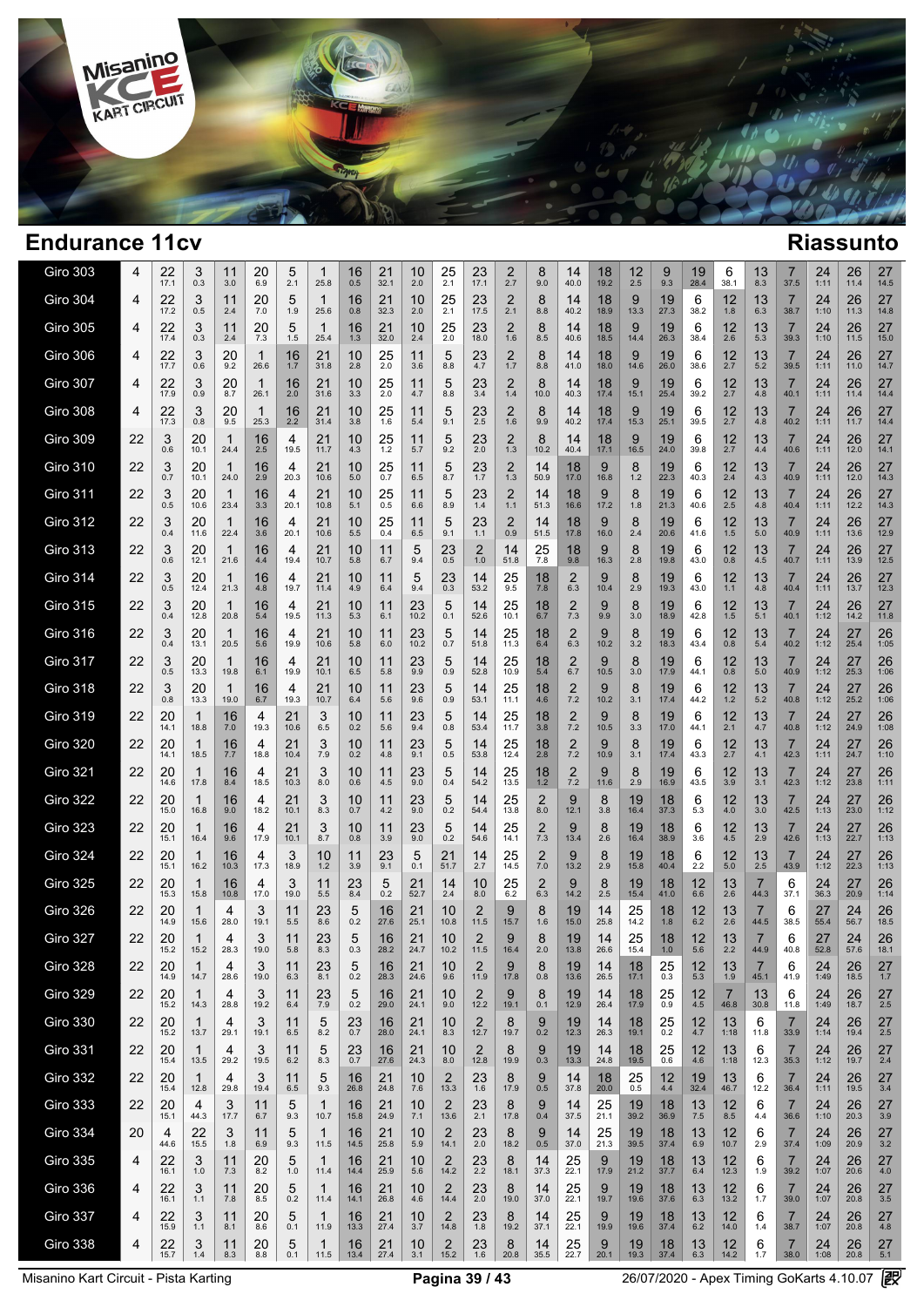# Endurance 11cv

# Riassunto

| Giro | | | | | | | | | | | | | | | | | | | | | | | | | |
|---|---|---|---|---|---|---|---|---|---|---|---|---|---|---|---|---|---|---|---|---|---|---|---|---|---|
| Giro 303 | 4 | 22 17.1 | 3 0.3 | 11 3.0 | 20 6.9 | 5 2.1 | 1 25.8 | 16 0.5 | 21 32.1 | 10 2.0 | 25 2.1 | 23 17.1 | 2 2.7 | 8 9.0 | 14 40.0 | 18 19.2 | 12 2.5 | 9 9.3 | 19 28.4 | 6 38.1 | 13 8.3 | 7 37.5 | 24 1:11 | 26 11.4 | 27 14.5 |
| Giro 304 | 4 | 22 17.2 | 3 0.5 | 11 2.4 | 20 7.0 | 5 1.9 | 1 25.6 | 16 0.8 | 21 32.3 | 10 2.0 | 25 2.1 | 23 17.5 | 2 2.1 | 8 8.8 | 14 40.2 | 18 18.9 | 9 13.3 | 19 27.3 | 6 38.2 | 12 1.8 | 13 6.3 | 7 38.7 | 24 1:10 | 26 11.3 | 27 14.8 |
| Giro 305 | 4 | 22 17.4 | 3 0.3 | 11 2.4 | 20 7.3 | 5 1.5 | 1 25.4 | 16 1.3 | 21 32.0 | 10 2.4 | 25 2.0 | 23 18.0 | 2 1.6 | 8 8.5 | 14 40.6 | 18 18.5 | 9 14.4 | 19 26.3 | 6 38.4 | 12 2.6 | 13 5.3 | 7 39.3 | 24 1:10 | 26 11.5 | 27 15.0 |
| Giro 306 | 4 | 22 17.7 | 3 0.6 | 20 9.2 | 1 26.6 | 16 1.7 | 21 31.8 | 10 2.8 | 25 2.0 | 11 3.6 | 5 8.8 | 23 4.7 | 2 1.7 | 8 8.8 | 14 41.0 | 18 18.0 | 9 14.6 | 19 26.0 | 6 38.6 | 12 2.7 | 13 5.2 | 7 39.5 | 24 1:11 | 26 11.0 | 27 14.7 |
| Giro 307 | 4 | 22 17.9 | 3 0.9 | 20 8.7 | 1 26.1 | 16 2.0 | 21 31.6 | 10 3.3 | 25 2.0 | 11 4.7 | 5 8.8 | 23 3.4 | 2 1.4 | 8 10.0 | 14 40.3 | 18 17.4 | 9 15.1 | 19 25.4 | 6 39.2 | 12 2.7 | 13 4.8 | 7 40.1 | 24 1:11 | 26 11.4 | 27 14.4 |
| Giro 308 | 4 | 22 17.3 | 3 0.8 | 20 9.5 | 1 25.3 | 16 2.2 | 21 31.4 | 10 3.8 | 25 1.6 | 11 5.4 | 5 9.1 | 23 2.5 | 2 1.6 | 8 9.9 | 14 40.2 | 18 17.4 | 9 15.3 | 19 25.1 | 6 39.5 | 12 2.7 | 13 4.8 | 7 40.2 | 24 1:11 | 26 11.7 | 27 14.4 |
| Giro 309 | 22 | 3 0.6 | 20 10.1 | 1 24.4 | 16 2.5 | 4 19.5 | 21 11.7 | 10 4.3 | 25 1.2 | 11 5.7 | 5 9.2 | 23 2.0 | 2 1.3 | 8 10.2 | 14 40.4 | 18 17.1 | 9 16.5 | 19 24.0 | 6 39.8 | 12 2.7 | 13 4.4 | 7 40.6 | 24 1:11 | 26 12.0 | 27 14.1 |
| Giro 310 | 22 | 3 0.7 | 20 10.1 | 1 24.0 | 16 2.9 | 4 20.3 | 21 10.6 | 10 5.0 | 25 0.7 | 11 6.5 | 5 8.7 | 23 1.7 | 2 1.3 | 14 50.9 | 18 17.0 | 9 16.8 | 8 1.2 | 19 22.3 | 6 40.3 | 12 2.4 | 13 4.3 | 7 40.9 | 24 1:11 | 26 12.0 | 27 14.3 |
| Giro 311 | 22 | 3 0.5 | 20 10.6 | 1 23.4 | 16 3.3 | 4 20.1 | 21 10.8 | 10 5.1 | 25 0.5 | 11 6.6 | 5 8.9 | 23 1.4 | 2 1.1 | 14 51.3 | 18 16.6 | 9 17.2 | 8 1.8 | 19 21.3 | 6 40.6 | 12 2.5 | 13 4.8 | 7 40.4 | 24 1:11 | 26 12.2 | 27 14.3 |
| Giro 312 | 22 | 3 0.4 | 20 11.6 | 1 22.4 | 16 3.6 | 4 20.1 | 21 10.6 | 10 5.5 | 25 0.4 | 11 6.5 | 5 9.1 | 23 1.1 | 2 0.9 | 14 51.5 | 18 17.8 | 9 16.0 | 8 2.4 | 19 20.6 | 6 41.6 | 12 1.5 | 13 5.0 | 7 40.9 | 24 1:11 | 26 13.6 | 27 12.9 |
| Giro 313 | 22 | 3 0.6 | 20 12.1 | 1 21.6 | 16 4.4 | 4 19.4 | 21 10.7 | 10 5.8 | 11 6.7 | 5 9.4 | 23 0.5 | 2 1.0 | 14 51.8 | 25 7.8 | 18 9.8 | 9 16.3 | 8 2.8 | 19 19.8 | 6 43.0 | 12 0.8 | 13 4.5 | 7 40.7 | 24 1:11 | 26 13.9 | 27 12.5 |
| Giro 314 | 22 | 3 0.5 | 20 12.4 | 1 21.3 | 16 4.8 | 4 19.7 | 21 11.4 | 10 4.9 | 11 6.4 | 5 9.4 | 23 0.3 | 14 53.2 | 25 9.5 | 18 7.8 | 2 6.3 | 9 10.4 | 8 2.9 | 19 19.3 | 6 43.0 | 12 1.1 | 13 4.8 | 7 40.4 | 24 1:11 | 26 13.7 | 27 12.3 |
| Giro 315 | 22 | 3 0.4 | 20 12.8 | 1 20.8 | 16 5.4 | 4 19.5 | 21 11.3 | 10 5.3 | 11 6.1 | 23 10.2 | 5 0.1 | 14 52.6 | 25 10.1 | 18 6.7 | 2 7.3 | 9 9.9 | 8 3.0 | 19 18.6 | 6 42.8 | 12 1.5 | 13 5.1 | 7 40.1 | 24 1:12 | 26 14.2 | 27 11.8 |
| Giro 316 | 22 | 3 0.4 | 20 13.1 | 1 20.5 | 16 5.6 | 4 19.9 | 21 10.6 | 10 5.8 | 11 6.0 | 23 10.2 | 5 0.7 | 14 51.8 | 25 11.3 | 18 6.4 | 2 6.3 | 9 10.2 | 8 3.2 | 19 18.3 | 6 43.4 | 12 0.8 | 13 5.4 | 7 40.2 | 24 1:12 | 27 25.4 | 26 1:05 |
| Giro 317 | 22 | 3 0.5 | 20 13.3 | 1 19.8 | 16 6.1 | 4 19.9 | 21 10.1 | 10 6.5 | 11 5.8 | 23 9.9 | 5 0.9 | 14 52.8 | 25 10.9 | 18 5.4 | 2 6.7 | 9 10.5 | 8 3.0 | 19 17.9 | 6 44.1 | 12 0.8 | 13 5.0 | 7 40.9 | 24 1:12 | 27 25.3 | 26 1:06 |
| Giro 318 | 22 | 3 0.8 | 20 13.3 | 1 19.0 | 16 6.7 | 4 19.3 | 21 10.7 | 10 6.4 | 11 5.6 | 23 9.6 | 5 0.9 | 14 53.1 | 25 11.1 | 18 4.6 | 2 7.2 | 9 10.2 | 8 3.1 | 19 17.4 | 6 44.2 | 12 1.2 | 13 5.2 | 7 40.8 | 24 1:12 | 27 25.2 | 26 1:06 |
| Giro 319 | 22 | 20 14.1 | 1 18.8 | 16 7.0 | 4 19.3 | 21 10.6 | 3 6.5 | 10 0.2 | 11 5.6 | 23 9.4 | 5 0.8 | 14 53.4 | 25 11.7 | 18 3.8 | 2 7.2 | 9 10.5 | 8 3.3 | 19 17.0 | 6 44.1 | 12 2.1 | 13 4.7 | 7 40.8 | 24 1:12 | 27 24.9 | 26 1:08 |
| Giro 320 | 22 | 20 14.1 | 1 18.5 | 16 7.7 | 4 18.8 | 21 10.4 | 3 7.9 | 10 0.2 | 11 4.8 | 23 9.1 | 5 0.5 | 14 53.8 | 25 12.4 | 18 2.8 | 2 7.2 | 9 10.9 | 8 3.1 | 19 17.4 | 6 43.3 | 12 2.7 | 13 4.1 | 7 42.3 | 24 1:11 | 27 24.7 | 26 1:10 |
| Giro 321 | 22 | 20 14.6 | 1 17.8 | 16 8.4 | 4 18.5 | 21 10.3 | 3 8.0 | 10 0.6 | 11 4.5 | 23 9.0 | 5 0.4 | 14 54.2 | 25 13.5 | 18 1.2 | 2 7.2 | 9 11.6 | 8 2.9 | 19 16.9 | 6 43.5 | 12 3.9 | 13 3.1 | 7 42.3 | 24 1:12 | 27 23.8 | 26 1:11 |
| Giro 322 | 22 | 20 15.0 | 1 16.8 | 16 9.0 | 4 18.2 | 21 10.1 | 3 8.3 | 10 0.7 | 11 4.2 | 23 9.0 | 5 0.3 | 14 54.4 | 25 13.8 | 2 8.0 | 9 12.1 | 8 3.8 | 19 16.4 | 18 37.3 | 6 5.3 | 12 4.0 | 13 3.0 | 7 42.5 | 24 1:13 | 27 23.0 | 26 1:12 |
| Giro 323 | 22 | 20 15.1 | 1 16.4 | 16 9.6 | 4 17.9 | 21 10.1 | 3 8.7 | 10 0.8 | 11 3.9 | 23 9.0 | 5 0.2 | 14 54.6 | 25 14.1 | 2 7.3 | 9 13.4 | 8 2.6 | 19 16.4 | 18 38.9 | 6 3.6 | 12 4.5 | 13 2.9 | 7 42.6 | 24 1:13 | 27 22.7 | 26 1:13 |
| Giro 324 | 22 | 20 15.1 | 1 16.2 | 16 10.3 | 4 17.3 | 3 18.9 | 10 1.2 | 11 3.9 | 23 9.1 | 5 0.1 | 21 51.7 | 14 2.7 | 25 14.5 | 2 7.0 | 9 13.2 | 8 2.9 | 19 15.8 | 18 40.4 | 6 2.2 | 12 5.0 | 13 2.5 | 7 43.9 | 24 1:12 | 27 22.3 | 26 1:13 |
| Giro 325 | 22 | 20 15.3 | 1 15.8 | 16 10.8 | 4 17.0 | 3 19.0 | 11 5.5 | 23 8.4 | 5 0.2 | 21 52.7 | 14 2.4 | 10 8.0 | 25 6.2 | 2 6.3 | 9 14.2 | 8 2.5 | 19 15.4 | 18 41.0 | 12 6.6 | 13 2.6 | 7 44.3 | 6 37.1 | 24 36.3 | 27 20.9 | 26 1:14 |
| Giro 326 | 22 | 20 14.9 | 1 15.6 | 4 28.0 | 3 19.1 | 11 5.5 | 23 8.6 | 5 0.2 | 16 27.6 | 21 25.1 | 10 10.8 | 2 11.5 | 9 15.7 | 8 1.6 | 19 15.0 | 14 25.8 | 25 14.2 | 18 1.8 | 12 6.2 | 13 2.6 | 7 44.5 | 6 38.5 | 27 55.4 | 24 56.7 | 26 18.5 |
| Giro 327 | 22 | 20 15.2 | 1 15.2 | 4 28.3 | 3 19.0 | 11 5.8 | 23 8.3 | 5 0.3 | 16 28.2 | 21 24.7 | 10 10.2 | 2 11.5 | 9 16.4 | 8 2.0 | 19 13.8 | 14 26.6 | 25 15.4 | 18 1.0 | 12 5.6 | 13 2.2 | 7 44.9 | 6 40.8 | 27 52.8 | 24 57.6 | 26 18.1 |
| Giro 328 | 22 | 20 14.9 | 1 14.7 | 4 28.6 | 3 19.0 | 11 6.3 | 23 8.1 | 5 0.2 | 16 28.3 | 21 24.6 | 10 9.6 | 2 11.9 | 9 17.8 | 8 0.8 | 19 13.6 | 14 26.5 | 18 17.1 | 25 0.3 | 12 5.3 | 13 1.9 | 7 45.1 | 6 41.9 | 24 1:49 | 26 18.5 | 27 1.7 |
| Giro 329 | 22 | 20 15.2 | 1 14.3 | 4 28.8 | 3 19.2 | 11 6.4 | 23 7.9 | 5 0.2 | 16 29.0 | 21 24.1 | 10 9.0 | 2 12.2 | 9 19.1 | 8 0.1 | 19 12.9 | 14 26.4 | 18 17.9 | 25 0.2 | 12 4.5 | 7 46.8 | 13 30.8 | 6 11.8 | 24 1:49 | 26 18.7 | 27 2.5 |
| Giro 330 | 22 | 20 15.2 | 1 13.7 | 4 29.1 | 3 19.1 | 11 6.5 | 5 8.2 | 23 0.7 | 16 28.0 | 21 24.1 | 10 8.3 | 2 12.7 | 8 19.7 | 9 0.2 | 19 12.3 | 14 26.3 | 18 19.1 | 25 0.2 | 12 4.7 | 13 1:18 | 6 11.8 | 7 33.9 | 24 1:14 | 26 19.4 | 27 2.5 |
| Giro 331 | 22 | 20 15.4 | 1 13.5 | 4 29.2 | 3 19.5 | 11 6.2 | 5 8.3 | 23 0.7 | 16 27.6 | 21 24.3 | 10 8.0 | 2 12.8 | 8 19.9 | 9 0.3 | 19 13.3 | 14 24.8 | 18 19.5 | 25 0.6 | 12 4.6 | 13 1:18 | 6 12.3 | 7 35.3 | 24 1:12 | 26 19.7 | 27 2.4 |
| Giro 332 | 22 | 20 15.4 | 1 12.8 | 4 29.8 | 3 19.4 | 11 6.5 | 5 9.3 | 16 26.8 | 21 24.8 | 10 7.6 | 2 13.3 | 23 1.6 | 8 17.9 | 9 0.5 | 14 37.8 | 18 20.0 | 25 0.5 | 12 4.4 | 19 32.4 | 13 46.7 | 6 12.2 | 7 36.4 | 24 1:11 | 26 19.5 | 27 3.4 |
| Giro 333 | 22 | 20 15.1 | 4 44.3 | 3 17.7 | 11 6.7 | 5 9.3 | 1 10.7 | 16 15.8 | 21 24.9 | 10 7.1 | 2 13.6 | 23 2.1 | 8 17.8 | 9 0.4 | 14 37.5 | 25 21.1 | 19 39.2 | 18 36.9 | 13 7.5 | 12 8.5 | 6 4.4 | 7 36.6 | 24 1:10 | 26 20.3 | 27 3.9 |
| Giro 334 | 20 | 4 44.6 | 22 15.5 | 3 1.8 | 11 6.9 | 5 9.3 | 1 11.5 | 16 14.5 | 21 25.8 | 10 5.9 | 2 14.1 | 23 2.0 | 8 18.2 | 9 0.5 | 14 37.0 | 25 21.3 | 19 39.5 | 18 37.4 | 13 6.9 | 12 10.7 | 6 2.9 | 7 37.4 | 24 1:09 | 26 20.9 | 27 3.2 |
| Giro 335 | 4 | 22 16.1 | 3 1.0 | 11 7.3 | 20 8.2 | 5 1.0 | 1 11.4 | 16 14.4 | 21 25.9 | 10 5.6 | 2 14.2 | 23 2.2 | 8 18.1 | 14 37.3 | 25 22.1 | 9 17.9 | 19 21.2 | 18 37.7 | 13 6.4 | 12 12.3 | 6 1.9 | 7 39.2 | 24 1:07 | 26 20.6 | 27 4.0 |
| Giro 336 | 4 | 22 16.1 | 3 1.1 | 11 7.8 | 20 8.5 | 5 0.2 | 1 11.4 | 16 14.1 | 21 26.8 | 10 4.6 | 2 14.4 | 23 2.0 | 8 19.0 | 14 37.0 | 25 22.1 | 9 19.7 | 19 19.6 | 18 37.6 | 13 6.3 | 12 13.2 | 6 1.7 | 7 39.0 | 24 1:07 | 26 20.8 | 27 3.5 |
| Giro 337 | 4 | 22 15.9 | 3 1.1 | 11 8.1 | 20 8.6 | 5 0.1 | 1 11.9 | 16 13.3 | 21 27.4 | 10 3.7 | 2 14.8 | 23 1.8 | 8 19.2 | 14 37.1 | 25 22.1 | 9 19.9 | 19 19.6 | 18 37.4 | 13 6.2 | 12 14.0 | 6 1.4 | 7 38.7 | 24 1:07 | 26 20.8 | 27 4.8 |
| Giro 338 | 4 | 22 15.7 | 3 1.4 | 11 8.3 | 20 8.8 | 5 0.1 | 1 11.5 | 16 13.4 | 21 27.4 | 10 3.1 | 2 15.2 | 23 1.6 | 8 20.8 | 14 35.5 | 25 22.7 | 9 20.1 | 19 19.3 | 18 37.4 | 13 6.3 | 12 14.2 | 6 1.7 | 7 38.0 | 24 1:08 | 26 20.8 | 27 5.1 |

Misanino Kart Circuit - Pista Karting | 26/07/2020 - Apex Timing GoKarts 4.10.07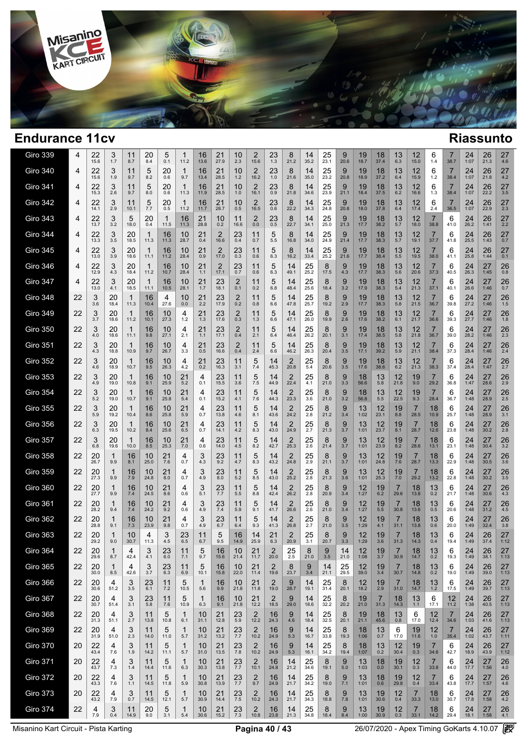# Endurance 11cv

## Riassunto

| Giro | | | | | | | | | | | | | | | | | | | | | | | | | | |
|---|---|---|---|---|---|---|---|---|---|---|---|---|---|---|---|---|---|---|---|---|---|---|---|---|---|---|
| Giro 339 | 4 | 22 15.6 | 3 1.7 | 11 8.7 | 20 8.4 | 5 0.1 | 1 11.2 | 16 13.6 | 21 27.9 | 10 2.3 | 2 15.6 | 23 1.3 | 8 21.2 | 14 35.2 | 25 23.1 | 9 20.6 | 19 18.7 | 18 37.4 | 13 6.3 | 12 15.0 | 6 1.4 | 7 38.7 | 24 1:07 | 26 21.3 | 27 4.6 |
| Giro 340 | 4 | 22 15.6 | 3 1.9 | 11 9.7 | 5 8.2 | 20 0.6 | 1 9.7 | 16 13.4 | 21 28.5 | 10 1.2 | 2 16.2 | 23 1.0 | 8 21.6 | 14 35.0 | 25 23.2 | 9 20.8 | 19 18.9 | 18 37.2 | 13 6.4 | 12 15.9 | 6 1.2 | 7 38.4 | 24 1:07 | 26 21.8 | 27 4.2 |
| Giro 341 | 4 | 22 15.3 | 3 2.6 | 11 9.7 | 5 8.0 | 20 0.6 | 1 11.3 | 16 11.9 | 21 28.5 | 10 1.0 | 2 16.1 | 23 0.9 | 8 21.8 | 14 34.6 | 25 23.9 | 9 21.1 | 19 18.4 | 18 37.5 | 13 6.2 | 12 16.6 | 6 1.3 | 7 38.4 | 24 1:07 | 26 22.2 | 27 3.5 |
| Giro 342 | 4 | 22 14.1 | 3 2.9 | 11 10.1 | 5 7.7 | 20 0.5 | 1 11.2 | 16 11.7 | 21 28.7 | 10 0.5 | 2 16.5 | 23 0.6 | 8 22.2 | 14 34.3 | 25 24.8 | 9 20.8 | 19 18.0 | 18 37.8 | 13 6.4 | 12 17.4 | 6 2.4 | 7 36.5 | 24 1:07 | 26 22.9 | 27 2.3 |
| Giro 343 | 4 | 22 13.7 | 3 3.2 | 5 18.0 | 20 0.4 | 1 11.5 | 16 11.3 | 21 28.8 | 10 0.2 | 11 16.6 | 2 0.0 | 23 0.5 | 8 22.7 | 14 34.1 | 25 25.0 | 9 21.3 | 19 17.7 | 18 38.2 | 13 5.7 | 12 18.0 | 7 38.8 | 6 41.0 | 24 26.2 | 26 1:41 | 27 2.2 |
| Giro 344 | 4 | 22 13.3 | 3 3.5 | 20 18.5 | 1 11.3 | 16 11.3 | 10 28.7 | 21 0.4 | 2 16.6 | 23 0.4 | 11 0.7 | 5 5.5 | 8 16.8 | 14 34.0 | 25 24.9 | 9 21.4 | 19 17.7 | 18 38.3 | 13 5.7 | 12 19.1 | 7 37.7 | 6 41.8 | 24 25.5 | 26 1:43 | 27 0.7 |
| Giro 345 | 4 | 22 13.0 | 3 3.9 | 20 18.6 | 1 11.1 | 16 11.2 | 10 28.4 | 21 0.9 | 2 17.0 | 23 0.3 | 11 0.6 | 5 6.3 | 8 16.2 | 14 33.4 | 25 25.2 | 9 21.6 | 19 17.7 | 18 38.4 | 13 5.5 | 12 19.5 | 7 38.0 | 6 41.1 | 24 25.8 | 26 1:44 | 27 0.1 |
| Giro 346 | 4 | 22 12.9 | 3 4.3 | 20 18.4 | 1 11.2 | 16 10.7 | 10 28.4 | 21 1.1 | 2 17.1 | 23 0.7 | 11 0.6 | 5 6.3 | 14 49.1 | 25 25.2 | 8 17.5 | 9 4.3 | 19 17.7 | 18 38.3 | 13 5.6 | 12 20.6 | 7 37.3 | 6 40.5 | 24 26.3 | 27 1:45 | 26 0.8 |
| Giro 347 | 4 | 22 13.0 | 3 4.1 | 20 18.5 | 1 11.1 | 16 10.5 | 10 28.1 | 21 1.7 | 23 18.1 | 2 0.1 | 11 0.2 | 5 6.8 | 14 48.4 | 25 25.6 | 8 18.4 | 9 3.2 | 19 17.9 | 18 38.3 | 13 5.4 | 12 21.3 | 7 37.1 | 6 40.1 | 24 26.6 | 27 1:46 | 26 0.7 |
| Giro 348 | 22 | 3 3.6 | 20 18.4 | 1 11.3 | 16 10.4 | 4 27.6 | 10 0.0 | 21 2.2 | 23 17.9 | 2 0.2 | 11 0.8 | 5 6.6 | 14 47.8 | 25 25.7 | 8 19.2 | 9 2.9 | 19 17.7 | 18 38.3 | 13 5.8 | 12 21.5 | 7 36.7 | 6 39.8 | 24 27.2 | 27 1:46 | 26 1.5 |
| Giro 349 | 22 | 3 3.7 | 20 18.6 | 1 11.2 | 16 10.1 | 10 27.3 | 4 1.2 | 21 1.3 | 23 17.6 | 2 0.3 | 11 1.3 | 5 6.6 | 14 47.1 | 25 26.0 | 8 19.9 | 9 2.6 | 19 17.6 | 18 38.2 | 13 6.1 | 12 21.7 | 7 36.6 | 6 39.3 | 24 27.7 | 27 1:46 | 26 1.8 |
| Giro 350 | 22 | 3 4.0 | 20 18.6 | 1 11.1 | 16 9.8 | 10 27.1 | 4 2.1 | 21 1.1 | 23 17.1 | 2 0.4 | 11 2.1 | 5 6.4 | 14 46.4 | 25 26.2 | 8 20.1 | 9 3.1 | 19 17.4 | 18 38.5 | 13 5.8 | 12 21.8 | 7 36.7 | 6 39.0 | 24 28.2 | 27 1:46 | 26 2.3 |
| Giro 351 | 22 | 3 4.3 | 20 18.8 | 1 10.9 | 16 9.7 | 10 26.7 | 4 3.3 | 21 0.5 | 23 16.6 | 2 0.4 | 11 2.4 | 5 6.6 | 14 46.2 | 25 26.3 | 8 20.4 | 9 3.5 | 19 17.1 | 18 39.2 | 13 5.9 | 12 21.1 | 7 38.4 | 6 37.3 | 24 28.4 | 27 1:46 | 26 2.4 |
| Giro 352 | 22 | 3 4.6 | 20 18.9 | 1 10.7 | 16 9.5 | 10 26.3 | 4 4.2 | 21 0.2 | 23 16.3 | 11 3.1 | 5 7.4 | 14 45.3 | 2 20.8 | 25 5.4 | 8 20.6 | 9 3.5 | 19 17.6 | 18 38.6 | 13 6.2 | 12 21.3 | 7 38.3 | 6 37.4 | 24 28.4 | 27 1:47 | 26 2.7 |
| Giro 353 | 22 | 3 4.9 | 20 19.0 | 1 10.8 | 16 9.1 | 10 25.9 | 21 5.2 | 4 0.1 | 23 15.5 | 11 3.6 | 5 7.5 | 14 44.9 | 2 22.4 | 25 4.1 | 8 21.0 | 9 3.3 | 18 56.6 | 13 5.8 | 12 21.8 | 19 9.0 | 7 29.2 | 6 36.8 | 24 1:47 | 27 28.6 | 26 2.9 |
| Giro 354 | 22 | 3 5.2 | 20 19.0 | 1 10.7 | 16 9.1 | 10 25.8 | 21 5.4 | 4 0.1 | 23 15.2 | 11 4.1 | 5 7.6 | 14 44.3 | 2 23.3 | 25 3.6 | 8 21.0 | 9 3.2 | 18 56.8 | 13 5.5 | 12 22.5 | 19 9.3 | 7 28.4 | 6 36.7 | 24 1:48 | 27 28.9 | 26 2.5 |
| Giro 355 | 22 | 3 5.9 | 20 19.2 | 1 10.4 | 16 8.6 | 10 25.8 | 21 5.9 | 4 0.7 | 23 13.8 | 11 4.6 | 5 8.1 | 14 43.6 | 2 24.2 | 25 2.8 | 8 21.2 | 9 3.4 | 13 1:02 | 12 23.1 | 19 8.8 | 7 28.5 | 18 10.9 | 6 25.7 | 24 1:48 | 27 28.9 | 26 3.1 |
| Giro 356 | 22 | 3 6.3 | 20 19.5 | 1 10.2 | 16 8.4 | 10 25.6 | 21 6.5 | 4 0.7 | 23 14.1 | 11 4.2 | 5 8.3 | 14 43.0 | 2 24.9 | 25 2.7 | 8 21.3 | 9 3.7 | 13 1:01 | 12 23.7 | 19 8.1 | 7 28.7 | 18 12.6 | 6 23.8 | 24 1:48 | 27 30.2 | 26 2.8 |
| Giro 357 | 22 | 3 6.8 | 20 19.6 | 1 10.0 | 16 8.5 | 10 25.3 | 21 7.0 | 4 0.6 | 23 14.0 | 11 4.5 | 5 8.2 | 14 42.7 | 2 25.3 | 25 2.6 | 8 21.4 | 9 3.7 | 13 1:01 | 12 23.9 | 19 8.2 | 7 28.6 | 18 13.1 | 6 23.1 | 24 1:48 | 27 30.4 | 26 3.2 |
| Giro 358 | 22 | 20 26.7 | 1 9.9 | 16 8.1 | 10 25.0 | 21 7.6 | 4 0.7 | 3 4.3 | 23 9.2 | 11 4.7 | 5 8.3 | 14 43.2 | 2 24.8 | 25 2.9 | 8 21.1 | 9 3.7 | 13 1:01 | 12 24.8 | 19 7.6 | 7 28.7 | 18 13.3 | 6 22.9 | 24 1:48 | 27 30.5 | 26 3.6 |
| Giro 359 | 22 | 20 27.3 | 1 9.9 | 16 7.9 | 10 24.8 | 21 8.0 | 4 0.7 | 3 4.9 | 23 8.0 | 11 5.2 | 5 8.5 | 14 43.0 | 2 25.2 | 25 2.8 | 8 21.3 | 9 3.6 | 13 1:01 | 12 25.3 | 19 7.0 | 7 29.2 | 18 13.2 | 6 22.8 | 24 1:48 | 27 30.2 | 26 3.5 |
| Giro 360 | 22 | 20 27.7 | 1 9.9 | 16 7.4 | 10 24.5 | 21 8.6 | 4 0.6 | 3 5.1 | 23 7.7 | 11 5.5 | 5 8.8 | 14 42.4 | 2 26.2 | 25 2.8 | 8 20.9 | 9 3.4 | 12 1:27 | 19 6.2 | 7 29.6 | 18 13.8 | 13 0.2 | 6 21.7 | 24 1:48 | 27 30.6 | 26 4.3 |
| Giro 361 | 22 | 20 28.2 | 1 9.4 | 16 7.4 | 10 24.2 | 21 9.2 | 4 0.6 | 3 4.9 | 23 7.4 | 11 5.9 | 5 9.1 | 14 41.7 | 2 26.6 | 25 2.6 | 8 21.0 | 9 3.4 | 12 1:27 | 19 5.5 | 7 30.8 | 18 13.6 | 13 0.5 | 6 20.6 | 24 1:48 | 27 31.2 | 26 4.5 |
| Giro 362 | 22 | 20 28.8 | 1 9.1 | 16 7.3 | 10 23.9 | 21 9.8 | 4 0.7 | 3 4.9 | 23 6.7 | 11 6.4 | 5 9.3 | 14 41.3 | 2 26.8 | 25 2.7 | 8 21.0 | 9 3.5 | 12 1:29 | 19 4.1 | 7 31.1 | 18 13.8 | 13 0.6 | 6 20.0 | 24 1:49 | 27 32.4 | 26 3.8 |
| Giro 363 | 22 | 20 29.2 | 1 9.0 | 10 30.7 | 4 11.3 | 3 4.5 | 23 6.5 | 11 6.7 | 5 9.5 | 16 14.9 | 14 25.9 | 21 6.3 | 2 20.9 | 25 3.1 | 8 20.7 | 9 3.3 | 12 1:29 | 19 3.6 | 7 31.3 | 18 14.3 | 13 0.4 | 6 19.4 | 24 1:49 | 26 37.4 | 27 1:12 |
| Giro 364 | 22 | 20 29.6 | 1 8.7 | 4 42.4 | 3 4.1 | 23 6.0 | 11 7.1 | 5 9.7 | 16 15.6 | 10 21.4 | 21 11.7 | 2 20.0 | 25 2.5 | 8 21.0 | 9 3.5 | 14 21.0 | 12 1:08 | 19 3.7 | 7 30.9 | 18 14.7 | 13 0.2 | 6 19.3 | 24 1:49 | 26 38.1 | 27 1:13 |
| Giro 365 | 22 | 20 30.0 | 1 8.5 | 4 42.6 | 3 3.7 | 23 6.3 | 11 6.9 | 5 10.1 | 16 15.8 | 10 22.0 | 21 11.4 | 2 19.6 | 8 23.7 | 9 3.4 | 14 21.1 | 25 29.5 | 12 39.0 | 19 3.4 | 7 30.7 | 18 14.8 | 13 0.2 | 6 19.0 | 24 1:49 | 26 39.0 | 27 1:13 |
| Giro 366 | 22 | 20 30.6 | 4 51.2 | 3 3.5 | 23 6.1 | 11 7.2 | 5 10.5 | 1 5.6 | 16 9.9 | 10 21.8 | 21 11.8 | 2 19.0 | 9 28.7 | 14 19.1 | 25 31.4 | 8 20.1 | 12 18.2 | 19 2.9 | 7 31.0 | 18 14.7 | 13 1.2 | 6 17.5 | 24 1:49 | 26 39.7 | 27 1:13 |
| Giro 367 | 22 | 20 30.7 | 4 51.4 | 3 3.1 | 23 5.8 | 11 7.6 | 5 10.9 | 1 6.3 | 16 9.1 | 10 21.8 | 21 12.2 | 2 18.5 | 9 29.0 | 14 18.6 | 25 32.2 | 8 20.2 | 19 21.0 | 7 31.3 | 18 14.3 | 13 1.1 | 6 17.1 | 12 11.2 | 24 1:38 | 26 40.5 | 27 1:13 |
| Giro 368 | 22 | 20 31.3 | 4 51.1 | 3 2.7 | 11 13.8 | 5 10.8 | 1 6.1 | 10 31.1 | 21 12.8 | 23 5.9 | 2 12.2 | 16 24.3 | 9 4.6 | 14 18.4 | 25 32.5 | 8 20.1 | 19 21.1 | 18 45.6 | 13 0.8 | 6 17.0 | 12 12.4 | 7 34.6 | 24 1:03 | 26 41.6 | 27 1:13 |
| Giro 369 | 22 | 20 31.9 | 4 51.0 | 3 2.3 | 11 14.0 | 5 11.0 | 1 5.7 | 10 31.2 | 21 13.2 | 23 7.7 | 2 10.2 | 16 24.9 | 9 5.3 | 14 16.7 | 25 33.8 | 8 19.3 | 18 1:06 | 13 0.7 | 6 17.0 | 19 11.6 | 12 1.0 | 7 35.4 | 24 1:02 | 26 43.7 | 27 1:11 |
| Giro 370 | 20 | 22 43.4 | 4 7.6 | 3 1.9 | 11 14.2 | 5 11.1 | 1 5.7 | 10 31.0 | 21 13.5 | 23 7.8 | 2 10.2 | 16 24.9 | 9 5.3 | 14 16.1 | 25 34.2 | 8 19.4 | 18 1:07 | 13 0.2 | 12 30.4 | 19 0.3 | 7 34.6 | 6 42.7 | 24 18.9 | 26 43.9 | 27 1:12 |
| Giro 371 | 20 | 22 43.7 | 4 7.3 | 3 1.4 | 11 14.4 | 5 11.6 | 1 6.3 | 10 30.3 | 21 13.8 | 23 7.7 | 2 10.1 | 16 24.8 | 14 21.2 | 25 34.6 | 8 19.1 | 9 5.0 | 13 1:03 | 18 0.0 | 19 30.1 | 12 0.3 | 7 33.8 | 6 44.0 | 24 17.7 | 27 1:56 | 26 4.0 |
| Giro 372 | 20 | 22 43.3 | 4 7.6 | 3 1.1 | 11 14.5 | 5 11.8 | 1 5.9 | 10 30.8 | 21 13.9 | 23 7.7 | 2 9.7 | 16 24.9 | 14 21.7 | 25 34.2 | 8 19.0 | 9 7.1 | 13 1:01 | 18 0.6 | 19 29.8 | 12 0.4 | 7 33.4 | 6 43.8 | 24 17.7 | 27 1:57 | 26 4.6 |
| Giro 373 | 20 | 22 43.2 | 4 7.9 | 3 0.7 | 11 14.5 | 5 12.1 | 1 5.7 | 10 30.9 | 21 14.4 | 23 7.5 | 2 10.2 | 16 24.3 | 14 21.7 | 25 34.3 | 8 18.8 | 9 7.8 | 13 1:01 | 19 30.6 | 12 0.4 | 7 33.3 | 18 13.0 | 6 30.7 | 24 17.8 | 27 1:58 | 26 4.2 |
| Giro 374 | 22 | 4 7.9 | 3 0.4 | 11 14.9 | 20 9.0 | 5 3.1 | 1 5.4 | 10 30.6 | 21 15.2 | 23 7.3 | 2 10.8 | 16 23.8 | 14 21.3 | 25 34.8 | 8 18.4 | 9 8.4 | 13 1:00 | 19 30.9 | 12 0.3 | 7 33.1 | 18 14.2 | 6 29.4 | 24 18.1 | 27 1:58 | 26 4.1 |

Misanino Kart Circuit - Pista Karting | 26/07/2020 - Apex Timing GoKarts 4.10.07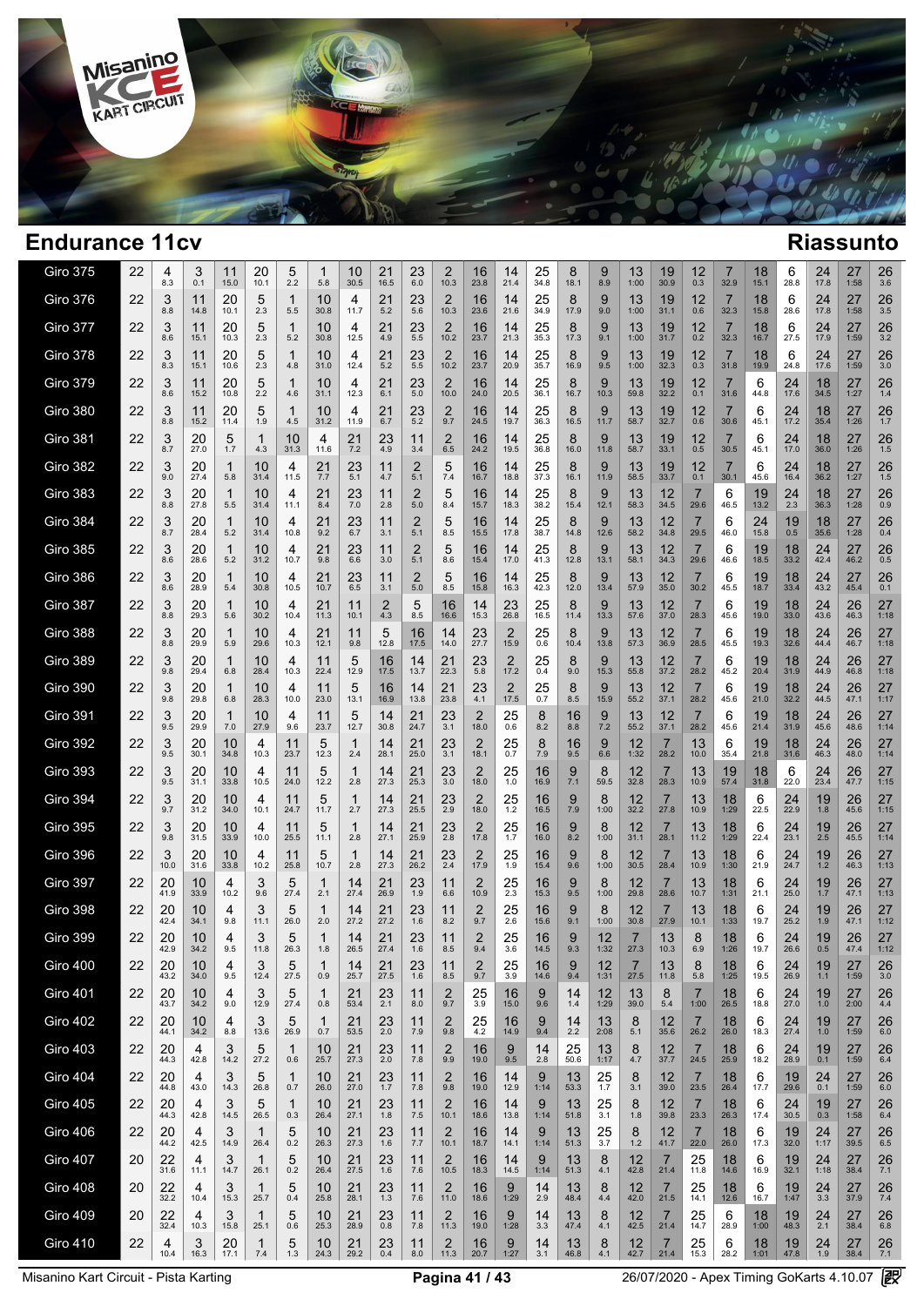## Endurance 11cv

## Riassunto

| Giro | N | P1 | P2 | P3 | P4 | P5 | P6 | P7 | P8 | P9 | P10 | P11 | P12 | P13 | P14 | P15 | P16 | P17 | P18 | P19 | P20 | P21 | P22 | P23 | P24 | P25 | P26 |
|---|---|---|---|---|---|---|---|---|---|---|---|---|---|---|---|---|---|---|---|---|---|---|---|---|---|---|---|
| Giro 375 | 22 | 4 8.3 | 3 0.1 | 11 15.0 | 20 10.1 | 5 2.2 | 1 5.8 | 10 30.5 | 21 16.5 | 23 6.0 | 2 10.3 | 16 23.8 | 14 21.4 | 25 34.8 | 8 18.1 | 9 8.9 | 13 1:00 | 19 30.9 | 12 0.3 | 7 32.9 | 18 15.1 | 6 28.8 | 24 17.8 | 27 1:58 | 26 3.6 | | |
| Giro 376 | 22 | 3 8.8 | 11 14.8 | 20 10.1 | 5 2.3 | 1 5.5 | 10 30.8 | 4 11.7 | 21 5.2 | 23 5.6 | 2 10.3 | 16 23.6 | 14 21.6 | 25 34.9 | 8 17.9 | 9 9.0 | 13 1:00 | 19 31.1 | 12 0.6 | 7 32.3 | 18 15.8 | 6 28.6 | 24 17.8 | 27 1:58 | 26 3.5 | | |
| Giro 377 | 22 | 3 8.6 | 11 15.1 | 20 10.3 | 5 2.3 | 1 5.2 | 10 30.8 | 4 12.5 | 21 4.9 | 23 5.5 | 2 10.2 | 16 23.7 | 14 21.3 | 25 35.3 | 8 17.3 | 9 9.1 | 13 1:00 | 19 31.7 | 12 0.2 | 7 32.3 | 18 16.7 | 6 27.5 | 24 17.9 | 27 1:59 | 26 3.2 | | |
| Giro 378 | 22 | 3 8.3 | 11 15.1 | 20 10.6 | 5 2.3 | 1 4.8 | 10 31.0 | 4 12.4 | 21 5.2 | 23 5.5 | 2 10.2 | 16 23.7 | 14 20.9 | 25 35.7 | 8 16.9 | 9 9.5 | 13 1:00 | 19 32.3 | 12 0.3 | 7 31.8 | 18 19.9 | 6 24.8 | 24 17.6 | 27 1:59 | 26 3.0 | | |
| Giro 379 | 22 | 3 8.6 | 11 15.2 | 20 10.8 | 5 2.2 | 1 4.6 | 10 31.2 | 4 12.3 | 21 6.1 | 23 5.0 | 2 10.0 | 16 24.0 | 14 20.5 | 25 36.1 | 8 16.7 | 9 10.3 | 13 59.8 | 19 32.2 | 12 0.1 | 7 31.6 | 6 44.8 | 24 17.6 | 18 34.5 | 27 1:27 | 26 1.4 | | |
| Giro 380 | 22 | 3 8.8 | 11 15.2 | 20 11.4 | 5 1.9 | 1 4.5 | 10 31.2 | 4 11.9 | 21 6.7 | 23 5.2 | 2 9.7 | 16 24.5 | 14 19.7 | 25 36.3 | 8 16.5 | 9 11.7 | 13 58.7 | 19 32.7 | 12 0.6 | 7 30.6 | 6 45.1 | 24 17.2 | 18 35.4 | 27 1:26 | 26 1.7 | | |
| Giro 381 | 22 | 3 8.7 | 20 27.0 | 5 1.7 | 1 4.3 | 10 31.3 | 4 11.6 | 21 7.2 | 23 4.9 | 11 3.4 | 2 6.5 | 16 24.2 | 14 19.5 | 25 36.8 | 8 16.0 | 9 11.8 | 13 58.7 | 19 33.1 | 12 0.5 | 7 30.5 | 6 45.1 | 24 17.0 | 18 36.0 | 27 1:26 | 26 1.5 | | |
| Giro 382 | 22 | 3 9.0 | 20 27.4 | 1 5.8 | 10 31.4 | 4 11.5 | 21 7.7 | 23 5.1 | 11 4.7 | 2 5.1 | 5 7.4 | 16 16.7 | 14 18.8 | 25 37.3 | 8 16.1 | 9 11.9 | 13 58.5 | 19 33.7 | 12 0.1 | 7 30.1 | 6 45.6 | 24 16.4 | 18 36.2 | 27 1:27 | 26 1.5 | | |
| Giro 383 | 22 | 3 8.8 | 20 27.8 | 1 5.5 | 10 31.4 | 4 11.1 | 21 8.4 | 23 7.0 | 11 2.8 | 2 5.0 | 5 8.4 | 16 15.7 | 14 18.3 | 25 38.2 | 8 15.4 | 9 12.1 | 13 58.3 | 12 34.5 | 7 29.6 | 6 46.5 | 19 13.2 | 24 2.3 | 18 36.3 | 27 1:28 | 26 0.9 | | |
| Giro 384 | 22 | 3 8.7 | 20 28.4 | 1 5.2 | 10 31.4 | 4 10.8 | 21 9.2 | 23 6.7 | 11 3.1 | 2 5.1 | 5 8.5 | 16 15.5 | 14 17.8 | 25 38.7 | 8 14.8 | 9 12.6 | 13 58.2 | 12 34.8 | 7 29.5 | 6 46.0 | 24 15.8 | 19 0.5 | 18 35.6 | 27 1:28 | 26 0.4 | | |
| Giro 385 | 22 | 3 8.6 | 20 28.6 | 1 5.2 | 10 31.2 | 4 10.7 | 21 9.8 | 23 6.6 | 11 3.0 | 2 5.1 | 5 8.6 | 16 15.4 | 14 17.0 | 25 41.3 | 8 12.8 | 9 13.1 | 13 58.1 | 12 34.3 | 7 29.6 | 6 46.6 | 19 18.5 | 18 33.2 | 24 42.4 | 27 46.2 | 26 0.5 | | |
| Giro 386 | 22 | 3 8.6 | 20 28.9 | 1 5.4 | 10 30.8 | 4 10.5 | 21 10.7 | 23 6.5 | 11 3.1 | 2 5.0 | 5 8.5 | 16 15.8 | 14 16.3 | 25 42.3 | 8 12.0 | 9 13.4 | 13 57.9 | 12 35.0 | 7 30.2 | 6 45.5 | 19 18.7 | 18 33.4 | 24 43.2 | 27 45.4 | 26 0.1 | | |
| Giro 387 | 22 | 3 8.8 | 20 29.3 | 1 5.6 | 10 30.2 | 4 10.4 | 21 11.3 | 11 10.1 | 2 4.3 | 5 8.5 | 16 16.6 | 14 15.3 | 23 26.8 | 25 16.5 | 8 11.4 | 9 13.3 | 13 57.6 | 12 37.0 | 7 28.3 | 6 45.6 | 19 19.0 | 18 33.0 | 24 43.6 | 26 46.3 | 27 1:18 | | |
| Giro 388 | 22 | 3 8.8 | 20 29.9 | 1 5.9 | 10 29.6 | 4 10.3 | 21 12.1 | 11 9.8 | 5 12.8 | 16 17.5 | 14 14.0 | 23 27.7 | 2 15.9 | 25 0.6 | 8 10.4 | 9 13.8 | 13 57.3 | 12 36.9 | 7 28.5 | 6 45.5 | 19 19.3 | 18 32.6 | 24 44.4 | 26 46.7 | 27 1:18 | | |
| Giro 389 | 22 | 3 9.8 | 20 29.4 | 1 6.8 | 10 28.4 | 4 10.3 | 11 22.4 | 5 12.9 | 16 17.5 | 14 13.7 | 21 22.3 | 23 5.8 | 2 17.2 | 25 0.4 | 8 9.0 | 9 15.3 | 13 55.8 | 12 37.2 | 7 28.2 | 6 45.2 | 19 20.4 | 18 31.9 | 24 44.9 | 26 46.8 | 27 1:18 | | |
| Giro 390 | 22 | 3 9.8 | 20 29.8 | 1 6.8 | 10 28.3 | 4 10.0 | 11 23.0 | 5 13.1 | 16 16.9 | 14 13.8 | 21 23.8 | 23 4.1 | 2 17.5 | 25 0.7 | 8 8.5 | 9 15.9 | 13 55.2 | 12 37.1 | 7 28.2 | 6 45.6 | 19 21.0 | 18 32.2 | 24 44.5 | 26 47.1 | 27 1:17 | | |
| Giro 391 | 22 | 3 9.5 | 20 29.9 | 1 7.0 | 10 27.9 | 4 9.6 | 11 23.7 | 5 12.7 | 14 30.8 | 21 24.7 | 23 3.1 | 2 18.0 | 25 0.6 | 8 8.2 | 16 8.8 | 9 7.2 | 13 55.2 | 12 37.1 | 7 28.2 | 6 45.6 | 19 21.4 | 18 31.9 | 24 45.6 | 26 48.6 | 27 1:14 | | |
| Giro 392 | 22 | 3 9.5 | 20 30.1 | 10 34.8 | 4 10.3 | 11 23.7 | 5 12.3 | 1 2.4 | 14 28.1 | 21 25.0 | 23 3.1 | 2 18.1 | 25 0.7 | 8 7.9 | 16 9.5 | 9 6.6 | 12 1:32 | 7 28.2 | 13 10.0 | 6 35.4 | 19 21.8 | 18 31.6 | 24 46.3 | 26 48.0 | 27 1:14 | | |
| Giro 393 | 22 | 3 9.5 | 20 31.1 | 10 33.8 | 4 10.5 | 11 24.0 | 5 12.2 | 1 2.8 | 14 27.3 | 21 25.3 | 23 3.0 | 2 18.0 | 25 1.0 | 16 16.9 | 9 7.1 | 8 59.5 | 12 32.8 | 7 28.3 | 13 10.9 | 19 57.4 | 18 31.8 | 6 22.0 | 24 23.4 | 26 47.7 | 27 1:15 | | |
| Giro 394 | 22 | 3 9.7 | 20 31.2 | 10 34.0 | 4 10.1 | 11 24.7 | 5 11.7 | 1 2.7 | 14 27.3 | 21 25.5 | 23 2.9 | 2 18.0 | 25 1.2 | 16 16.5 | 9 7.9 | 8 1:00 | 12 32.2 | 7 27.8 | 13 10.9 | 18 1:29 | 6 22.5 | 24 22.9 | 19 1.8 | 26 45.6 | 27 1:15 | | |
| Giro 395 | 22 | 3 9.8 | 20 31.5 | 10 33.9 | 4 10.0 | 11 25.5 | 5 11.1 | 1 2.8 | 14 27.1 | 21 25.9 | 23 2.8 | 2 17.8 | 25 1.7 | 16 16.0 | 9 8.2 | 8 1:00 | 12 31.1 | 7 28.1 | 13 11.2 | 18 1:29 | 6 22.4 | 24 23.1 | 19 2.5 | 26 45.5 | 27 1:14 | | |
| Giro 396 | 22 | 3 10.0 | 20 31.6 | 10 33.8 | 4 10.2 | 11 25.8 | 5 10.7 | 1 2.8 | 14 27.3 | 21 26.2 | 23 2.4 | 2 17.9 | 25 1.9 | 16 15.4 | 9 9.6 | 8 1:00 | 12 30.5 | 7 28.4 | 13 10.9 | 18 1:30 | 6 21.9 | 24 24.7 | 19 1.2 | 26 46.3 | 27 1:13 | | |
| Giro 397 | 22 | 20 41.9 | 10 33.9 | 4 10.2 | 3 9.6 | 5 27.4 | 1 2.1 | 14 27.4 | 21 26.9 | 23 1.9 | 11 6.6 | 2 10.9 | 25 2.3 | 16 15.3 | 9 9.5 | 8 1:00 | 12 29.8 | 7 28.6 | 13 10.7 | 18 1:31 | 6 21.1 | 24 25.0 | 19 1.7 | 26 47.1 | 27 1:13 | | |
| Giro 398 | 22 | 20 42.4 | 10 34.1 | 4 9.8 | 3 11.1 | 5 26.0 | 1 2.0 | 14 27.2 | 21 27.2 | 23 1.6 | 11 8.2 | 2 9.7 | 25 2.6 | 16 15.6 | 9 9.1 | 8 1:00 | 12 30.8 | 7 27.9 | 13 10.1 | 18 1:33 | 6 19.7 | 24 25.2 | 19 1.9 | 26 47.1 | 27 1:12 | | |
| Giro 399 | 22 | 20 42.9 | 10 34.2 | 4 9.5 | 3 11.8 | 5 26.3 | 1 1.8 | 14 26.5 | 21 27.4 | 23 1.6 | 11 8.5 | 2 9.4 | 25 3.6 | 16 14.5 | 9 9.3 | 12 1:32 | 7 27.3 | 13 10.3 | 8 6.9 | 18 1:26 | 6 19.7 | 24 26.6 | 19 0.5 | 26 47.4 | 27 1:12 | | |
| Giro 400 | 22 | 20 43.2 | 10 34.0 | 4 9.5 | 3 12.4 | 5 27.5 | 1 0.9 | 14 25.7 | 21 27.5 | 23 1.6 | 11 8.5 | 2 9.7 | 25 3.9 | 16 14.6 | 9 9.4 | 12 1:31 | 7 27.5 | 13 11.8 | 8 5.8 | 18 1:25 | 6 19.5 | 24 26.9 | 19 1.1 | 27 1:59 | 26 3.0 | | |
| Giro 401 | 22 | 20 43.7 | 10 34.2 | 4 9.0 | 3 12.9 | 5 27.4 | 1 0.8 | 21 53.4 | 23 2.1 | 11 8.0 | 2 9.7 | 25 3.9 | 16 15.0 | 9 9.6 | 14 1.4 | 12 1:29 | 13 39.0 | 8 5.4 | 7 1:00 | 18 26.5 | 6 18.8 | 24 27.0 | 19 1.0 | 27 2:00 | 26 4.4 | | |
| Giro 402 | 22 | 20 44.1 | 10 34.2 | 4 8.8 | 3 13.6 | 5 26.9 | 1 0.7 | 21 53.5 | 23 2.0 | 11 7.9 | 2 9.8 | 25 4.2 | 16 14.9 | 9 9.4 | 14 2.2 | 13 2:08 | 8 5.1 | 12 35.6 | 7 26.2 | 18 26.0 | 6 18.3 | 24 27.4 | 19 1.0 | 27 1:59 | 26 6.0 | | |
| Giro 403 | 22 | 20 44.3 | 4 42.8 | 3 14.2 | 5 27.2 | 1 0.6 | 10 25.7 | 21 27.3 | 23 2.0 | 11 7.8 | 2 9.9 | 16 19.0 | 9 9.5 | 14 2.8 | 25 50.6 | 13 1:17 | 8 4.7 | 12 37.7 | 7 24.5 | 18 25.9 | 6 18.2 | 24 28.9 | 19 0.1 | 27 1:59 | 26 6.4 | | |
| Giro 404 | 22 | 20 44.8 | 4 43.0 | 3 14.3 | 5 26.8 | 1 0.7 | 10 26.0 | 21 27.0 | 23 1.7 | 11 7.8 | 2 9.8 | 16 19.0 | 14 12.9 | 9 1:14 | 13 53.3 | 25 1.7 | 8 3.1 | 12 39.0 | 7 23.5 | 18 26.4 | 6 17.7 | 19 29.6 | 24 0.1 | 27 1:59 | 26 6.0 | | |
| Giro 405 | 22 | 20 44.3 | 4 42.8 | 3 14.5 | 5 26.5 | 1 0.3 | 10 26.4 | 21 27.1 | 23 1.8 | 11 7.5 | 2 10.1 | 16 18.6 | 14 13.8 | 9 1:14 | 13 51.8 | 25 3.1 | 8 1.8 | 12 39.8 | 7 23.3 | 18 26.3 | 6 17.4 | 19 30.5 | 24 0.3 | 27 1:58 | 26 6.4 | | |
| Giro 406 | 22 | 20 44.2 | 4 42.5 | 3 14.9 | 1 26.4 | 5 0.2 | 10 26.3 | 21 27.3 | 23 1.6 | 11 7.7 | 2 10.1 | 16 18.7 | 14 14.1 | 9 1:14 | 13 51.3 | 25 3.7 | 8 1.2 | 12 41.7 | 7 22.0 | 18 26.0 | 6 17.3 | 19 32.0 | 24 1:17 | 27 39.5 | 26 6.5 | | |
| Giro 407 | 20 | 22 31.6 | 4 11.1 | 3 14.7 | 1 26.1 | 5 0.2 | 10 26.4 | 21 27.5 | 23 1.6 | 11 7.6 | 2 10.5 | 16 18.3 | 14 14.5 | 9 1:14 | 13 51.3 | 8 4.1 | 12 42.8 | 7 21.4 | 25 11.8 | 18 14.6 | 6 16.9 | 19 32.1 | 24 1:18 | 27 38.4 | 26 7.1 | | |
| Giro 408 | 20 | 22 32.2 | 4 10.4 | 3 15.3 | 1 25.7 | 5 0.4 | 10 25.8 | 21 28.1 | 23 1.3 | 11 7.6 | 2 11.0 | 16 18.6 | 9 1:29 | 14 2.9 | 13 48.4 | 8 4.4 | 12 42.0 | 7 21.5 | 25 14.1 | 18 12.6 | 6 16.7 | 19 1:47 | 24 3.3 | 27 37.9 | 26 7.4 | | |
| Giro 409 | 20 | 22 32.4 | 4 10.3 | 3 15.8 | 1 25.1 | 5 0.6 | 10 25.3 | 21 28.9 | 23 0.8 | 11 7.8 | 2 11.3 | 16 19.0 | 9 1:28 | 14 3.3 | 13 47.4 | 8 4.1 | 12 42.5 | 7 21.4 | 25 14.7 | 6 28.9 | 18 1:00 | 19 48.3 | 24 2.1 | 27 38.4 | 26 6.8 | | |
| Giro 410 | 22 | 4 10.4 | 3 16.3 | 20 17.1 | 1 7.4 | 5 1.3 | 10 24.3 | 21 29.2 | 23 0.4 | 11 8.0 | 2 11.3 | 16 20.7 | 9 1:27 | 14 3.1 | 13 46.8 | 8 4.1 | 12 42.7 | 7 21.4 | 25 15.3 | 6 28.2 | 18 1:01 | 19 47.8 | 24 1.9 | 27 38.4 | 26 7.1 | | |

Misanino Kart Circuit - Pista Karting | 26/07/2020 - Apex Timing GoKarts 4.10.07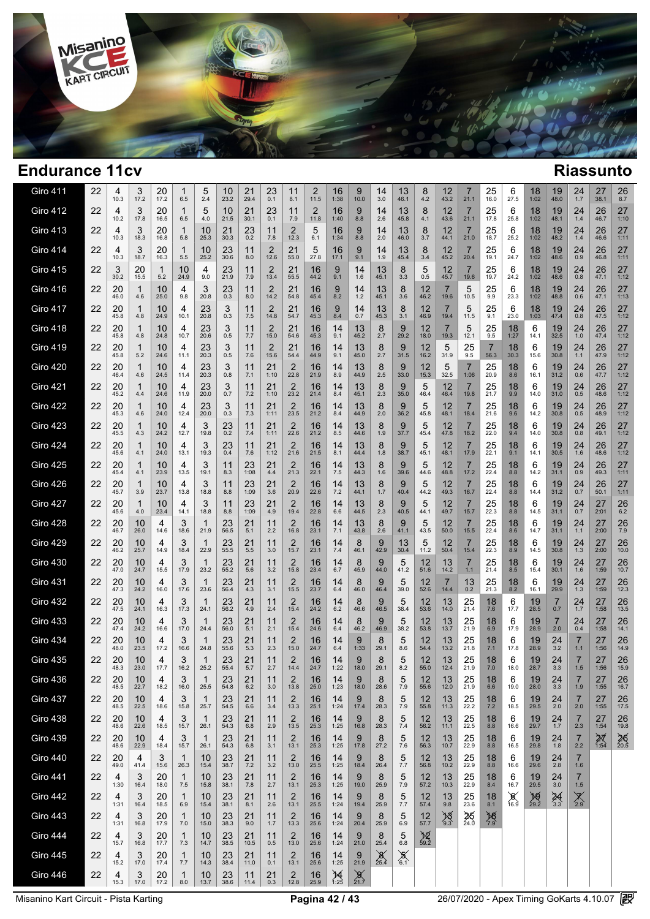# Endurance 11cv

## Riassunto

| Giro | | 1 | 2 | 3 | 4 | 5 | 6 | 7 | 8 | 9 | 10 | 11 | 12 | 13 | 14 | 15 | 16 | 17 | 18 | 19 | 20 | 21 | 22 | 23 | 24 |
|---|---|---|---|---|---|---|---|---|---|---|---|---|---|---|---|---|---|---|---|---|---|---|---|---|---|
| Giro 411 | 22 | 4 10.3 | 3 17.2 | 20 17.2 | 1 6.5 | 5 2.4 | 10 23.2 | 21 29.4 | 23 0.1 | 11 8.1 | 2 11.5 | 16 1:38 | 9 10.0 | 14 3.0 | 13 46.1 | 8 4.2 | 12 43.2 | 7 21.1 | 25 16.0 | 6 27.5 | 18 1:02 | 19 48.0 | 24 1.7 | 27 38.1 | 26 8.7 |
| Giro 412 | 22 | 4 10.2 | 3 17.8 | 20 16.5 | 1 6.5 | 5 4.0 | 10 21.5 | 21 30.1 | 23 0.1 | 11 7.9 | 2 11.8 | 16 1:40 | 9 8.8 | 14 2.6 | 13 45.8 | 8 4.1 | 12 43.6 | 7 21.1 | 25 17.8 | 6 25.8 | 18 1:02 | 19 48.1 | 24 1.4 | 26 46.7 | 27 1:10 |
| Giro 413 | 22 | 4 10.3 | 3 18.3 | 20 16.8 | 1 5.8 | 10 25.3 | 21 30.3 | 23 0.2 | 11 7.8 | 2 12.3 | 5 6.1 | 16 1:34 | 9 8.8 | 14 2.0 | 13 46.0 | 8 3.7 | 12 44.1 | 7 21.0 | 25 18.7 | 6 25.2 | 18 1:02 | 19 48.2 | 24 1.4 | 26 46.6 | 27 1:11 |
| Giro 414 | 22 | 4 10.3 | 3 18.7 | 20 16.3 | 1 5.5 | 10 25.2 | 23 30.6 | 11 8.0 | 2 12.6 | 21 55.0 | 5 27.8 | 16 17.1 | 9 9.1 | 14 1.9 | 13 45.4 | 8 3.4 | 12 45.2 | 7 20.4 | 25 19.1 | 6 24.7 | 18 1:02 | 19 48.6 | 24 0.9 | 26 46.8 | 27 1:11 |
| Giro 415 | 22 | 3 30.2 | 20 15.5 | 1 5.2 | 10 24.9 | 4 9.0 | 23 21.9 | 11 7.9 | 2 13.4 | 21 55.5 | 16 44.2 | 9 9.1 | 14 1.6 | 13 45.1 | 8 3.3 | 5 0.5 | 12 45.7 | 7 19.6 | 25 19.7 | 6 24.2 | 18 1:02 | 19 48.6 | 24 0.8 | 26 47.1 | 27 1:12 |
| Giro 416 | 22 | 20 46.0 | 1 4.6 | 10 25.0 | 4 9.8 | 3 20.8 | 23 0.3 | 11 8.0 | 2 14.2 | 21 54.8 | 16 45.4 | 9 8.2 | 14 1.2 | 13 45.1 | 8 3.6 | 12 46.2 | 7 19.6 | 5 10.5 | 25 9.9 | 6 23.3 | 18 1:02 | 19 48.8 | 24 0.6 | 26 47.1 | 27 1:13 |
| Giro 417 | 22 | 20 45.8 | 1 4.8 | 10 24.9 | 4 10.1 | 23 20.8 | 3 0.3 | 11 7.5 | 2 14.8 | 21 54.7 | 16 45.3 | 9 8.4 | 14 0.7 | 13 45.3 | 8 3.1 | 12 46.9 | 7 19.4 | 5 11.5 | 25 9.1 | 6 23.0 | 18 1:03 | 19 47.4 | 24 0.8 | 26 47.5 | 27 1:12 |
| Giro 418 | 22 | 20 45.8 | 1 4.8 | 10 24.8 | 4 10.7 | 23 20.6 | 3 0.5 | 11 7.7 | 2 15.0 | 21 54.6 | 16 45.3 | 14 9.1 | 13 45.2 | 8 2.7 | 9 29.2 | 12 18.0 | 7 19.3 | 5 12.1 | 25 9.5 | 18 1:27 | 6 14.1 | 19 32.5 | 24 1.0 | 26 47.4 | 27 1:12 |
| Giro 419 | 22 | 20 45.8 | 1 5.2 | 10 24.6 | 4 11.1 | 23 20.3 | 3 0.5 | 11 7.6 | 2 15.6 | 21 54.4 | 16 44.9 | 14 9.1 | 13 45.0 | 8 2.7 | 9 31.5 | 12 16.2 | 5 31.9 | 25 9.5 | 7 56.3 | 18 30.3 | 6 15.6 | 19 30.8 | 24 1.1 | 26 47.9 | 27 1:12 |
| Giro 420 | 22 | 20 46.4 | 1 4.6 | 10 24.5 | 4 11.4 | 23 20.3 | 3 0.8 | 11 7.1 | 21 1:10 | 2 22.8 | 16 21.9 | 14 8.9 | 13 44.9 | 8 2.5 | 9 33.0 | 12 15.3 | 5 32.5 | 7 1:06 | 25 20.9 | 18 8.6 | 6 16.1 | 19 31.2 | 24 0.6 | 26 47.7 | 27 1:12 |
| Giro 421 | 22 | 20 45.2 | 1 4.4 | 10 24.6 | 4 11.9 | 23 20.0 | 3 0.7 | 11 7.2 | 21 1:10 | 2 23.2 | 16 21.4 | 14 8.4 | 13 45.1 | 8 2.3 | 9 35.0 | 5 46.4 | 12 46.4 | 7 19.8 | 25 21.7 | 18 9.9 | 6 14.0 | 19 31.0 | 24 0.5 | 26 48.6 | 27 1:12 |
| Giro 422 | 22 | 20 45.3 | 1 4.6 | 10 24.0 | 4 12.4 | 23 20.0 | 3 0.3 | 11 7.3 | 21 1:11 | 2 23.5 | 16 21.2 | 14 8.4 | 13 44.9 | 8 2.0 | 9 36.2 | 5 45.8 | 12 48.1 | 7 18.4 | 25 21.6 | 18 9.6 | 6 14.2 | 19 30.8 | 24 0.5 | 26 48.9 | 27 1:12 |
| Giro 423 | 22 | 20 45.5 | 1 4.3 | 10 24.2 | 4 12.7 | 3 19.8 | 23 0.2 | 11 7.4 | 21 1:11 | 2 22.6 | 16 21.2 | 14 8.5 | 13 44.6 | 8 1.9 | 9 37.7 | 5 45.4 | 12 47.8 | 7 18.2 | 25 22.0 | 18 9.4 | 6 14.0 | 19 30.8 | 24 0.8 | 26 49.1 | 27 1:12 |
| Giro 424 | 22 | 20 45.6 | 1 4.1 | 10 24.0 | 4 13.1 | 3 19.3 | 23 0.4 | 11 7.6 | 21 1:12 | 2 21.6 | 16 21.5 | 14 8.1 | 13 44.4 | 8 1.8 | 9 38.7 | 5 45.1 | 12 48.1 | 7 17.9 | 25 22.1 | 18 9.1 | 6 14.1 | 19 30.5 | 24 1.6 | 26 48.6 | 27 1:12 |
| Giro 425 | 22 | 20 45.4 | 1 4.1 | 10 23.9 | 4 13.5 | 3 19.1 | 11 8.3 | 23 1:08 | 21 4.4 | 2 21.3 | 16 22.1 | 14 7.5 | 13 44.3 | 8 1.6 | 9 39.6 | 5 44.6 | 12 48.8 | 7 17.2 | 25 22.4 | 18 8.8 | 6 14.2 | 19 31.1 | 24 0.9 | 26 49.3 | 27 1:11 |
| Giro 426 | 22 | 20 45.7 | 1 3.9 | 10 23.7 | 4 13.8 | 3 18.8 | 11 8.8 | 23 1:09 | 21 3.6 | 2 20.9 | 16 22.6 | 14 7.2 | 13 44.1 | 8 1.7 | 9 40.4 | 5 44.2 | 12 49.3 | 7 16.7 | 25 22.4 | 18 8.8 | 6 14.4 | 19 31.2 | 24 0.7 | 26 50.1 | 27 1:11 |
| Giro 427 | 22 | 20 45.6 | 1 4.0 | 10 23.4 | 4 14.1 | 3 18.8 | 11 8.8 | 23 1:09 | 21 4.9 | 2 19.4 | 16 22.8 | 14 6.6 | 13 44.5 | 8 2.3 | 9 40.5 | 5 44.1 | 12 49.7 | 7 15.7 | 25 22.3 | 18 8.8 | 6 14.5 | 19 31.1 | 24 0.7 | 27 2:01 | 26 6.2 |
| Giro 428 | 22 | 20 46.7 | 10 26.0 | 4 14.6 | 3 18.6 | 1 21.9 | 23 56.5 | 21 5.1 | 11 2.2 | 2 16.8 | 16 23.1 | 14 7.1 | 13 43.8 | 8 2.6 | 9 41.1 | 5 43.5 | 12 50.0 | 7 15.5 | 25 22.4 | 18 8.6 | 6 14.7 | 19 31.1 | 24 1.1 | 27 2:00 | 26 7.9 |
| Giro 429 | 22 | 20 46.2 | 10 25.7 | 4 14.9 | 3 18.4 | 1 22.9 | 23 55.5 | 21 5.5 | 11 3.0 | 2 15.7 | 16 23.1 | 14 7.4 | 8 46.1 | 9 42.9 | 13 30.4 | 5 11.2 | 12 50.4 | 7 15.4 | 25 22.3 | 18 8.9 | 6 14.5 | 19 30.8 | 24 1.3 | 27 2:00 | 26 10.0 |
| Giro 430 | 22 | 20 47.0 | 10 24.7 | 4 15.5 | 3 17.9 | 1 23.2 | 23 55.2 | 21 5.6 | 11 3.2 | 2 15.8 | 16 23.4 | 14 6.7 | 8 45.9 | 9 44.0 | 5 41.2 | 12 51.6 | 13 14.2 | 7 1.1 | 25 21.4 | 18 8.5 | 6 15.4 | 19 30.1 | 24 1.6 | 27 1:59 | 26 10.7 |
| Giro 431 | 22 | 20 47.3 | 10 24.2 | 4 16.0 | 3 17.6 | 1 23.6 | 23 56.4 | 21 4.3 | 11 3.1 | 2 15.5 | 16 23.7 | 14 6.4 | 8 46.0 | 9 46.4 | 5 39.0 | 12 52.6 | 7 14.4 | 13 0.2 | 25 21.3 | 18 8.2 | 6 16.1 | 19 29.9 | 24 1.3 | 27 1:59 | 26 12.3 |
| Giro 432 | 22 | 20 47.5 | 10 24.1 | 4 16.3 | 3 17.3 | 1 24.1 | 23 56.2 | 21 4.9 | 11 2.4 | 2 15.4 | 16 24.2 | 14 6.2 | 8 46.6 | 9 46.5 | 5 38.4 | 12 53.6 | 13 14.0 | 25 21.4 | 18 7.6 | 6 17.7 | 19 28.5 | 7 0.7 | 24 1.7 | 27 1:58 | 26 13.5 |
| Giro 433 | 22 | 20 47.4 | 10 24.2 | 4 16.6 | 3 17.0 | 1 24.4 | 23 56.0 | 21 5.1 | 11 2.1 | 2 15.4 | 16 24.6 | 14 6.4 | 8 46.2 | 9 46.9 | 5 38.2 | 12 53.8 | 13 13.7 | 25 21.9 | 18 6.9 | 6 17.9 | 19 28.9 | 7 2.0 | 24 0.4 | 27 1:58 | 26 14.1 |
| Giro 434 | 22 | 20 48.0 | 10 23.5 | 4 17.2 | 3 16.6 | 1 24.8 | 23 55.6 | 21 5.3 | 11 2.3 | 2 15.0 | 16 24.7 | 14 6.4 | 9 1:33 | 8 29.1 | 5 8.6 | 12 54.4 | 13 13.2 | 25 21.8 | 18 7.1 | 6 17.8 | 19 28.9 | 24 3.2 | 7 1.1 | 27 1:56 | 26 14.9 |
| Giro 435 | 22 | 20 48.3 | 10 23.0 | 4 17.7 | 3 16.2 | 1 25.2 | 23 55.4 | 21 5.7 | 11 2.7 | 2 14.4 | 16 24.7 | 14 1:22 | 9 18.0 | 8 29.1 | 5 8.2 | 12 55.0 | 13 12.4 | 25 21.9 | 18 7.0 | 6 18.0 | 19 28.7 | 24 3.3 | 7 1.5 | 27 1:56 | 26 15.9 |
| Giro 436 | 22 | 20 48.5 | 10 22.7 | 4 18.2 | 3 16.0 | 1 25.5 | 23 54.8 | 21 6.2 | 11 3.0 | 2 13.8 | 16 25.0 | 14 1:23 | 9 18.0 | 8 28.6 | 5 7.9 | 12 55.6 | 13 12.0 | 25 21.9 | 18 6.6 | 6 19.0 | 19 28.0 | 24 3.3 | 7 1.9 | 27 1:55 | 26 16.7 |
| Giro 437 | 22 | 20 48.5 | 10 22.5 | 4 18.6 | 3 15.8 | 1 25.7 | 23 54.5 | 21 6.6 | 11 3.4 | 2 13.3 | 16 25.1 | 14 1:24 | 9 17.4 | 8 28.3 | 5 7.9 | 12 55.8 | 13 11.3 | 25 22.2 | 18 7.2 | 6 18.5 | 19 29.5 | 24 2.0 | 7 2.0 | 27 1:55 | 26 17.5 |
| Giro 438 | 22 | 20 48.6 | 10 22.6 | 4 18.5 | 3 15.7 | 1 26.1 | 23 54.3 | 21 6.8 | 11 2.9 | 2 13.5 | 16 25.3 | 14 1:25 | 9 16.8 | 8 28.3 | 5 7.4 | 12 56.2 | 13 11.1 | 25 22.5 | 18 8.8 | 6 16.6 | 19 29.7 | 24 1.7 | 7 2.3 | 27 1:54 | 26 19.8 |
| Giro 439 | 22 | 20 48.6 | 10 22.9 | 4 18.4 | 3 15.7 | 1 26.1 | 23 54.3 | 21 6.8 | 11 3.1 | 2 13.1 | 16 25.3 | 14 1:25 | 9 17.8 | 8 27.2 | 5 7.6 | 12 56.3 | 13 10.7 | 25 22.9 | 18 8.8 | 6 16.5 | 19 29.8 | 24 1.8 | 7 2.2 | 27 1:54 | 26 20.5 |
| Giro 440 | 22 | 20 49.0 | 4 41.4 | 3 15.6 | 1 26.3 | 10 15.4 | 23 38.7 | 21 7.2 | 11 3.2 | 2 13.0 | 16 25.5 | 14 1:25 | 9 18.4 | 8 26.4 | 5 7.7 | 12 56.8 | 13 10.2 | 25 22.9 | 18 8.8 | 6 16.6 | 19 29.6 | 24 2.8 | 7 1.6 | | |
| Giro 441 | 22 | 4 1:30 | 3 16.4 | 20 18.0 | 1 7.5 | 10 15.8 | 23 38.1 | 21 7.8 | 11 2.7 | 2 13.1 | 16 25.3 | 14 1:25 | 9 19.0 | 8 25.9 | 5 7.9 | 12 57.2 | 13 10.3 | 25 22.9 | 18 8.4 | 6 16.7 | 19 29.5 | 24 3.0 | 7 1.5 | | |
| Giro 442 | 22 | 4 1:31 | 3 16.4 | 20 18.5 | 1 6.9 | 10 15.4 | 23 38.1 | 21 8.1 | 11 2.6 | 2 13.1 | 16 25.5 | 14 1:24 | 9 19.4 | 8 25.9 | 5 7.7 | 12 57.4 | 13 9.8 | 25 23.6 | 18 8.1 | 6 16.9 | 19 29.2 | 24 3.3 | 7 2.9 | | |
| Giro 443 | 22 | 4 1:31 | 3 16.8 | 20 17.9 | 1 7.0 | 10 15.0 | 23 38.3 | 21 9.0 | 11 1.7 | 2 13.3 | 16 25.6 | 14 1:24 | 9 20.4 | 8 25.9 | 5 6.9 | 12 57.7 | 13 9.3 | 25 24.0 | 18 7.9 | | | | | | |
| Giro 444 | 22 | 4 15.7 | 3 16.8 | 20 17.7 | 1 7.3 | 10 14.7 | 23 38.5 | 21 10.5 | 11 0.5 | 2 13.0 | 16 25.6 | 14 1:24 | 9 21.0 | 8 25.4 | 5 6.8 | 12 59.2 | | | | | | | | | |
| Giro 445 | 22 | 4 15.2 | 3 17.0 | 20 17.4 | 1 7.7 | 10 14.3 | 23 38.4 | 21 11.0 | 11 0.1 | 2 13.1 | 16 25.6 | 14 1:25 | 9 21.9 | 8 25.4 | 5 6.1 | | | | | | | | | | |
| Giro 446 | 22 | 4 15.3 | 3 17.0 | 20 17.2 | 1 8.0 | 10 13.7 | 23 38.6 | 21 11.4 | 11 0.3 | 2 12.8 | 16 25.9 | 14 1:25 | 9 21.7 | | | | | | | | | | | | |

Misanino Kart Circuit - Pista Karting — 26/07/2020 - Apex Timing GoKarts 4.10.07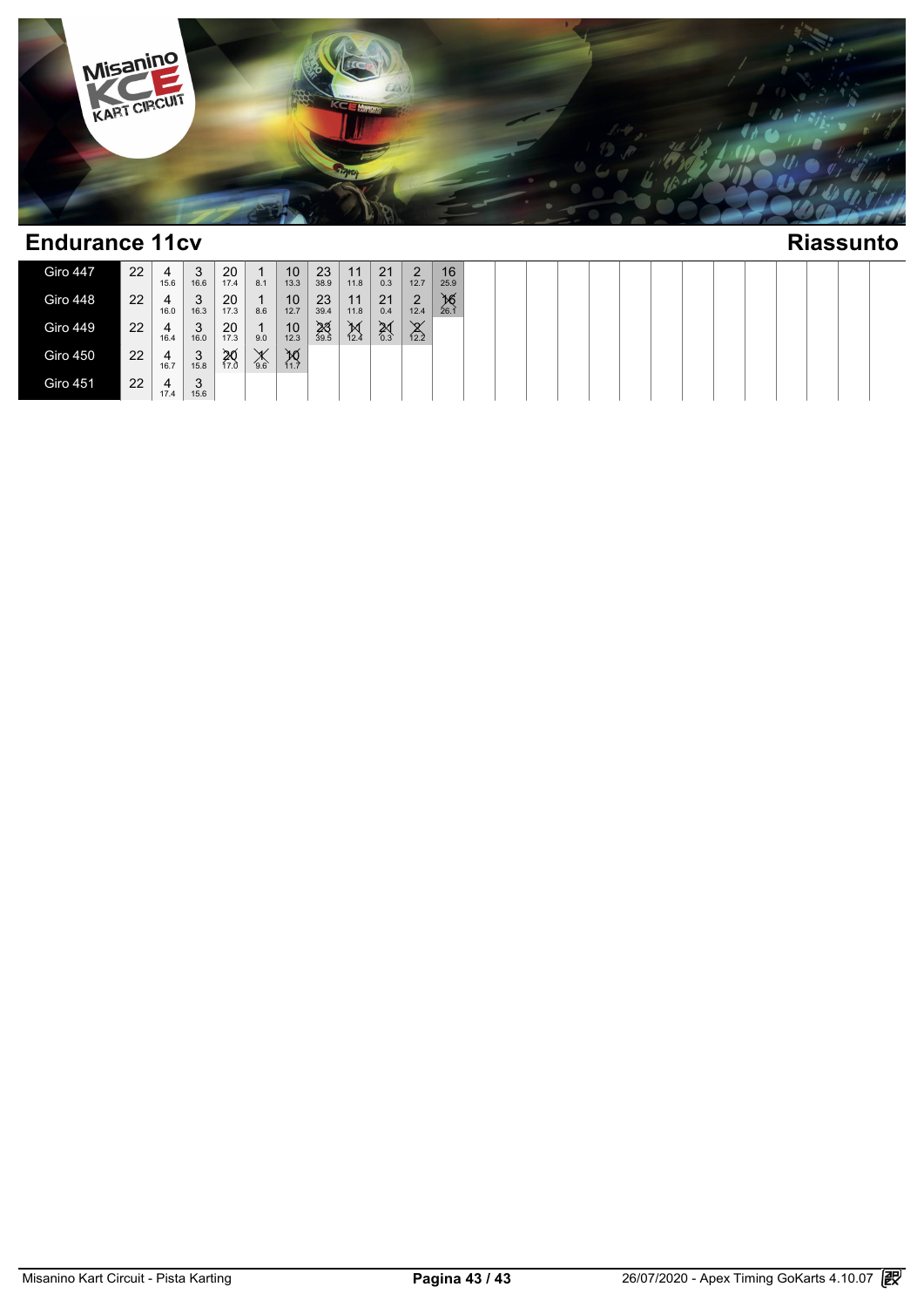## Endurance 11cv

## Riassunto

| | | | | | | | | | | | | |
|---|---|---|---|---|---|---|---|---|---|---|---|---|
| Giro 447 | 22 | 4 15.6 | 3 16.6 | 20 17.4 | 1 8.1 | 10 13.3 | 23 38.9 | 11 11.8 | 21 0.3 | 2 12.7 | 16 25.9 | |
| Giro 448 | 22 | 4 16.0 | 3 16.3 | 20 17.3 | 1 8.6 | 10 12.7 | 23 39.4 | 11 11.8 | 21 0.4 | 2 12.4 | 16 26.1 | |
| Giro 449 | 22 | 4 16.4 | 3 16.0 | 20 17.3 | 1 9.0 | 10 12.3 | 23 39.5 | 11 12.4 | 21 0.3 | 2 12.2 | | |
| Giro 450 | 22 | 4 16.7 | 3 15.8 | 20 17.0 | 1 9.6 | 10 11.7 | | | | | | |
| Giro 451 | 22 | 4 17.4 | 3 15.6 | | | | | | | | | |